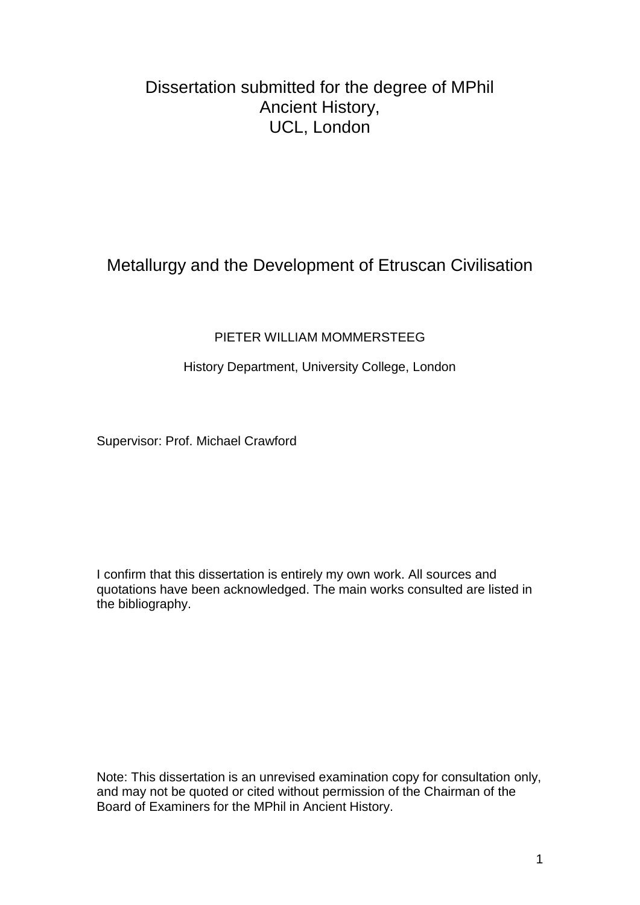Dissertation submitted for the degree of MPhil
Ancient History,
UCL, London

# Metallurgy and the Development of Etruscan Civilisation

PIETER WILLIAM MOMMERSTEEG

History Department, University College, London

Supervisor: Prof. Michael Crawford

I confirm that this dissertation is entirely my own work. All sources and quotations have been acknowledged. The main works consulted are listed in the bibliography.

Note: This dissertation is an unrevised examination copy for consultation only, and may not be quoted or cited without permission of the Chairman of the Board of Examiners for the MPhil in Ancient History.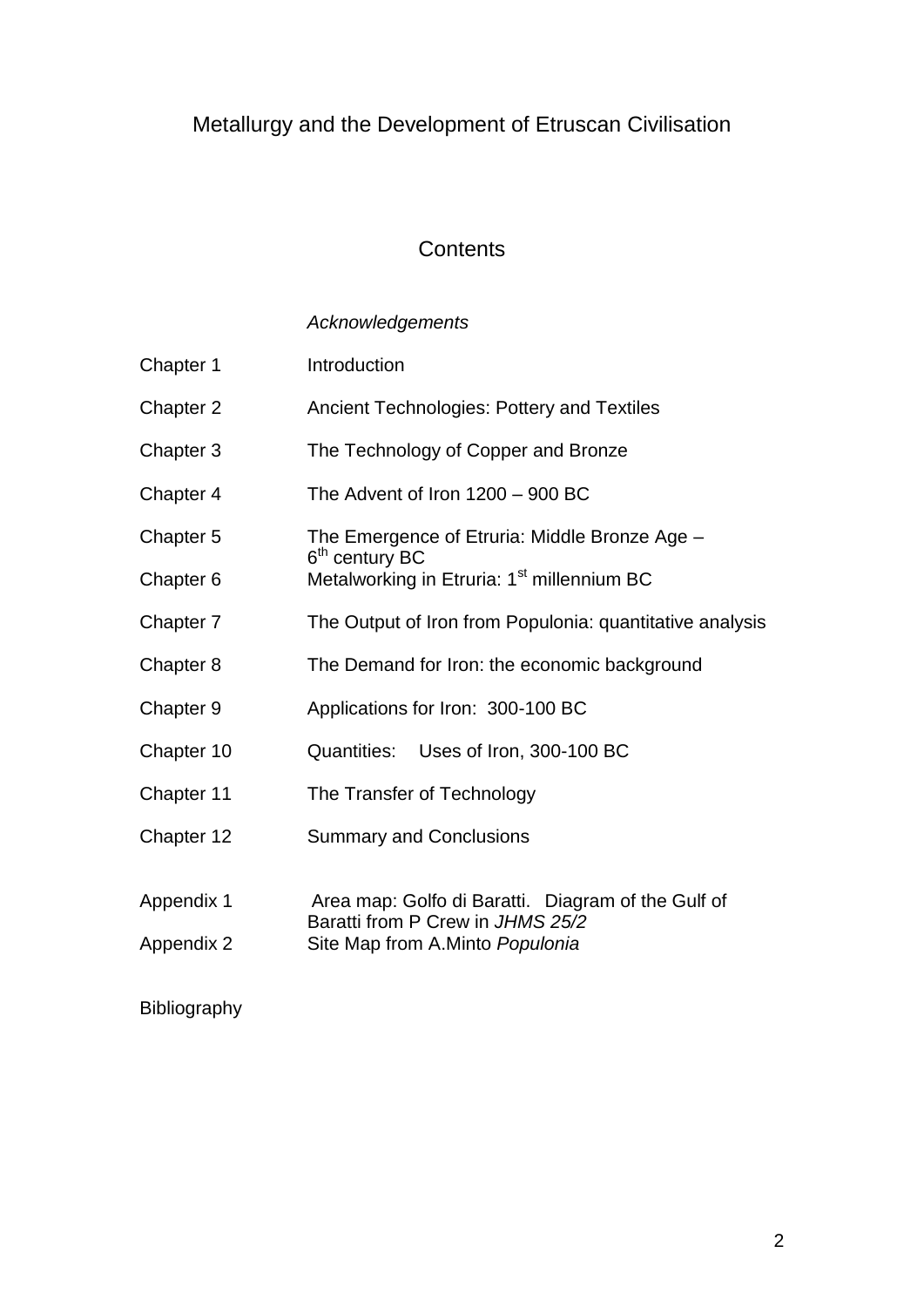# Metallurgy and the Development of Etruscan Civilisation

## Contents

| | |
|---|---|
| | *Acknowledgements* |
| Chapter 1 | Introduction |
| Chapter 2 | Ancient Technologies: Pottery and Textiles |
| Chapter 3 | The Technology of Copper and Bronze |
| Chapter 4 | The Advent of Iron 1200 – 900 BC |
| Chapter 5 | The Emergence of Etruria: Middle Bronze Age – 6th century BC |
| Chapter 6 | Metalworking in Etruria: 1st millennium BC |
| Chapter 7 | The Output of Iron from Populonia: quantitative analysis |
| Chapter 8 | The Demand for Iron: the economic background |
| Chapter 9 | Applications for Iron: 300-100 BC |
| Chapter 10 | Quantities: Uses of Iron, 300-100 BC |
| Chapter 11 | The Transfer of Technology |
| Chapter 12 | Summary and Conclusions |
| Appendix 1 | Area map: Golfo di Baratti. Diagram of the Gulf of Baratti from P Crew in *JHMS 25/2* |
| Appendix 2 | Site Map from A.Minto *Populonia* |

Bibliography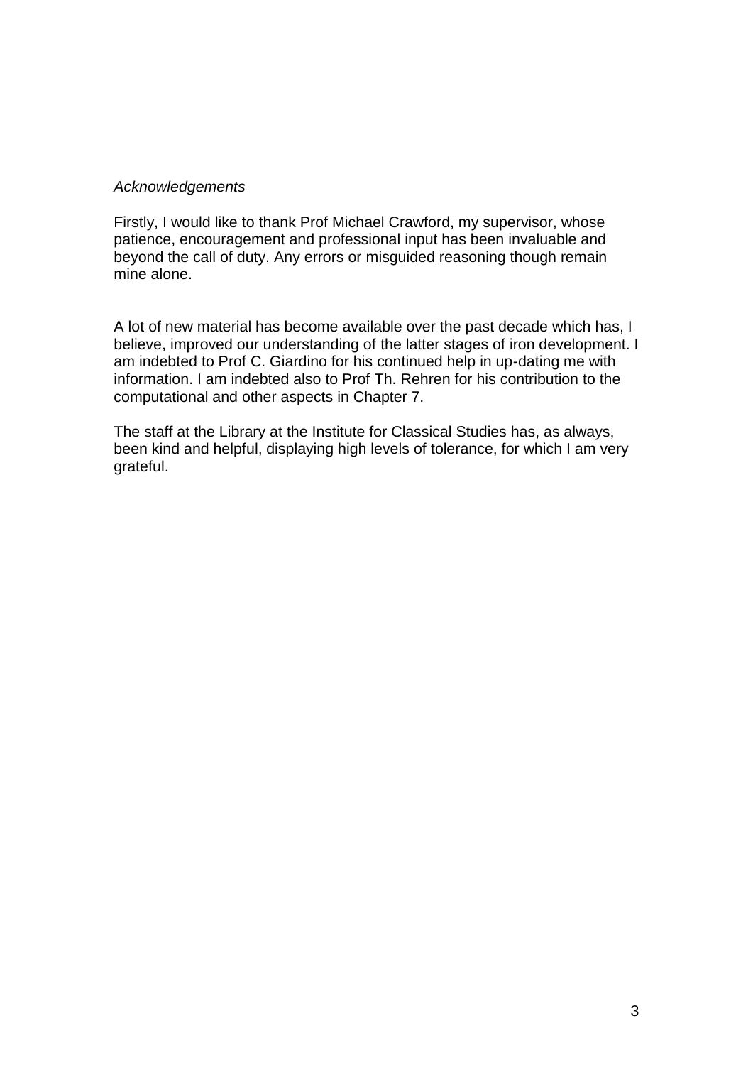*Acknowledgements*

Firstly, I would like to thank Prof Michael Crawford, my supervisor, whose patience, encouragement and professional input has been invaluable and beyond the call of duty. Any errors or misguided reasoning though remain mine alone.

A lot of new material has become available over the past decade which has, I believe, improved our understanding of the latter stages of iron development. I am indebted to Prof C. Giardino for his continued help in up-dating me with information. I am indebted also to Prof Th. Rehren for his contribution to the computational and other aspects in Chapter 7.

The staff at the Library at the Institute for Classical Studies has, as always, been kind and helpful, displaying high levels of tolerance, for which I am very grateful.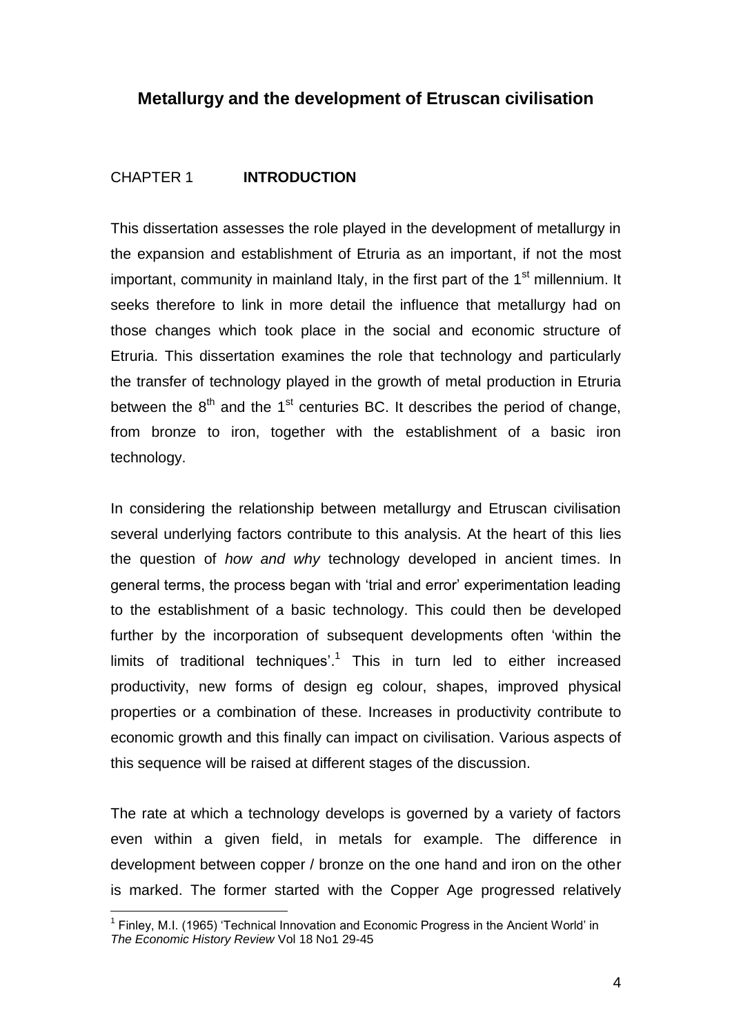## Metallurgy and the development of Etruscan civilisation

### CHAPTER 1 INTRODUCTION

This dissertation assesses the role played in the development of metallurgy in the expansion and establishment of Etruria as an important, if not the most important, community in mainland Italy, in the first part of the 1st millennium. It seeks therefore to link in more detail the influence that metallurgy had on those changes which took place in the social and economic structure of Etruria. This dissertation examines the role that technology and particularly the transfer of technology played in the growth of metal production in Etruria between the 8th and the 1st centuries BC. It describes the period of change, from bronze to iron, together with the establishment of a basic iron technology.

In considering the relationship between metallurgy and Etruscan civilisation several underlying factors contribute to this analysis. At the heart of this lies the question of *how and why* technology developed in ancient times. In general terms, the process began with 'trial and error' experimentation leading to the establishment of a basic technology. This could then be developed further by the incorporation of subsequent developments often 'within the limits of traditional techniques'.[1] This in turn led to either increased productivity, new forms of design eg colour, shapes, improved physical properties or a combination of these. Increases in productivity contribute to economic growth and this finally can impact on civilisation. Various aspects of this sequence will be raised at different stages of the discussion.

The rate at which a technology develops is governed by a variety of factors even within a given field, in metals for example. The difference in development between copper / bronze on the one hand and iron on the other is marked. The former started with the Copper Age progressed relatively

[1] Finley, M.I. (1965) 'Technical Innovation and Economic Progress in the Ancient World' in *The Economic History Review* Vol 18 No1 29-45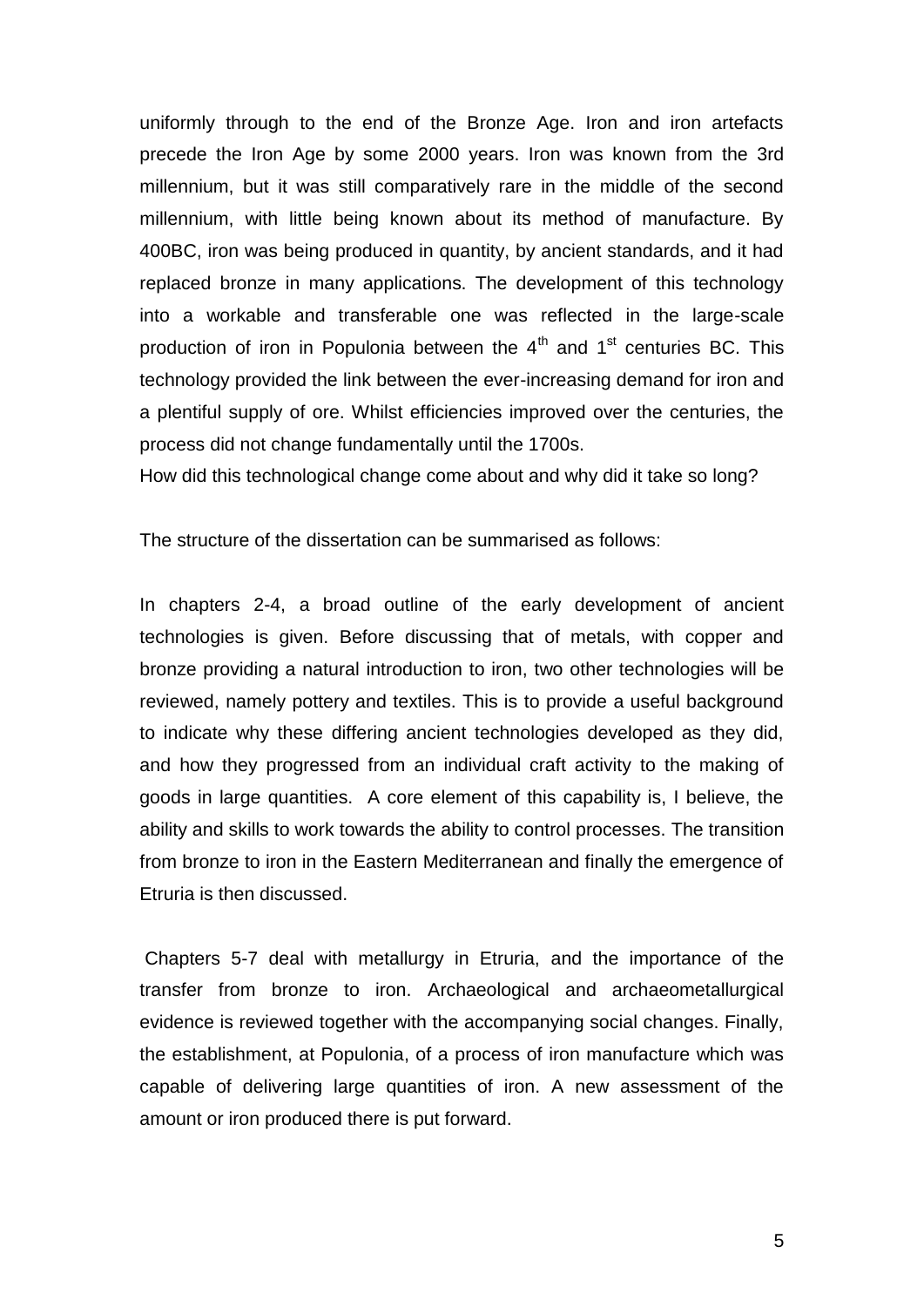uniformly through to the end of the Bronze Age. Iron and iron artefacts precede the Iron Age by some 2000 years. Iron was known from the 3rd millennium, but it was still comparatively rare in the middle of the second millennium, with little being known about its method of manufacture. By 400BC, iron was being produced in quantity, by ancient standards, and it had replaced bronze in many applications. The development of this technology into a workable and transferable one was reflected in the large-scale production of iron in Populonia between the 4th and 1st centuries BC. This technology provided the link between the ever-increasing demand for iron and a plentiful supply of ore. Whilst efficiencies improved over the centuries, the process did not change fundamentally until the 1700s.

How did this technological change come about and why did it take so long?

The structure of the dissertation can be summarised as follows:

In chapters 2-4, a broad outline of the early development of ancient technologies is given. Before discussing that of metals, with copper and bronze providing a natural introduction to iron, two other technologies will be reviewed, namely pottery and textiles. This is to provide a useful background to indicate why these differing ancient technologies developed as they did, and how they progressed from an individual craft activity to the making of goods in large quantities. A core element of this capability is, I believe, the ability and skills to work towards the ability to control processes. The transition from bronze to iron in the Eastern Mediterranean and finally the emergence of Etruria is then discussed.

Chapters 5-7 deal with metallurgy in Etruria, and the importance of the transfer from bronze to iron. Archaeological and archaeometallurgical evidence is reviewed together with the accompanying social changes. Finally, the establishment, at Populonia, of a process of iron manufacture which was capable of delivering large quantities of iron. A new assessment of the amount or iron produced there is put forward.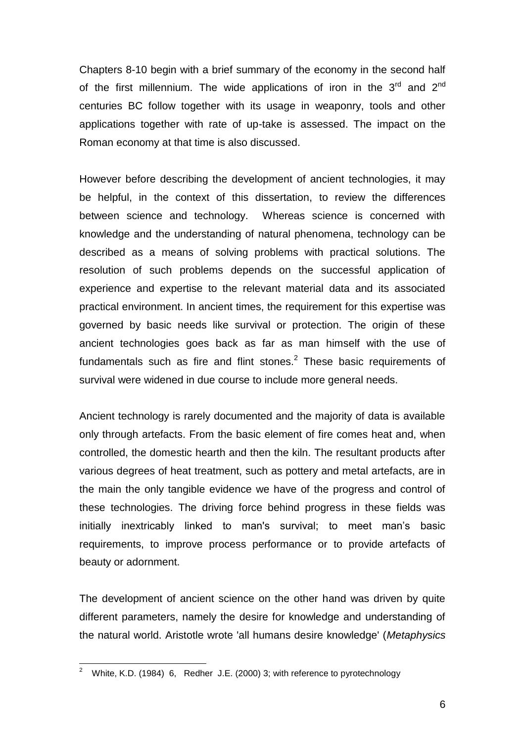Chapters 8-10 begin with a brief summary of the economy in the second half of the first millennium. The wide applications of iron in the 3rd and 2nd centuries BC follow together with its usage in weaponry, tools and other applications together with rate of up-take is assessed. The impact on the Roman economy at that time is also discussed.

However before describing the development of ancient technologies, it may be helpful, in the context of this dissertation, to review the differences between science and technology. Whereas science is concerned with knowledge and the understanding of natural phenomena, technology can be described as a means of solving problems with practical solutions. The resolution of such problems depends on the successful application of experience and expertise to the relevant material data and its associated practical environment. In ancient times, the requirement for this expertise was governed by basic needs like survival or protection. The origin of these ancient technologies goes back as far as man himself with the use of fundamentals such as fire and flint stones.[2] These basic requirements of survival were widened in due course to include more general needs.

Ancient technology is rarely documented and the majority of data is available only through artefacts. From the basic element of fire comes heat and, when controlled, the domestic hearth and then the kiln. The resultant products after various degrees of heat treatment, such as pottery and metal artefacts, are in the main the only tangible evidence we have of the progress and control of these technologies. The driving force behind progress in these fields was initially inextricably linked to man's survival; to meet man's basic requirements, to improve process performance or to provide artefacts of beauty or adornment.

The development of ancient science on the other hand was driven by quite different parameters, namely the desire for knowledge and understanding of the natural world. Aristotle wrote 'all humans desire knowledge' (*Metaphysics*

---

[2] White, K.D. (1984) 6, Redher J.E. (2000) 3; with reference to pyrotechnology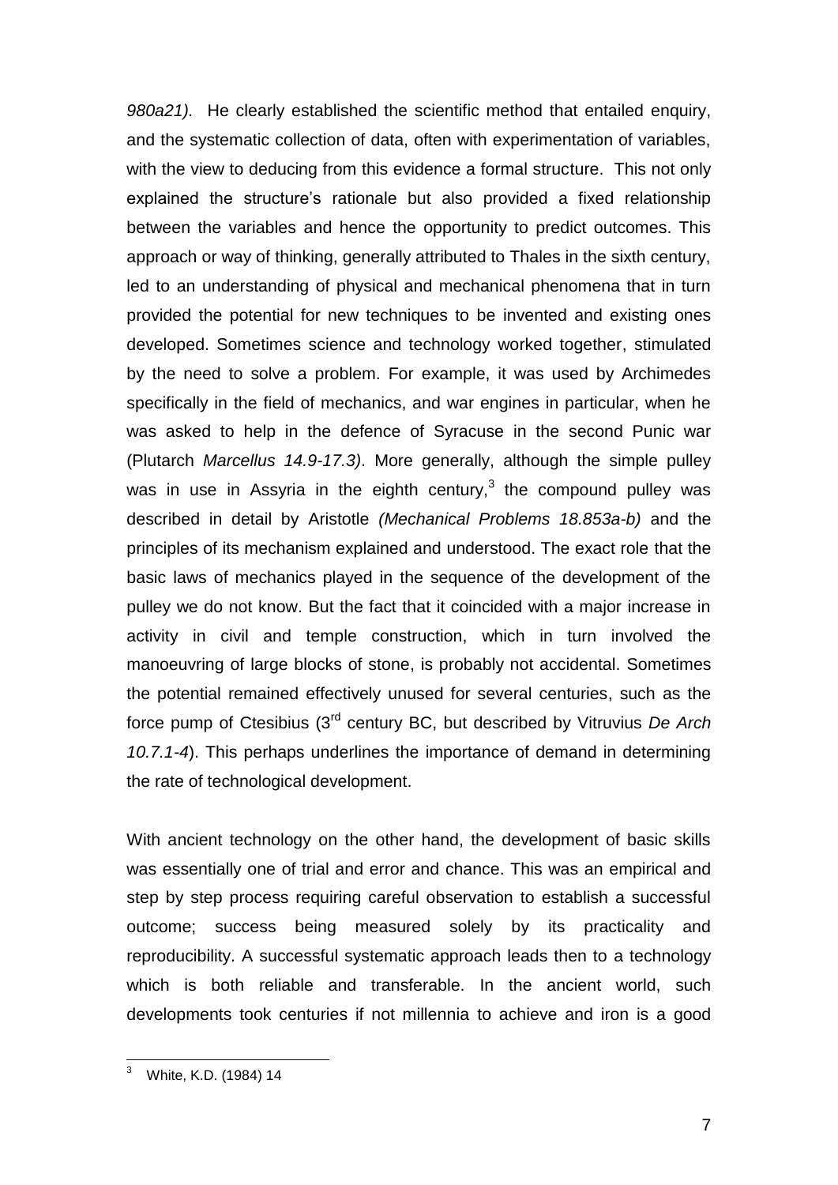*980a21).* He clearly established the scientific method that entailed enquiry, and the systematic collection of data, often with experimentation of variables, with the view to deducing from this evidence a formal structure. This not only explained the structure's rationale but also provided a fixed relationship between the variables and hence the opportunity to predict outcomes. This approach or way of thinking, generally attributed to Thales in the sixth century, led to an understanding of physical and mechanical phenomena that in turn provided the potential for new techniques to be invented and existing ones developed. Sometimes science and technology worked together, stimulated by the need to solve a problem. For example, it was used by Archimedes specifically in the field of mechanics, and war engines in particular, when he was asked to help in the defence of Syracuse in the second Punic war (Plutarch *Marcellus 14.9-17.3)*. More generally, although the simple pulley was in use in Assyria in the eighth century,[3] the compound pulley was described in detail by Aristotle *(Mechanical Problems 18.853a-b)* and the principles of its mechanism explained and understood. The exact role that the basic laws of mechanics played in the sequence of the development of the pulley we do not know. But the fact that it coincided with a major increase in activity in civil and temple construction, which in turn involved the manoeuvring of large blocks of stone, is probably not accidental. Sometimes the potential remained effectively unused for several centuries, such as the force pump of Ctesibius (3rd century BC, but described by Vitruvius *De Arch 10.7.1-4*). This perhaps underlines the importance of demand in determining the rate of technological development.

With ancient technology on the other hand, the development of basic skills was essentially one of trial and error and chance. This was an empirical and step by step process requiring careful observation to establish a successful outcome; success being measured solely by its practicality and reproducibility. A successful systematic approach leads then to a technology which is both reliable and transferable. In the ancient world, such developments took centuries if not millennia to achieve and iron is a good

---

[3] White, K.D. (1984) 14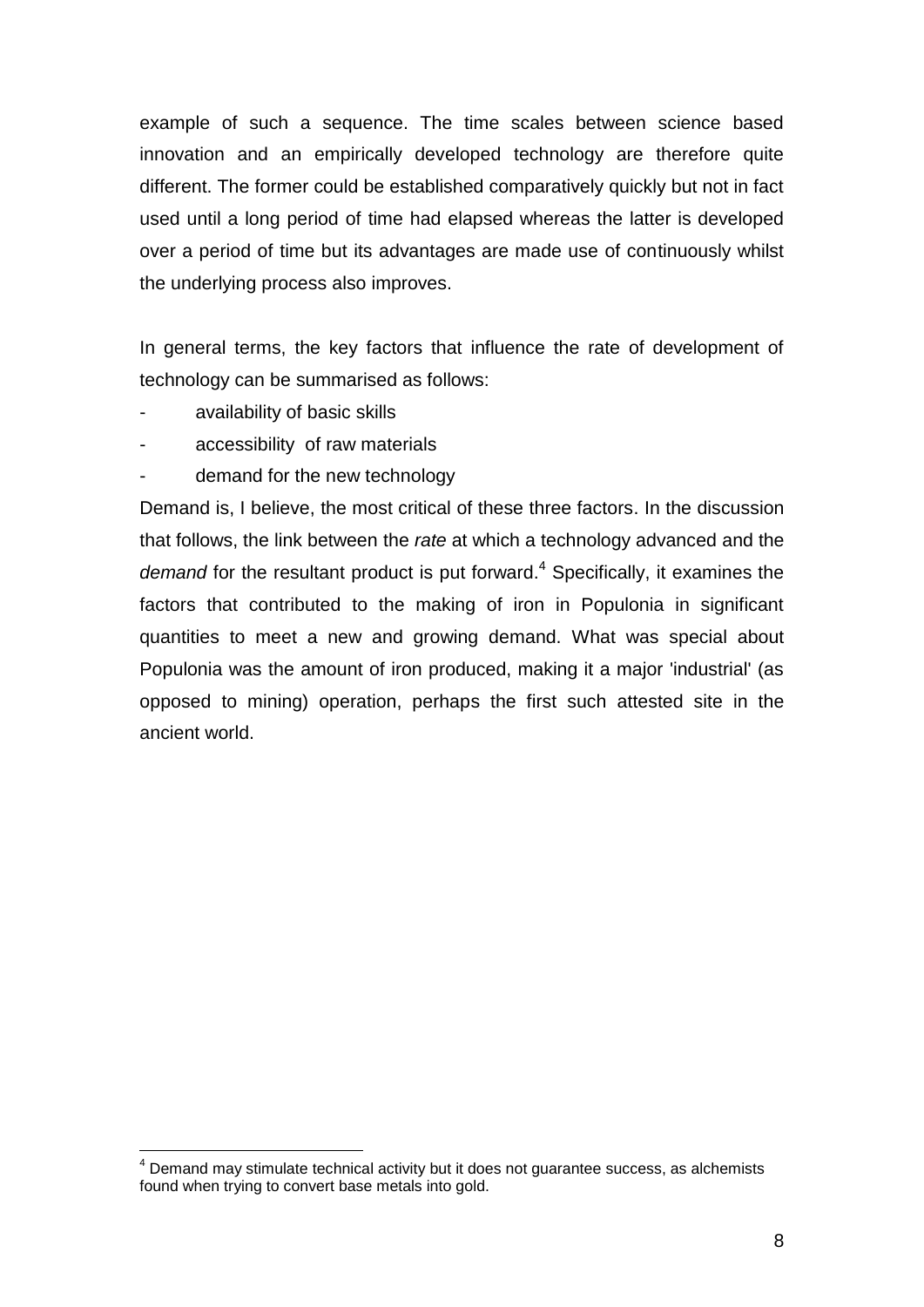example of such a sequence. The time scales between science based innovation and an empirically developed technology are therefore quite different. The former could be established comparatively quickly but not in fact used until a long period of time had elapsed whereas the latter is developed over a period of time but its advantages are made use of continuously whilst the underlying process also improves.

In general terms, the key factors that influence the rate of development of technology can be summarised as follows:

- availability of basic skills
- accessibility of raw materials
- demand for the new technology

Demand is, I believe, the most critical of these three factors. In the discussion that follows, the link between the *rate* at which a technology advanced and the *demand* for the resultant product is put forward.[4] Specifically, it examines the factors that contributed to the making of iron in Populonia in significant quantities to meet a new and growing demand. What was special about Populonia was the amount of iron produced, making it a major 'industrial' (as opposed to mining) operation, perhaps the first such attested site in the ancient world.

[4] Demand may stimulate technical activity but it does not guarantee success, as alchemists found when trying to convert base metals into gold.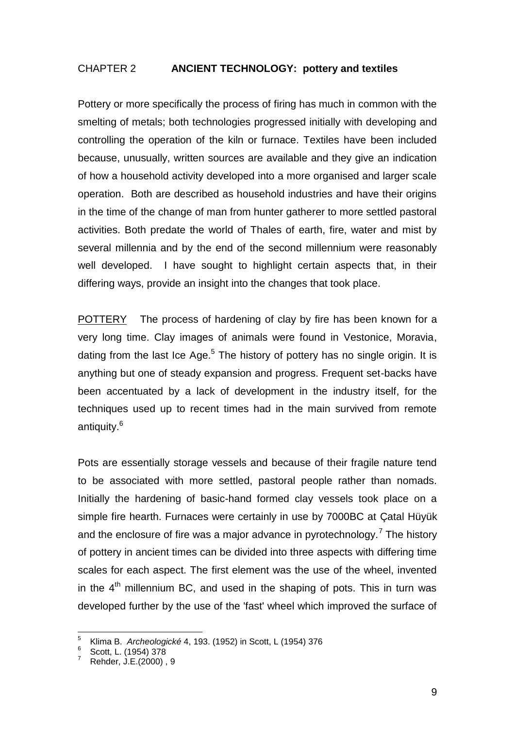## CHAPTER 2 **ANCIENT TECHNOLOGY: pottery and textiles**

Pottery or more specifically the process of firing has much in common with the smelting of metals; both technologies progressed initially with developing and controlling the operation of the kiln or furnace. Textiles have been included because, unusually, written sources are available and they give an indication of how a household activity developed into a more organised and larger scale operation. Both are described as household industries and have their origins in the time of the change of man from hunter gatherer to more settled pastoral activities. Both predate the world of Thales of earth, fire, water and mist by several millennia and by the end of the second millennium were reasonably well developed. I have sought to highlight certain aspects that, in their differing ways, provide an insight into the changes that took place.

POTTERY The process of hardening of clay by fire has been known for a very long time. Clay images of animals were found in Vestonice, Moravia, dating from the last Ice Age.[5] The history of pottery has no single origin. It is anything but one of steady expansion and progress. Frequent set-backs have been accentuated by a lack of development in the industry itself, for the techniques used up to recent times had in the main survived from remote antiquity.[6]

Pots are essentially storage vessels and because of their fragile nature tend to be associated with more settled, pastoral people rather than nomads. Initially the hardening of basic-hand formed clay vessels took place on a simple fire hearth. Furnaces were certainly in use by 7000BC at Çatal Hüyük and the enclosure of fire was a major advance in pyrotechnology.[7] The history of pottery in ancient times can be divided into three aspects with differing time scales for each aspect. The first element was the use of the wheel, invented in the 4th millennium BC, and used in the shaping of pots. This in turn was developed further by the use of the 'fast' wheel which improved the surface of

---

[5] Klima B. *Archeologické* 4, 193. (1952) in Scott, L (1954) 376

[6] Scott, L. (1954) 378

[7] Rehder, J.E.(2000) , 9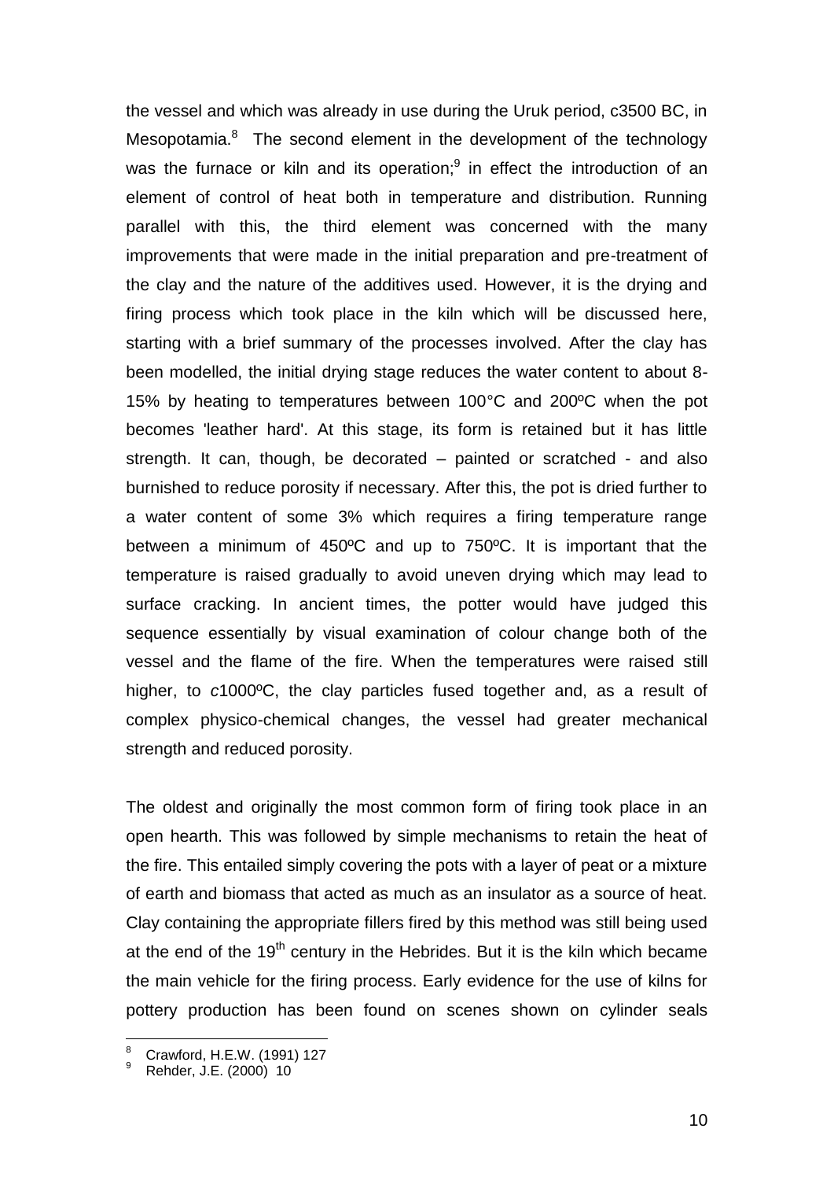the vessel and which was already in use during the Uruk period, c3500 BC, in Mesopotamia.[8] The second element in the development of the technology was the furnace or kiln and its operation;[9] in effect the introduction of an element of control of heat both in temperature and distribution. Running parallel with this, the third element was concerned with the many improvements that were made in the initial preparation and pre-treatment of the clay and the nature of the additives used. However, it is the drying and firing process which took place in the kiln which will be discussed here, starting with a brief summary of the processes involved. After the clay has been modelled, the initial drying stage reduces the water content to about 8-15% by heating to temperatures between 100°C and 200ºC when the pot becomes 'leather hard'. At this stage, its form is retained but it has little strength. It can, though, be decorated – painted or scratched - and also burnished to reduce porosity if necessary. After this, the pot is dried further to a water content of some 3% which requires a firing temperature range between a minimum of 450ºC and up to 750ºC. It is important that the temperature is raised gradually to avoid uneven drying which may lead to surface cracking. In ancient times, the potter would have judged this sequence essentially by visual examination of colour change both of the vessel and the flame of the fire. When the temperatures were raised still higher, to *c*1000ºC, the clay particles fused together and, as a result of complex physico-chemical changes, the vessel had greater mechanical strength and reduced porosity.

The oldest and originally the most common form of firing took place in an open hearth. This was followed by simple mechanisms to retain the heat of the fire. This entailed simply covering the pots with a layer of peat or a mixture of earth and biomass that acted as much as an insulator as a source of heat. Clay containing the appropriate fillers fired by this method was still being used at the end of the 19th century in the Hebrides. But it is the kiln which became the main vehicle for the firing process. Early evidence for the use of kilns for pottery production has been found on scenes shown on cylinder seals

---

8 Crawford, H.E.W. (1991) 127

9 Rehder, J.E. (2000) 10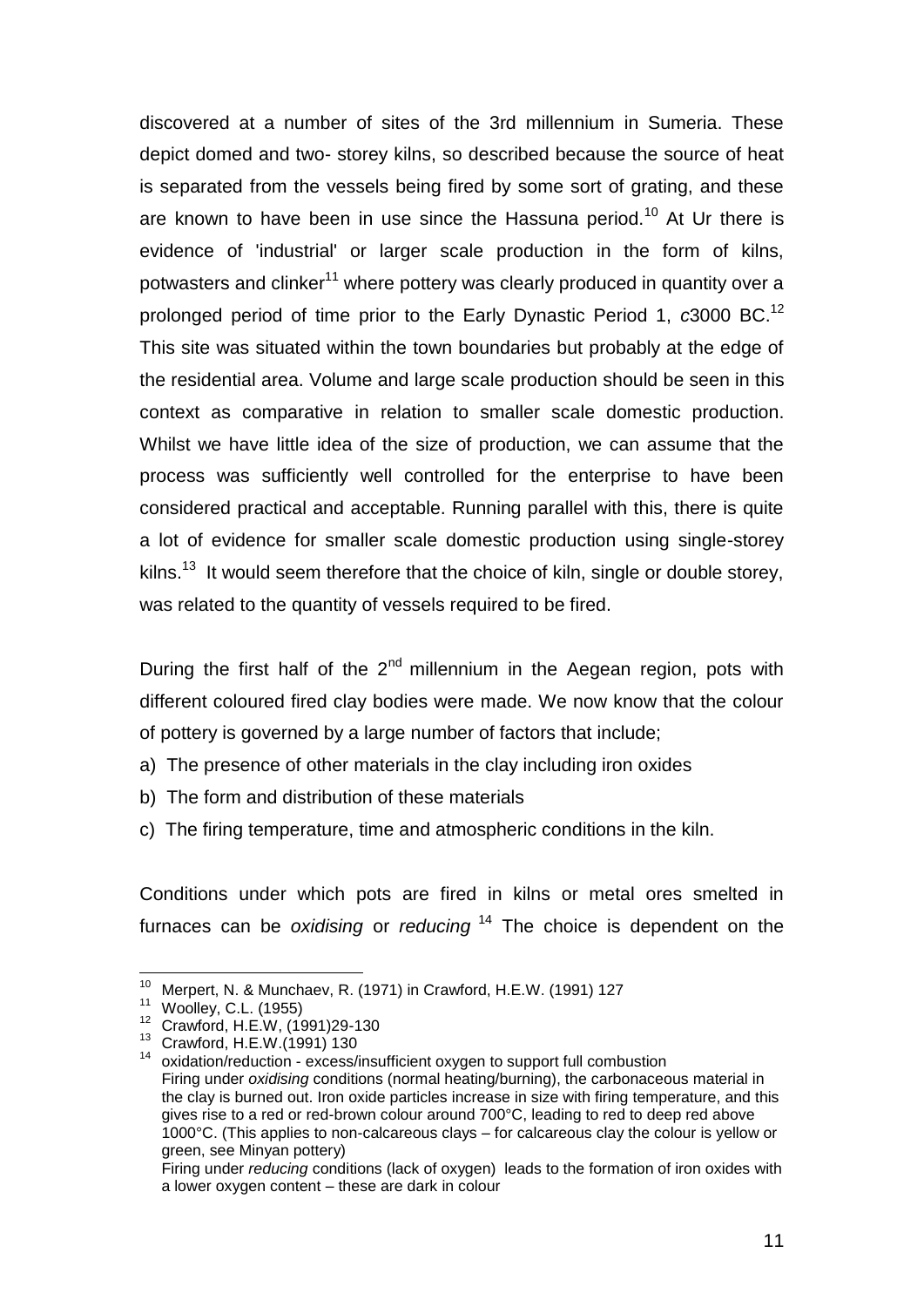discovered at a number of sites of the 3rd millennium in Sumeria. These depict domed and two- storey kilns, so described because the source of heat is separated from the vessels being fired by some sort of grating, and these are known to have been in use since the Hassuna period.[10] At Ur there is evidence of 'industrial' or larger scale production in the form of kilns, potwasters and clinker[11] where pottery was clearly produced in quantity over a prolonged period of time prior to the Early Dynastic Period 1, *c*3000 BC.[12] This site was situated within the town boundaries but probably at the edge of the residential area. Volume and large scale production should be seen in this context as comparative in relation to smaller scale domestic production. Whilst we have little idea of the size of production, we can assume that the process was sufficiently well controlled for the enterprise to have been considered practical and acceptable. Running parallel with this, there is quite a lot of evidence for smaller scale domestic production using single-storey kilns.[13] It would seem therefore that the choice of kiln, single or double storey, was related to the quantity of vessels required to be fired.

During the first half of the 2nd millennium in the Aegean region, pots with different coloured fired clay bodies were made. We now know that the colour of pottery is governed by a large number of factors that include;

a) The presence of other materials in the clay including iron oxides
b) The form and distribution of these materials
c) The firing temperature, time and atmospheric conditions in the kiln.

Conditions under which pots are fired in kilns or metal ores smelted in furnaces can be *oxidising* or *reducing* [14] The choice is dependent on the

---

[10] Merpert, N. & Munchaev, R. (1971) in Crawford, H.E.W. (1991) 127

[11] Woolley, C.L. (1955)

[12] Crawford, H.E.W, (1991)29-130

[13] Crawford, H.E.W.(1991) 130

[14] oxidation/reduction - excess/insufficient oxygen to support full combustion
Firing under *oxidising* conditions (normal heating/burning), the carbonaceous material in the clay is burned out. Iron oxide particles increase in size with firing temperature, and this gives rise to a red or red-brown colour around 700°C, leading to red to deep red above 1000°C. (This applies to non-calcareous clays – for calcareous clay the colour is yellow or green, see Minyan pottery)
Firing under *reducing* conditions (lack of oxygen) leads to the formation of iron oxides with a lower oxygen content – these are dark in colour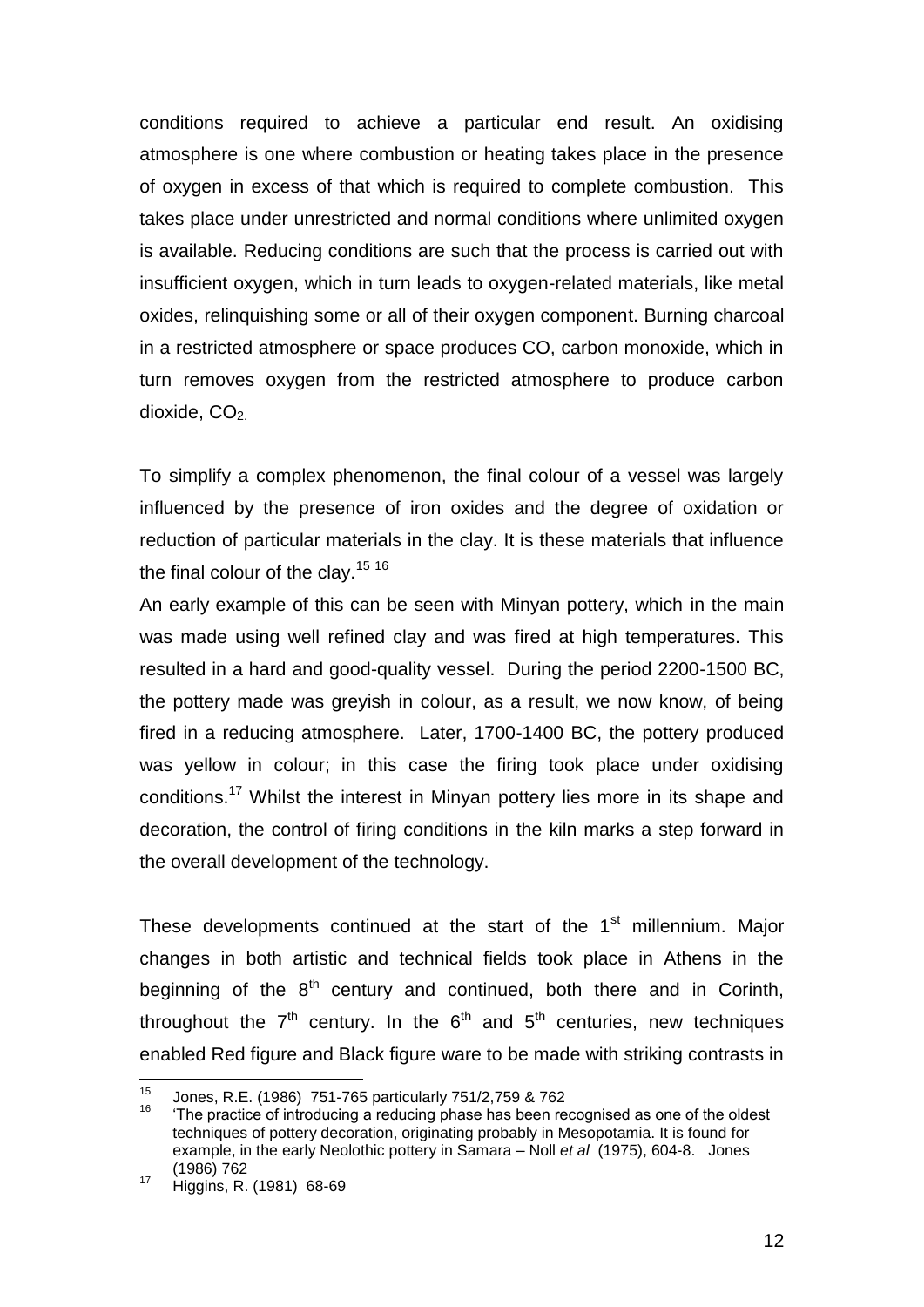conditions required to achieve a particular end result. An oxidising atmosphere is one where combustion or heating takes place in the presence of oxygen in excess of that which is required to complete combustion. This takes place under unrestricted and normal conditions where unlimited oxygen is available. Reducing conditions are such that the process is carried out with insufficient oxygen, which in turn leads to oxygen-related materials, like metal oxides, relinquishing some or all of their oxygen component. Burning charcoal in a restricted atmosphere or space produces CO, carbon monoxide, which in turn removes oxygen from the restricted atmosphere to produce carbon dioxide, $CO_2$.

To simplify a complex phenomenon, the final colour of a vessel was largely influenced by the presence of iron oxides and the degree of oxidation or reduction of particular materials in the clay. It is these materials that influence the final colour of the clay.[15] [16]

An early example of this can be seen with Minyan pottery, which in the main was made using well refined clay and was fired at high temperatures. This resulted in a hard and good-quality vessel. During the period 2200-1500 BC, the pottery made was greyish in colour, as a result, we now know, of being fired in a reducing atmosphere. Later, 1700-1400 BC, the pottery produced was yellow in colour; in this case the firing took place under oxidising conditions.[17] Whilst the interest in Minyan pottery lies more in its shape and decoration, the control of firing conditions in the kiln marks a step forward in the overall development of the technology.

These developments continued at the start of the 1st millennium. Major changes in both artistic and technical fields took place in Athens in the beginning of the 8th century and continued, both there and in Corinth, throughout the 7th century. In the 6th and 5th centuries, new techniques enabled Red figure and Black figure ware to be made with striking contrasts in

---

[15] Jones, R.E. (1986) 751-765 particularly 751/2,759 & 762

[16] 'The practice of introducing a reducing phase has been recognised as one of the oldest techniques of pottery decoration, originating probably in Mesopotamia. It is found for example, in the early Neolothic pottery in Samara – Noll *et al* (1975), 604-8. Jones (1986) 762

[17] Higgins, R. (1981) 68-69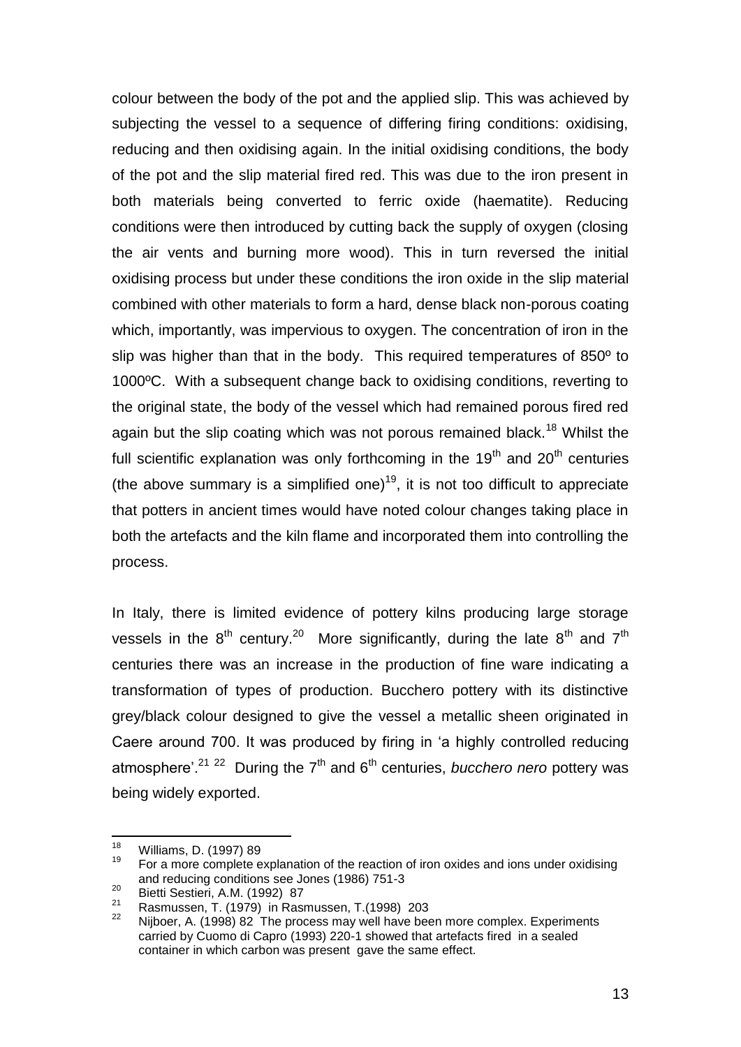colour between the body of the pot and the applied slip. This was achieved by subjecting the vessel to a sequence of differing firing conditions: oxidising, reducing and then oxidising again. In the initial oxidising conditions, the body of the pot and the slip material fired red. This was due to the iron present in both materials being converted to ferric oxide (haematite). Reducing conditions were then introduced by cutting back the supply of oxygen (closing the air vents and burning more wood). This in turn reversed the initial oxidising process but under these conditions the iron oxide in the slip material combined with other materials to form a hard, dense black non-porous coating which, importantly, was impervious to oxygen. The concentration of iron in the slip was higher than that in the body. This required temperatures of 850º to 1000ºC. With a subsequent change back to oxidising conditions, reverting to the original state, the body of the vessel which had remained porous fired red again but the slip coating which was not porous remained black.[18] Whilst the full scientific explanation was only forthcoming in the 19th and 20th centuries (the above summary is a simplified one)[19], it is not too difficult to appreciate that potters in ancient times would have noted colour changes taking place in both the artefacts and the kiln flame and incorporated them into controlling the process.

In Italy, there is limited evidence of pottery kilns producing large storage vessels in the 8th century.[20] More significantly, during the late 8th and 7th centuries there was an increase in the production of fine ware indicating a transformation of types of production. Bucchero pottery with its distinctive grey/black colour designed to give the vessel a metallic sheen originated in Caere around 700. It was produced by firing in 'a highly controlled reducing atmosphere'.[21] [22] During the 7th and 6th centuries, *bucchero nero* pottery was being widely exported.

---

[18] Williams, D. (1997) 89

[19] For a more complete explanation of the reaction of iron oxides and ions under oxidising and reducing conditions see Jones (1986) 751-3

[20] Bietti Sestieri, A.M. (1992) 87

[21] Rasmussen, T. (1979) in Rasmussen, T.(1998) 203

[22] Nijboer, A. (1998) 82 The process may well have been more complex. Experiments carried by Cuomo di Capro (1993) 220-1 showed that artefacts fired in a sealed container in which carbon was present gave the same effect.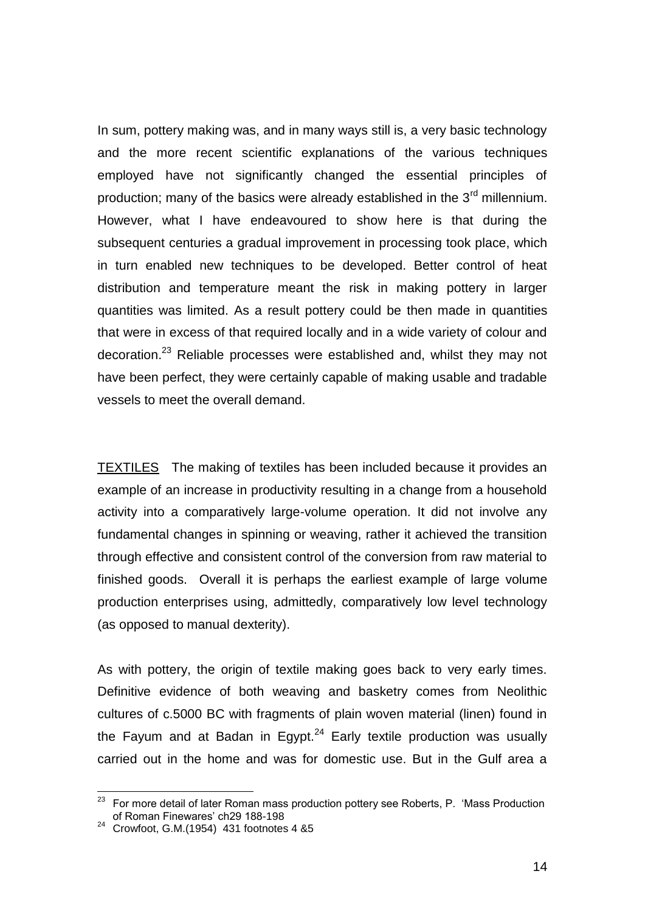In sum, pottery making was, and in many ways still is, a very basic technology and the more recent scientific explanations of the various techniques employed have not significantly changed the essential principles of production; many of the basics were already established in the 3rd millennium. However, what I have endeavoured to show here is that during the subsequent centuries a gradual improvement in processing took place, which in turn enabled new techniques to be developed. Better control of heat distribution and temperature meant the risk in making pottery in larger quantities was limited. As a result pottery could be then made in quantities that were in excess of that required locally and in a wide variety of colour and decoration.[23] Reliable processes were established and, whilst they may not have been perfect, they were certainly capable of making usable and tradable vessels to meet the overall demand.

<u>TEXTILES</u> The making of textiles has been included because it provides an example of an increase in productivity resulting in a change from a household activity into a comparatively large-volume operation. It did not involve any fundamental changes in spinning or weaving, rather it achieved the transition through effective and consistent control of the conversion from raw material to finished goods. Overall it is perhaps the earliest example of large volume production enterprises using, admittedly, comparatively low level technology (as opposed to manual dexterity).

As with pottery, the origin of textile making goes back to very early times. Definitive evidence of both weaving and basketry comes from Neolithic cultures of c.5000 BC with fragments of plain woven material (linen) found in the Fayum and at Badan in Egypt.[24] Early textile production was usually carried out in the home and was for domestic use. But in the Gulf area a

---

[23] For more detail of later Roman mass production pottery see Roberts, P. 'Mass Production of Roman Finewares' ch29 188-198

[24] Crowfoot, G.M.(1954) 431 footnotes 4 &5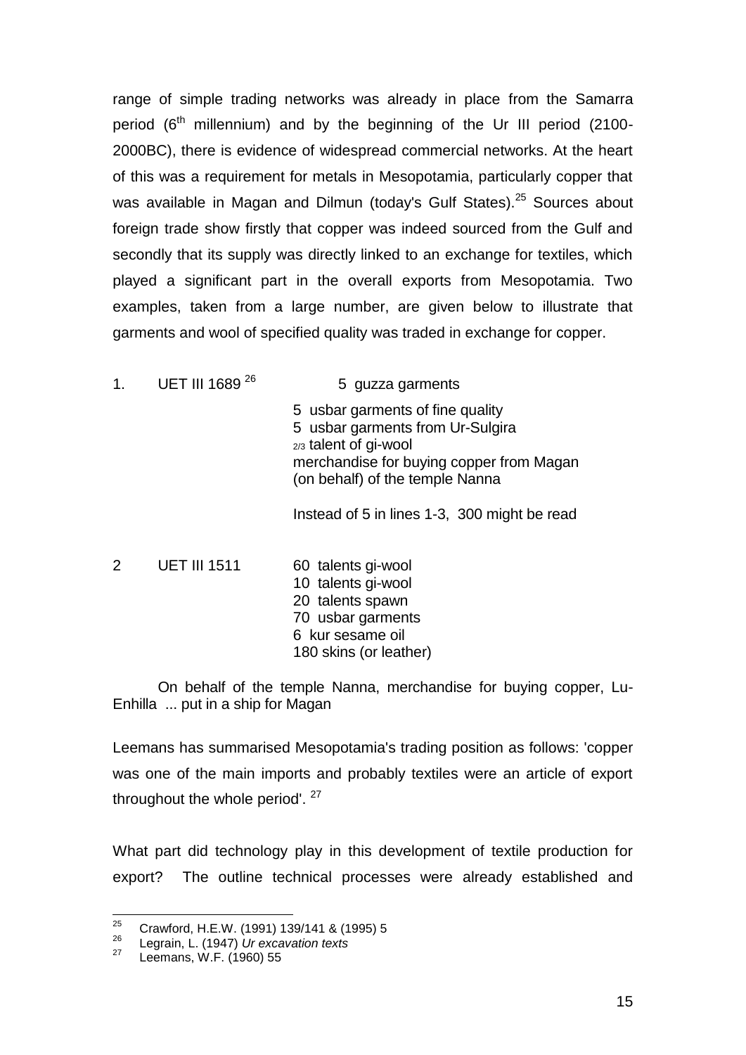range of simple trading networks was already in place from the Samarra period (6th millennium) and by the beginning of the Ur III period (2100-2000BC), there is evidence of widespread commercial networks. At the heart of this was a requirement for metals in Mesopotamia, particularly copper that was available in Magan and Dilmun (today's Gulf States).[25] Sources about foreign trade show firstly that copper was indeed sourced from the Gulf and secondly that its supply was directly linked to an exchange for textiles, which played a significant part in the overall exports from Mesopotamia. Two examples, taken from a large number, are given below to illustrate that garments and wool of specified quality was traded in exchange for copper.

1. UET III 1689 [26]

   5 guzza garments
   5 usbar garments of fine quality
   5 usbar garments from Ur-Sulgira
   2/3 talent of gi-wool
   merchandise for buying copper from Magan
   (on behalf) of the temple Nanna

   Instead of 5 in lines 1-3, 300 might be read

2. UET III 1511

   60 talents gi-wool
   10 talents gi-wool
   20 talents spawn
   70 usbar garments
   6 kur sesame oil
   180 skins (or leather)

   On behalf of the temple Nanna, merchandise for buying copper, Lu-Enhilla ... put in a ship for Magan

Leemans has summarised Mesopotamia's trading position as follows: 'copper was one of the main imports and probably textiles were an article of export throughout the whole period'. [27]

What part did technology play in this development of textile production for export? The outline technical processes were already established and

---

[25] Crawford, H.E.W. (1991) 139/141 & (1995) 5

[26] Legrain, L. (1947) *Ur excavation texts*

[27] Leemans, W.F. (1960) 55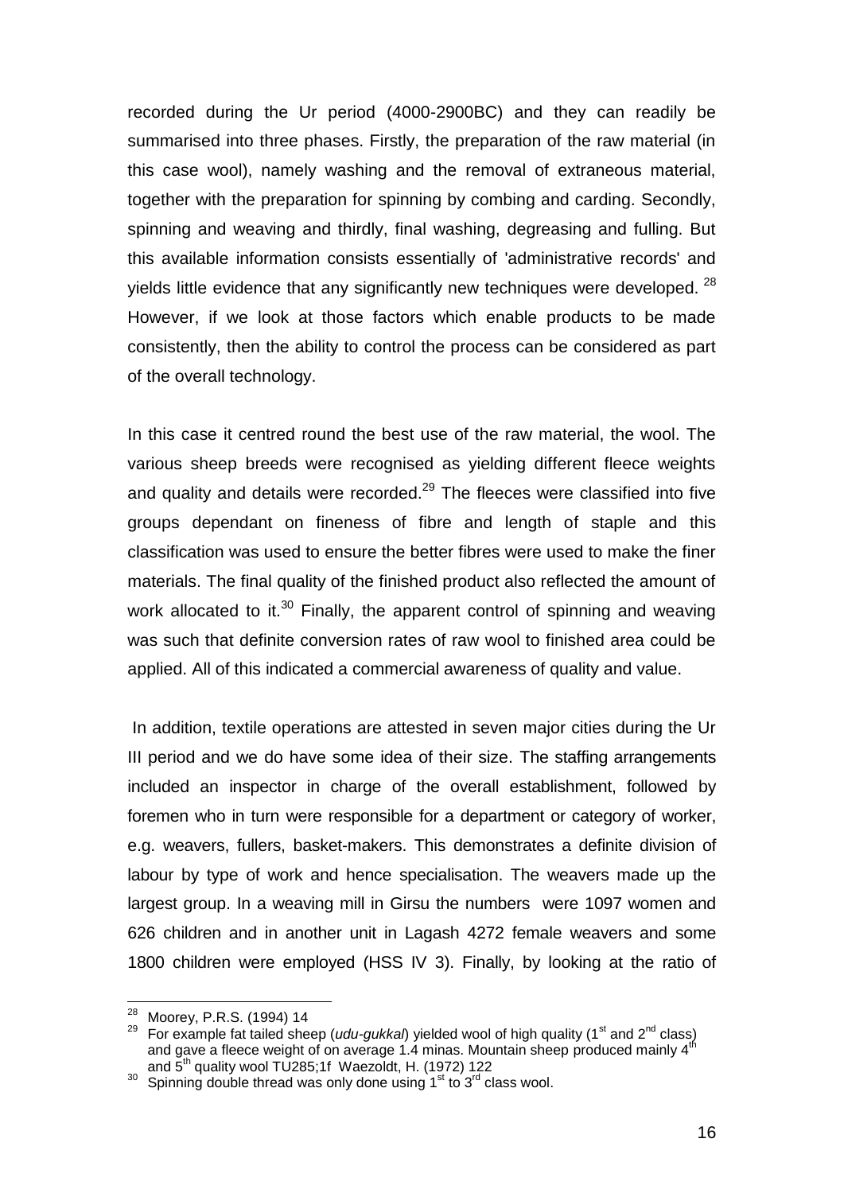recorded during the Ur period (4000-2900BC) and they can readily be summarised into three phases. Firstly, the preparation of the raw material (in this case wool), namely washing and the removal of extraneous material, together with the preparation for spinning by combing and carding. Secondly, spinning and weaving and thirdly, final washing, degreasing and fulling. But this available information consists essentially of 'administrative records' and yields little evidence that any significantly new techniques were developed. [28] However, if we look at those factors which enable products to be made consistently, then the ability to control the process can be considered as part of the overall technology.

In this case it centred round the best use of the raw material, the wool. The various sheep breeds were recognised as yielding different fleece weights and quality and details were recorded.[29] The fleeces were classified into five groups dependant on fineness of fibre and length of staple and this classification was used to ensure the better fibres were used to make the finer materials. The final quality of the finished product also reflected the amount of work allocated to it.[30] Finally, the apparent control of spinning and weaving was such that definite conversion rates of raw wool to finished area could be applied. All of this indicated a commercial awareness of quality and value.

In addition, textile operations are attested in seven major cities during the Ur III period and we do have some idea of their size. The staffing arrangements included an inspector in charge of the overall establishment, followed by foremen who in turn were responsible for a department or category of worker, e.g. weavers, fullers, basket-makers. This demonstrates a definite division of labour by type of work and hence specialisation. The weavers made up the largest group. In a weaving mill in Girsu the numbers were 1097 women and 626 children and in another unit in Lagash 4272 female weavers and some 1800 children were employed (HSS IV 3). Finally, by looking at the ratio of

---

[28] Moorey, P.R.S. (1994) 14

[29] For example fat tailed sheep (*udu-gukkal*) yielded wool of high quality (1st and 2nd class) and gave a fleece weight of on average 1.4 minas. Mountain sheep produced mainly 4th and 5th quality wool TU285;1f Waezoldt, H. (1972) 122

[30] Spinning double thread was only done using 1st to 3rd class wool.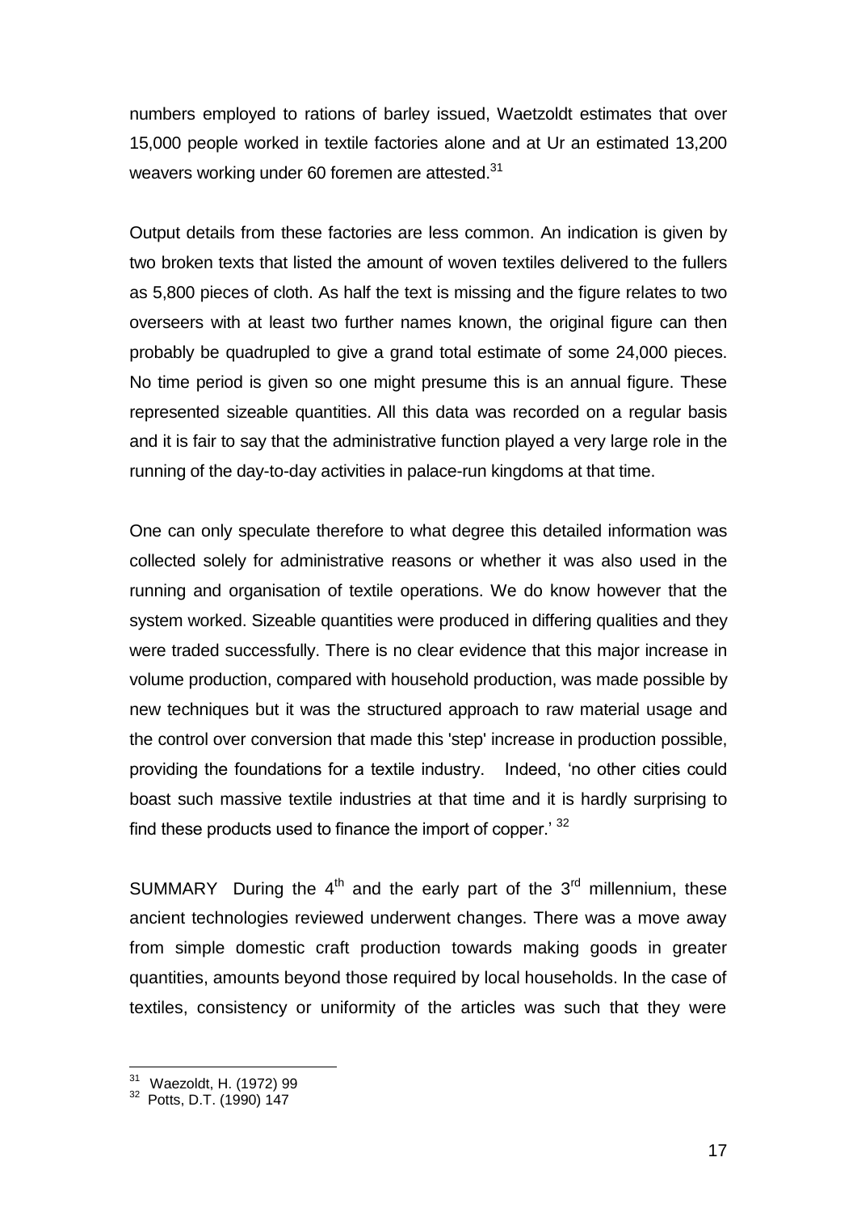numbers employed to rations of barley issued, Waetzoldt estimates that over 15,000 people worked in textile factories alone and at Ur an estimated 13,200 weavers working under 60 foremen are attested.[31]

Output details from these factories are less common. An indication is given by two broken texts that listed the amount of woven textiles delivered to the fullers as 5,800 pieces of cloth. As half the text is missing and the figure relates to two overseers with at least two further names known, the original figure can then probably be quadrupled to give a grand total estimate of some 24,000 pieces. No time period is given so one might presume this is an annual figure. These represented sizeable quantities. All this data was recorded on a regular basis and it is fair to say that the administrative function played a very large role in the running of the day-to-day activities in palace-run kingdoms at that time.

One can only speculate therefore to what degree this detailed information was collected solely for administrative reasons or whether it was also used in the running and organisation of textile operations. We do know however that the system worked. Sizeable quantities were produced in differing qualities and they were traded successfully. There is no clear evidence that this major increase in volume production, compared with household production, was made possible by new techniques but it was the structured approach to raw material usage and the control over conversion that made this 'step' increase in production possible, providing the foundations for a textile industry. Indeed, 'no other cities could boast such massive textile industries at that time and it is hardly surprising to find these products used to finance the import of copper.' [32]

SUMMARY During the 4th and the early part of the 3rd millennium, these ancient technologies reviewed underwent changes. There was a move away from simple domestic craft production towards making goods in greater quantities, amounts beyond those required by local households. In the case of textiles, consistency or uniformity of the articles was such that they were

[31] Waezoldt, H. (1972) 99

[32] Potts, D.T. (1990) 147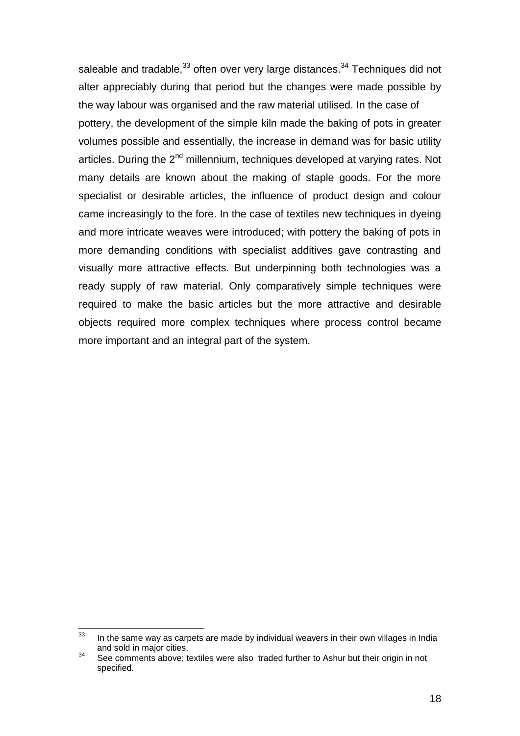saleable and tradable,[33] often over very large distances.[34] Techniques did not alter appreciably during that period but the changes were made possible by the way labour was organised and the raw material utilised. In the case of pottery, the development of the simple kiln made the baking of pots in greater volumes possible and essentially, the increase in demand was for basic utility articles. During the 2nd millennium, techniques developed at varying rates. Not many details are known about the making of staple goods. For the more specialist or desirable articles, the influence of product design and colour came increasingly to the fore. In the case of textiles new techniques in dyeing and more intricate weaves were introduced; with pottery the baking of pots in more demanding conditions with specialist additives gave contrasting and visually more attractive effects. But underpinning both technologies was a ready supply of raw material. Only comparatively simple techniques were required to make the basic articles but the more attractive and desirable objects required more complex techniques where process control became more important and an integral part of the system.

---

[33] In the same way as carpets are made by individual weavers in their own villages in India and sold in major cities.

[34] See comments above; textiles were also traded further to Ashur but their origin in not specified.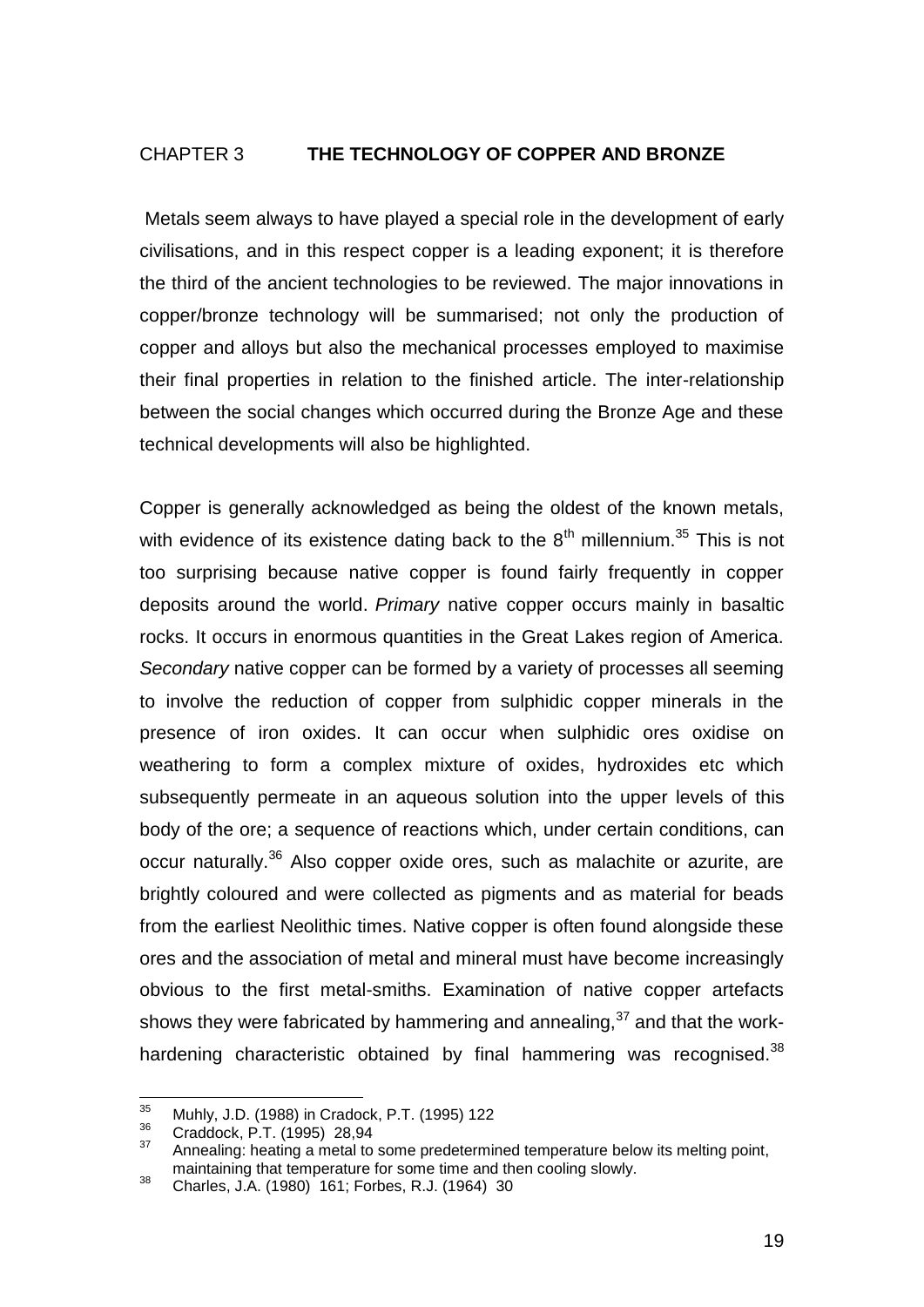# CHAPTER 3 **THE TECHNOLOGY OF COPPER AND BRONZE**

Metals seem always to have played a special role in the development of early civilisations, and in this respect copper is a leading exponent; it is therefore the third of the ancient technologies to be reviewed. The major innovations in copper/bronze technology will be summarised; not only the production of copper and alloys but also the mechanical processes employed to maximise their final properties in relation to the finished article. The inter-relationship between the social changes which occurred during the Bronze Age and these technical developments will also be highlighted.

Copper is generally acknowledged as being the oldest of the known metals, with evidence of its existence dating back to the 8th millennium.[35] This is not too surprising because native copper is found fairly frequently in copper deposits around the world. *Primary* native copper occurs mainly in basaltic rocks. It occurs in enormous quantities in the Great Lakes region of America. *Secondary* native copper can be formed by a variety of processes all seeming to involve the reduction of copper from sulphidic copper minerals in the presence of iron oxides. It can occur when sulphidic ores oxidise on weathering to form a complex mixture of oxides, hydroxides etc which subsequently permeate in an aqueous solution into the upper levels of this body of the ore; a sequence of reactions which, under certain conditions, can occur naturally.[36] Also copper oxide ores, such as malachite or azurite, are brightly coloured and were collected as pigments and as material for beads from the earliest Neolithic times. Native copper is often found alongside these ores and the association of metal and mineral must have become increasingly obvious to the first metal-smiths. Examination of native copper artefacts shows they were fabricated by hammering and annealing,[37] and that the work-hardening characteristic obtained by final hammering was recognised.[38]

---

[35] Muhly, J.D. (1988) in Cradock, P.T. (1995) 122

[36] Craddock, P.T. (1995) 28,94

[37] Annealing: heating a metal to some predetermined temperature below its melting point, maintaining that temperature for some time and then cooling slowly.

[38] Charles, J.A. (1980) 161; Forbes, R.J. (1964) 30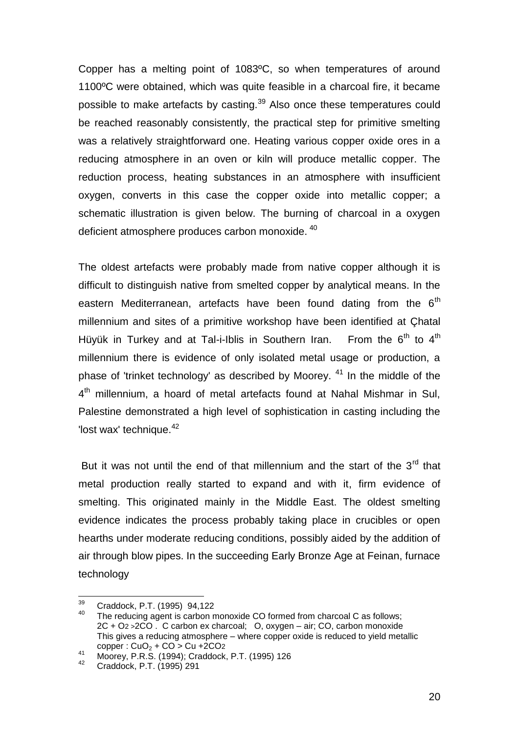Copper has a melting point of 1083ºC, so when temperatures of around 1100ºC were obtained, which was quite feasible in a charcoal fire, it became possible to make artefacts by casting.[39] Also once these temperatures could be reached reasonably consistently, the practical step for primitive smelting was a relatively straightforward one. Heating various copper oxide ores in a reducing atmosphere in an oven or kiln will produce metallic copper. The reduction process, heating substances in an atmosphere with insufficient oxygen, converts in this case the copper oxide into metallic copper; a schematic illustration is given below. The burning of charcoal in a oxygen deficient atmosphere produces carbon monoxide. [40]

The oldest artefacts were probably made from native copper although it is difficult to distinguish native from smelted copper by analytical means. In the eastern Mediterranean, artefacts have been found dating from the 6th millennium and sites of a primitive workshop have been identified at Çhatal Hüyük in Turkey and at Tal-i-Iblis in Southern Iran. From the 6th to 4th millennium there is evidence of only isolated metal usage or production, a phase of 'trinket technology' as described by Moorey. [41] In the middle of the 4th millennium, a hoard of metal artefacts found at Nahal Mishmar in Sul, Palestine demonstrated a high level of sophistication in casting including the 'lost wax' technique.[42]

But it was not until the end of that millennium and the start of the 3rd that metal production really started to expand and with it, firm evidence of smelting. This originated mainly in the Middle East. The oldest smelting evidence indicates the process probably taking place in crucibles or open hearths under moderate reducing conditions, possibly aided by the addition of air through blow pipes. In the succeeding Early Bronze Age at Feinan, furnace technology

---

[39] Craddock, P.T. (1995) 94,122

[40] The reducing agent is carbon monoxide CO formed from charcoal C as follows; $2C + O_2 > 2CO$ . C carbon ex charcoal; O, oxygen – air; CO, carbon monoxide This gives a reducing atmosphere – where copper oxide is reduced to yield metallic copper : $CuO_2 + CO > Cu + 2CO_2$

[41] Moorey, P.R.S. (1994); Craddock, P.T. (1995) 126

[42] Craddock, P.T. (1995) 291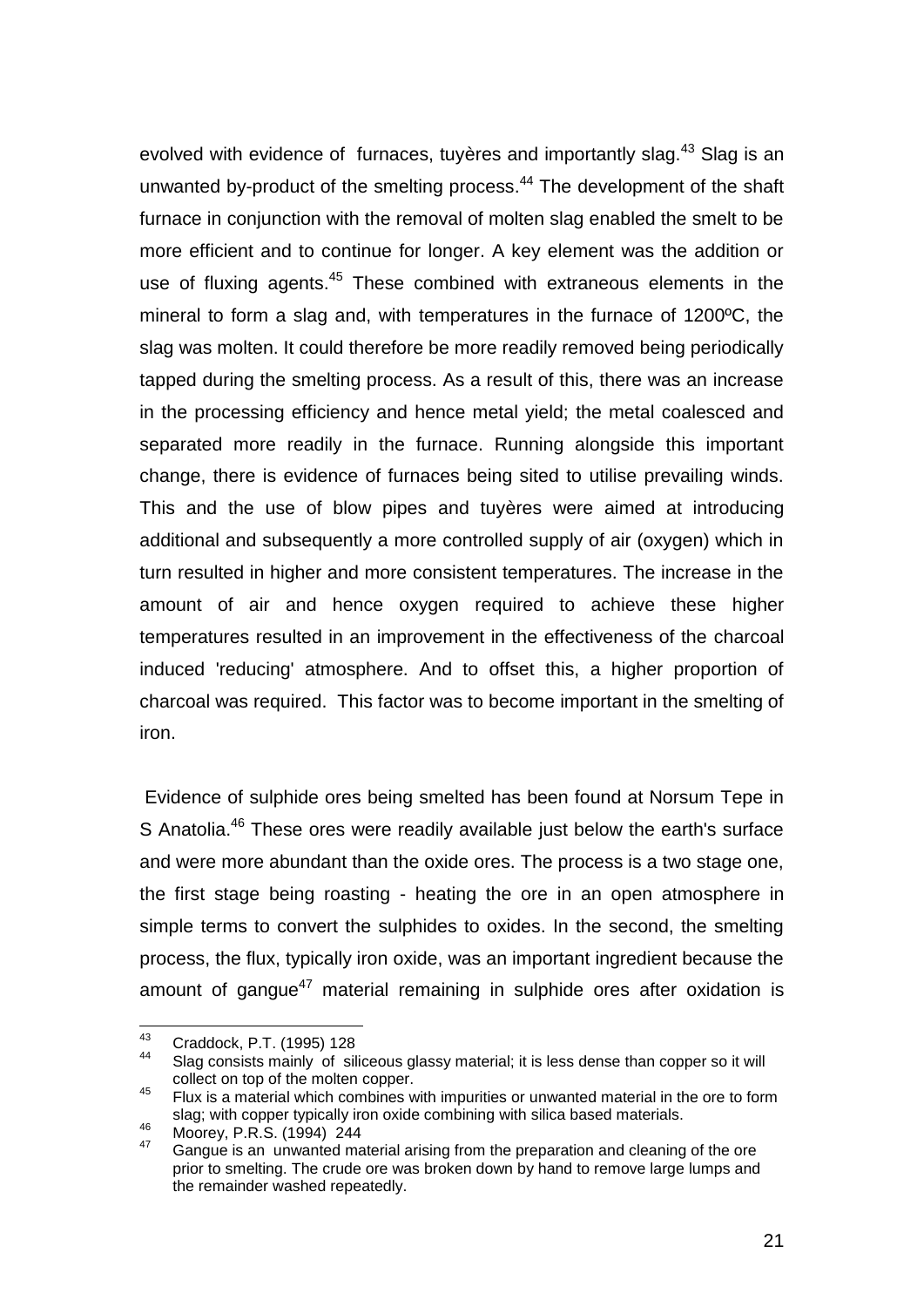evolved with evidence of furnaces, tuyères and importantly slag.[43] Slag is an unwanted by-product of the smelting process.[44] The development of the shaft furnace in conjunction with the removal of molten slag enabled the smelt to be more efficient and to continue for longer. A key element was the addition or use of fluxing agents.[45] These combined with extraneous elements in the mineral to form a slag and, with temperatures in the furnace of 1200ºC, the slag was molten. It could therefore be more readily removed being periodically tapped during the smelting process. As a result of this, there was an increase in the processing efficiency and hence metal yield; the metal coalesced and separated more readily in the furnace. Running alongside this important change, there is evidence of furnaces being sited to utilise prevailing winds. This and the use of blow pipes and tuyères were aimed at introducing additional and subsequently a more controlled supply of air (oxygen) which in turn resulted in higher and more consistent temperatures. The increase in the amount of air and hence oxygen required to achieve these higher temperatures resulted in an improvement in the effectiveness of the charcoal induced 'reducing' atmosphere. And to offset this, a higher proportion of charcoal was required. This factor was to become important in the smelting of iron.

Evidence of sulphide ores being smelted has been found at Norsum Tepe in S Anatolia.[46] These ores were readily available just below the earth's surface and were more abundant than the oxide ores. The process is a two stage one, the first stage being roasting - heating the ore in an open atmosphere in simple terms to convert the sulphides to oxides. In the second, the smelting process, the flux, typically iron oxide, was an important ingredient because the amount of gangue[47] material remaining in sulphide ores after oxidation is

---

[43] Craddock, P.T. (1995) 128

[44] Slag consists mainly of siliceous glassy material; it is less dense than copper so it will collect on top of the molten copper.

[45] Flux is a material which combines with impurities or unwanted material in the ore to form slag; with copper typically iron oxide combining with silica based materials.

[46] Moorey, P.R.S. (1994) 244

[47] Gangue is an unwanted material arising from the preparation and cleaning of the ore prior to smelting. The crude ore was broken down by hand to remove large lumps and the remainder washed repeatedly.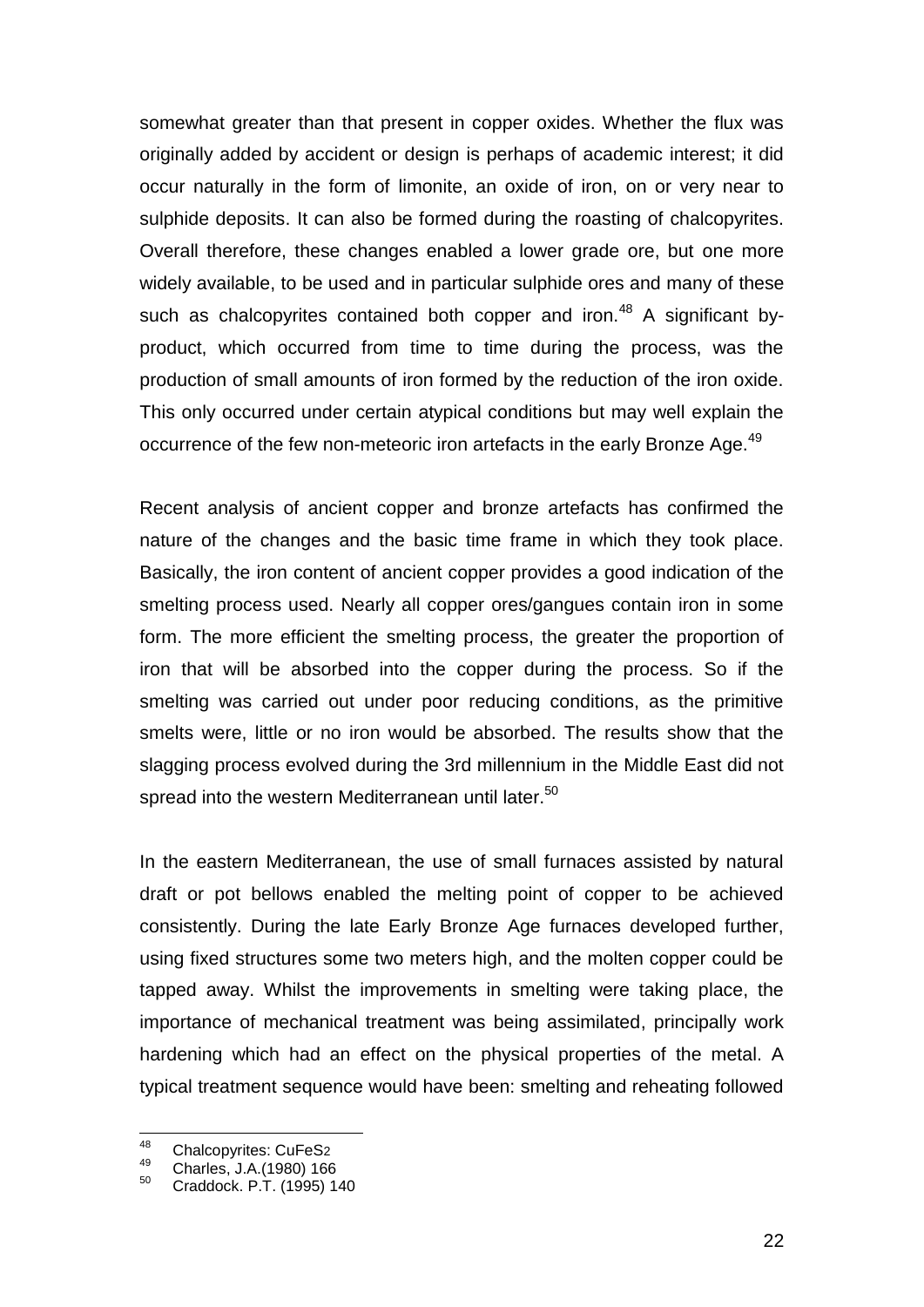somewhat greater than that present in copper oxides. Whether the flux was originally added by accident or design is perhaps of academic interest; it did occur naturally in the form of limonite, an oxide of iron, on or very near to sulphide deposits. It can also be formed during the roasting of chalcopyrites. Overall therefore, these changes enabled a lower grade ore, but one more widely available, to be used and in particular sulphide ores and many of these such as chalcopyrites contained both copper and iron.[48] A significant by-product, which occurred from time to time during the process, was the production of small amounts of iron formed by the reduction of the iron oxide. This only occurred under certain atypical conditions but may well explain the occurrence of the few non-meteoric iron artefacts in the early Bronze Age.[49]

Recent analysis of ancient copper and bronze artefacts has confirmed the nature of the changes and the basic time frame in which they took place. Basically, the iron content of ancient copper provides a good indication of the smelting process used. Nearly all copper ores/gangues contain iron in some form. The more efficient the smelting process, the greater the proportion of iron that will be absorbed into the copper during the process. So if the smelting was carried out under poor reducing conditions, as the primitive smelts were, little or no iron would be absorbed. The results show that the slagging process evolved during the 3rd millennium in the Middle East did not spread into the western Mediterranean until later.[50]

In the eastern Mediterranean, the use of small furnaces assisted by natural draft or pot bellows enabled the melting point of copper to be achieved consistently. During the late Early Bronze Age furnaces developed further, using fixed structures some two meters high, and the molten copper could be tapped away. Whilst the improvements in smelting were taking place, the importance of mechanical treatment was being assimilated, principally work hardening which had an effect on the physical properties of the metal. A typical treatment sequence would have been: smelting and reheating followed

---

[48] Chalcopyrites: $CuFeS_2$

[49] Charles, J.A.(1980) 166

[50] Craddock. P.T. (1995) 140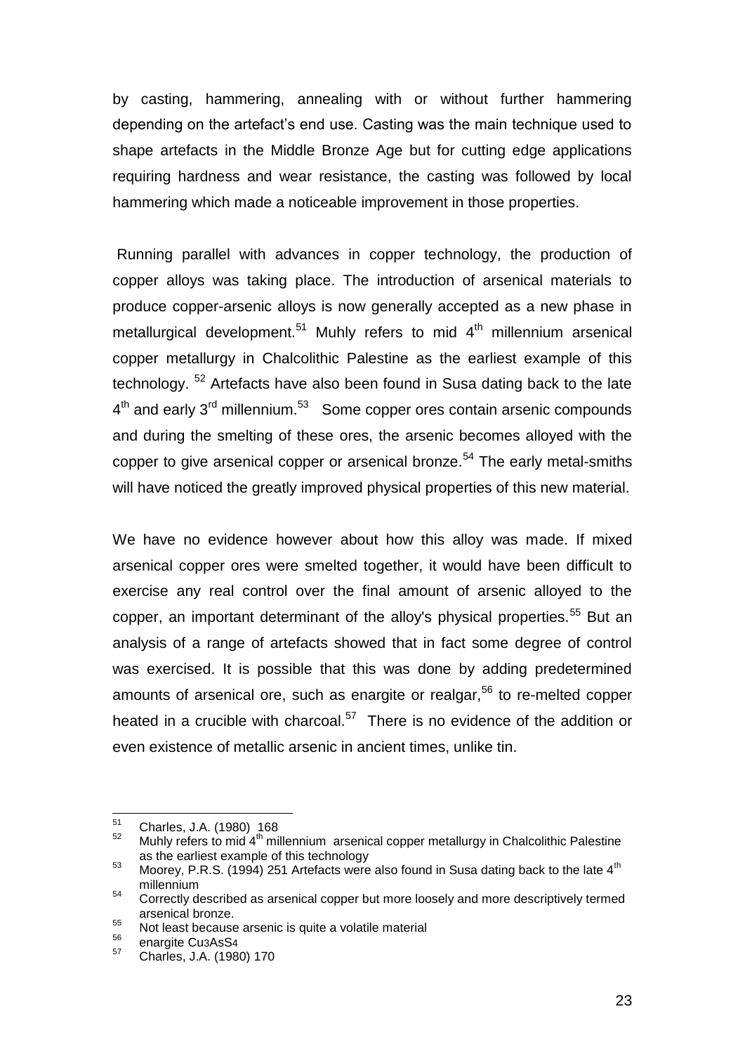by casting, hammering, annealing with or without further hammering depending on the artefact's end use. Casting was the main technique used to shape artefacts in the Middle Bronze Age but for cutting edge applications requiring hardness and wear resistance, the casting was followed by local hammering which made a noticeable improvement in those properties.

Running parallel with advances in copper technology, the production of copper alloys was taking place. The introduction of arsenical materials to produce copper-arsenic alloys is now generally accepted as a new phase in metallurgical development.[51] Muhly refers to mid 4th millennium arsenical copper metallurgy in Chalcolithic Palestine as the earliest example of this technology. [52] Artefacts have also been found in Susa dating back to the late 4th and early 3rd millennium.[53] Some copper ores contain arsenic compounds and during the smelting of these ores, the arsenic becomes alloyed with the copper to give arsenical copper or arsenical bronze.[54] The early metal-smiths will have noticed the greatly improved physical properties of this new material.

We have no evidence however about how this alloy was made. If mixed arsenical copper ores were smelted together, it would have been difficult to exercise any real control over the final amount of arsenic alloyed to the copper, an important determinant of the alloy's physical properties.[55] But an analysis of a range of artefacts showed that in fact some degree of control was exercised. It is possible that this was done by adding predetermined amounts of arsenical ore, such as enargite or realgar,[56] to re-melted copper heated in a crucible with charcoal.[57] There is no evidence of the addition or even existence of metallic arsenic in ancient times, unlike tin.

---

[51] Charles, J.A. (1980) 168

[52] Muhly refers to mid 4th millennium arsenical copper metallurgy in Chalcolithic Palestine as the earliest example of this technology

[53] Moorey, P.R.S. (1994) 251 Artefacts were also found in Susa dating back to the late 4th millennium

[54] Correctly described as arsenical copper but more loosely and more descriptively termed arsenical bronze.

[55] Not least because arsenic is quite a volatile material

[56] enargite $Cu_3AsS_4$

[57] Charles, J.A. (1980) 170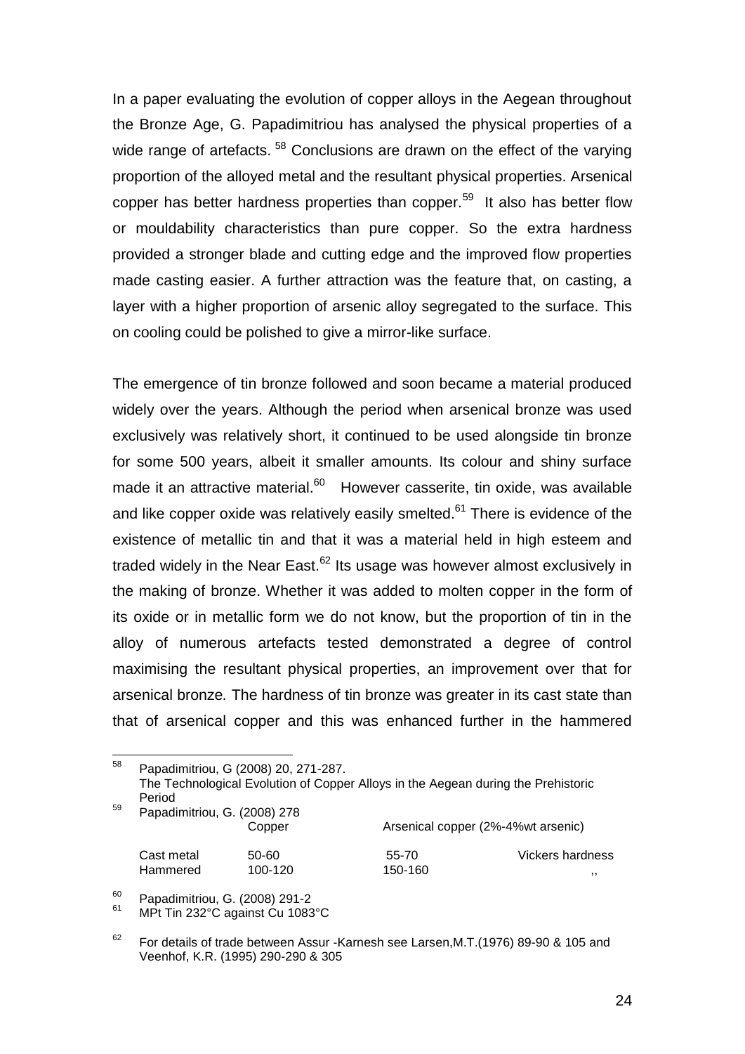In a paper evaluating the evolution of copper alloys in the Aegean throughout the Bronze Age, G. Papadimitriou has analysed the physical properties of a wide range of artefacts. [58] Conclusions are drawn on the effect of the varying proportion of the alloyed metal and the resultant physical properties. Arsenical copper has better hardness properties than copper.[59] It also has better flow or mouldability characteristics than pure copper. So the extra hardness provided a stronger blade and cutting edge and the improved flow properties made casting easier. A further attraction was the feature that, on casting, a layer with a higher proportion of arsenic alloy segregated to the surface. This on cooling could be polished to give a mirror-like surface.

The emergence of tin bronze followed and soon became a material produced widely over the years. Although the period when arsenical bronze was used exclusively was relatively short, it continued to be used alongside tin bronze for some 500 years, albeit it smaller amounts. Its colour and shiny surface made it an attractive material.[60] However casserite, tin oxide, was available and like copper oxide was relatively easily smelted.[61] There is evidence of the existence of metallic tin and that it was a material held in high esteem and traded widely in the Near East.[62] Its usage was however almost exclusively in the making of bronze. Whether it was added to molten copper in the form of its oxide or in metallic form we do not know, but the proportion of tin in the alloy of numerous artefacts tested demonstrated a degree of control maximising the resultant physical properties, an improvement over that for arsenical bronze*.* The hardness of tin bronze was greater in its cast state than that of arsenical copper and this was enhanced further in the hammered

---

[58] Papadimitriou, G (2008) 20, 271-287.
The Technological Evolution of Copper Alloys in the Aegean during the Prehistoric Period

[59] Papadimitriou, G. (2008) 278

| | Copper | Arsenical copper (2%-4%wt arsenic) | |
|---|---|---|---|
| Cast metal | 50-60 | 55-70 | Vickers hardness |
| Hammered | 100-120 | 150-160 | ,, |

[60] Papadimitriou, G. (2008) 291-2

[61] MPt Tin 232°C against Cu 1083°C

[62] For details of trade between Assur -Karnesh see Larsen,M.T.(1976) 89-90 & 105 and Veenhof, K.R. (1995) 290-290 & 305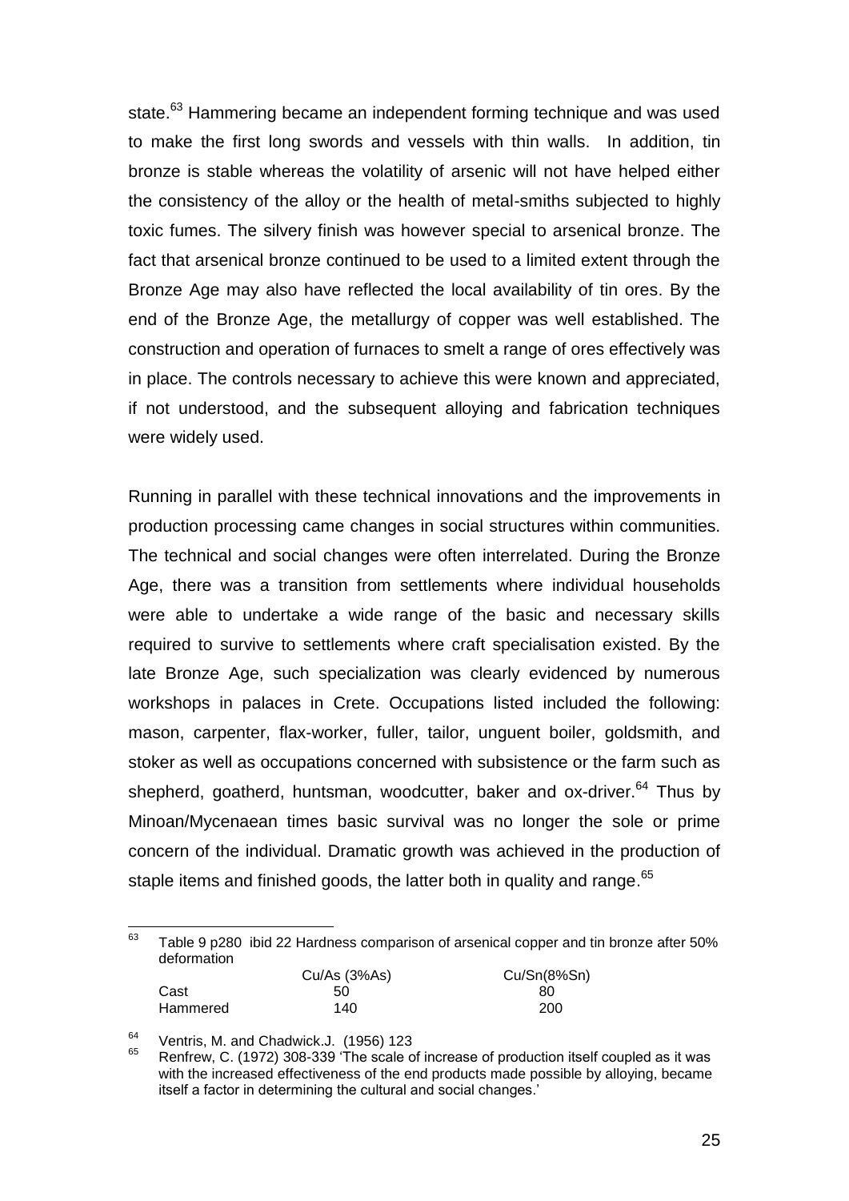state.[63] Hammering became an independent forming technique and was used to make the first long swords and vessels with thin walls. In addition, tin bronze is stable whereas the volatility of arsenic will not have helped either the consistency of the alloy or the health of metal-smiths subjected to highly toxic fumes. The silvery finish was however special to arsenical bronze. The fact that arsenical bronze continued to be used to a limited extent through the Bronze Age may also have reflected the local availability of tin ores. By the end of the Bronze Age, the metallurgy of copper was well established. The construction and operation of furnaces to smelt a range of ores effectively was in place. The controls necessary to achieve this were known and appreciated, if not understood, and the subsequent alloying and fabrication techniques were widely used.

Running in parallel with these technical innovations and the improvements in production processing came changes in social structures within communities. The technical and social changes were often interrelated. During the Bronze Age, there was a transition from settlements where individual households were able to undertake a wide range of the basic and necessary skills required to survive to settlements where craft specialisation existed. By the late Bronze Age, such specialization was clearly evidenced by numerous workshops in palaces in Crete. Occupations listed included the following: mason, carpenter, flax-worker, fuller, tailor, unguent boiler, goldsmith, and stoker as well as occupations concerned with subsistence or the farm such as shepherd, goatherd, huntsman, woodcutter, baker and ox-driver.[64] Thus by Minoan/Mycenaean times basic survival was no longer the sole or prime concern of the individual. Dramatic growth was achieved in the production of staple items and finished goods, the latter both in quality and range.[65]

---

[63] Table 9 p280 ibid 22 Hardness comparison of arsenical copper and tin bronze after 50% deformation

| | Cu/As (3%As) | Cu/Sn(8%Sn) |
|---|---|---|
| Cast | 50 | 80 |
| Hammered | 140 | 200 |

[64] Ventris, M. and Chadwick.J. (1956) 123

[65] Renfrew, C. (1972) 308-339 'The scale of increase of production itself coupled as it was with the increased effectiveness of the end products made possible by alloying, became itself a factor in determining the cultural and social changes.'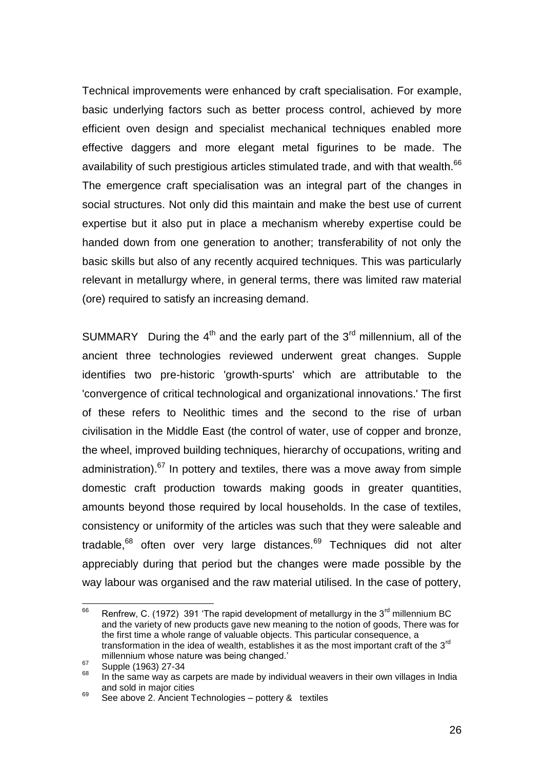Technical improvements were enhanced by craft specialisation. For example, basic underlying factors such as better process control, achieved by more efficient oven design and specialist mechanical techniques enabled more effective daggers and more elegant metal figurines to be made. The availability of such prestigious articles stimulated trade, and with that wealth.[66] The emergence craft specialisation was an integral part of the changes in social structures. Not only did this maintain and make the best use of current expertise but it also put in place a mechanism whereby expertise could be handed down from one generation to another; transferability of not only the basic skills but also of any recently acquired techniques. This was particularly relevant in metallurgy where, in general terms, there was limited raw material (ore) required to satisfy an increasing demand.

SUMMARY During the 4th and the early part of the 3rd millennium, all of the ancient three technologies reviewed underwent great changes. Supple identifies two pre-historic 'growth-spurts' which are attributable to the 'convergence of critical technological and organizational innovations.' The first of these refers to Neolithic times and the second to the rise of urban civilisation in the Middle East (the control of water, use of copper and bronze, the wheel, improved building techniques, hierarchy of occupations, writing and administration).[67] In pottery and textiles, there was a move away from simple domestic craft production towards making goods in greater quantities, amounts beyond those required by local households. In the case of textiles, consistency or uniformity of the articles was such that they were saleable and tradable,[68] often over very large distances.[69] Techniques did not alter appreciably during that period but the changes were made possible by the way labour was organised and the raw material utilised. In the case of pottery,

---

[66] Renfrew, C. (1972) 391 'The rapid development of metallurgy in the 3rd millennium BC and the variety of new products gave new meaning to the notion of goods, There was for the first time a whole range of valuable objects. This particular consequence, a transformation in the idea of wealth, establishes it as the most important craft of the 3rd millennium whose nature was being changed.'

[67] Supple (1963) 27-34

[68] In the same way as carpets are made by individual weavers in their own villages in India and sold in major cities

[69] See above 2. Ancient Technologies – pottery & textiles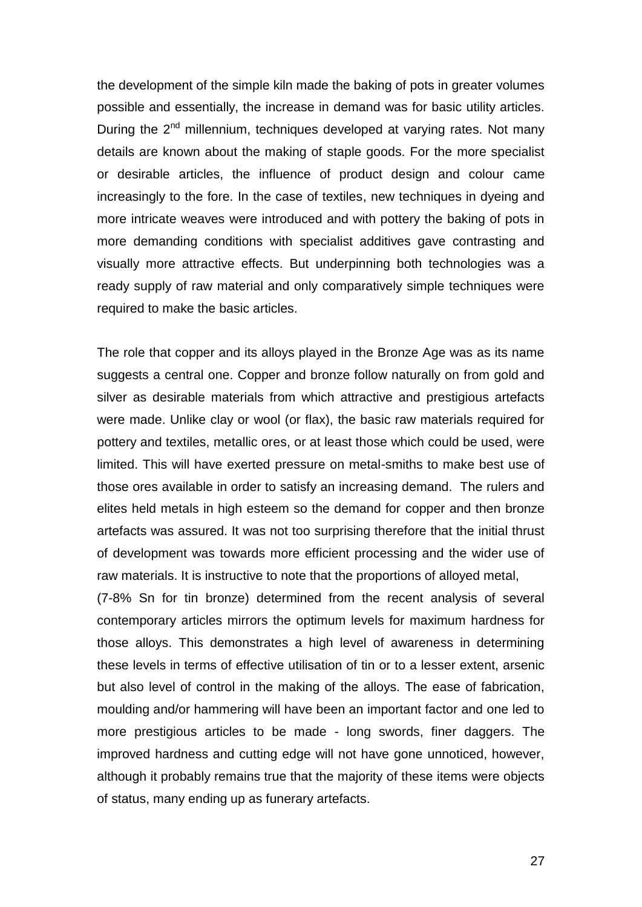the development of the simple kiln made the baking of pots in greater volumes possible and essentially, the increase in demand was for basic utility articles. During the 2nd millennium, techniques developed at varying rates. Not many details are known about the making of staple goods. For the more specialist or desirable articles, the influence of product design and colour came increasingly to the fore. In the case of textiles, new techniques in dyeing and more intricate weaves were introduced and with pottery the baking of pots in more demanding conditions with specialist additives gave contrasting and visually more attractive effects. But underpinning both technologies was a ready supply of raw material and only comparatively simple techniques were required to make the basic articles.

The role that copper and its alloys played in the Bronze Age was as its name suggests a central one. Copper and bronze follow naturally on from gold and silver as desirable materials from which attractive and prestigious artefacts were made. Unlike clay or wool (or flax), the basic raw materials required for pottery and textiles, metallic ores, or at least those which could be used, were limited. This will have exerted pressure on metal-smiths to make best use of those ores available in order to satisfy an increasing demand. The rulers and elites held metals in high esteem so the demand for copper and then bronze artefacts was assured. It was not too surprising therefore that the initial thrust of development was towards more efficient processing and the wider use of raw materials. It is instructive to note that the proportions of alloyed metal, (7-8% Sn for tin bronze) determined from the recent analysis of several contemporary articles mirrors the optimum levels for maximum hardness for those alloys. This demonstrates a high level of awareness in determining these levels in terms of effective utilisation of tin or to a lesser extent, arsenic but also level of control in the making of the alloys. The ease of fabrication, moulding and/or hammering will have been an important factor and one led to more prestigious articles to be made - long swords, finer daggers. The improved hardness and cutting edge will not have gone unnoticed, however, although it probably remains true that the majority of these items were objects of status, many ending up as funerary artefacts.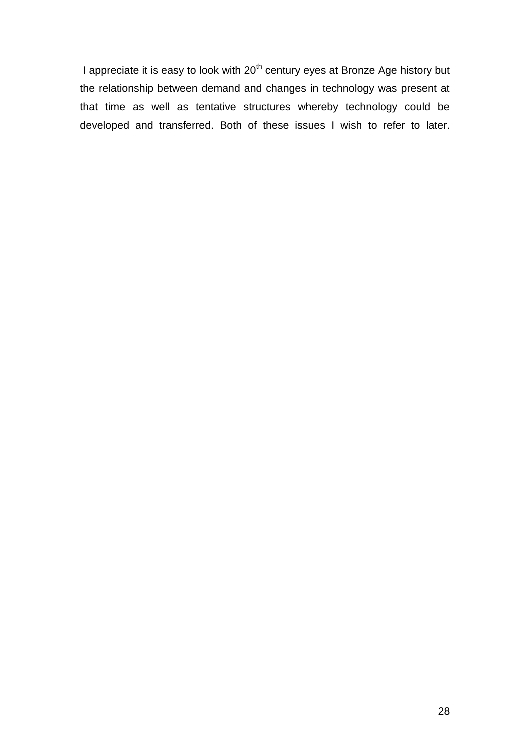I appreciate it is easy to look with 20$^{th}$ century eyes at Bronze Age history but the relationship between demand and changes in technology was present at that time as well as tentative structures whereby technology could be developed and transferred. Both of these issues I wish to refer to later.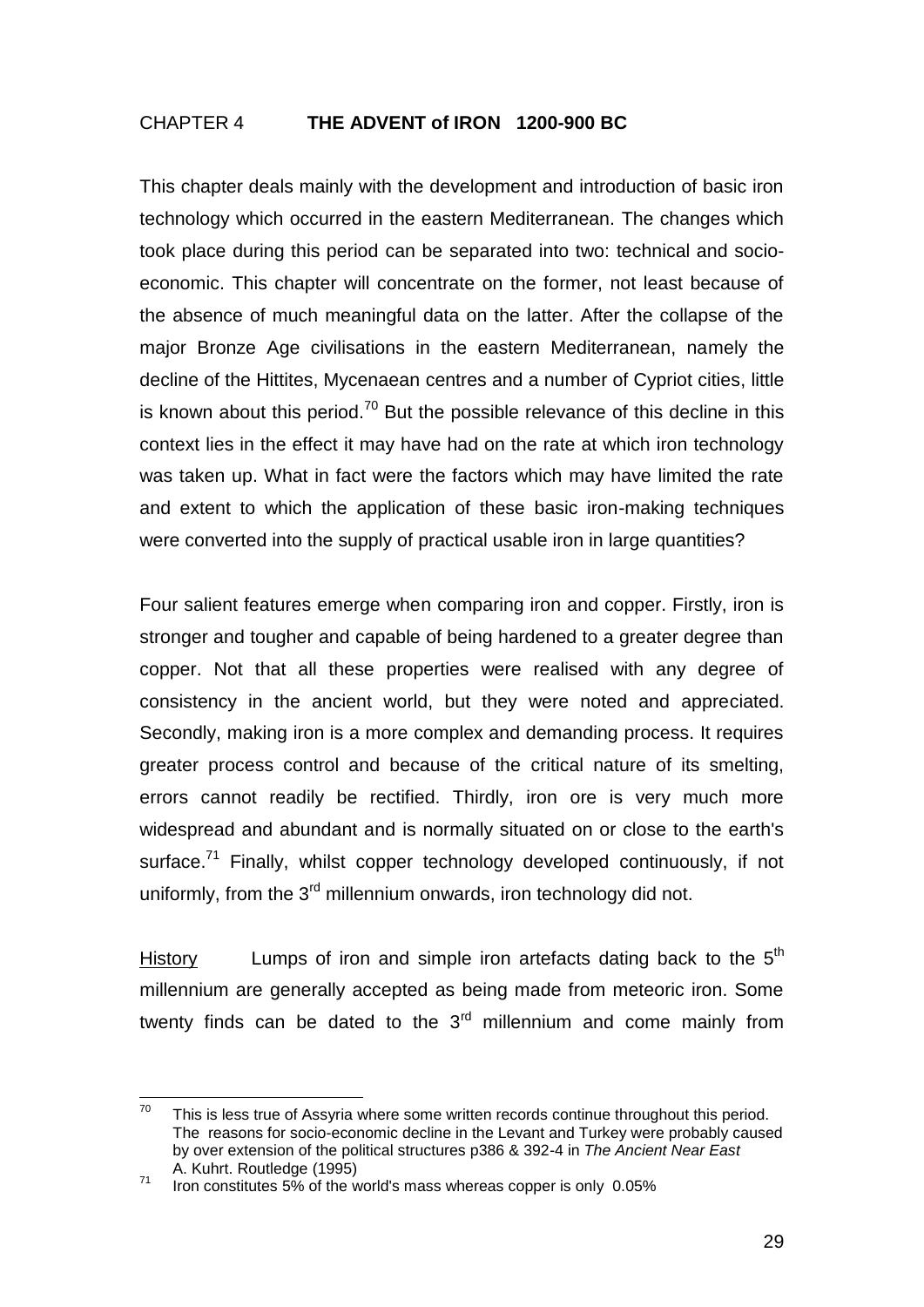## CHAPTER 4 **THE ADVENT of IRON 1200-900 BC**

This chapter deals mainly with the development and introduction of basic iron technology which occurred in the eastern Mediterranean. The changes which took place during this period can be separated into two: technical and socio-economic. This chapter will concentrate on the former, not least because of the absence of much meaningful data on the latter. After the collapse of the major Bronze Age civilisations in the eastern Mediterranean, namely the decline of the Hittites, Mycenaean centres and a number of Cypriot cities, little is known about this period.[70] But the possible relevance of this decline in this context lies in the effect it may have had on the rate at which iron technology was taken up. What in fact were the factors which may have limited the rate and extent to which the application of these basic iron-making techniques were converted into the supply of practical usable iron in large quantities?

Four salient features emerge when comparing iron and copper. Firstly, iron is stronger and tougher and capable of being hardened to a greater degree than copper. Not that all these properties were realised with any degree of consistency in the ancient world, but they were noted and appreciated. Secondly, making iron is a more complex and demanding process. It requires greater process control and because of the critical nature of its smelting, errors cannot readily be rectified. Thirdly, iron ore is very much more widespread and abundant and is normally situated on or close to the earth's surface.[71] Finally, whilst copper technology developed continuously, if not uniformly, from the 3rd millennium onwards, iron technology did not.

<u>History</u> Lumps of iron and simple iron artefacts dating back to the 5th millennium are generally accepted as being made from meteoric iron. Some twenty finds can be dated to the 3rd millennium and come mainly from

---

[70] This is less true of Assyria where some written records continue throughout this period. The reasons for socio-economic decline in the Levant and Turkey were probably caused by over extension of the political structures p386 & 392-4 in *The Ancient Near East* A. Kuhrt. Routledge (1995)

[71] Iron constitutes 5% of the world's mass whereas copper is only 0.05%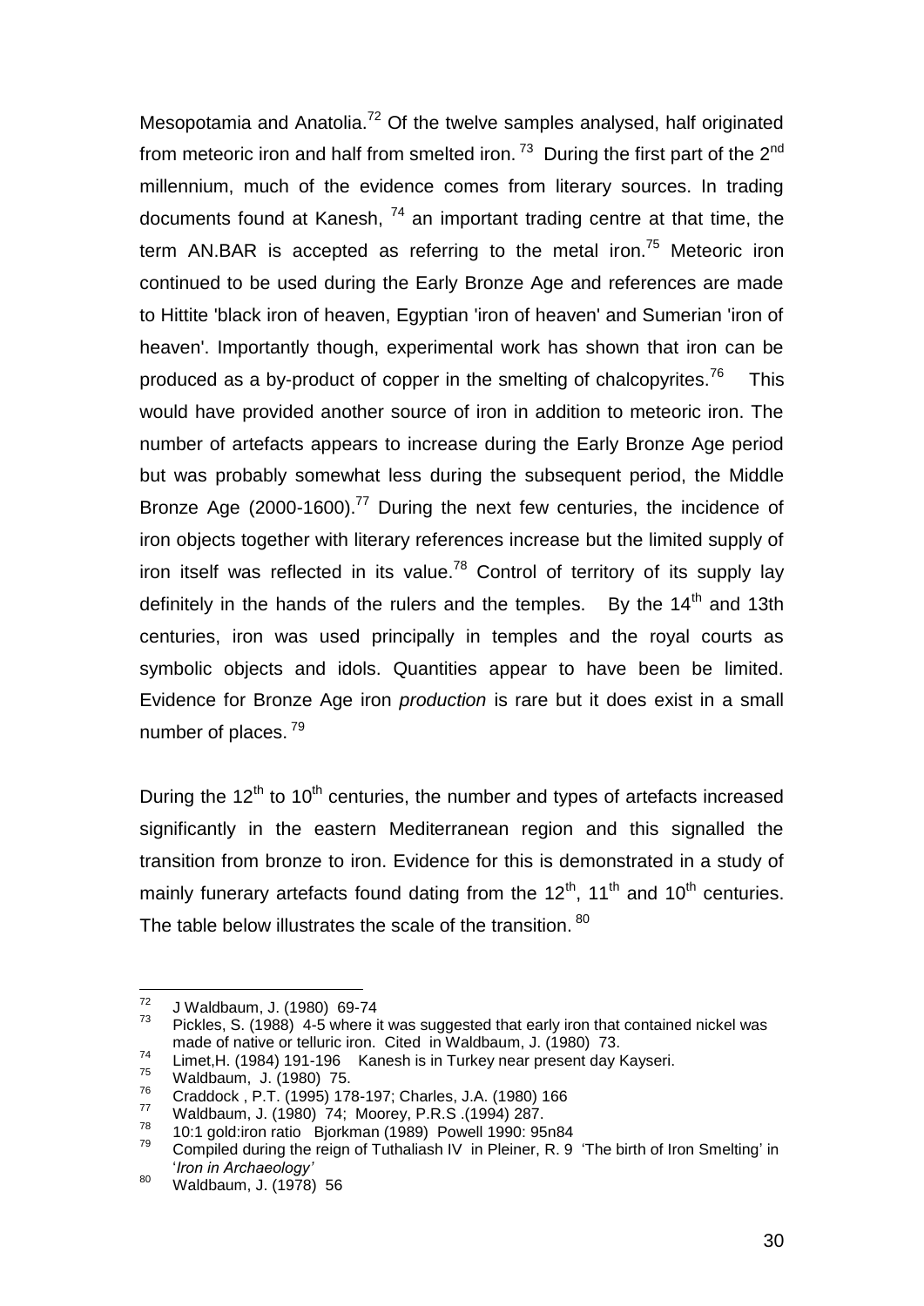Mesopotamia and Anatolia.[72] Of the twelve samples analysed, half originated from meteoric iron and half from smelted iron. [73] During the first part of the 2nd millennium, much of the evidence comes from literary sources. In trading documents found at Kanesh, [74] an important trading centre at that time, the term AN.BAR is accepted as referring to the metal iron.[75] Meteoric iron continued to be used during the Early Bronze Age and references are made to Hittite 'black iron of heaven, Egyptian 'iron of heaven' and Sumerian 'iron of heaven'. Importantly though, experimental work has shown that iron can be produced as a by-product of copper in the smelting of chalcopyrites.[76] This would have provided another source of iron in addition to meteoric iron. The number of artefacts appears to increase during the Early Bronze Age period but was probably somewhat less during the subsequent period, the Middle Bronze Age (2000-1600).[77] During the next few centuries, the incidence of iron objects together with literary references increase but the limited supply of iron itself was reflected in its value.[78] Control of territory of its supply lay definitely in the hands of the rulers and the temples. By the 14th and 13th centuries, iron was used principally in temples and the royal courts as symbolic objects and idols. Quantities appear to have been be limited. Evidence for Bronze Age iron *production* is rare but it does exist in a small number of places. [79]

During the 12th to 10th centuries, the number and types of artefacts increased significantly in the eastern Mediterranean region and this signalled the transition from bronze to iron. Evidence for this is demonstrated in a study of mainly funerary artefacts found dating from the 12th, 11th and 10th centuries. The table below illustrates the scale of the transition. [80]

---

72 J Waldbaum, J. (1980) 69-74

73 Pickles, S. (1988) 4-5 where it was suggested that early iron that contained nickel was made of native or telluric iron. Cited in Waldbaum, J. (1980) 73.

74 Limet,H. (1984) 191-196 Kanesh is in Turkey near present day Kayseri.

75 Waldbaum, J. (1980) 75.

76 Craddock , P.T. (1995) 178-197; Charles, J.A. (1980) 166

77 Waldbaum, J. (1980) 74; Moorey, P.R.S .(1994) 287.

78 10:1 gold:iron ratio Bjorkman (1989) Powell 1990: 95n84

79 Compiled during the reign of Tuthaliash IV in Pleiner, R. 9 'The birth of Iron Smelting' in '*Iron in Archaeology'*

80 Waldbaum, J. (1978) 56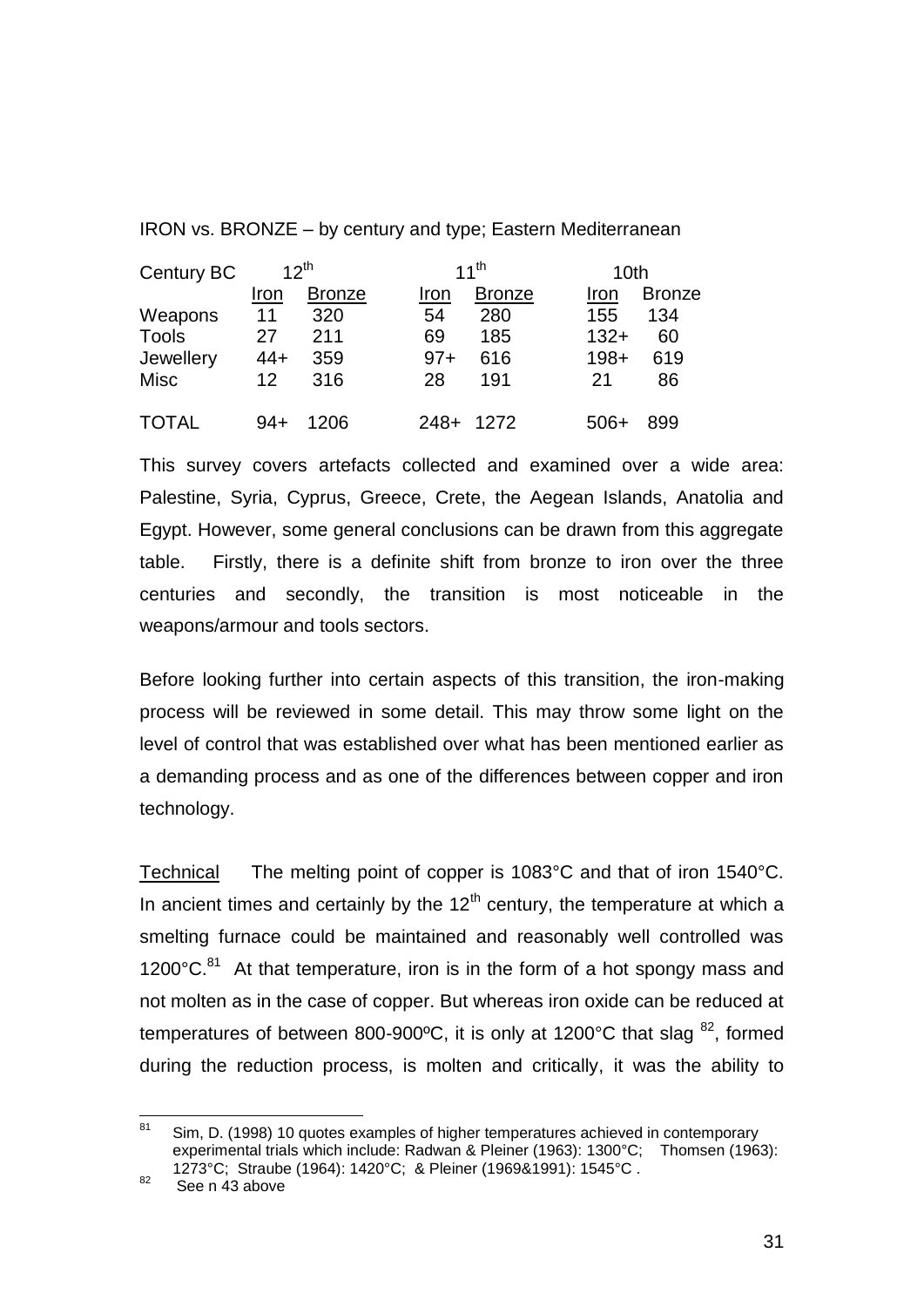IRON vs. BRONZE – by century and type; Eastern Mediterranean

| Century BC | 12th | | 11th | | 10th | |
|---|---|---|---|---|---|---|
| | Iron | Bronze | Iron | Bronze | Iron | Bronze |
| Weapons | 11 | 320 | 54 | 280 | 155 | 134 |
| Tools | 27 | 211 | 69 | 185 | 132+ | 60 |
| Jewellery | 44+ | 359 | 97+ | 616 | 198+ | 619 |
| Misc | 12 | 316 | 28 | 191 | 21 | 86 |
| TOTAL | 94+ | 1206 | 248+ | 1272 | 506+ | 899 |

This survey covers artefacts collected and examined over a wide area: Palestine, Syria, Cyprus, Greece, Crete, the Aegean Islands, Anatolia and Egypt. However, some general conclusions can be drawn from this aggregate table. Firstly, there is a definite shift from bronze to iron over the three centuries and secondly, the transition is most noticeable in the weapons/armour and tools sectors.

Before looking further into certain aspects of this transition, the iron-making process will be reviewed in some detail. This may throw some light on the level of control that was established over what has been mentioned earlier as a demanding process and as one of the differences between copper and iron technology.

Technical The melting point of copper is 1083°C and that of iron 1540°C. In ancient times and certainly by the 12th century, the temperature at which a smelting furnace could be maintained and reasonably well controlled was 1200°C.[81] At that temperature, iron is in the form of a hot spongy mass and not molten as in the case of copper. But whereas iron oxide can be reduced at temperatures of between 800-900ºC, it is only at 1200°C that slag [82], formed during the reduction process, is molten and critically, it was the ability to

[81] Sim, D. (1998) 10 quotes examples of higher temperatures achieved in contemporary experimental trials which include: Radwan & Pleiner (1963): 1300°C; Thomsen (1963): 1273°C; Straube (1964): 1420°C; & Pleiner (1969&1991): 1545°C .

[82] See n 43 above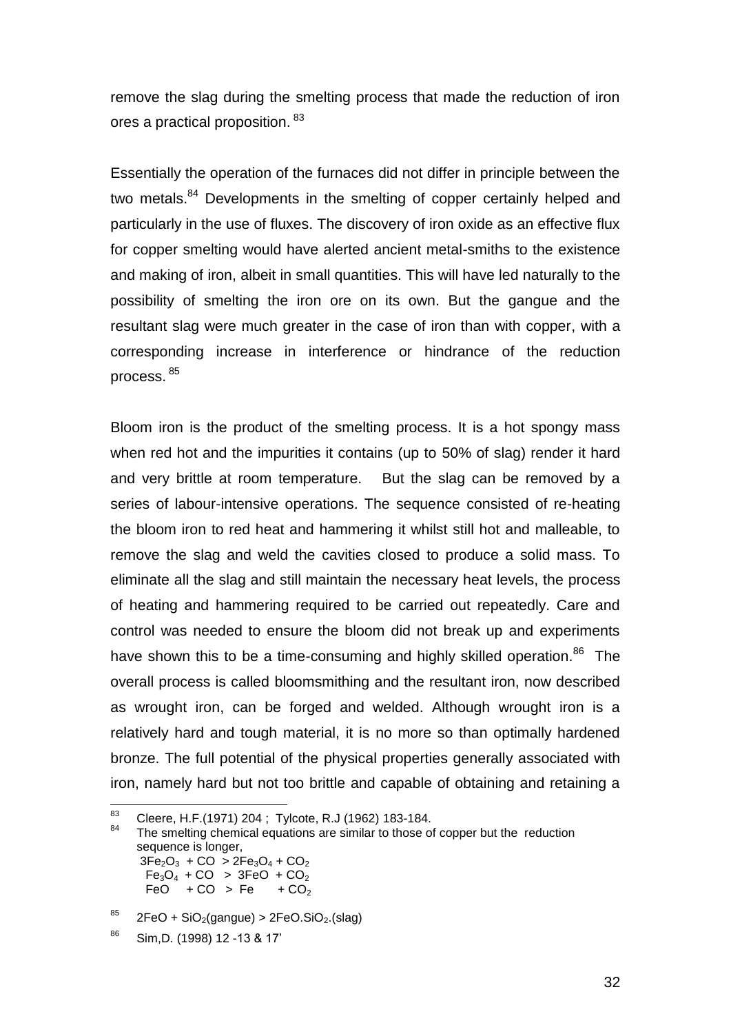remove the slag during the smelting process that made the reduction of iron ores a practical proposition. [83]

Essentially the operation of the furnaces did not differ in principle between the two metals.[84] Developments in the smelting of copper certainly helped and particularly in the use of fluxes. The discovery of iron oxide as an effective flux for copper smelting would have alerted ancient metal-smiths to the existence and making of iron, albeit in small quantities. This will have led naturally to the possibility of smelting the iron ore on its own. But the gangue and the resultant slag were much greater in the case of iron than with copper, with a corresponding increase in interference or hindrance of the reduction process. [85]

Bloom iron is the product of the smelting process. It is a hot spongy mass when red hot and the impurities it contains (up to 50% of slag) render it hard and very brittle at room temperature. But the slag can be removed by a series of labour-intensive operations. The sequence consisted of re-heating the bloom iron to red heat and hammering it whilst still hot and malleable, to remove the slag and weld the cavities closed to produce a solid mass. To eliminate all the slag and still maintain the necessary heat levels, the process of heating and hammering required to be carried out repeatedly. Care and control was needed to ensure the bloom did not break up and experiments have shown this to be a time-consuming and highly skilled operation.[86] The overall process is called bloomsmithing and the resultant iron, now described as wrought iron, can be forged and welded. Although wrought iron is a relatively hard and tough material, it is no more so than optimally hardened bronze. The full potential of the physical properties generally associated with iron, namely hard but not too brittle and capable of obtaining and retaining a

---

[83] Cleere, H.F.(1971) 204 ; Tylcote, R.J (1962) 183-184.

[84] The smelting chemical equations are similar to those of copper but the reduction sequence is longer,

$3Fe_2O_3 + CO > 2Fe_3O_4 + CO_2$

$Fe_3O_4 + CO > 3FeO + CO_2$

$FeO + CO > Fe + CO_2$

[85] $2FeO + SiO_2$(gangue) $> 2FeO.SiO_2$.(slag)

[86] Sim,D. (1998) 12 -13 & 17'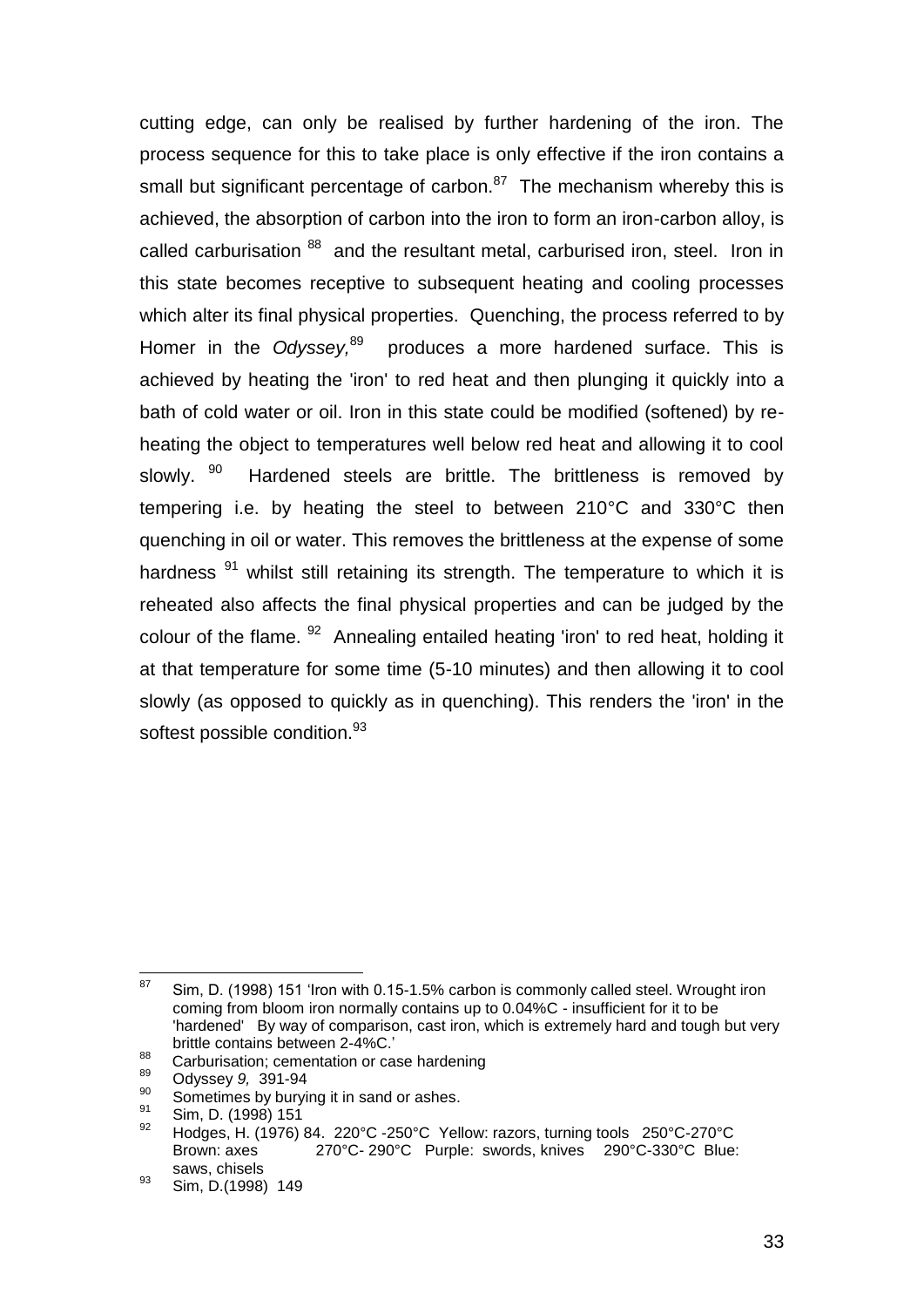cutting edge, can only be realised by further hardening of the iron. The process sequence for this to take place is only effective if the iron contains a small but significant percentage of carbon.[87] The mechanism whereby this is achieved, the absorption of carbon into the iron to form an iron-carbon alloy, is called carburisation [88] and the resultant metal, carburised iron, steel. Iron in this state becomes receptive to subsequent heating and cooling processes which alter its final physical properties. Quenching, the process referred to by Homer in the *Odyssey,*[89] produces a more hardened surface. This is achieved by heating the 'iron' to red heat and then plunging it quickly into a bath of cold water or oil. Iron in this state could be modified (softened) by re-heating the object to temperatures well below red heat and allowing it to cool slowly. [90] Hardened steels are brittle. The brittleness is removed by tempering i.e. by heating the steel to between 210°C and 330°C then quenching in oil or water. This removes the brittleness at the expense of some hardness [91] whilst still retaining its strength. The temperature to which it is reheated also affects the final physical properties and can be judged by the colour of the flame. [92] Annealing entailed heating 'iron' to red heat, holding it at that temperature for some time (5-10 minutes) and then allowing it to cool slowly (as opposed to quickly as in quenching). This renders the 'iron' in the softest possible condition.[93]

---

[87] Sim, D. (1998) 151 'Iron with 0.15-1.5% carbon is commonly called steel. Wrought iron coming from bloom iron normally contains up to 0.04%C - insufficient for it to be 'hardened' By way of comparison, cast iron, which is extremely hard and tough but very brittle contains between 2-4%C.'

[88] Carburisation; cementation or case hardening

[89] Odyssey *9,* 391-94

[90] Sometimes by burying it in sand or ashes.

[91] Sim, D. (1998) 151

[92] Hodges, H. (1976) 84. 220°C -250°C Yellow: razors, turning tools 250°C-270°C Brown: axes 270°C- 290°C Purple: swords, knives 290°C-330°C Blue: saws, chisels

[93] Sim, D.(1998) 149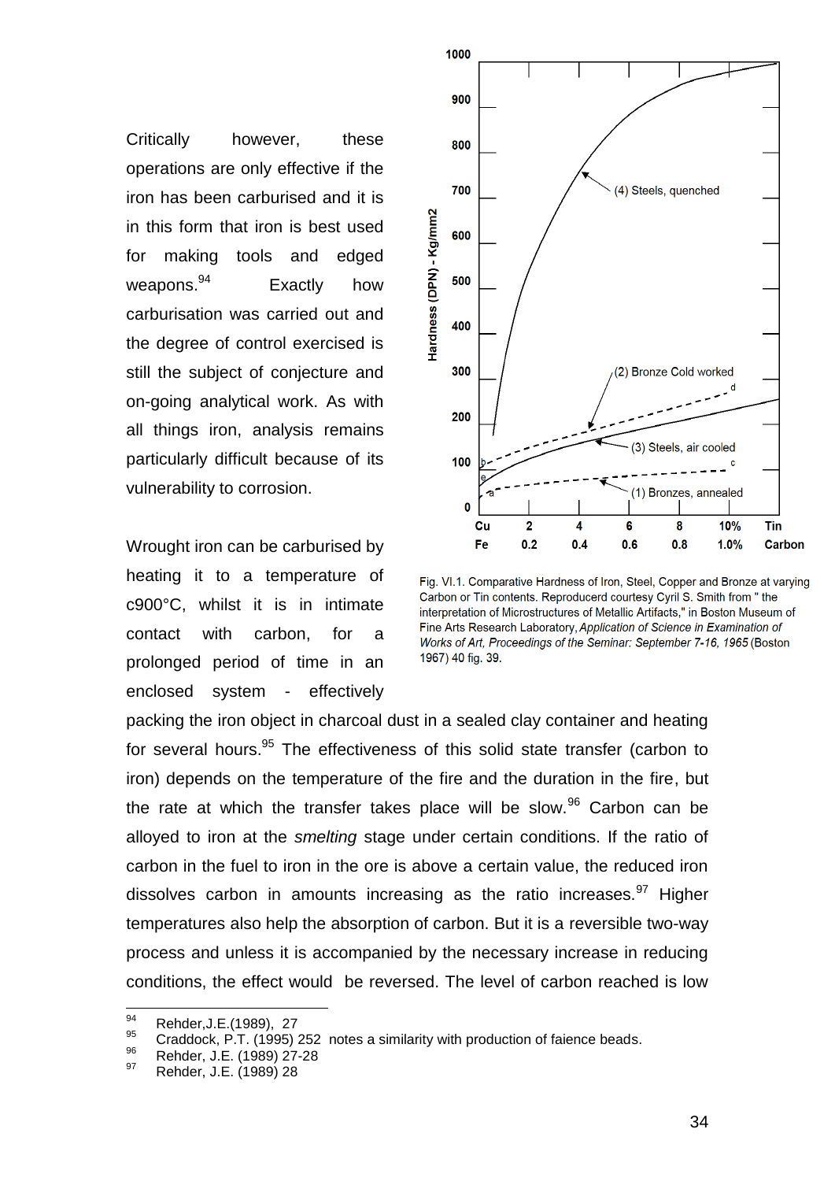Critically however, these operations are only effective if the iron has been carburised and it is in this form that iron is best used for making tools and edged weapons.[94] Exactly how carburisation was carried out and the degree of control exercised is still the subject of conjecture and on-going analytical work. As with all things iron, analysis remains particularly difficult because of its vulnerability to corrosion.

Fig. VI.1. Comparative Hardness of Iron, Steel, Copper and Bronze at varying Carbon or Tin contents. Reproducerd courtesy Cyril S. Smith from " the interpretation of Microstructures of Metallic Artifacts," in Boston Museum of Fine Arts Research Laboratory, *Application of Science in Examination of Works of Art, Proceedings of the Seminar: September 7-16, 1965* (Boston 1967) 40 fig. 39.

Wrought iron can be carburised by heating it to a temperature of c900°C, whilst it is in intimate contact with carbon, for a prolonged period of time in an enclosed system - effectively packing the iron object in charcoal dust in a sealed clay container and heating for several hours.[95] The effectiveness of this solid state transfer (carbon to iron) depends on the temperature of the fire and the duration in the fire, but the rate at which the transfer takes place will be slow.[96] Carbon can be alloyed to iron at the *smelting* stage under certain conditions. If the ratio of carbon in the fuel to iron in the ore is above a certain value, the reduced iron dissolves carbon in amounts increasing as the ratio increases.[97] Higher temperatures also help the absorption of carbon. But it is a reversible two-way process and unless it is accompanied by the necessary increase in reducing conditions, the effect would be reversed. The level of carbon reached is low

---

[94] Rehder,J.E.(1989), 27

[95] Craddock, P.T. (1995) 252 notes a similarity with production of faience beads.

[96] Rehder, J.E. (1989) 27-28

[97] Rehder, J.E. (1989) 28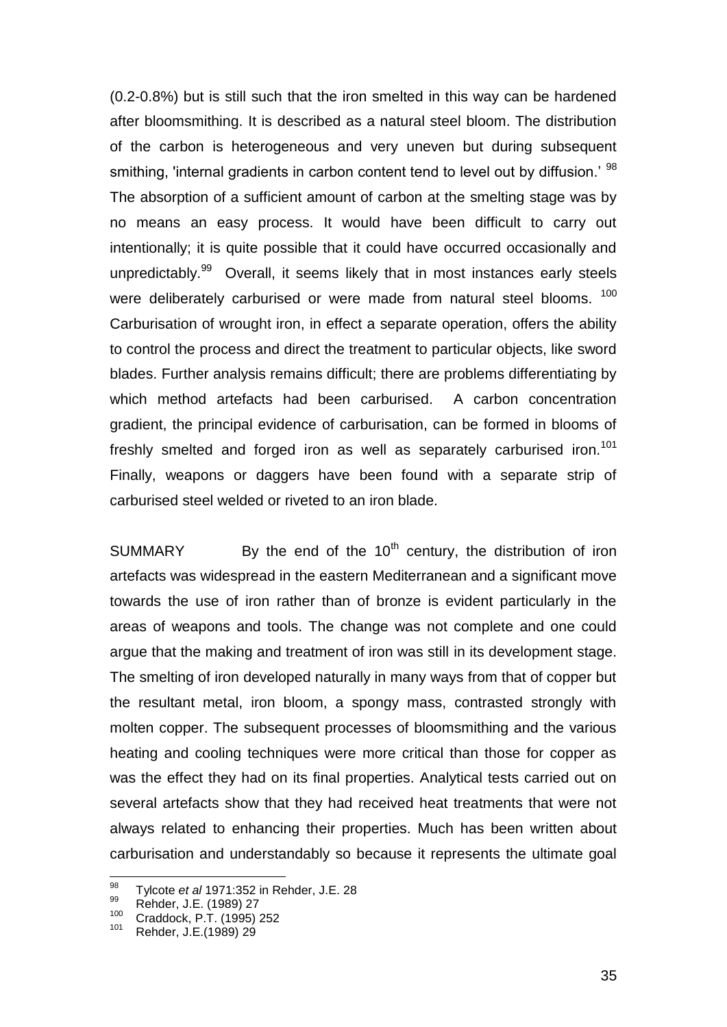(0.2-0.8%) but is still such that the iron smelted in this way can be hardened after bloomsmithing. It is described as a natural steel bloom. The distribution of the carbon is heterogeneous and very uneven but during subsequent smithing, 'internal gradients in carbon content tend to level out by diffusion.' [98] The absorption of a sufficient amount of carbon at the smelting stage was by no means an easy process. It would have been difficult to carry out intentionally; it is quite possible that it could have occurred occasionally and unpredictably.[99] Overall, it seems likely that in most instances early steels were deliberately carburised or were made from natural steel blooms. [100] Carburisation of wrought iron, in effect a separate operation, offers the ability to control the process and direct the treatment to particular objects, like sword blades. Further analysis remains difficult; there are problems differentiating by which method artefacts had been carburised. A carbon concentration gradient, the principal evidence of carburisation, can be formed in blooms of freshly smelted and forged iron as well as separately carburised iron.[101] Finally, weapons or daggers have been found with a separate strip of carburised steel welded or riveted to an iron blade.

SUMMARY By the end of the 10th century, the distribution of iron artefacts was widespread in the eastern Mediterranean and a significant move towards the use of iron rather than of bronze is evident particularly in the areas of weapons and tools. The change was not complete and one could argue that the making and treatment of iron was still in its development stage. The smelting of iron developed naturally in many ways from that of copper but the resultant metal, iron bloom, a spongy mass, contrasted strongly with molten copper. The subsequent processes of bloomsmithing and the various heating and cooling techniques were more critical than those for copper as was the effect they had on its final properties. Analytical tests carried out on several artefacts show that they had received heat treatments that were not always related to enhancing their properties. Much has been written about carburisation and understandably so because it represents the ultimate goal

---

[98] Tylcote *et al* 1971:352 in Rehder, J.E. 28

[99] Rehder, J.E. (1989) 27

[100] Craddock, P.T. (1995) 252

[101] Rehder, J.E.(1989) 29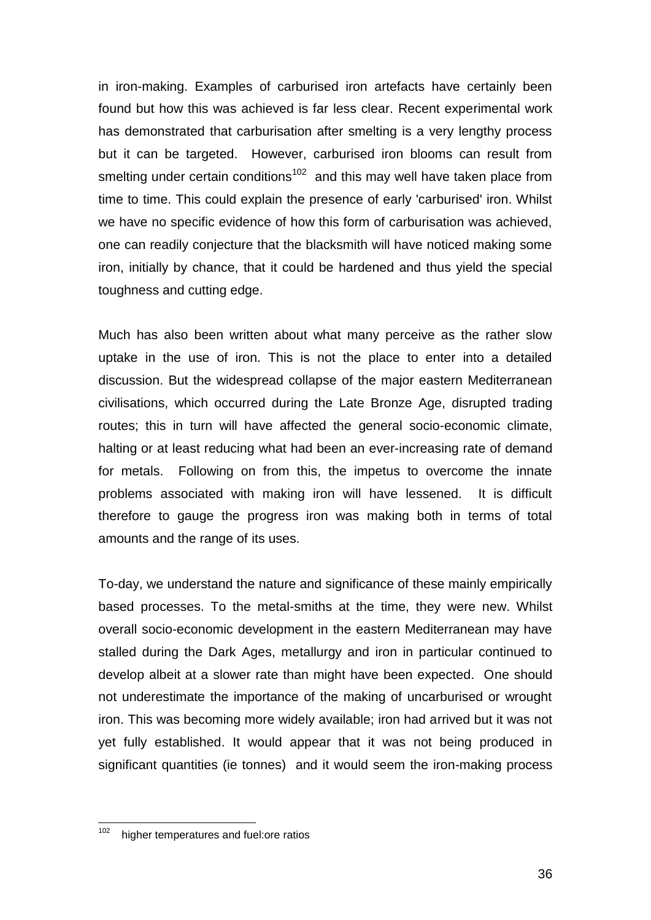in iron-making. Examples of carburised iron artefacts have certainly been found but how this was achieved is far less clear. Recent experimental work has demonstrated that carburisation after smelting is a very lengthy process but it can be targeted. However, carburised iron blooms can result from smelting under certain conditions[102] and this may well have taken place from time to time. This could explain the presence of early 'carburised' iron. Whilst we have no specific evidence of how this form of carburisation was achieved, one can readily conjecture that the blacksmith will have noticed making some iron, initially by chance, that it could be hardened and thus yield the special toughness and cutting edge.

Much has also been written about what many perceive as the rather slow uptake in the use of iron. This is not the place to enter into a detailed discussion. But the widespread collapse of the major eastern Mediterranean civilisations, which occurred during the Late Bronze Age, disrupted trading routes; this in turn will have affected the general socio-economic climate, halting or at least reducing what had been an ever-increasing rate of demand for metals. Following on from this, the impetus to overcome the innate problems associated with making iron will have lessened. It is difficult therefore to gauge the progress iron was making both in terms of total amounts and the range of its uses.

To-day, we understand the nature and significance of these mainly empirically based processes. To the metal-smiths at the time, they were new. Whilst overall socio-economic development in the eastern Mediterranean may have stalled during the Dark Ages, metallurgy and iron in particular continued to develop albeit at a slower rate than might have been expected. One should not underestimate the importance of the making of uncarburised or wrought iron. This was becoming more widely available; iron had arrived but it was not yet fully established. It would appear that it was not being produced in significant quantities (ie tonnes) and it would seem the iron-making process

---

[102] higher temperatures and fuel:ore ratios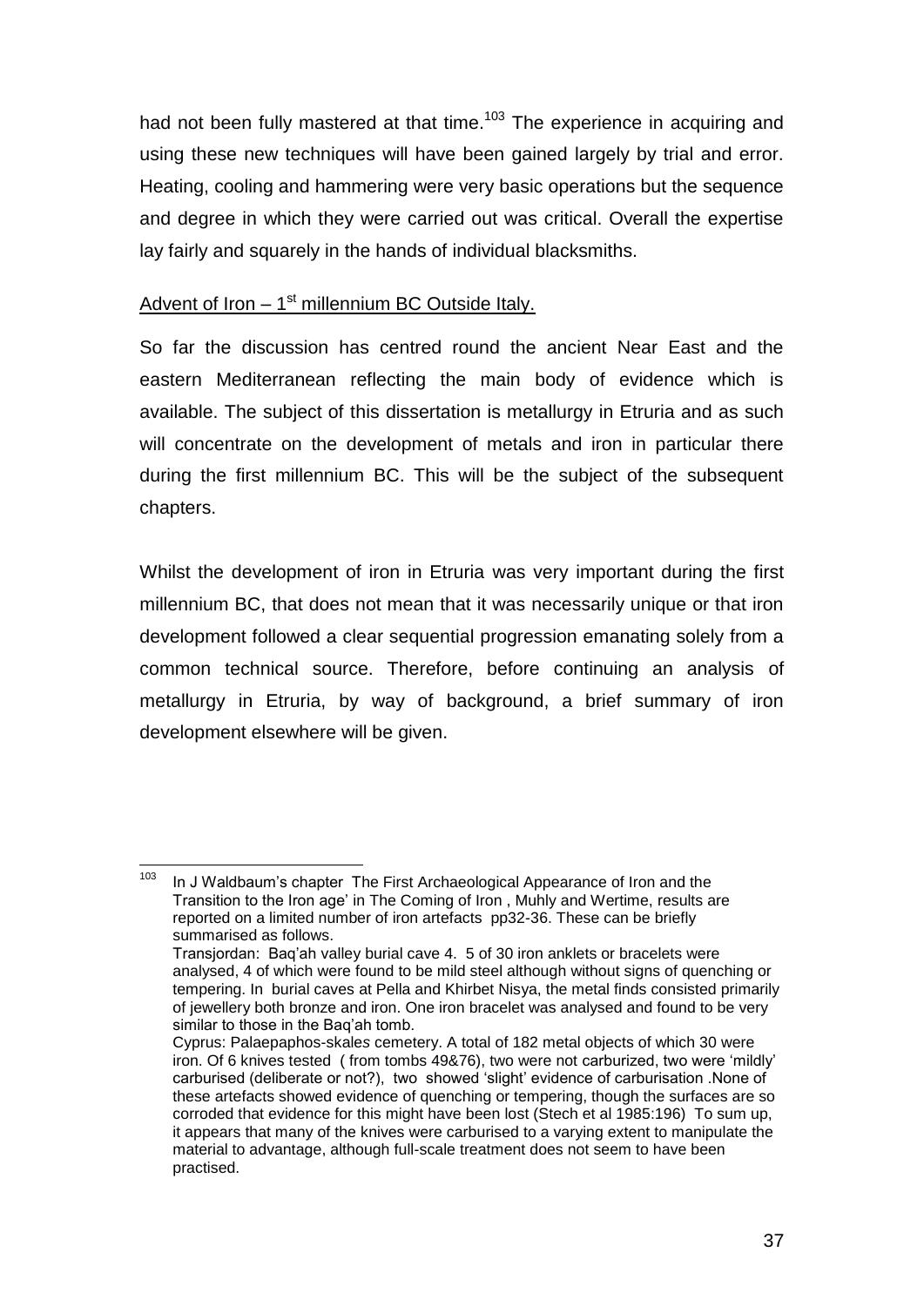had not been fully mastered at that time.[103] The experience in acquiring and using these new techniques will have been gained largely by trial and error. Heating, cooling and hammering were very basic operations but the sequence and degree in which they were carried out was critical. Overall the expertise lay fairly and squarely in the hands of individual blacksmiths.

<u>Advent of Iron – 1st millennium BC Outside Italy.</u>

So far the discussion has centred round the ancient Near East and the eastern Mediterranean reflecting the main body of evidence which is available. The subject of this dissertation is metallurgy in Etruria and as such will concentrate on the development of metals and iron in particular there during the first millennium BC. This will be the subject of the subsequent chapters.

Whilst the development of iron in Etruria was very important during the first millennium BC, that does not mean that it was necessarily unique or that iron development followed a clear sequential progression emanating solely from a common technical source. Therefore, before continuing an analysis of metallurgy in Etruria, by way of background, a brief summary of iron development elsewhere will be given.

---

[103] In J Waldbaum's chapter The First Archaeological Appearance of Iron and the Transition to the Iron age' in The Coming of Iron , Muhly and Wertime, results are reported on a limited number of iron artefacts pp32-36. These can be briefly summarised as follows.
Transjordan: Baq'ah valley burial cave 4. 5 of 30 iron anklets or bracelets were analysed, 4 of which were found to be mild steel although without signs of quenching or tempering. In burial caves at Pella and Khirbet Nisya, the metal finds consisted primarily of jewellery both bronze and iron. One iron bracelet was analysed and found to be very similar to those in the Baq'ah tomb.
Cyprus: Palaepaphos-skal*es* cemetery. A total of 182 metal objects of which 30 were iron. Of 6 knives tested ( from tombs 49&76), two were not carburized, two were 'mildly' carburised (deliberate or not?), two showed 'slight' evidence of carburisation .None of these artefacts showed evidence of quenching or tempering, though the surfaces are so corroded that evidence for this might have been lost (Stech et al 1985:196) To sum up, it appears that many of the knives were carburised to a varying extent to manipulate the material to advantage, although full-scale treatment does not seem to have been practised.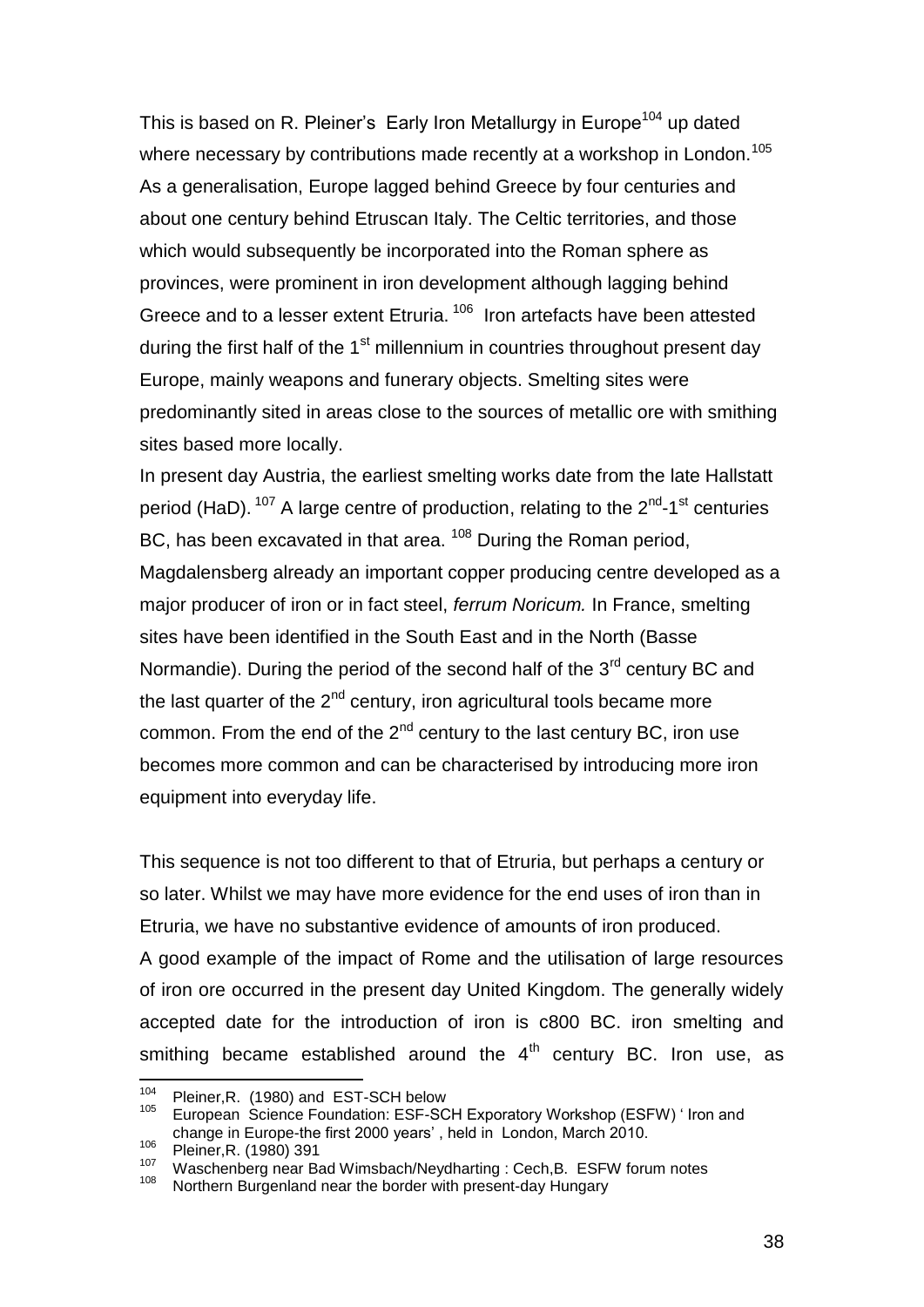This is based on R. Pleiner's Early Iron Metallurgy in Europe[104] up dated where necessary by contributions made recently at a workshop in London.[105] As a generalisation, Europe lagged behind Greece by four centuries and about one century behind Etruscan Italy. The Celtic territories, and those which would subsequently be incorporated into the Roman sphere as provinces, were prominent in iron development although lagging behind Greece and to a lesser extent Etruria.[106] Iron artefacts have been attested during the first half of the 1st millennium in countries throughout present day Europe, mainly weapons and funerary objects. Smelting sites were predominantly sited in areas close to the sources of metallic ore with smithing sites based more locally.

In present day Austria, the earliest smelting works date from the late Hallstatt period (HaD).[107] A large centre of production, relating to the 2nd-1st centuries BC, has been excavated in that area.[108] During the Roman period, Magdalensberg already an important copper producing centre developed as a major producer of iron or in fact steel, *ferrum Noricum.* In France, smelting sites have been identified in the South East and in the North (Basse Normandie). During the period of the second half of the 3rd century BC and the last quarter of the 2nd century, iron agricultural tools became more common. From the end of the 2nd century to the last century BC, iron use becomes more common and can be characterised by introducing more iron equipment into everyday life.

This sequence is not too different to that of Etruria, but perhaps a century or so later. Whilst we may have more evidence for the end uses of iron than in Etruria, we have no substantive evidence of amounts of iron produced.

A good example of the impact of Rome and the utilisation of large resources of iron ore occurred in the present day United Kingdom. The generally widely accepted date for the introduction of iron is c800 BC. iron smelting and smithing became established around the 4th century BC. Iron use, as

---

[104] Pleiner,R. (1980) and EST-SCH below

[105] European Science Foundation: ESF-SCH Exporatory Workshop (ESFW) ' Iron and change in Europe-the first 2000 years' , held in London, March 2010.

[106] Pleiner,R. (1980) 391

[107] Waschenberg near Bad Wimsbach/Neydharting : Cech,B. ESFW forum notes

[108] Northern Burgenland near the border with present-day Hungary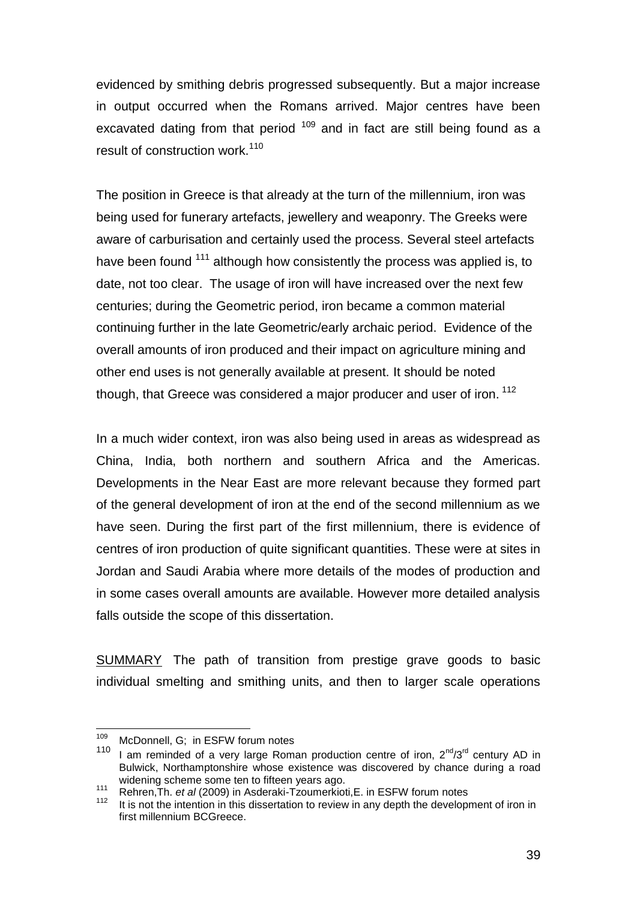evidenced by smithing debris progressed subsequently. But a major increase in output occurred when the Romans arrived. Major centres have been excavated dating from that period [109] and in fact are still being found as a result of construction work.[110]

The position in Greece is that already at the turn of the millennium, iron was being used for funerary artefacts, jewellery and weaponry. The Greeks were aware of carburisation and certainly used the process. Several steel artefacts have been found [111] although how consistently the process was applied is, to date, not too clear. The usage of iron will have increased over the next few centuries; during the Geometric period, iron became a common material continuing further in the late Geometric/early archaic period. Evidence of the overall amounts of iron produced and their impact on agriculture mining and other end uses is not generally available at present. It should be noted though, that Greece was considered a major producer and user of iron. [112]

In a much wider context, iron was also being used in areas as widespread as China, India, both northern and southern Africa and the Americas. Developments in the Near East are more relevant because they formed part of the general development of iron at the end of the second millennium as we have seen. During the first part of the first millennium, there is evidence of centres of iron production of quite significant quantities. These were at sites in Jordan and Saudi Arabia where more details of the modes of production and in some cases overall amounts are available. However more detailed analysis falls outside the scope of this dissertation.

<u>SUMMARY</u> The path of transition from prestige grave goods to basic individual smelting and smithing units, and then to larger scale operations

---

[109] McDonnell, G; in ESFW forum notes

[110] I am reminded of a very large Roman production centre of iron, 2nd/3rd century AD in Bulwick, Northamptonshire whose existence was discovered by chance during a road widening scheme some ten to fifteen years ago.

[111] Rehren,Th. *et al* (2009) in Asderaki-Tzoumerkioti,E. in ESFW forum notes

[112] It is not the intention in this dissertation to review in any depth the development of iron in first millennium BCGreece.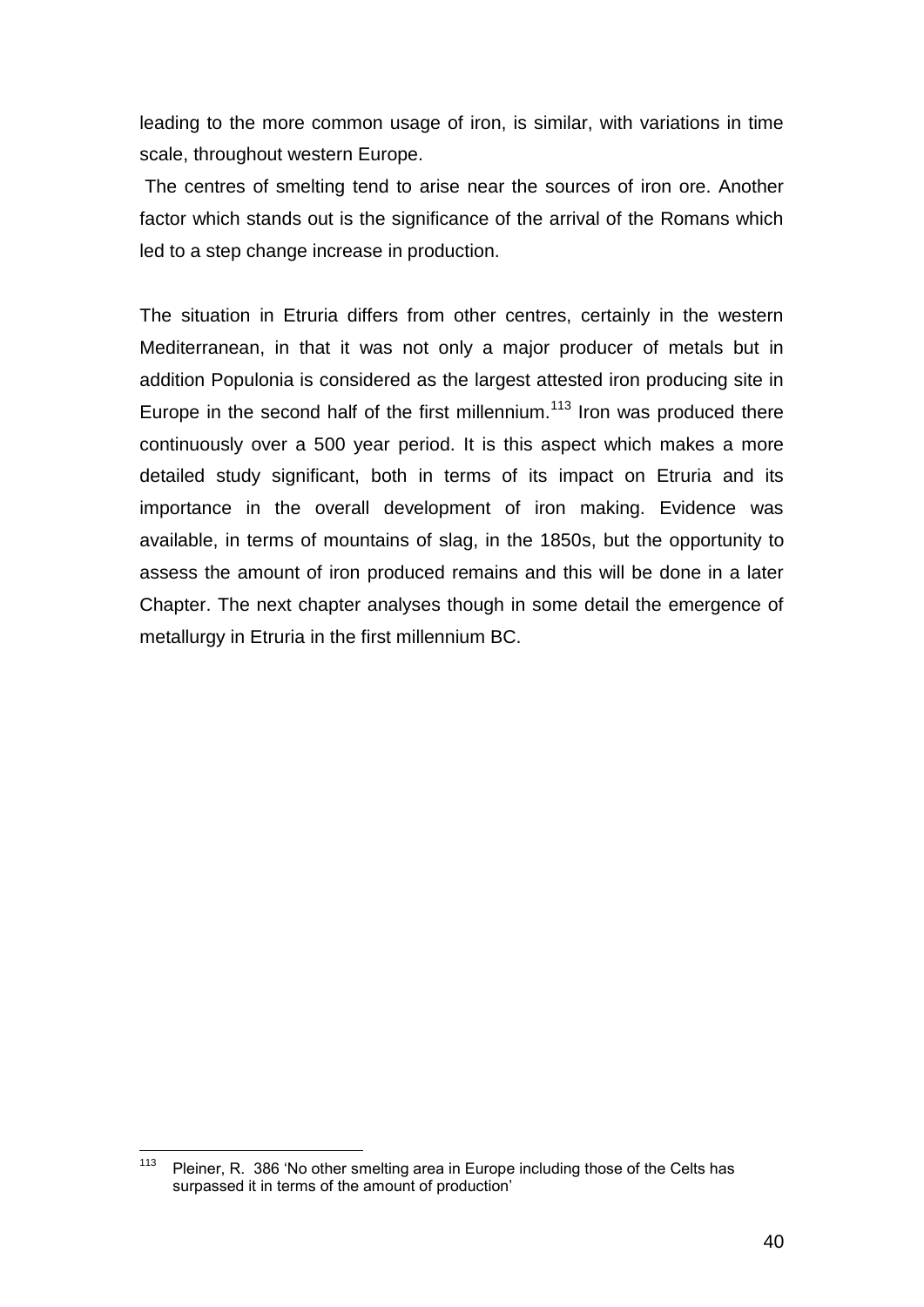leading to the more common usage of iron, is similar, with variations in time scale, throughout western Europe.

The centres of smelting tend to arise near the sources of iron ore. Another factor which stands out is the significance of the arrival of the Romans which led to a step change increase in production.

The situation in Etruria differs from other centres, certainly in the western Mediterranean, in that it was not only a major producer of metals but in addition Populonia is considered as the largest attested iron producing site in Europe in the second half of the first millennium.[113] Iron was produced there continuously over a 500 year period. It is this aspect which makes a more detailed study significant, both in terms of its impact on Etruria and its importance in the overall development of iron making. Evidence was available, in terms of mountains of slag, in the 1850s, but the opportunity to assess the amount of iron produced remains and this will be done in a later Chapter. The next chapter analyses though in some detail the emergence of metallurgy in Etruria in the first millennium BC.

---

[113] Pleiner, R. 386 'No other smelting area in Europe including those of the Celts has surpassed it in terms of the amount of production'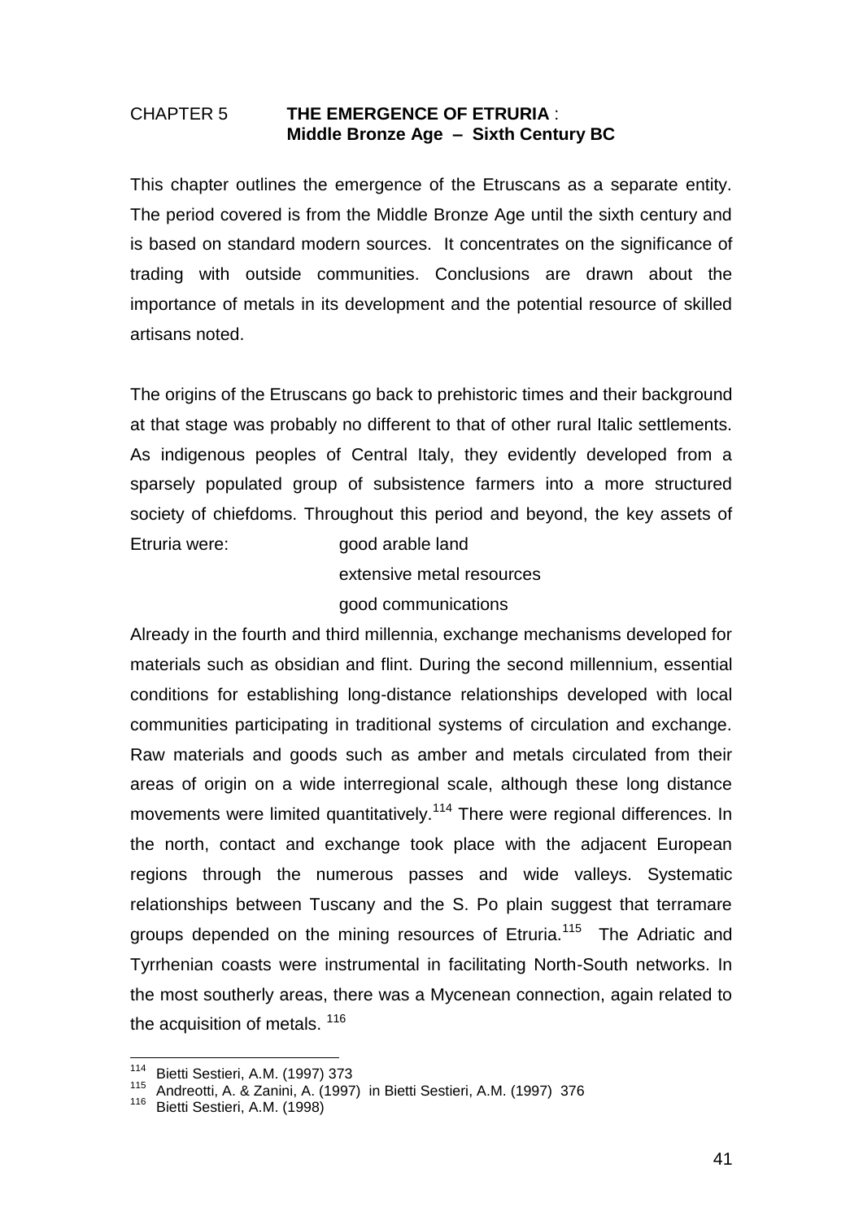## CHAPTER 5 **THE EMERGENCE OF ETRURIA : Middle Bronze Age – Sixth Century BC**

This chapter outlines the emergence of the Etruscans as a separate entity. The period covered is from the Middle Bronze Age until the sixth century and is based on standard modern sources. It concentrates on the significance of trading with outside communities. Conclusions are drawn about the importance of metals in its development and the potential resource of skilled artisans noted.

The origins of the Etruscans go back to prehistoric times and their background at that stage was probably no different to that of other rural Italic settlements. As indigenous peoples of Central Italy, they evidently developed from a sparsely populated group of subsistence farmers into a more structured society of chiefdoms. Throughout this period and beyond, the key assets of Etruria were:

- good arable land
- extensive metal resources
- good communications

Already in the fourth and third millennia, exchange mechanisms developed for materials such as obsidian and flint. During the second millennium, essential conditions for establishing long-distance relationships developed with local communities participating in traditional systems of circulation and exchange. Raw materials and goods such as amber and metals circulated from their areas of origin on a wide interregional scale, although these long distance movements were limited quantitatively.[114] There were regional differences. In the north, contact and exchange took place with the adjacent European regions through the numerous passes and wide valleys. Systematic relationships between Tuscany and the S. Po plain suggest that terramare groups depended on the mining resources of Etruria.[115] The Adriatic and Tyrrhenian coasts were instrumental in facilitating North-South networks. In the most southerly areas, there was a Mycenean connection, again related to the acquisition of metals. [116]

---

[114] Bietti Sestieri, A.M. (1997) 373

[115] Andreotti, A. & Zanini, A. (1997) in Bietti Sestieri, A.M. (1997) 376

[116] Bietti Sestieri, A.M. (1998)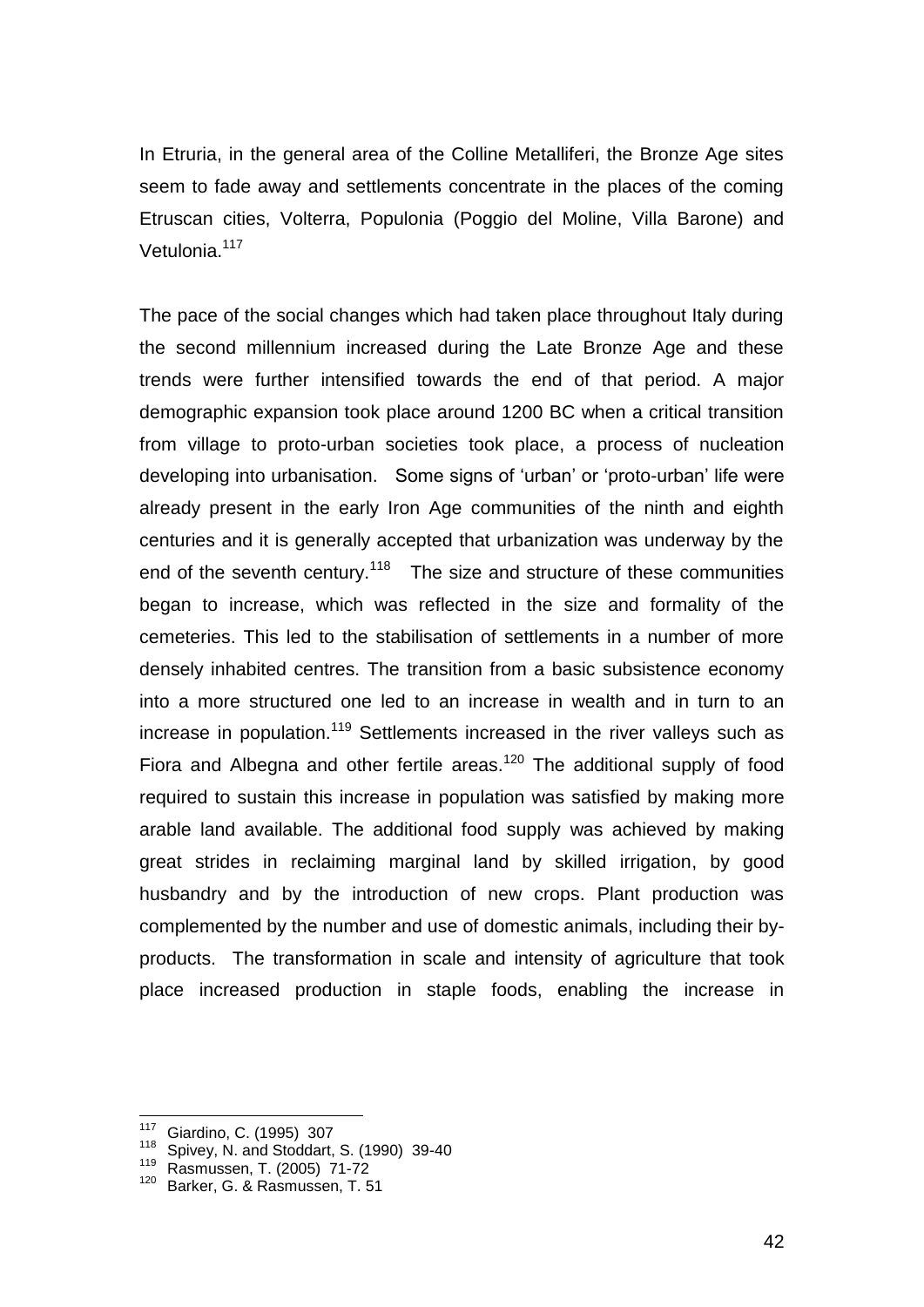In Etruria, in the general area of the Colline Metalliferi, the Bronze Age sites seem to fade away and settlements concentrate in the places of the coming Etruscan cities, Volterra, Populonia (Poggio del Moline, Villa Barone) and Vetulonia.[117]

The pace of the social changes which had taken place throughout Italy during the second millennium increased during the Late Bronze Age and these trends were further intensified towards the end of that period. A major demographic expansion took place around 1200 BC when a critical transition from village to proto-urban societies took place, a process of nucleation developing into urbanisation. Some signs of 'urban' or 'proto-urban' life were already present in the early Iron Age communities of the ninth and eighth centuries and it is generally accepted that urbanization was underway by the end of the seventh century.[118] The size and structure of these communities began to increase, which was reflected in the size and formality of the cemeteries. This led to the stabilisation of settlements in a number of more densely inhabited centres. The transition from a basic subsistence economy into a more structured one led to an increase in wealth and in turn to an increase in population.[119] Settlements increased in the river valleys such as Fiora and Albegna and other fertile areas.[120] The additional supply of food required to sustain this increase in population was satisfied by making more arable land available. The additional food supply was achieved by making great strides in reclaiming marginal land by skilled irrigation, by good husbandry and by the introduction of new crops. Plant production was complemented by the number and use of domestic animals, including their by-products. The transformation in scale and intensity of agriculture that took place increased production in staple foods, enabling the increase in

---

[117] Giardino, C. (1995) 307

[118] Spivey, N. and Stoddart, S. (1990) 39-40

[119] Rasmussen, T. (2005) 71-72

[120] Barker, G. & Rasmussen, T. 51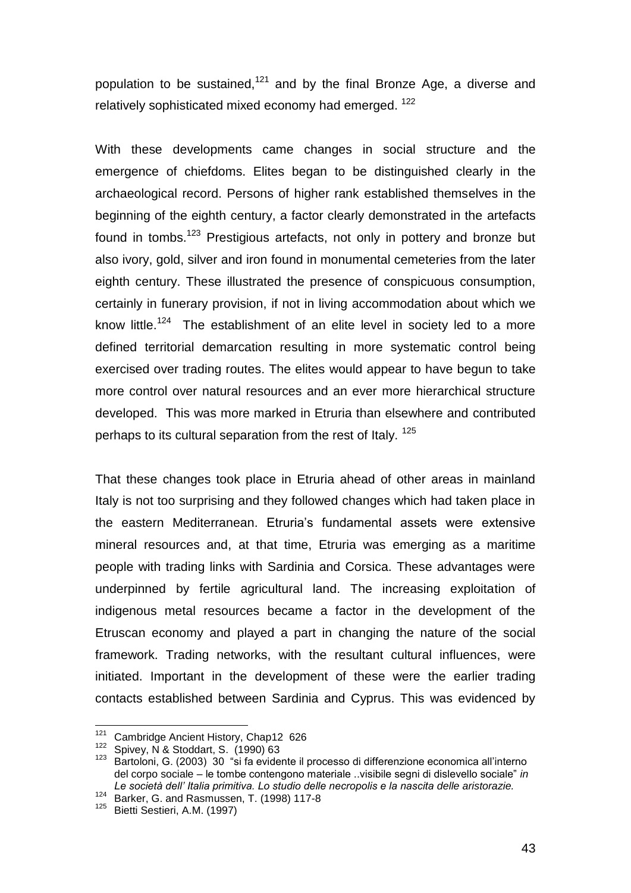population to be sustained,[121] and by the final Bronze Age, a diverse and relatively sophisticated mixed economy had emerged. [122]

With these developments came changes in social structure and the emergence of chiefdoms. Elites began to be distinguished clearly in the archaeological record. Persons of higher rank established themselves in the beginning of the eighth century, a factor clearly demonstrated in the artefacts found in tombs.[123] Prestigious artefacts, not only in pottery and bronze but also ivory, gold, silver and iron found in monumental cemeteries from the later eighth century. These illustrated the presence of conspicuous consumption, certainly in funerary provision, if not in living accommodation about which we know little.[124] The establishment of an elite level in society led to a more defined territorial demarcation resulting in more systematic control being exercised over trading routes. The elites would appear to have begun to take more control over natural resources and an ever more hierarchical structure developed. This was more marked in Etruria than elsewhere and contributed perhaps to its cultural separation from the rest of Italy. [125]

That these changes took place in Etruria ahead of other areas in mainland Italy is not too surprising and they followed changes which had taken place in the eastern Mediterranean. Etruria's fundamental assets were extensive mineral resources and, at that time, Etruria was emerging as a maritime people with trading links with Sardinia and Corsica. These advantages were underpinned by fertile agricultural land. The increasing exploitation of indigenous metal resources became a factor in the development of the Etruscan economy and played a part in changing the nature of the social framework. Trading networks, with the resultant cultural influences, were initiated. Important in the development of these were the earlier trading contacts established between Sardinia and Cyprus. This was evidenced by

---

[121] Cambridge Ancient History, Chap12 626

[122] Spivey, N & Stoddart, S. (1990) 63

[123] Bartoloni, G. (2003) 30 "si fa evidente il processo di differenzione economica all'interno del corpo sociale – le tombe contengono materiale ..visibile segni di dislevello sociale" *in Le società dell' Italia primitiva. Lo studio delle necropolis e la nascita delle aristorazie.*

[124] Barker, G. and Rasmussen, T. (1998) 117-8

[125] Bietti Sestieri, A.M. (1997)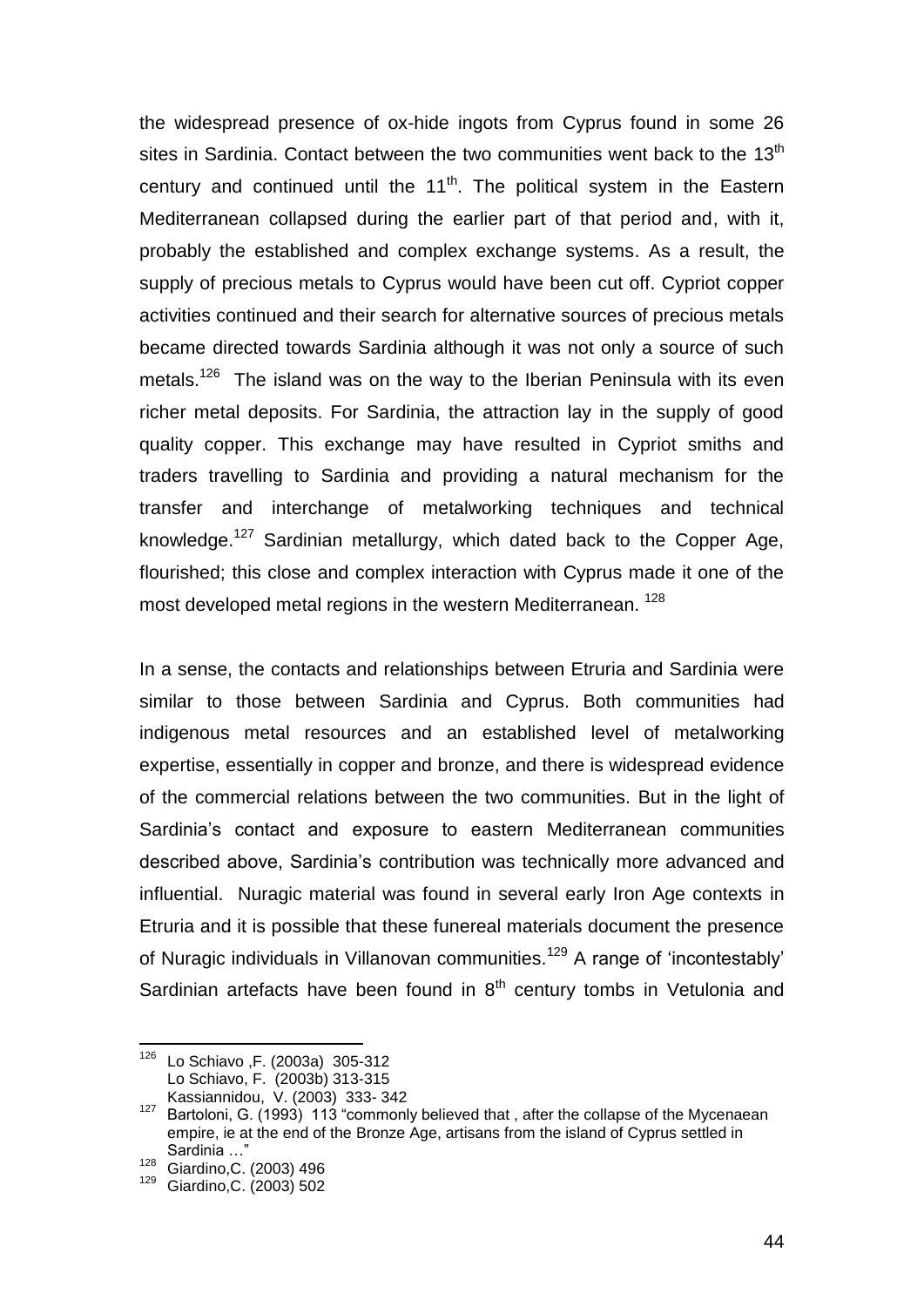the widespread presence of ox-hide ingots from Cyprus found in some 26 sites in Sardinia. Contact between the two communities went back to the 13th century and continued until the 11th. The political system in the Eastern Mediterranean collapsed during the earlier part of that period and, with it, probably the established and complex exchange systems. As a result, the supply of precious metals to Cyprus would have been cut off. Cypriot copper activities continued and their search for alternative sources of precious metals became directed towards Sardinia although it was not only a source of such metals.[126] The island was on the way to the Iberian Peninsula with its even richer metal deposits. For Sardinia, the attraction lay in the supply of good quality copper. This exchange may have resulted in Cypriot smiths and traders travelling to Sardinia and providing a natural mechanism for the transfer and interchange of metalworking techniques and technical knowledge.[127] Sardinian metallurgy, which dated back to the Copper Age, flourished; this close and complex interaction with Cyprus made it one of the most developed metal regions in the western Mediterranean.[128]

In a sense, the contacts and relationships between Etruria and Sardinia were similar to those between Sardinia and Cyprus. Both communities had indigenous metal resources and an established level of metalworking expertise, essentially in copper and bronze, and there is widespread evidence of the commercial relations between the two communities. But in the light of Sardinia's contact and exposure to eastern Mediterranean communities described above, Sardinia's contribution was technically more advanced and influential. Nuragic material was found in several early Iron Age contexts in Etruria and it is possible that these funereal materials document the presence of Nuragic individuals in Villanovan communities.[129] A range of 'incontestably' Sardinian artefacts have been found in 8th century tombs in Vetulonia and

---

[126] Lo Schiavo ,F. (2003a) 305-312
Lo Schiavo, F. (2003b) 313-315
Kassiannidou, V. (2003) 333- 342

[127] Bartoloni, G. (1993) 113 "commonly believed that , after the collapse of the Mycenaean empire, ie at the end of the Bronze Age, artisans from the island of Cyprus settled in Sardinia …"

[128] Giardino,C. (2003) 496

[129] Giardino,C. (2003) 502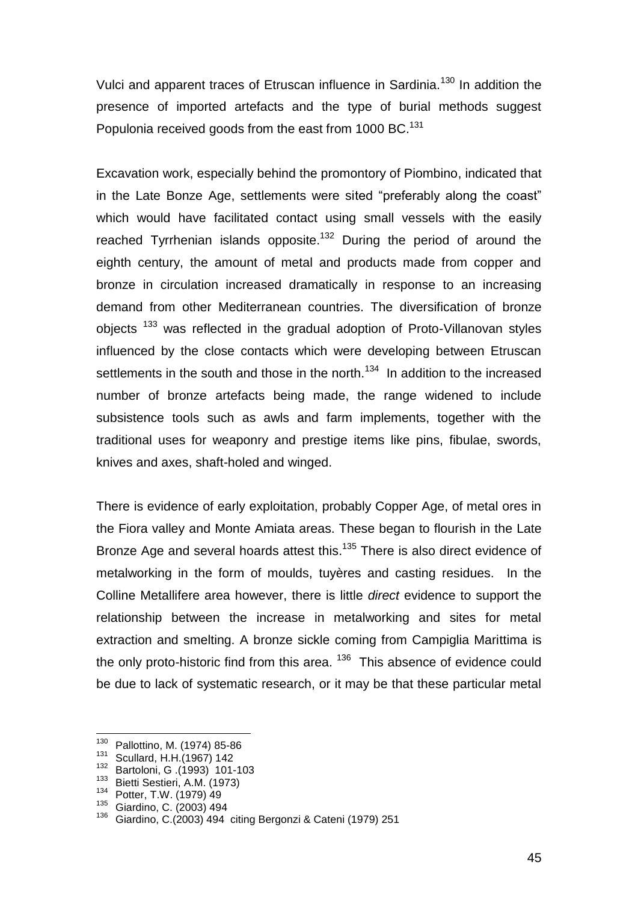Vulci and apparent traces of Etruscan influence in Sardinia.[130] In addition the presence of imported artefacts and the type of burial methods suggest Populonia received goods from the east from 1000 BC.[131]

Excavation work, especially behind the promontory of Piombino, indicated that in the Late Bonze Age, settlements were sited "preferably along the coast" which would have facilitated contact using small vessels with the easily reached Tyrrhenian islands opposite.[132] During the period of around the eighth century, the amount of metal and products made from copper and bronze in circulation increased dramatically in response to an increasing demand from other Mediterranean countries. The diversification of bronze objects [133] was reflected in the gradual adoption of Proto-Villanovan styles influenced by the close contacts which were developing between Etruscan settlements in the south and those in the north.[134] In addition to the increased number of bronze artefacts being made, the range widened to include subsistence tools such as awls and farm implements, together with the traditional uses for weaponry and prestige items like pins, fibulae, swords, knives and axes, shaft-holed and winged.

There is evidence of early exploitation, probably Copper Age, of metal ores in the Fiora valley and Monte Amiata areas. These began to flourish in the Late Bronze Age and several hoards attest this.[135] There is also direct evidence of metalworking in the form of moulds, tuyères and casting residues. In the Colline Metallifere area however, there is little *direct* evidence to support the relationship between the increase in metalworking and sites for metal extraction and smelting. A bronze sickle coming from Campiglia Marittima is the only proto-historic find from this area. [136] This absence of evidence could be due to lack of systematic research, or it may be that these particular metal

---

[130] Pallottino, M. (1974) 85-86
[131] Scullard, H.H.(1967) 142
[132] Bartoloni, G .(1993) 101-103
[133] Bietti Sestieri, A.M. (1973)
[134] Potter, T.W. (1979) 49
[135] Giardino, C. (2003) 494
[136] Giardino, C.(2003) 494 citing Bergonzi & Cateni (1979) 251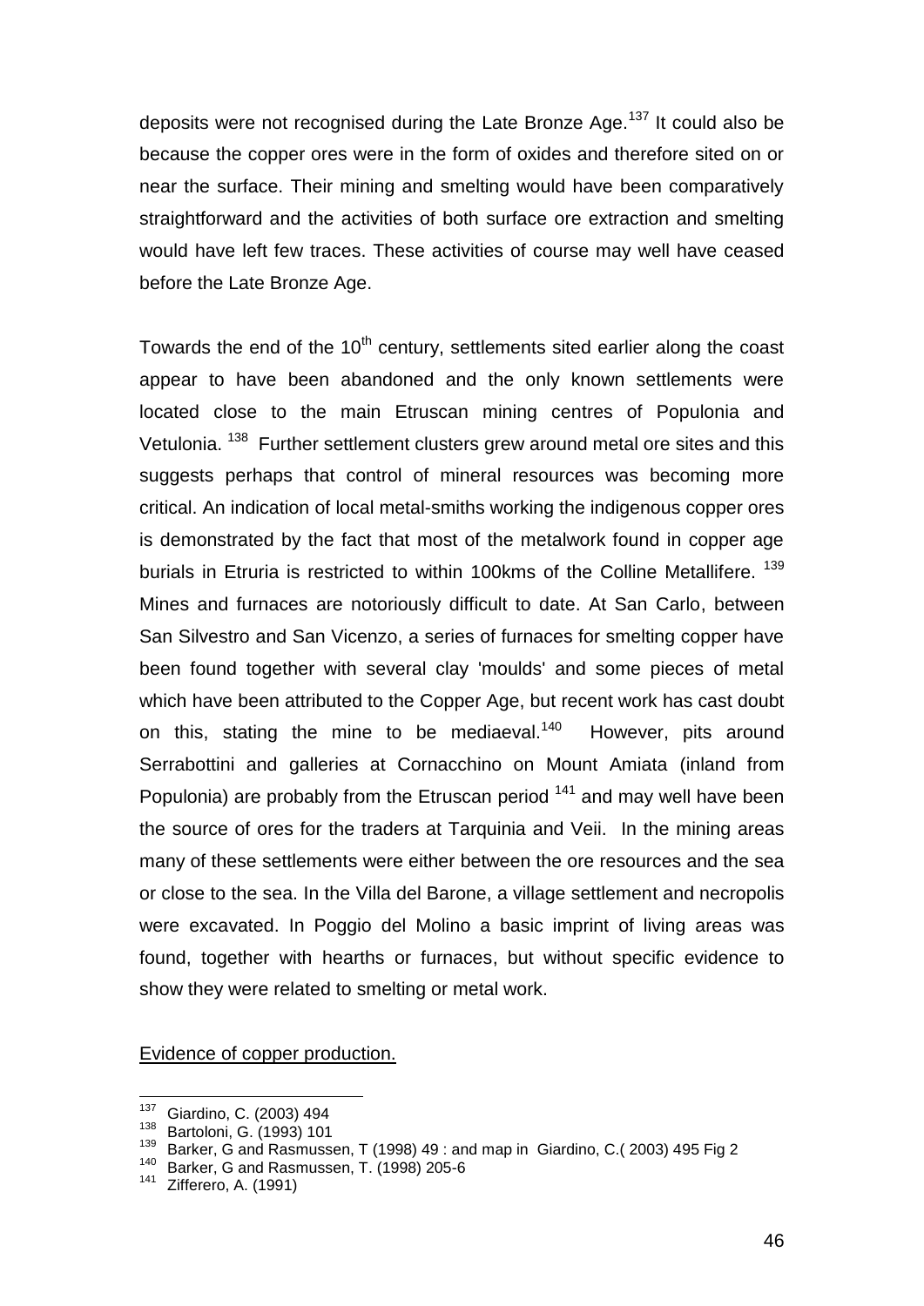deposits were not recognised during the Late Bronze Age.[137] It could also be because the copper ores were in the form of oxides and therefore sited on or near the surface. Their mining and smelting would have been comparatively straightforward and the activities of both surface ore extraction and smelting would have left few traces. These activities of course may well have ceased before the Late Bronze Age.

Towards the end of the 10th century, settlements sited earlier along the coast appear to have been abandoned and the only known settlements were located close to the main Etruscan mining centres of Populonia and Vetulonia.[138] Further settlement clusters grew around metal ore sites and this suggests perhaps that control of mineral resources was becoming more critical. An indication of local metal-smiths working the indigenous copper ores is demonstrated by the fact that most of the metalwork found in copper age burials in Etruria is restricted to within 100kms of the Colline Metallifere.[139] Mines and furnaces are notoriously difficult to date. At San Carlo, between San Silvestro and San Vicenzo, a series of furnaces for smelting copper have been found together with several clay 'moulds' and some pieces of metal which have been attributed to the Copper Age, but recent work has cast doubt on this, stating the mine to be mediaeval.[140] However, pits around Serrabottini and galleries at Cornacchino on Mount Amiata (inland from Populonia) are probably from the Etruscan period [141] and may well have been the source of ores for the traders at Tarquinia and Veii. In the mining areas many of these settlements were either between the ore resources and the sea or close to the sea. In the Villa del Barone, a village settlement and necropolis were excavated. In Poggio del Molino a basic imprint of living areas was found, together with hearths or furnaces, but without specific evidence to show they were related to smelting or metal work.

<u>Evidence of copper production.</u>

---

[137] Giardino, C. (2003) 494
[138] Bartoloni, G. (1993) 101
[139] Barker, G and Rasmussen, T (1998) 49 : and map in Giardino, C.( 2003) 495 Fig 2
[140] Barker, G and Rasmussen, T. (1998) 205-6
[141] Zifferero, A. (1991)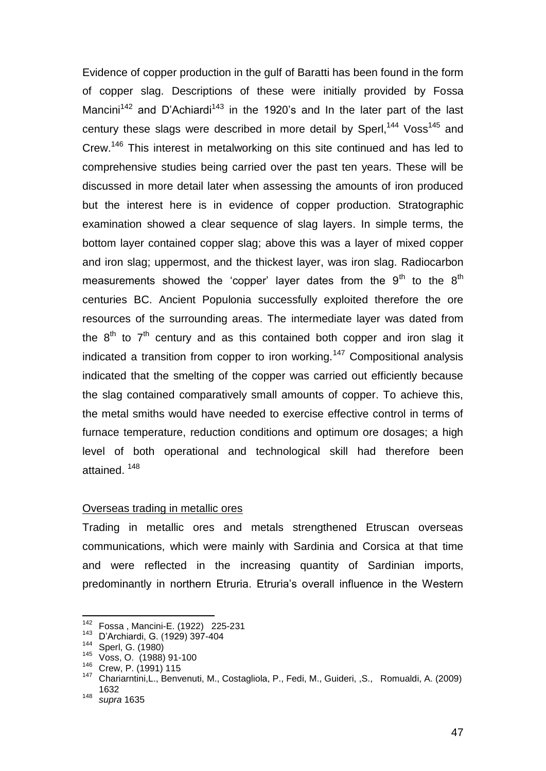Evidence of copper production in the gulf of Baratti has been found in the form of copper slag. Descriptions of these were initially provided by Fossa Mancini[142] and D'Achiardi[143] in the 1920's and In the later part of the last century these slags were described in more detail by Sperl,[144] Voss[145] and Crew.[146] This interest in metalworking on this site continued and has led to comprehensive studies being carried over the past ten years. These will be discussed in more detail later when assessing the amounts of iron produced but the interest here is in evidence of copper production. Stratographic examination showed a clear sequence of slag layers. In simple terms, the bottom layer contained copper slag; above this was a layer of mixed copper and iron slag; uppermost, and the thickest layer, was iron slag. Radiocarbon measurements showed the 'copper' layer dates from the 9$^{th}$ to the 8$^{th}$ centuries BC. Ancient Populonia successfully exploited therefore the ore resources of the surrounding areas. The intermediate layer was dated from the 8$^{th}$ to 7$^{th}$ century and as this contained both copper and iron slag it indicated a transition from copper to iron working.[147] Compositional analysis indicated that the smelting of the copper was carried out efficiently because the slag contained comparatively small amounts of copper. To achieve this, the metal smiths would have needed to exercise effective control in terms of furnace temperature, reduction conditions and optimum ore dosages; a high level of both operational and technological skill had therefore been attained. [148]

## Overseas trading in metallic ores

Trading in metallic ores and metals strengthened Etruscan overseas communications, which were mainly with Sardinia and Corsica at that time and were reflected in the increasing quantity of Sardinian imports, predominantly in northern Etruria. Etruria's overall influence in the Western

---

[142] Fossa , Mancini-E. (1922) 225-231

[143] D'Archiardi, G. (1929) 397-404

[144] Sperl, G. (1980)

[145] Voss, O. (1988) 91-100

[146] Crew, P. (1991) 115

[147] Chariarntini,L., Benvenuti, M., Costagliola, P., Fedi, M., Guideri, ,S., Romualdi, A. (2009) 1632

[148] *supra* 1635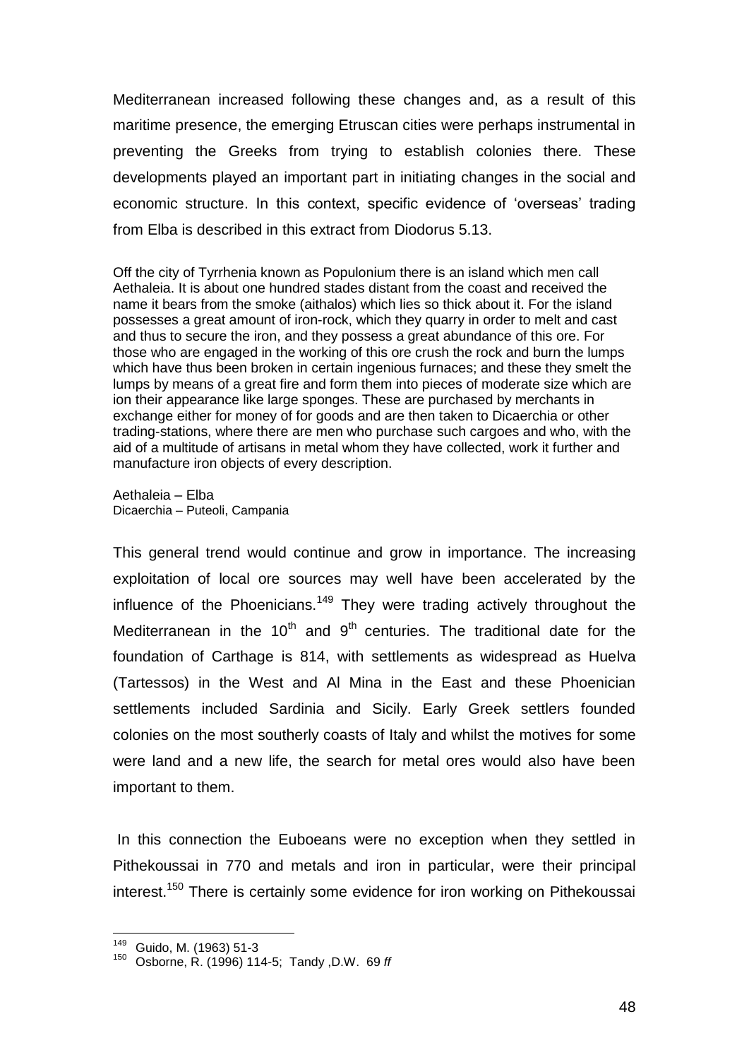Mediterranean increased following these changes and, as a result of this maritime presence, the emerging Etruscan cities were perhaps instrumental in preventing the Greeks from trying to establish colonies there. These developments played an important part in initiating changes in the social and economic structure. In this context, specific evidence of 'overseas' trading from Elba is described in this extract from Diodorus 5.13.

Off the city of Tyrrhenia known as Populonium there is an island which men call Aethaleia. It is about one hundred stades distant from the coast and received the name it bears from the smoke (aithalos) which lies so thick about it. For the island possesses a great amount of iron-rock, which they quarry in order to melt and cast and thus to secure the iron, and they possess a great abundance of this ore. For those who are engaged in the working of this ore crush the rock and burn the lumps which have thus been broken in certain ingenious furnaces; and these they smelt the lumps by means of a great fire and form them into pieces of moderate size which are ion their appearance like large sponges. These are purchased by merchants in exchange either for money of for goods and are then taken to Dicaerchia or other trading-stations, where there are men who purchase such cargoes and who, with the aid of a multitude of artisans in metal whom they have collected, work it further and manufacture iron objects of every description.

Aethaleia – Elba
Dicaerchia – Puteoli, Campania

This general trend would continue and grow in importance. The increasing exploitation of local ore sources may well have been accelerated by the influence of the Phoenicians.[149] They were trading actively throughout the Mediterranean in the 10th and 9th centuries. The traditional date for the foundation of Carthage is 814, with settlements as widespread as Huelva (Tartessos) in the West and Al Mina in the East and these Phoenician settlements included Sardinia and Sicily. Early Greek settlers founded colonies on the most southerly coasts of Italy and whilst the motives for some were land and a new life, the search for metal ores would also have been important to them.

In this connection the Euboeans were no exception when they settled in Pithekoussai in 770 and metals and iron in particular, were their principal interest.[150] There is certainly some evidence for iron working on Pithekoussai

---

[149] Guido, M. (1963) 51-3

[150] Osborne, R. (1996) 114-5; Tandy ,D.W. 69 *ff*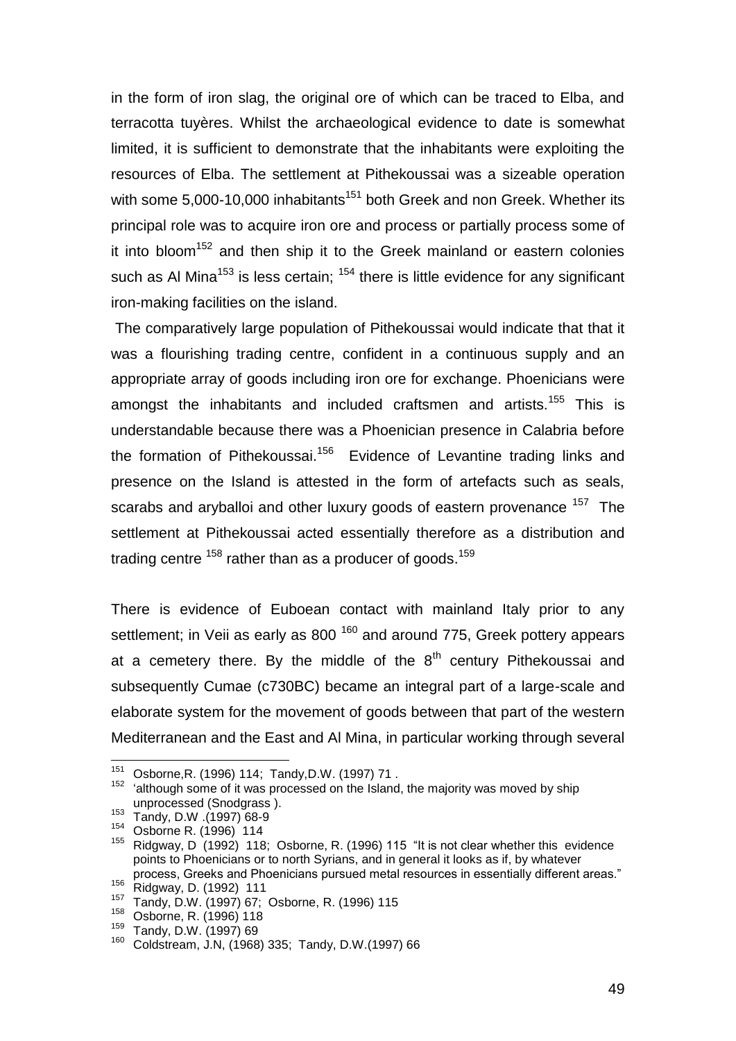in the form of iron slag, the original ore of which can be traced to Elba, and terracotta tuyères. Whilst the archaeological evidence to date is somewhat limited, it is sufficient to demonstrate that the inhabitants were exploiting the resources of Elba. The settlement at Pithekoussai was a sizeable operation with some 5,000-10,000 inhabitants[151] both Greek and non Greek. Whether its principal role was to acquire iron ore and process or partially process some of it into bloom[152] and then ship it to the Greek mainland or eastern colonies such as Al Mina[153] is less certain; [154] there is little evidence for any significant iron-making facilities on the island.

The comparatively large population of Pithekoussai would indicate that that it was a flourishing trading centre, confident in a continuous supply and an appropriate array of goods including iron ore for exchange. Phoenicians were amongst the inhabitants and included craftsmen and artists.[155] This is understandable because there was a Phoenician presence in Calabria before the formation of Pithekoussai.[156] Evidence of Levantine trading links and presence on the Island is attested in the form of artefacts such as seals, scarabs and aryballoi and other luxury goods of eastern provenance [157] The settlement at Pithekoussai acted essentially therefore as a distribution and trading centre [158] rather than as a producer of goods.[159]

There is evidence of Euboean contact with mainland Italy prior to any settlement; in Veii as early as 800 [160] and around 775, Greek pottery appears at a cemetery there. By the middle of the 8th century Pithekoussai and subsequently Cumae (c730BC) became an integral part of a large-scale and elaborate system for the movement of goods between that part of the western Mediterranean and the East and Al Mina, in particular working through several

---

[151] Osborne,R. (1996) 114; Tandy,D.W. (1997) 71 .

[152] 'although some of it was processed on the Island, the majority was moved by ship unprocessed (Snodgrass ).

[153] Tandy, D.W .(1997) 68-9

[154] Osborne R. (1996) 114

[155] Ridgway, D (1992) 118; Osborne, R. (1996) 115 "It is not clear whether this evidence points to Phoenicians or to north Syrians, and in general it looks as if, by whatever process, Greeks and Phoenicians pursued metal resources in essentially different areas."

[156] Ridgway, D. (1992) 111

[157] Tandy, D.W. (1997) 67; Osborne, R. (1996) 115

[158] Osborne, R. (1996) 118

[159] Tandy, D.W. (1997) 69

[160] Coldstream, J.N, (1968) 335; Tandy, D.W.(1997) 66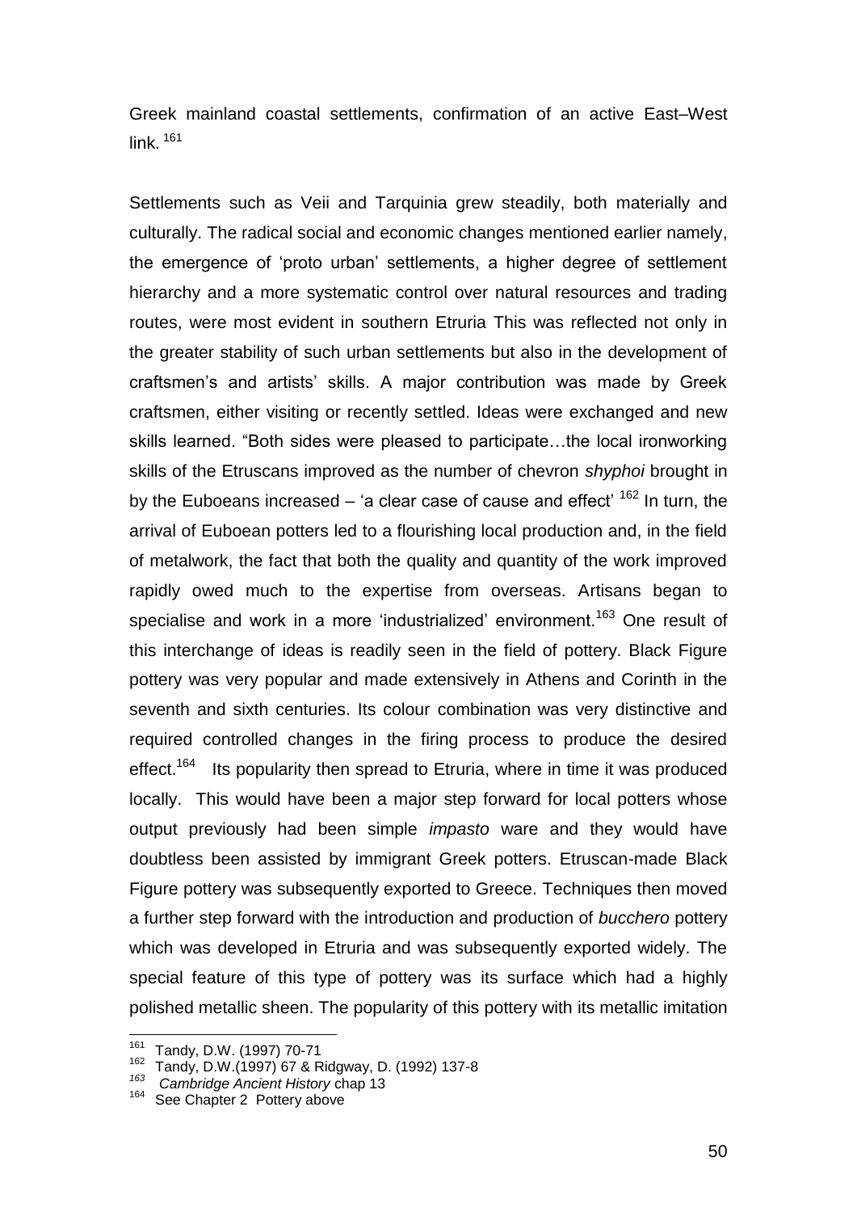Greek mainland coastal settlements, confirmation of an active East–West link. [161]

Settlements such as Veii and Tarquinia grew steadily, both materially and culturally. The radical social and economic changes mentioned earlier namely, the emergence of 'proto urban' settlements, a higher degree of settlement hierarchy and a more systematic control over natural resources and trading routes, were most evident in southern Etruria This was reflected not only in the greater stability of such urban settlements but also in the development of craftsmen's and artists' skills. A major contribution was made by Greek craftsmen, either visiting or recently settled. Ideas were exchanged and new skills learned. "Both sides were pleased to participate…the local ironworking skills of the Etruscans improved as the number of chevron *shyphoi* brought in by the Euboeans increased – 'a clear case of cause and effect' [162] In turn, the arrival of Euboean potters led to a flourishing local production and, in the field of metalwork, the fact that both the quality and quantity of the work improved rapidly owed much to the expertise from overseas. Artisans began to specialise and work in a more 'industrialized' environment.[163] One result of this interchange of ideas is readily seen in the field of pottery. Black Figure pottery was very popular and made extensively in Athens and Corinth in the seventh and sixth centuries. Its colour combination was very distinctive and required controlled changes in the firing process to produce the desired effect.[164] Its popularity then spread to Etruria, where in time it was produced locally. This would have been a major step forward for local potters whose output previously had been simple *impasto* ware and they would have doubtless been assisted by immigrant Greek potters. Etruscan-made Black Figure pottery was subsequently exported to Greece. Techniques then moved a further step forward with the introduction and production of *bucchero* pottery which was developed in Etruria and was subsequently exported widely. The special feature of this type of pottery was its surface which had a highly polished metallic sheen. The popularity of this pottery with its metallic imitation

---

[161] Tandy, D.W. (1997) 70-71

[162] Tandy, D.W.(1997) 67 & Ridgway, D. (1992) 137-8

[163] *Cambridge Ancient History* chap 13

[164] See Chapter 2 Pottery above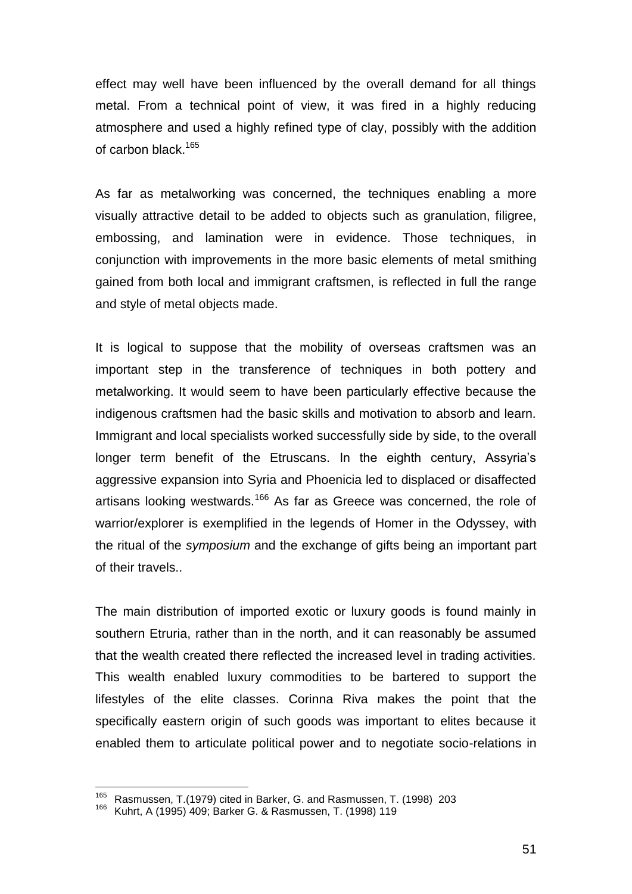effect may well have been influenced by the overall demand for all things metal. From a technical point of view, it was fired in a highly reducing atmosphere and used a highly refined type of clay, possibly with the addition of carbon black.[165]

As far as metalworking was concerned, the techniques enabling a more visually attractive detail to be added to objects such as granulation, filigree, embossing, and lamination were in evidence. Those techniques, in conjunction with improvements in the more basic elements of metal smithing gained from both local and immigrant craftsmen, is reflected in full the range and style of metal objects made.

It is logical to suppose that the mobility of overseas craftsmen was an important step in the transference of techniques in both pottery and metalworking. It would seem to have been particularly effective because the indigenous craftsmen had the basic skills and motivation to absorb and learn. Immigrant and local specialists worked successfully side by side, to the overall longer term benefit of the Etruscans. In the eighth century, Assyria's aggressive expansion into Syria and Phoenicia led to displaced or disaffected artisans looking westwards.[166] As far as Greece was concerned, the role of warrior/explorer is exemplified in the legends of Homer in the Odyssey, with the ritual of the *symposium* and the exchange of gifts being an important part of their travels..

The main distribution of imported exotic or luxury goods is found mainly in southern Etruria, rather than in the north, and it can reasonably be assumed that the wealth created there reflected the increased level in trading activities. This wealth enabled luxury commodities to be bartered to support the lifestyles of the elite classes. Corinna Riva makes the point that the specifically eastern origin of such goods was important to elites because it enabled them to articulate political power and to negotiate socio-relations in

---

[165] Rasmussen, T.(1979) cited in Barker, G. and Rasmussen, T. (1998) 203

[166] Kuhrt, A (1995) 409; Barker G. & Rasmussen, T. (1998) 119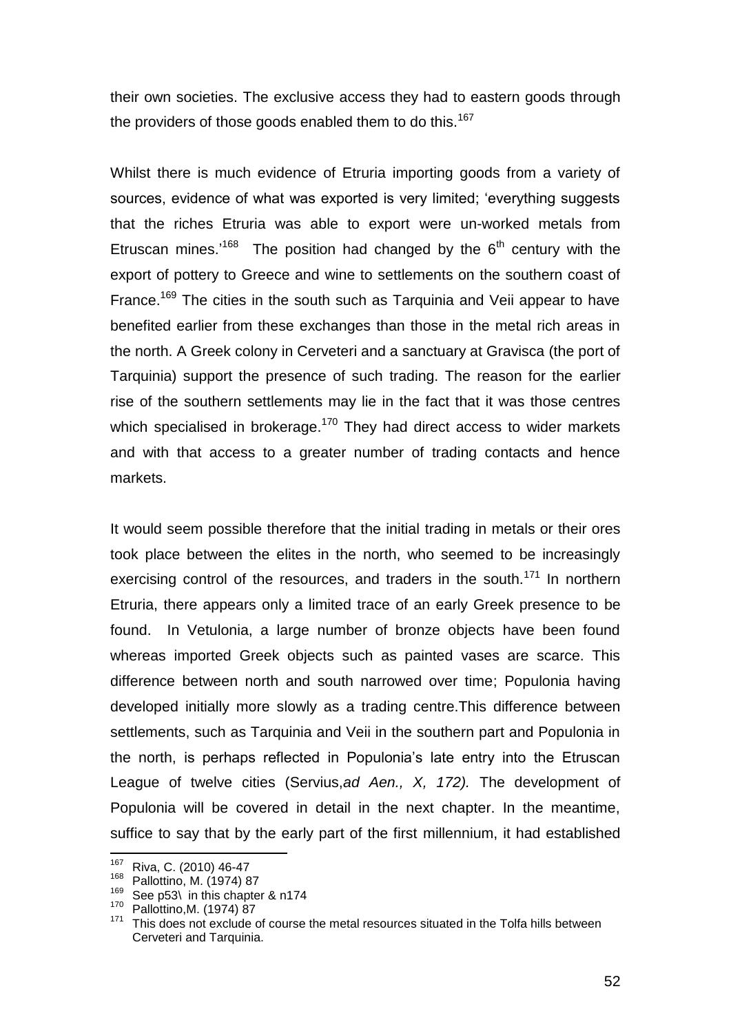their own societies. The exclusive access they had to eastern goods through the providers of those goods enabled them to do this.[167]

Whilst there is much evidence of Etruria importing goods from a variety of sources, evidence of what was exported is very limited; 'everything suggests that the riches Etruria was able to export were un-worked metals from Etruscan mines.'[168] The position had changed by the 6th century with the export of pottery to Greece and wine to settlements on the southern coast of France.[169] The cities in the south such as Tarquinia and Veii appear to have benefited earlier from these exchanges than those in the metal rich areas in the north. A Greek colony in Cerveteri and a sanctuary at Gravisca (the port of Tarquinia) support the presence of such trading. The reason for the earlier rise of the southern settlements may lie in the fact that it was those centres which specialised in brokerage.[170] They had direct access to wider markets and with that access to a greater number of trading contacts and hence markets.

It would seem possible therefore that the initial trading in metals or their ores took place between the elites in the north, who seemed to be increasingly exercising control of the resources, and traders in the south.[171] In northern Etruria, there appears only a limited trace of an early Greek presence to be found. In Vetulonia, a large number of bronze objects have been found whereas imported Greek objects such as painted vases are scarce. This difference between north and south narrowed over time; Populonia having developed initially more slowly as a trading centre.This difference between settlements, such as Tarquinia and Veii in the southern part and Populonia in the north, is perhaps reflected in Populonia's late entry into the Etruscan League of twelve cities (Servius,*ad Aen., X, 172).* The development of Populonia will be covered in detail in the next chapter. In the meantime, suffice to say that by the early part of the first millennium, it had established

---

[167] Riva, C. (2010) 46-47

[168] Pallottino, M. (1974) 87

[169] See p53\ in this chapter & n174

[170] Pallottino,M. (1974) 87

[171] This does not exclude of course the metal resources situated in the Tolfa hills between Cerveteri and Tarquinia.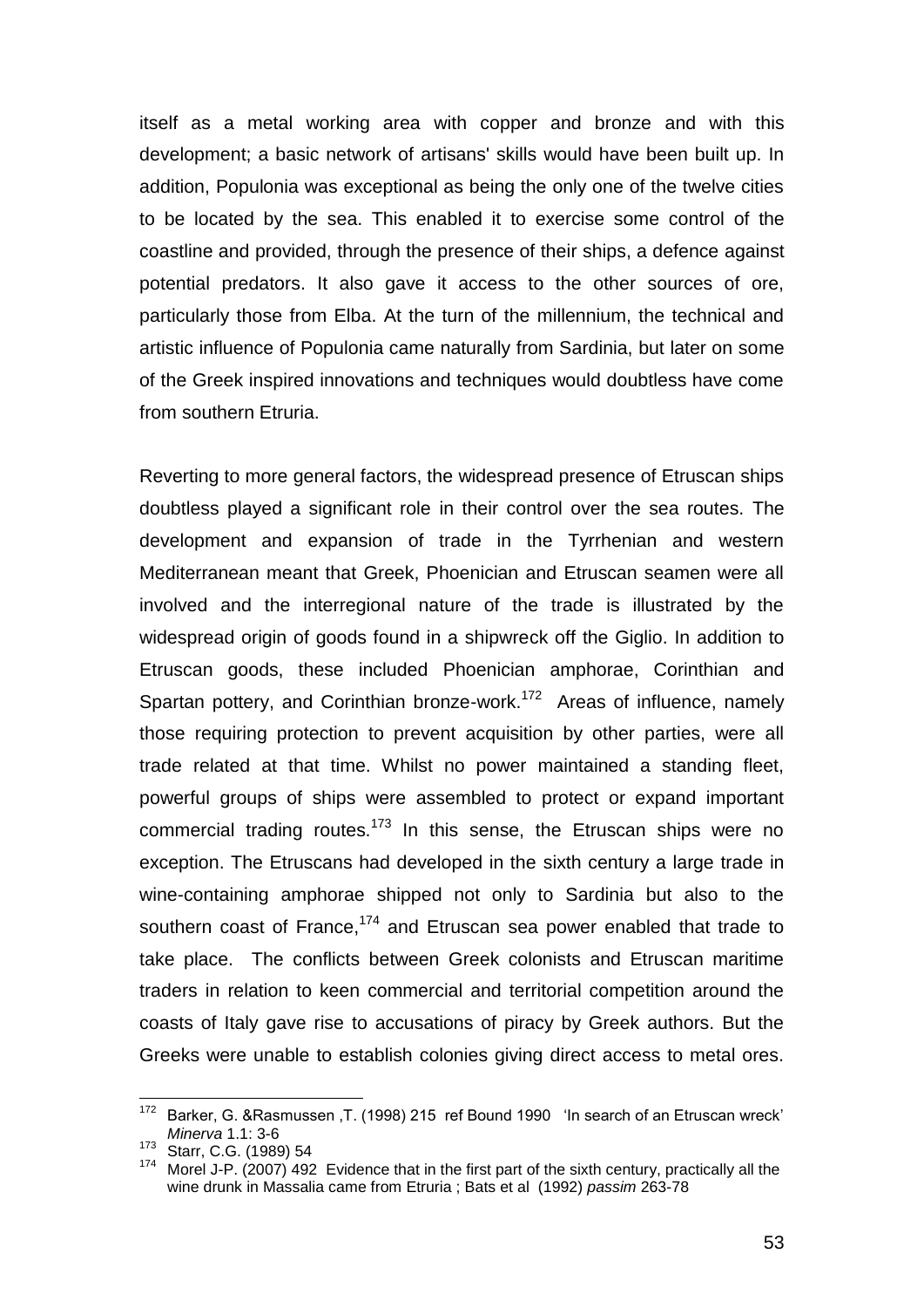itself as a metal working area with copper and bronze and with this development; a basic network of artisans' skills would have been built up. In addition, Populonia was exceptional as being the only one of the twelve cities to be located by the sea. This enabled it to exercise some control of the coastline and provided, through the presence of their ships, a defence against potential predators. It also gave it access to the other sources of ore, particularly those from Elba. At the turn of the millennium, the technical and artistic influence of Populonia came naturally from Sardinia, but later on some of the Greek inspired innovations and techniques would doubtless have come from southern Etruria.

Reverting to more general factors, the widespread presence of Etruscan ships doubtless played a significant role in their control over the sea routes. The development and expansion of trade in the Tyrrhenian and western Mediterranean meant that Greek, Phoenician and Etruscan seamen were all involved and the interregional nature of the trade is illustrated by the widespread origin of goods found in a shipwreck off the Giglio. In addition to Etruscan goods, these included Phoenician amphorae, Corinthian and Spartan pottery, and Corinthian bronze-work.[172] Areas of influence, namely those requiring protection to prevent acquisition by other parties, were all trade related at that time. Whilst no power maintained a standing fleet, powerful groups of ships were assembled to protect or expand important commercial trading routes.[173] In this sense, the Etruscan ships were no exception. The Etruscans had developed in the sixth century a large trade in wine-containing amphorae shipped not only to Sardinia but also to the southern coast of France,[174] and Etruscan sea power enabled that trade to take place. The conflicts between Greek colonists and Etruscan maritime traders in relation to keen commercial and territorial competition around the coasts of Italy gave rise to accusations of piracy by Greek authors. But the Greeks were unable to establish colonies giving direct access to metal ores.

---

[172] Barker, G. &Rasmussen ,T. (1998) 215 ref Bound 1990 'In search of an Etruscan wreck' *Minerva* 1.1: 3-6

[173] Starr, C.G. (1989) 54

[174] Morel J-P. (2007) 492 Evidence that in the first part of the sixth century, practically all the wine drunk in Massalia came from Etruria ; Bats et al (1992) *passim* 263-78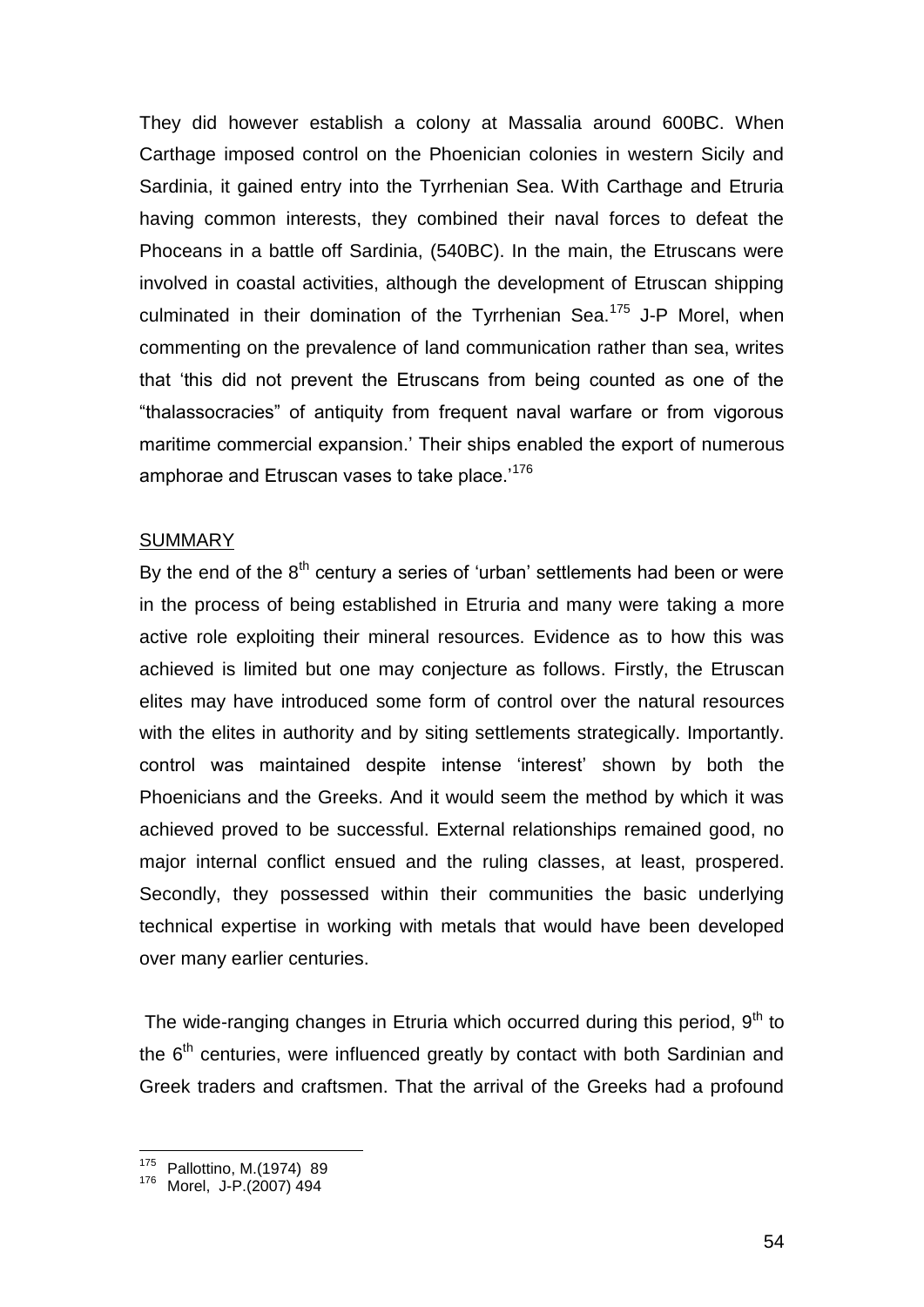They did however establish a colony at Massalia around 600BC. When Carthage imposed control on the Phoenician colonies in western Sicily and Sardinia, it gained entry into the Tyrrhenian Sea. With Carthage and Etruria having common interests, they combined their naval forces to defeat the Phoceans in a battle off Sardinia, (540BC). In the main, the Etruscans were involved in coastal activities, although the development of Etruscan shipping culminated in their domination of the Tyrrhenian Sea.[175] J-P Morel, when commenting on the prevalence of land communication rather than sea, writes that 'this did not prevent the Etruscans from being counted as one of the "thalassocracies" of antiquity from frequent naval warfare or from vigorous maritime commercial expansion.' Their ships enabled the export of numerous amphorae and Etruscan vases to take place.'[176]

SUMMARY

By the end of the 8th century a series of 'urban' settlements had been or were in the process of being established in Etruria and many were taking a more active role exploiting their mineral resources. Evidence as to how this was achieved is limited but one may conjecture as follows. Firstly, the Etruscan elites may have introduced some form of control over the natural resources with the elites in authority and by siting settlements strategically. Importantly. control was maintained despite intense 'interest' shown by both the Phoenicians and the Greeks. And it would seem the method by which it was achieved proved to be successful. External relationships remained good, no major internal conflict ensued and the ruling classes, at least, prospered. Secondly, they possessed within their communities the basic underlying technical expertise in working with metals that would have been developed over many earlier centuries.

The wide-ranging changes in Etruria which occurred during this period, 9th to the 6th centuries, were influenced greatly by contact with both Sardinian and Greek traders and craftsmen. That the arrival of the Greeks had a profound

---

[175] Pallottino, M.(1974) 89

[176] Morel, J-P.(2007) 494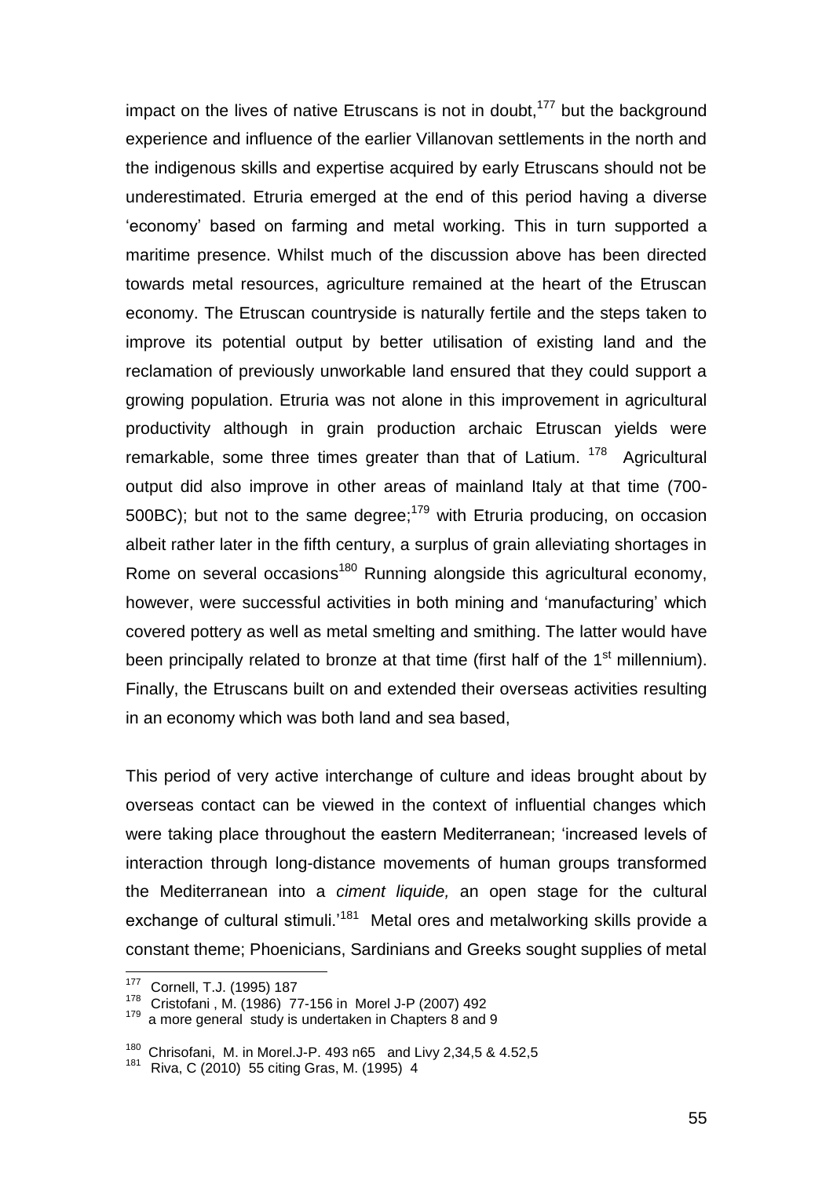impact on the lives of native Etruscans is not in doubt,[177] but the background experience and influence of the earlier Villanovan settlements in the north and the indigenous skills and expertise acquired by early Etruscans should not be underestimated. Etruria emerged at the end of this period having a diverse 'economy' based on farming and metal working. This in turn supported a maritime presence. Whilst much of the discussion above has been directed towards metal resources, agriculture remained at the heart of the Etruscan economy. The Etruscan countryside is naturally fertile and the steps taken to improve its potential output by better utilisation of existing land and the reclamation of previously unworkable land ensured that they could support a growing population. Etruria was not alone in this improvement in agricultural productivity although in grain production archaic Etruscan yields were remarkable, some three times greater than that of Latium. [178] Agricultural output did also improve in other areas of mainland Italy at that time (700-500BC); but not to the same degree;[179] with Etruria producing, on occasion albeit rather later in the fifth century, a surplus of grain alleviating shortages in Rome on several occasions[180] Running alongside this agricultural economy, however, were successful activities in both mining and 'manufacturing' which covered pottery as well as metal smelting and smithing. The latter would have been principally related to bronze at that time (first half of the 1st millennium). Finally, the Etruscans built on and extended their overseas activities resulting in an economy which was both land and sea based,

This period of very active interchange of culture and ideas brought about by overseas contact can be viewed in the context of influential changes which were taking place throughout the eastern Mediterranean; 'increased levels of interaction through long-distance movements of human groups transformed the Mediterranean into a *ciment liquide,* an open stage for the cultural exchange of cultural stimuli.'[181] Metal ores and metalworking skills provide a constant theme; Phoenicians, Sardinians and Greeks sought supplies of metal

---

[177] Cornell, T.J. (1995) 187

[178] Cristofani , M. (1986) 77-156 in Morel J-P (2007) 492

[179] a more general study is undertaken in Chapters 8 and 9

[180] Chrisofani, M. in Morel.J-P. 493 n65 and Livy 2,34,5 & 4.52,5

[181] Riva, C (2010) 55 citing Gras, M. (1995) 4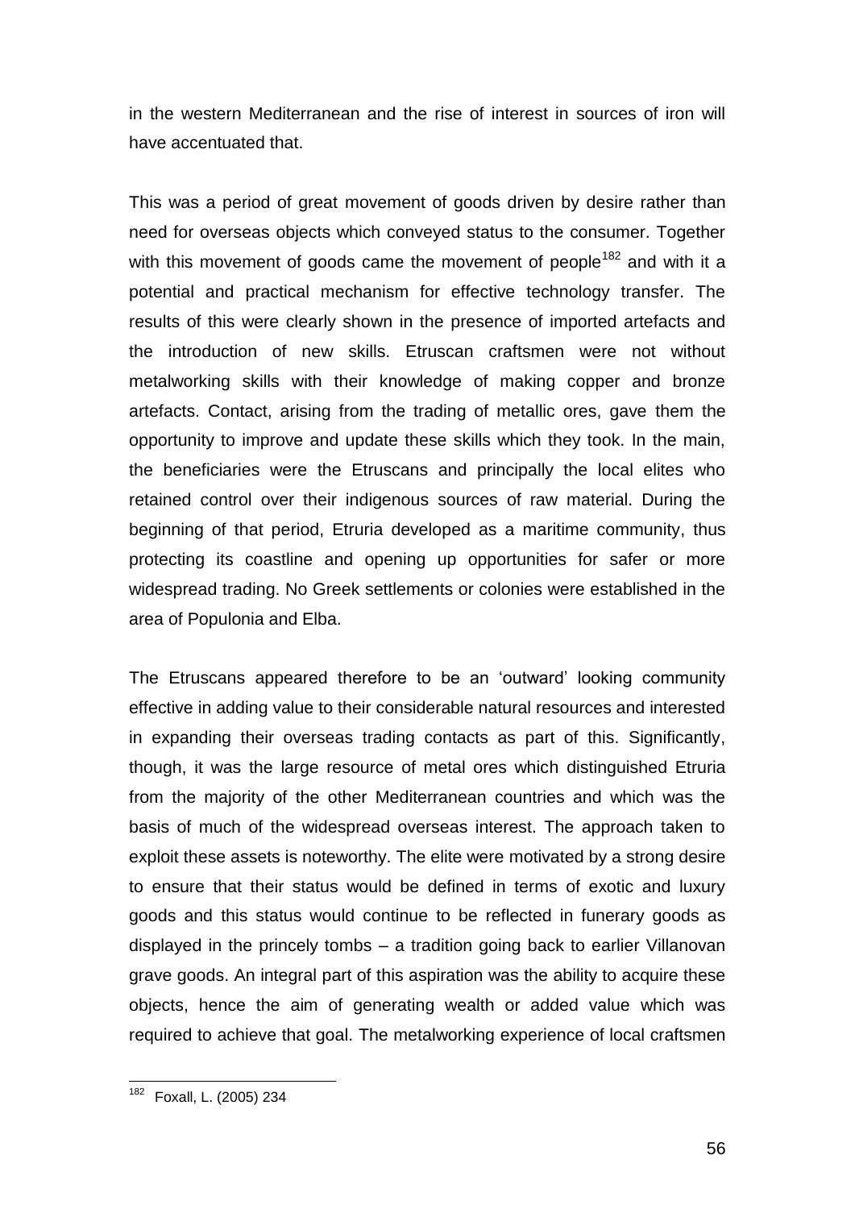in the western Mediterranean and the rise of interest in sources of iron will have accentuated that.

This was a period of great movement of goods driven by desire rather than need for overseas objects which conveyed status to the consumer. Together with this movement of goods came the movement of people[182] and with it a potential and practical mechanism for effective technology transfer. The results of this were clearly shown in the presence of imported artefacts and the introduction of new skills. Etruscan craftsmen were not without metalworking skills with their knowledge of making copper and bronze artefacts. Contact, arising from the trading of metallic ores, gave them the opportunity to improve and update these skills which they took. In the main, the beneficiaries were the Etruscans and principally the local elites who retained control over their indigenous sources of raw material. During the beginning of that period, Etruria developed as a maritime community, thus protecting its coastline and opening up opportunities for safer or more widespread trading. No Greek settlements or colonies were established in the area of Populonia and Elba.

The Etruscans appeared therefore to be an 'outward' looking community effective in adding value to their considerable natural resources and interested in expanding their overseas trading contacts as part of this. Significantly, though, it was the large resource of metal ores which distinguished Etruria from the majority of the other Mediterranean countries and which was the basis of much of the widespread overseas interest. The approach taken to exploit these assets is noteworthy. The elite were motivated by a strong desire to ensure that their status would be defined in terms of exotic and luxury goods and this status would continue to be reflected in funerary goods as displayed in the princely tombs – a tradition going back to earlier Villanovan grave goods. An integral part of this aspiration was the ability to acquire these objects, hence the aim of generating wealth or added value which was required to achieve that goal. The metalworking experience of local craftsmen

---

[182] Foxall, L. (2005) 234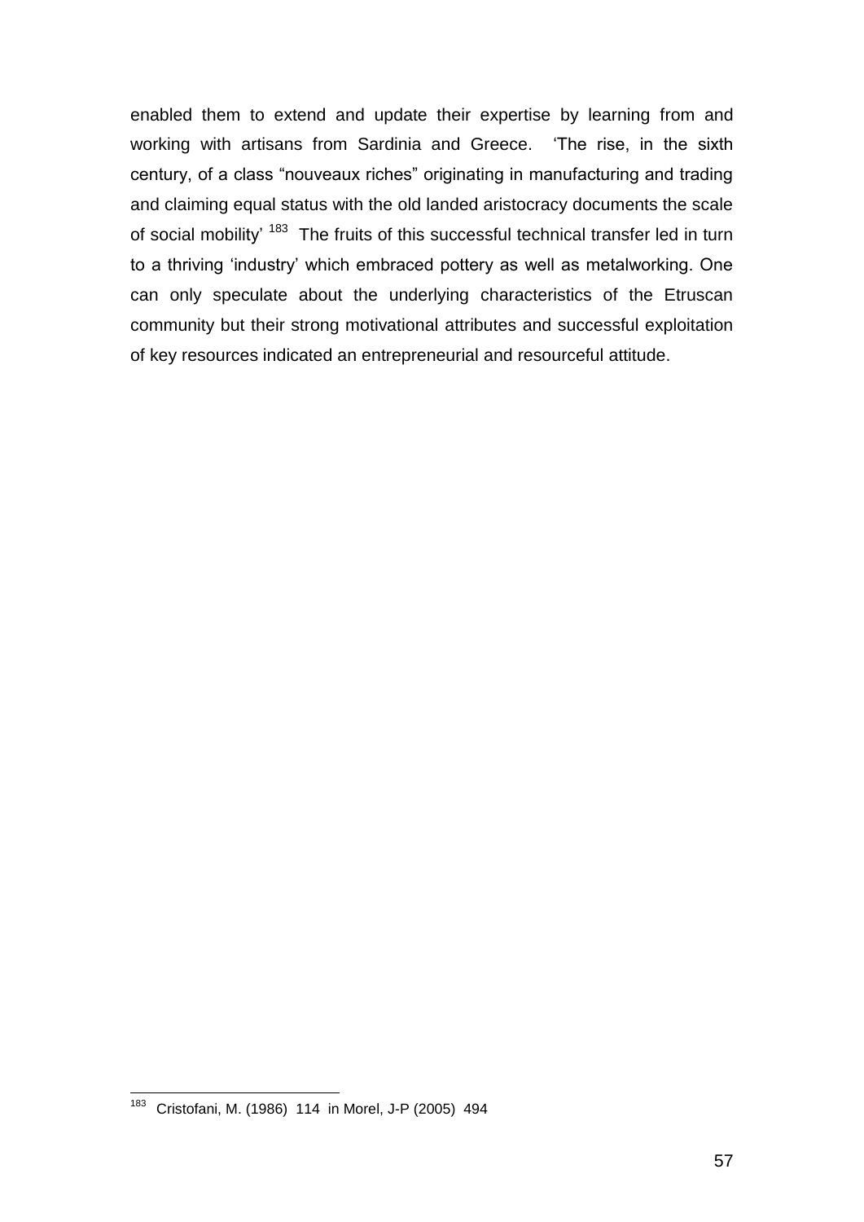enabled them to extend and update their expertise by learning from and working with artisans from Sardinia and Greece. 'The rise, in the sixth century, of a class "nouveaux riches" originating in manufacturing and trading and claiming equal status with the old landed aristocracy documents the scale of social mobility' [183] The fruits of this successful technical transfer led in turn to a thriving 'industry' which embraced pottery as well as metalworking. One can only speculate about the underlying characteristics of the Etruscan community but their strong motivational attributes and successful exploitation of key resources indicated an entrepreneurial and resourceful attitude.

---

[183] Cristofani, M. (1986) 114 in Morel, J-P (2005) 494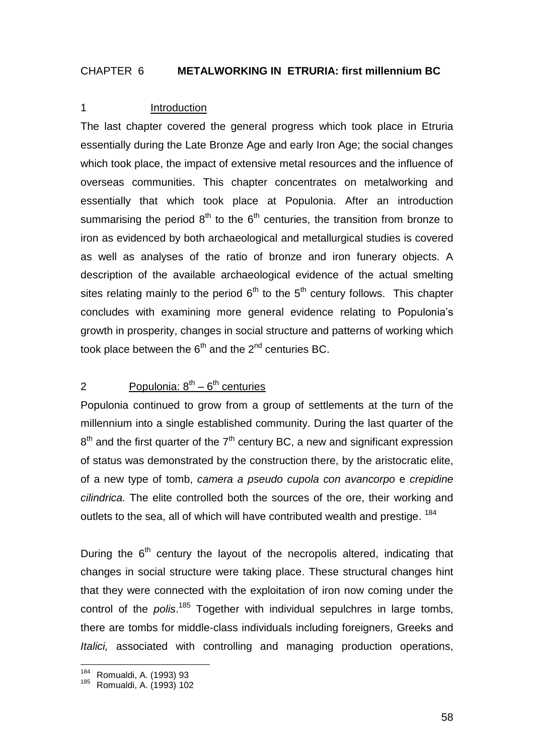# CHAPTER 6 **METALWORKING IN ETRURIA: first millennium BC**

## 1 Introduction

The last chapter covered the general progress which took place in Etruria essentially during the Late Bronze Age and early Iron Age; the social changes which took place, the impact of extensive metal resources and the influence of overseas communities. This chapter concentrates on metalworking and essentially that which took place at Populonia. After an introduction summarising the period 8th to the 6th centuries, the transition from bronze to iron as evidenced by both archaeological and metallurgical studies is covered as well as analyses of the ratio of bronze and iron funerary objects. A description of the available archaeological evidence of the actual smelting sites relating mainly to the period 6th to the 5th century follows. This chapter concludes with examining more general evidence relating to Populonia's growth in prosperity, changes in social structure and patterns of working which took place between the 6th and the 2nd centuries BC.

## 2 Populonia: 8th – 6th centuries

Populonia continued to grow from a group of settlements at the turn of the millennium into a single established community. During the last quarter of the 8th and the first quarter of the 7th century BC, a new and significant expression of status was demonstrated by the construction there, by the aristocratic elite, of a new type of tomb, *camera a pseudo cupola con avancorpo* e *crepidine cilindrica.* The elite controlled both the sources of the ore, their working and outlets to the sea, all of which will have contributed wealth and prestige. [184]

During the 6th century the layout of the necropolis altered, indicating that changes in social structure were taking place. These structural changes hint that they were connected with the exploitation of iron now coming under the control of the *polis*.[185] Together with individual sepulchres in large tombs, there are tombs for middle-class individuals including foreigners, Greeks and *Italici,* associated with controlling and managing production operations,

---

[184] Romualdi, A. (1993) 93
[185] Romualdi, A. (1993) 102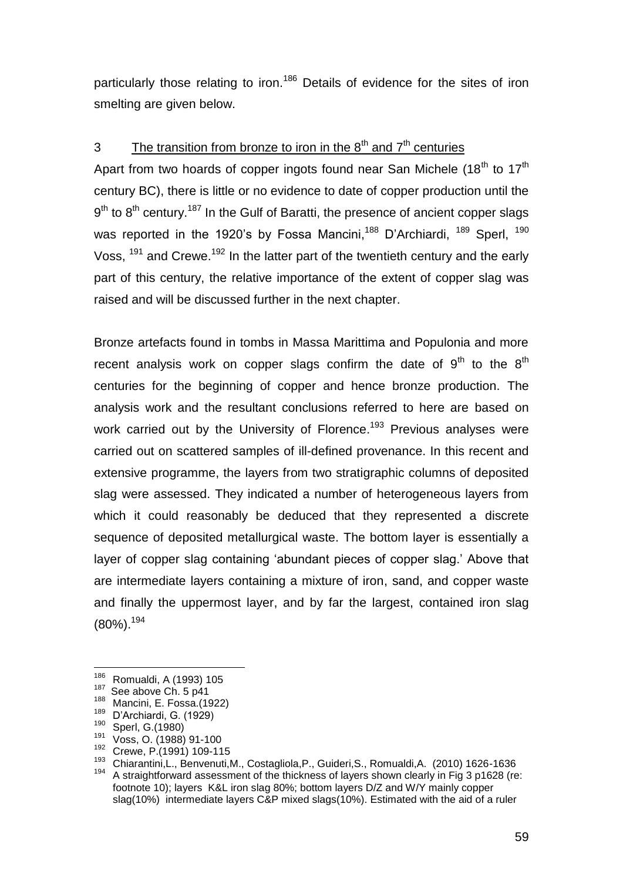particularly those relating to iron.[186] Details of evidence for the sites of iron smelting are given below.

## 3 The transition from bronze to iron in the 8th and 7th centuries

Apart from two hoards of copper ingots found near San Michele (18th to 17th century BC), there is little or no evidence to date of copper production until the 9th to 8th century.[187] In the Gulf of Baratti, the presence of ancient copper slags was reported in the 1920's by Fossa Mancini,[188] D'Archiardi, [189] Sperl, [190] Voss, [191] and Crewe.[192] In the latter part of the twentieth century and the early part of this century, the relative importance of the extent of copper slag was raised and will be discussed further in the next chapter.

Bronze artefacts found in tombs in Massa Marittima and Populonia and more recent analysis work on copper slags confirm the date of 9th to the 8th centuries for the beginning of copper and hence bronze production. The analysis work and the resultant conclusions referred to here are based on work carried out by the University of Florence.[193] Previous analyses were carried out on scattered samples of ill-defined provenance. In this recent and extensive programme, the layers from two stratigraphic columns of deposited slag were assessed. They indicated a number of heterogeneous layers from which it could reasonably be deduced that they represented a discrete sequence of deposited metallurgical waste. The bottom layer is essentially a layer of copper slag containing 'abundant pieces of copper slag.' Above that are intermediate layers containing a mixture of iron, sand, and copper waste and finally the uppermost layer, and by far the largest, contained iron slag (80%).[194]

---

[186] Romualdi, A (1993) 105

[187] See above Ch. 5 p41

[188] Mancini, E. Fossa.(1922)

[189] D'Archiardi, G. (1929)

[190] Sperl, G.(1980)

[191] Voss, O. (1988) 91-100

[192] Crewe, P.(1991) 109-115

[193] Chiarantini,L., Benvenuti,M., Costagliola,P., Guideri,S., Romualdi,A. (2010) 1626-1636

[194] A straightforward assessment of the thickness of layers shown clearly in Fig 3 p1628 (re: footnote 10); layers K&L iron slag 80%; bottom layers D/Z and W/Y mainly copper slag(10%) intermediate layers C&P mixed slags(10%). Estimated with the aid of a ruler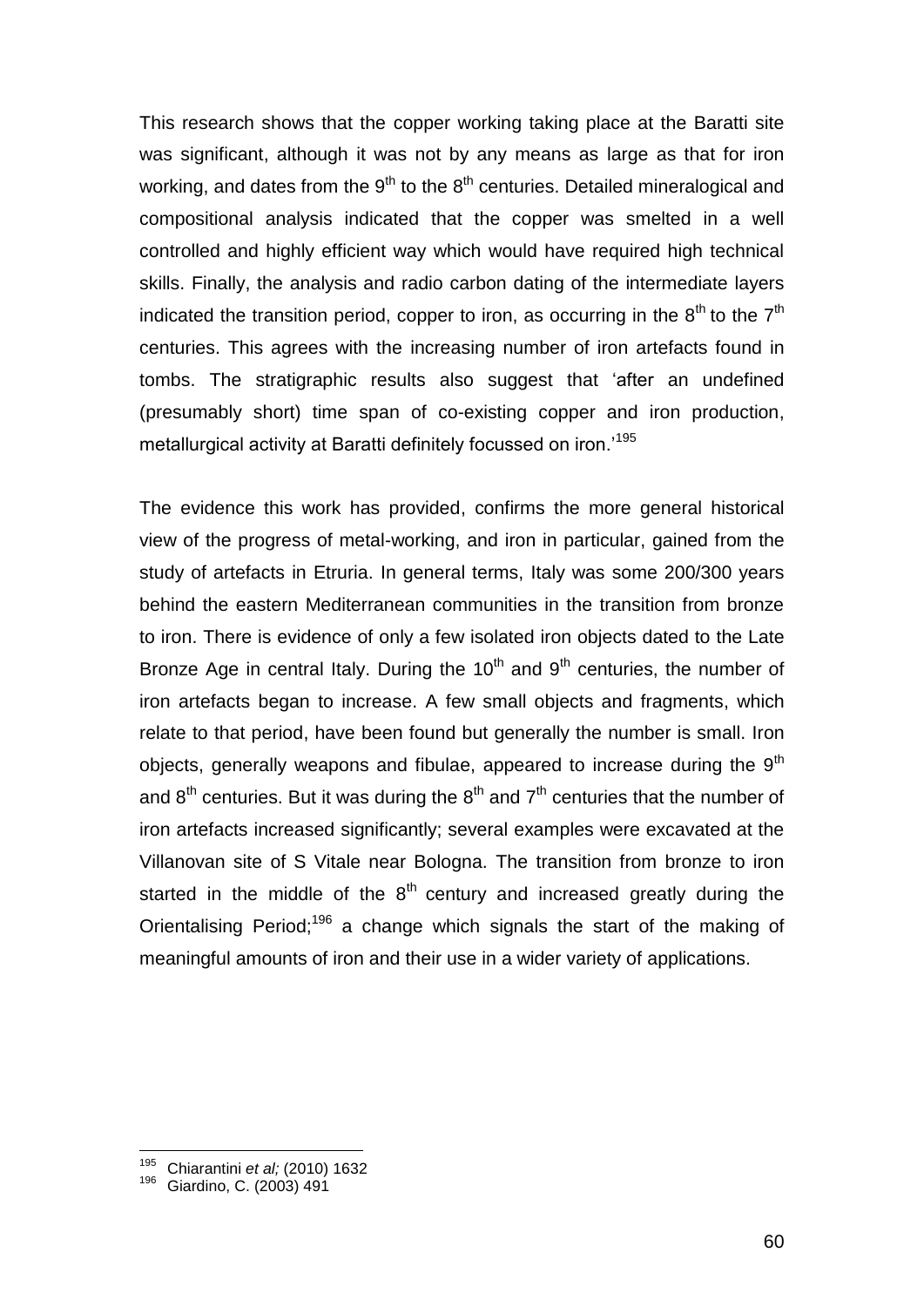This research shows that the copper working taking place at the Baratti site was significant, although it was not by any means as large as that for iron working, and dates from the 9$^{th}$ to the 8$^{th}$ centuries. Detailed mineralogical and compositional analysis indicated that the copper was smelted in a well controlled and highly efficient way which would have required high technical skills. Finally, the analysis and radio carbon dating of the intermediate layers indicated the transition period, copper to iron, as occurring in the 8$^{th}$ to the 7$^{th}$ centuries. This agrees with the increasing number of iron artefacts found in tombs. The stratigraphic results also suggest that 'after an undefined (presumably short) time span of co-existing copper and iron production, metallurgical activity at Baratti definitely focussed on iron.'[195]

The evidence this work has provided, confirms the more general historical view of the progress of metal-working, and iron in particular, gained from the study of artefacts in Etruria. In general terms, Italy was some 200/300 years behind the eastern Mediterranean communities in the transition from bronze to iron. There is evidence of only a few isolated iron objects dated to the Late Bronze Age in central Italy. During the 10$^{th}$ and 9$^{th}$ centuries, the number of iron artefacts began to increase. A few small objects and fragments, which relate to that period, have been found but generally the number is small. Iron objects, generally weapons and fibulae, appeared to increase during the 9$^{th}$ and 8$^{th}$ centuries. But it was during the 8$^{th}$ and 7$^{th}$ centuries that the number of iron artefacts increased significantly; several examples were excavated at the Villanovan site of S Vitale near Bologna. The transition from bronze to iron started in the middle of the 8$^{th}$ century and increased greatly during the Orientalising Period;[196] a change which signals the start of the making of meaningful amounts of iron and their use in a wider variety of applications.

---

[195] Chiarantini *et al;* (2010) 1632

[196] Giardino, C. (2003) 491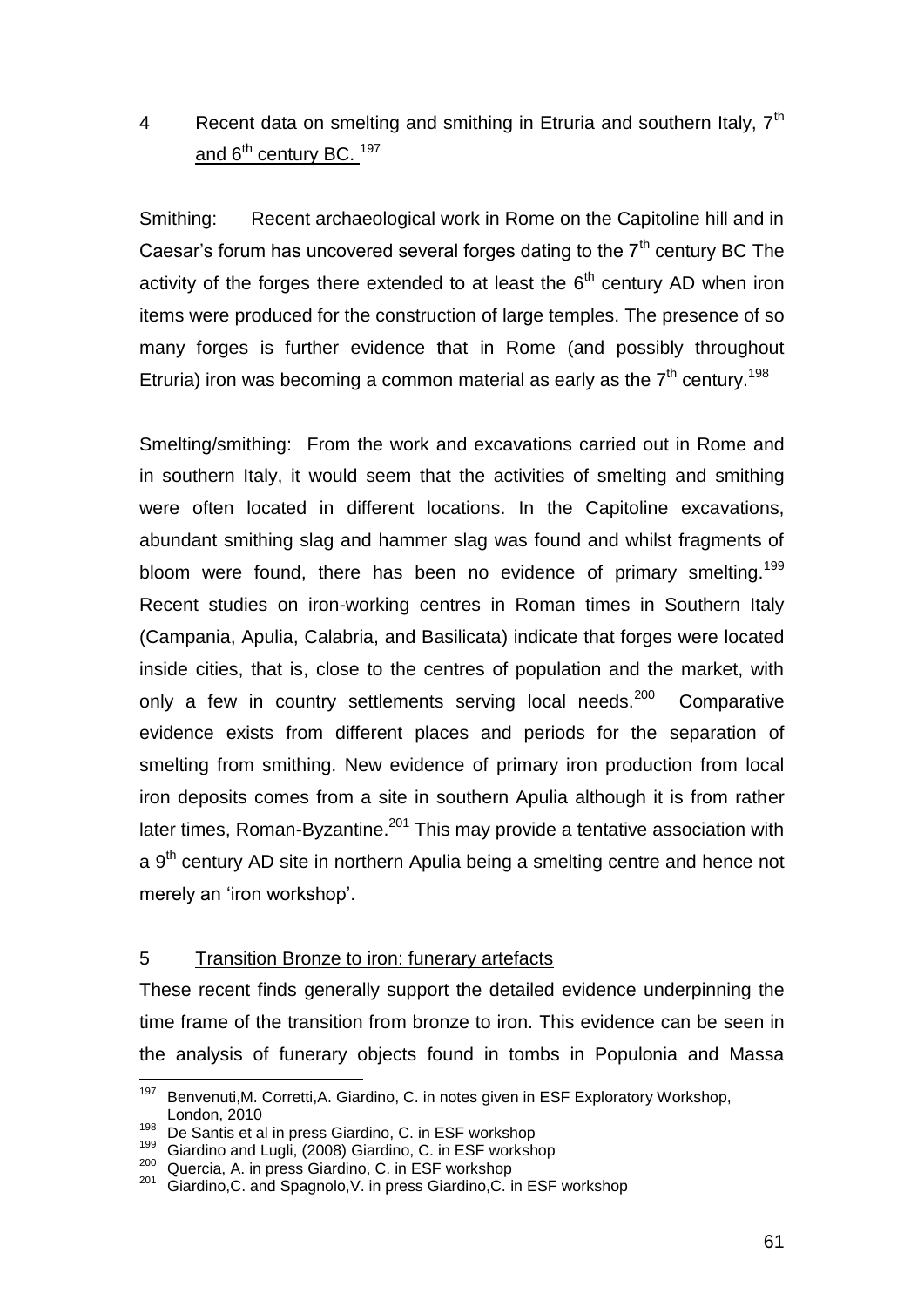## 4 Recent data on smelting and smithing in Etruria and southern Italy, 7th and 6th century BC. [197]

Smithing: Recent archaeological work in Rome on the Capitoline hill and in Caesar's forum has uncovered several forges dating to the 7th century BC The activity of the forges there extended to at least the 6th century AD when iron items were produced for the construction of large temples. The presence of so many forges is further evidence that in Rome (and possibly throughout Etruria) iron was becoming a common material as early as the 7th century.[198]

Smelting/smithing: From the work and excavations carried out in Rome and in southern Italy, it would seem that the activities of smelting and smithing were often located in different locations. In the Capitoline excavations, abundant smithing slag and hammer slag was found and whilst fragments of bloom were found, there has been no evidence of primary smelting.[199] Recent studies on iron-working centres in Roman times in Southern Italy (Campania, Apulia, Calabria, and Basilicata) indicate that forges were located inside cities, that is, close to the centres of population and the market, with only a few in country settlements serving local needs.[200] Comparative evidence exists from different places and periods for the separation of smelting from smithing. New evidence of primary iron production from local iron deposits comes from a site in southern Apulia although it is from rather later times, Roman-Byzantine.[201] This may provide a tentative association with a 9th century AD site in northern Apulia being a smelting centre and hence not merely an 'iron workshop'.

## 5 Transition Bronze to iron: funerary artefacts

These recent finds generally support the detailed evidence underpinning the time frame of the transition from bronze to iron. This evidence can be seen in the analysis of funerary objects found in tombs in Populonia and Massa

---

[197] Benvenuti,M. Corretti,A. Giardino, C. in notes given in ESF Exploratory Workshop, London, 2010

[198] De Santis et al in press Giardino, C. in ESF workshop

[199] Giardino and Lugli, (2008) Giardino, C. in ESF workshop

[200] Quercia, A. in press Giardino, C. in ESF workshop

[201] Giardino,C. and Spagnolo,V. in press Giardino,C. in ESF workshop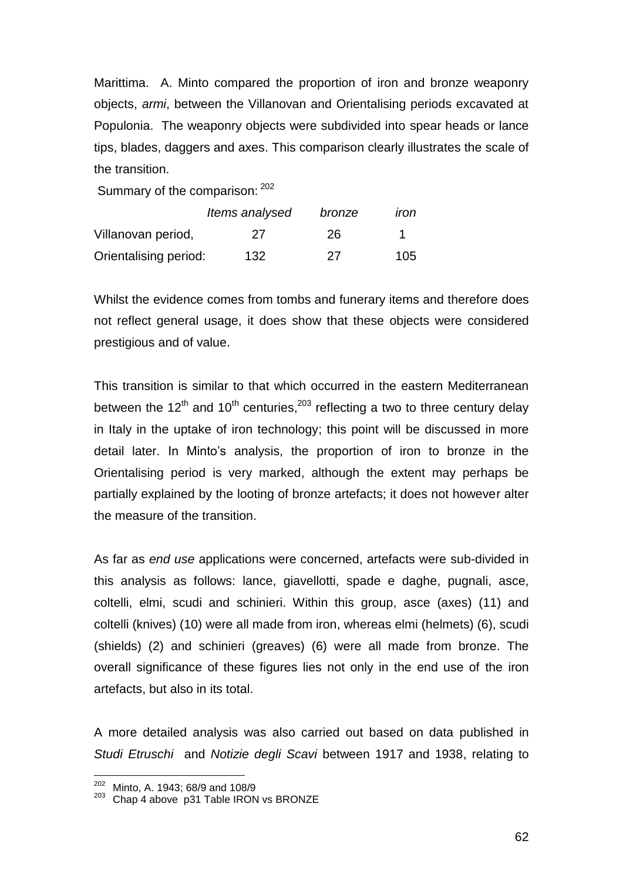Marittima. A. Minto compared the proportion of iron and bronze weaponry objects, *armi*, between the Villanovan and Orientalising periods excavated at Populonia. The weaponry objects were subdivided into spear heads or lance tips, blades, daggers and axes. This comparison clearly illustrates the scale of the transition.

Summary of the comparison: [202]

| | *Items analysed* | *bronze* | *iron* |
|---|---|---|---|
| Villanovan period, | 27 | 26 | 1 |
| Orientalising period: | 132 | 27 | 105 |

Whilst the evidence comes from tombs and funerary items and therefore does not reflect general usage, it does show that these objects were considered prestigious and of value.

This transition is similar to that which occurred in the eastern Mediterranean between the 12th and 10th centuries,[203] reflecting a two to three century delay in Italy in the uptake of iron technology; this point will be discussed in more detail later. In Minto's analysis, the proportion of iron to bronze in the Orientalising period is very marked, although the extent may perhaps be partially explained by the looting of bronze artefacts; it does not however alter the measure of the transition.

As far as *end use* applications were concerned, artefacts were sub-divided in this analysis as follows: lance, giavellotti, spade e daghe, pugnali, asce, coltelli, elmi, scudi and schinieri. Within this group, asce (axes) (11) and coltelli (knives) (10) were all made from iron, whereas elmi (helmets) (6), scudi (shields) (2) and schinieri (greaves) (6) were all made from bronze. The overall significance of these figures lies not only in the end use of the iron artefacts, but also in its total.

A more detailed analysis was also carried out based on data published in *Studi Etruschi* and *Notizie degli Scavi* between 1917 and 1938, relating to

---

[202] Minto, A. 1943; 68/9 and 108/9

[203] Chap 4 above p31 Table IRON vs BRONZE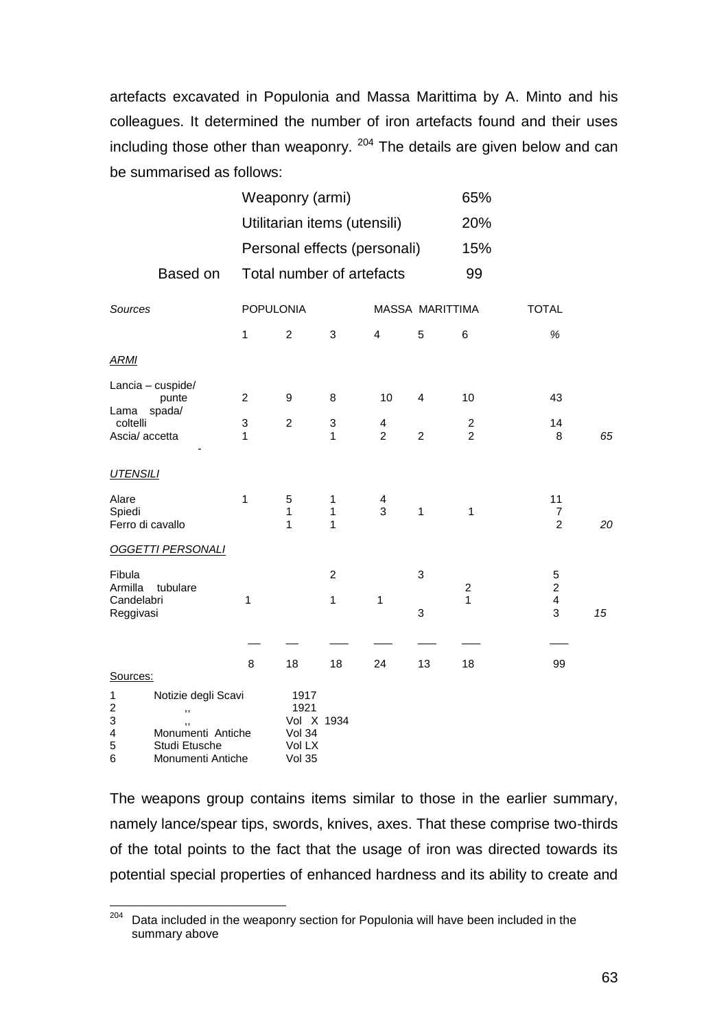artefacts excavated in Populonia and Massa Marittima by A. Minto and his colleagues. It determined the number of iron artefacts found and their uses including those other than weaponry. [204] The details are given below and can be summarised as follows:

| | | |
|---|---|---|
| | Weaponry (armi) | 65% |
| | Utilitarian items (utensili) | 20% |
| | Personal effects (personali) | 15% |
| Based on | Total number of artefacts | 99 |

| *Sources* | POPULONIA | | | MASSA MARITTIMA | | | TOTAL | |
|---|---|---|---|---|---|---|---|---|
| | 1 | 2 | 3 | 4 | 5 | 6 | *%* | |
| *ARMI* | | | | | | | | |
| Lancia – cuspide/ punte | 2 | 9 | 8 | 10 | 4 | 10 | 43 | |
| Lama spada/ coltelli | 3 | 2 | 3 | 4 | | 2 | 14 | |
| Ascia/ accetta | 1 | | 1 | 2 | 2 | 2 | 8 | *65* |
| *UTENSILI* | | | | | | | | |
| Alare | 1 | 5 | 1 | 4 | | | 11 | |
| Spiedi | | 1 | 1 | 3 | 1 | 1 | 7 | |
| Ferro di cavallo | | 1 | 1 | | | | 2 | *20* |
| *OGGETTI PERSONALI* | | | | | | | | |
| Fibula | | | 2 | | 3 | | 5 | |
| Armilla tubulare | | | | | | 2 | 2 | |
| Candelabri | 1 | | 1 | 1 | | 1 | 4 | |
| Reggivasi | | | | | 3 | | 3 | *15* |
| | 8 | 18 | 18 | 24 | 13 | 18 | 99 | |

Sources:

| | | |
|---|---|---|
| 1 | Notizie degli Scavi | 1917 |
| 2 | ,, | 1921 |
| 3 | ,, | Vol X 1934 |
| 4 | Monumenti Antiche | Vol 34 |
| 5 | Studi Etusche | Vol LX |
| 6 | Monumenti Antiche | Vol 35 |

The weapons group contains items similar to those in the earlier summary, namely lance/spear tips, swords, knives, axes. That these comprise two-thirds of the total points to the fact that the usage of iron was directed towards its potential special properties of enhanced hardness and its ability to create and

[204] Data included in the weaponry section for Populonia will have been included in the summary above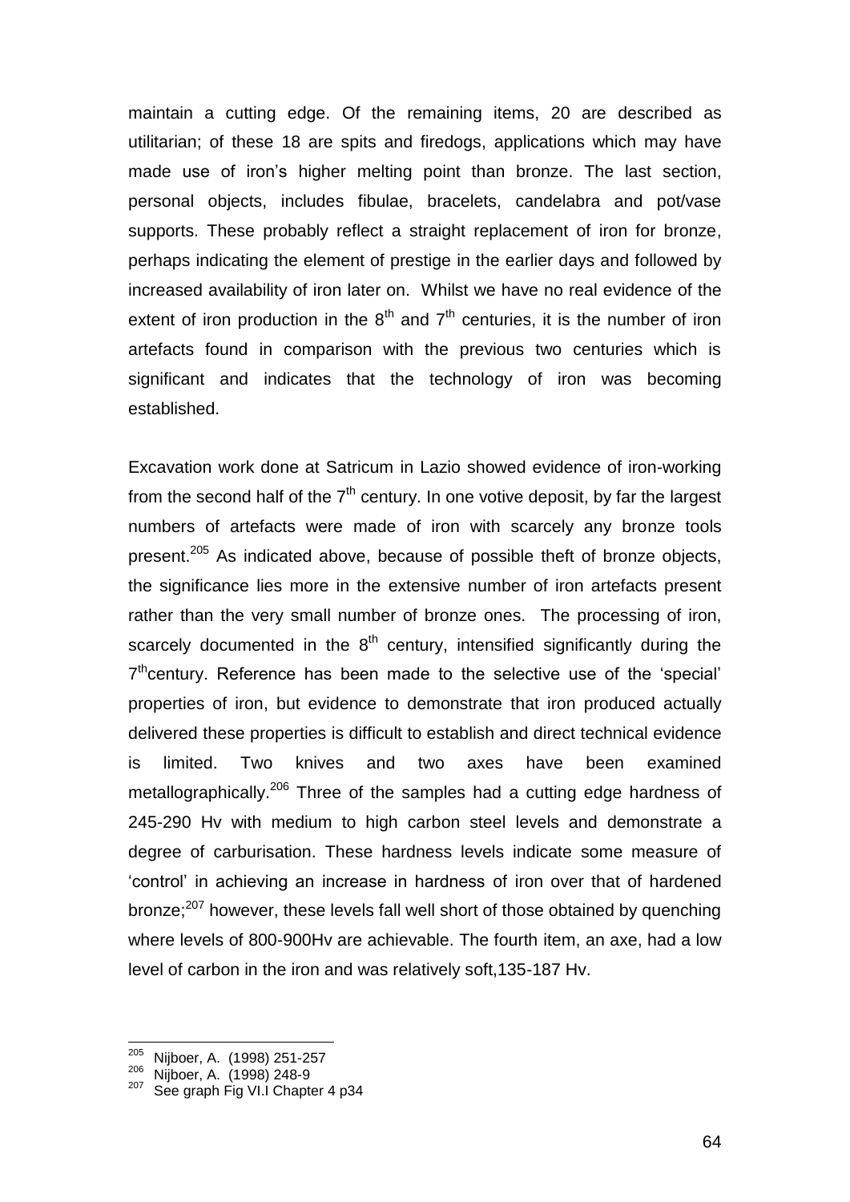maintain a cutting edge. Of the remaining items, 20 are described as utilitarian; of these 18 are spits and firedogs, applications which may have made use of iron's higher melting point than bronze. The last section, personal objects, includes fibulae, bracelets, candelabra and pot/vase supports. These probably reflect a straight replacement of iron for bronze, perhaps indicating the element of prestige in the earlier days and followed by increased availability of iron later on. Whilst we have no real evidence of the extent of iron production in the 8th and 7th centuries, it is the number of iron artefacts found in comparison with the previous two centuries which is significant and indicates that the technology of iron was becoming established.

Excavation work done at Satricum in Lazio showed evidence of iron-working from the second half of the 7th century. In one votive deposit, by far the largest numbers of artefacts were made of iron with scarcely any bronze tools present.[205] As indicated above, because of possible theft of bronze objects, the significance lies more in the extensive number of iron artefacts present rather than the very small number of bronze ones. The processing of iron, scarcely documented in the 8th century, intensified significantly during the 7th century. Reference has been made to the selective use of the 'special' properties of iron, but evidence to demonstrate that iron produced actually delivered these properties is difficult to establish and direct technical evidence is limited. Two knives and two axes have been examined metallographically.[206] Three of the samples had a cutting edge hardness of 245-290 Hv with medium to high carbon steel levels and demonstrate a degree of carburisation. These hardness levels indicate some measure of 'control' in achieving an increase in hardness of iron over that of hardened bronze;[207] however, these levels fall well short of those obtained by quenching where levels of 800-900Hv are achievable. The fourth item, an axe, had a low level of carbon in the iron and was relatively soft,135-187 Hv.

---

[205] Nijboer, A. (1998) 251-257

[206] Nijboer, A. (1998) 248-9

[207] See graph Fig VI.I Chapter 4 p34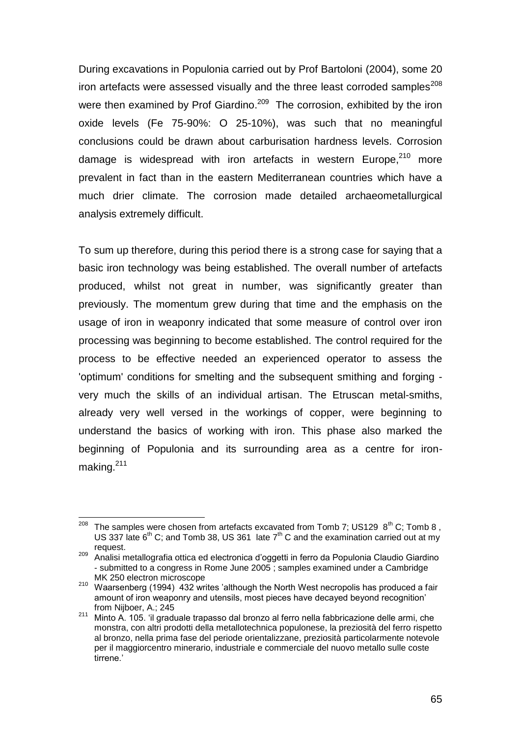During excavations in Populonia carried out by Prof Bartoloni (2004), some 20 iron artefacts were assessed visually and the three least corroded samples[208] were then examined by Prof Giardino.[209] The corrosion, exhibited by the iron oxide levels (Fe 75-90%: O 25-10%), was such that no meaningful conclusions could be drawn about carburisation hardness levels. Corrosion damage is widespread with iron artefacts in western Europe,[210] more prevalent in fact than in the eastern Mediterranean countries which have a much drier climate. The corrosion made detailed archaeometallurgical analysis extremely difficult.

To sum up therefore, during this period there is a strong case for saying that a basic iron technology was being established. The overall number of artefacts produced, whilst not great in number, was significantly greater than previously. The momentum grew during that time and the emphasis on the usage of iron in weaponry indicated that some measure of control over iron processing was beginning to become established. The control required for the process to be effective needed an experienced operator to assess the 'optimum' conditions for smelting and the subsequent smithing and forging - very much the skills of an individual artisan. The Etruscan metal-smiths, already very well versed in the workings of copper, were beginning to understand the basics of working with iron. This phase also marked the beginning of Populonia and its surrounding area as a centre for iron-making.[211]

---

[208] The samples were chosen from artefacts excavated from Tomb 7; US129 8$^{th}$ C; Tomb 8 , US 337 late 6$^{th}$ C; and Tomb 38, US 361 late 7$^{th}$ C and the examination carried out at my request.

[209] Analisi metallografia ottica ed electronica d'oggetti in ferro da Populonia Claudio Giardino - submitted to a congress in Rome June 2005 ; samples examined under a Cambridge MK 250 electron microscope

[210] Waarsenberg (1994) 432 writes 'although the North West necropolis has produced a fair amount of iron weaponry and utensils, most pieces have decayed beyond recognition' from Nijboer, A.; 245

[211] Minto A. 105. 'il graduale trapasso dal bronzo al ferro nella fabbricazione delle armi, che monstra, con altri prodotti della metallotechnica populonese, la preziosità del ferro rispetto al bronzo, nella prima fase del periode orientalizzane, preziosità particolarmente notevole per il maggiorcentro minerario, industriale e commerciale del nuovo metallo sulle coste tirrene.'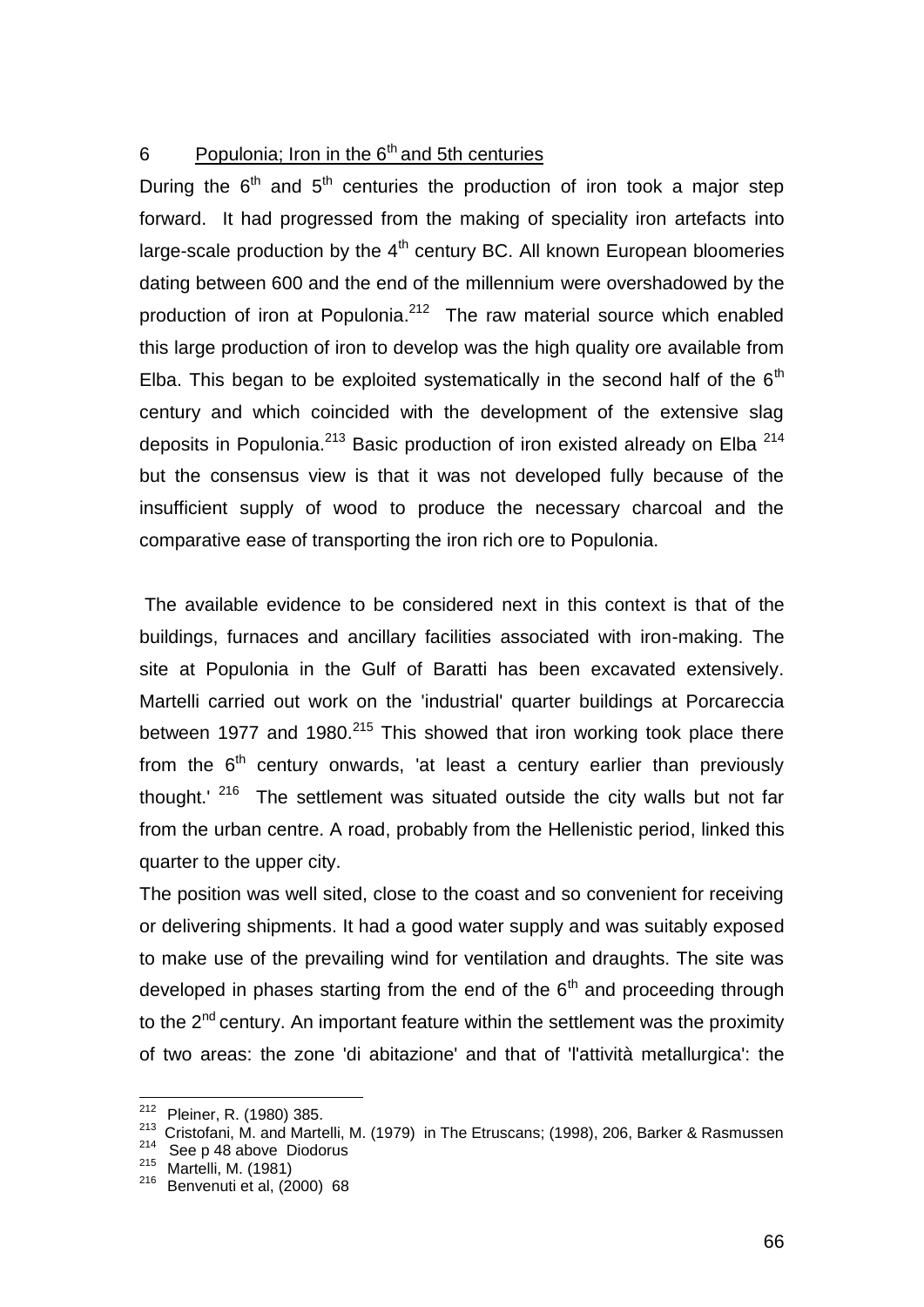## 6 Populonia; Iron in the 6th and 5th centuries

During the 6th and 5th centuries the production of iron took a major step forward. It had progressed from the making of speciality iron artefacts into large-scale production by the 4th century BC. All known European bloomeries dating between 600 and the end of the millennium were overshadowed by the production of iron at Populonia.[212] The raw material source which enabled this large production of iron to develop was the high quality ore available from Elba. This began to be exploited systematically in the second half of the 6th century and which coincided with the development of the extensive slag deposits in Populonia.[213] Basic production of iron existed already on Elba [214] but the consensus view is that it was not developed fully because of the insufficient supply of wood to produce the necessary charcoal and the comparative ease of transporting the iron rich ore to Populonia.

The available evidence to be considered next in this context is that of the buildings, furnaces and ancillary facilities associated with iron-making. The site at Populonia in the Gulf of Baratti has been excavated extensively. Martelli carried out work on the 'industrial' quarter buildings at Porcareccia between 1977 and 1980.[215] This showed that iron working took place there from the 6th century onwards, 'at least a century earlier than previously thought.' [216] The settlement was situated outside the city walls but not far from the urban centre. A road, probably from the Hellenistic period, linked this quarter to the upper city.

The position was well sited, close to the coast and so convenient for receiving or delivering shipments. It had a good water supply and was suitably exposed to make use of the prevailing wind for ventilation and draughts. The site was developed in phases starting from the end of the 6th and proceeding through to the 2nd century. An important feature within the settlement was the proximity of two areas: the zone 'di abitazione' and that of 'l'attività metallurgica': the

---

212 Pleiner, R. (1980) 385.

213 Cristofani, M. and Martelli, M. (1979) in The Etruscans; (1998), 206, Barker & Rasmussen

214 See p 48 above Diodorus

215 Martelli, M. (1981)

216 Benvenuti et al, (2000) 68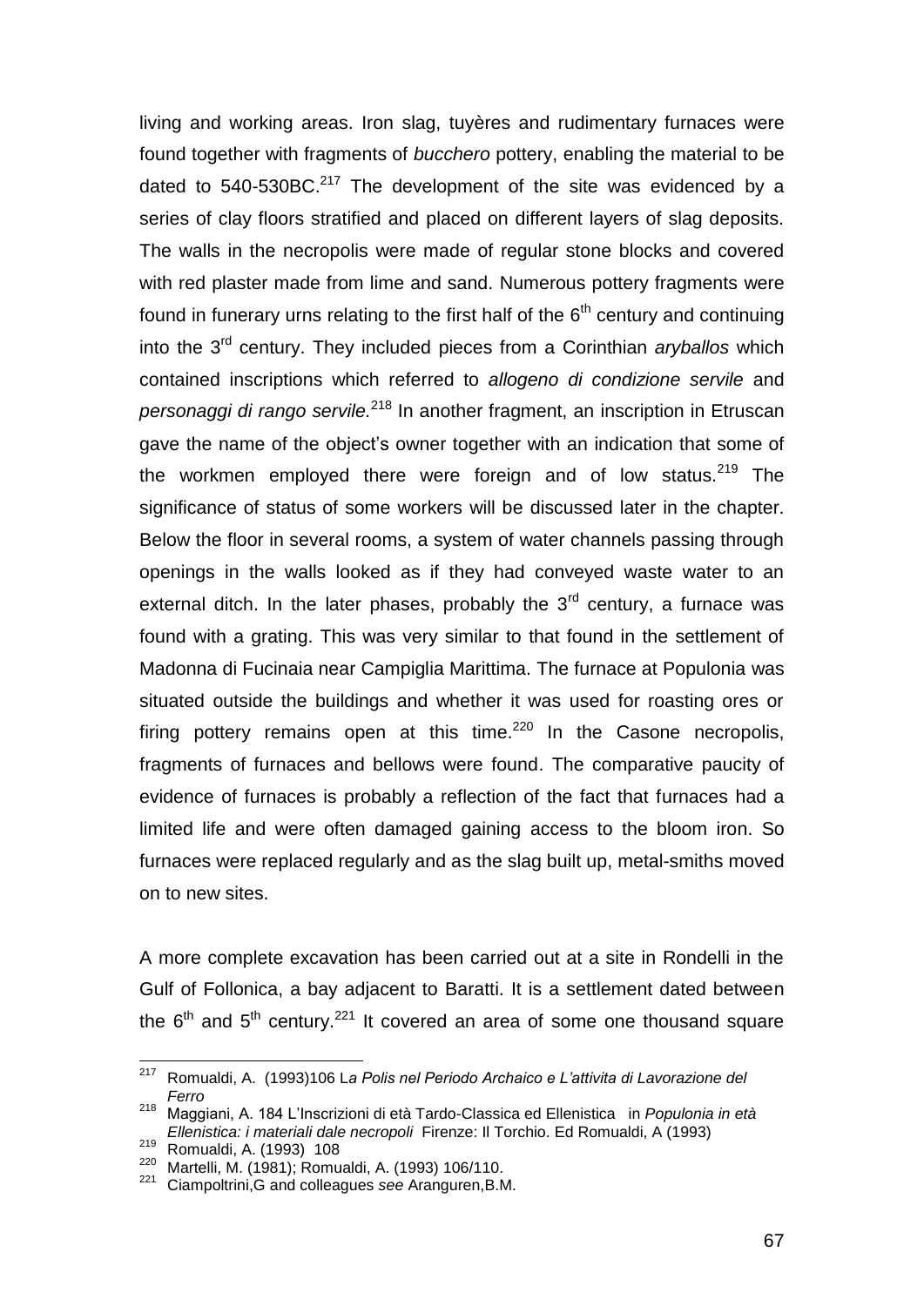living and working areas. Iron slag, tuyères and rudimentary furnaces were found together with fragments of *bucchero* pottery, enabling the material to be dated to 540-530BC.[217] The development of the site was evidenced by a series of clay floors stratified and placed on different layers of slag deposits. The walls in the necropolis were made of regular stone blocks and covered with red plaster made from lime and sand. Numerous pottery fragments were found in funerary urns relating to the first half of the 6th century and continuing into the 3rd century. They included pieces from a Corinthian *aryballos* which contained inscriptions which referred to *allogeno di condizione servile* and *personaggi di rango servile.*[218] In another fragment, an inscription in Etruscan gave the name of the object's owner together with an indication that some of the workmen employed there were foreign and of low status.[219] The significance of status of some workers will be discussed later in the chapter. Below the floor in several rooms, a system of water channels passing through openings in the walls looked as if they had conveyed waste water to an external ditch. In the later phases, probably the 3rd century, a furnace was found with a grating. This was very similar to that found in the settlement of Madonna di Fucinaia near Campiglia Marittima. The furnace at Populonia was situated outside the buildings and whether it was used for roasting ores or firing pottery remains open at this time.[220] In the Casone necropolis, fragments of furnaces and bellows were found. The comparative paucity of evidence of furnaces is probably a reflection of the fact that furnaces had a limited life and were often damaged gaining access to the bloom iron. So furnaces were replaced regularly and as the slag built up, metal-smiths moved on to new sites.

A more complete excavation has been carried out at a site in Rondelli in the Gulf of Follonica, a bay adjacent to Baratti. It is a settlement dated between the 6th and 5th century.[221] It covered an area of some one thousand square

---

[217] Romualdi, A. (1993)106 L*a Polis nel Periodo Archaico e L'attivita di Lavorazione del Ferro*

[218] Maggiani, A. 184 L'Inscrizioni di età Tardo-Classica ed Ellenistica in *Populonia in età Ellenistica: i materiali dale necropoli* Firenze: Il Torchio. Ed Romualdi, A (1993)

[219] Romualdi, A. (1993) 108

[220] Martelli, M. (1981); Romualdi, A. (1993) 106/110.

[221] Ciampoltrini,G and colleagues *see* Aranguren,B.M.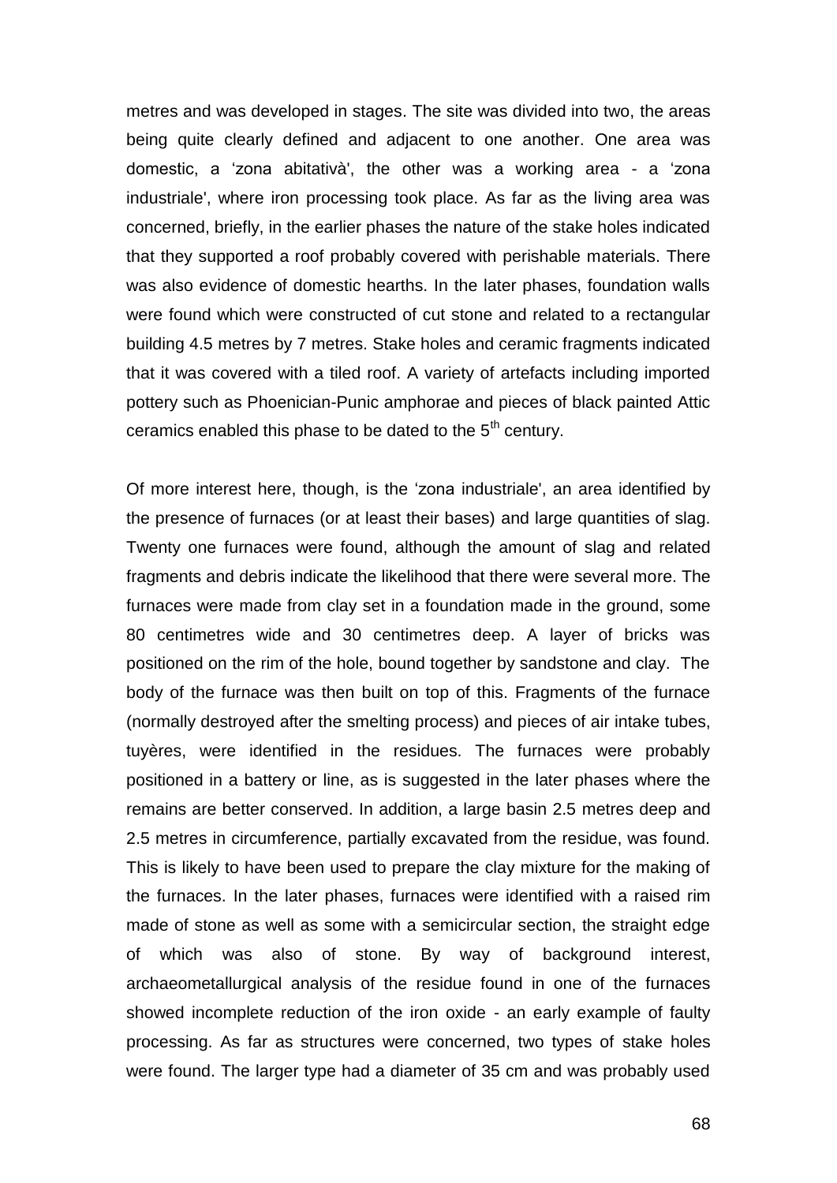metres and was developed in stages. The site was divided into two, the areas being quite clearly defined and adjacent to one another. One area was domestic, a 'zona abitativà', the other was a working area - a 'zona industriale', where iron processing took place. As far as the living area was concerned, briefly, in the earlier phases the nature of the stake holes indicated that they supported a roof probably covered with perishable materials. There was also evidence of domestic hearths. In the later phases, foundation walls were found which were constructed of cut stone and related to a rectangular building 4.5 metres by 7 metres. Stake holes and ceramic fragments indicated that it was covered with a tiled roof. A variety of artefacts including imported pottery such as Phoenician-Punic amphorae and pieces of black painted Attic ceramics enabled this phase to be dated to the 5th century.

Of more interest here, though, is the 'zona industriale', an area identified by the presence of furnaces (or at least their bases) and large quantities of slag. Twenty one furnaces were found, although the amount of slag and related fragments and debris indicate the likelihood that there were several more. The furnaces were made from clay set in a foundation made in the ground, some 80 centimetres wide and 30 centimetres deep. A layer of bricks was positioned on the rim of the hole, bound together by sandstone and clay. The body of the furnace was then built on top of this. Fragments of the furnace (normally destroyed after the smelting process) and pieces of air intake tubes, tuyères, were identified in the residues. The furnaces were probably positioned in a battery or line, as is suggested in the later phases where the remains are better conserved. In addition, a large basin 2.5 metres deep and 2.5 metres in circumference, partially excavated from the residue, was found. This is likely to have been used to prepare the clay mixture for the making of the furnaces. In the later phases, furnaces were identified with a raised rim made of stone as well as some with a semicircular section, the straight edge of which was also of stone. By way of background interest, archaeometallurgical analysis of the residue found in one of the furnaces showed incomplete reduction of the iron oxide - an early example of faulty processing. As far as structures were concerned, two types of stake holes were found. The larger type had a diameter of 35 cm and was probably used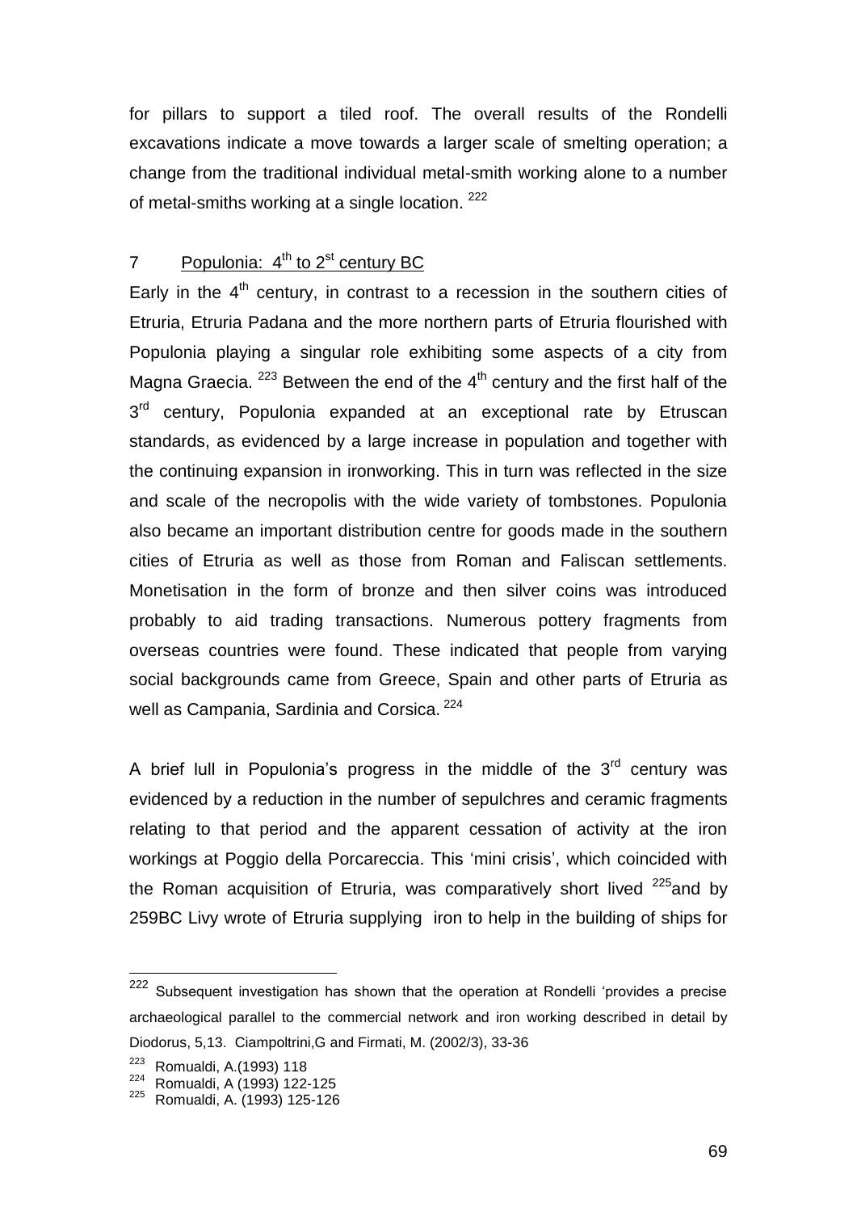for pillars to support a tiled roof. The overall results of the Rondelli excavations indicate a move towards a larger scale of smelting operation; a change from the traditional individual metal-smith working alone to a number of metal-smiths working at a single location. [222]

## 7 Populonia: 4th to 2st century BC

Early in the 4th century, in contrast to a recession in the southern cities of Etruria, Etruria Padana and the more northern parts of Etruria flourished with Populonia playing a singular role exhibiting some aspects of a city from Magna Graecia. [223] Between the end of the 4th century and the first half of the 3rd century, Populonia expanded at an exceptional rate by Etruscan standards, as evidenced by a large increase in population and together with the continuing expansion in ironworking. This in turn was reflected in the size and scale of the necropolis with the wide variety of tombstones. Populonia also became an important distribution centre for goods made in the southern cities of Etruria as well as those from Roman and Faliscan settlements. Monetisation in the form of bronze and then silver coins was introduced probably to aid trading transactions. Numerous pottery fragments from overseas countries were found. These indicated that people from varying social backgrounds came from Greece, Spain and other parts of Etruria as well as Campania, Sardinia and Corsica. [224]

A brief lull in Populonia's progress in the middle of the 3rd century was evidenced by a reduction in the number of sepulchres and ceramic fragments relating to that period and the apparent cessation of activity at the iron workings at Poggio della Porcareccia. This 'mini crisis', which coincided with the Roman acquisition of Etruria, was comparatively short lived [225] and by 259BC Livy wrote of Etruria supplying iron to help in the building of ships for

---

[222] Subsequent investigation has shown that the operation at Rondelli 'provides a precise archaeological parallel to the commercial network and iron working described in detail by Diodorus, 5,13. Ciampoltrini,G and Firmati, M. (2002/3), 33-36

[223] Romualdi, A.(1993) 118

[224] Romualdi, A (1993) 122-125

[225] Romualdi, A. (1993) 125-126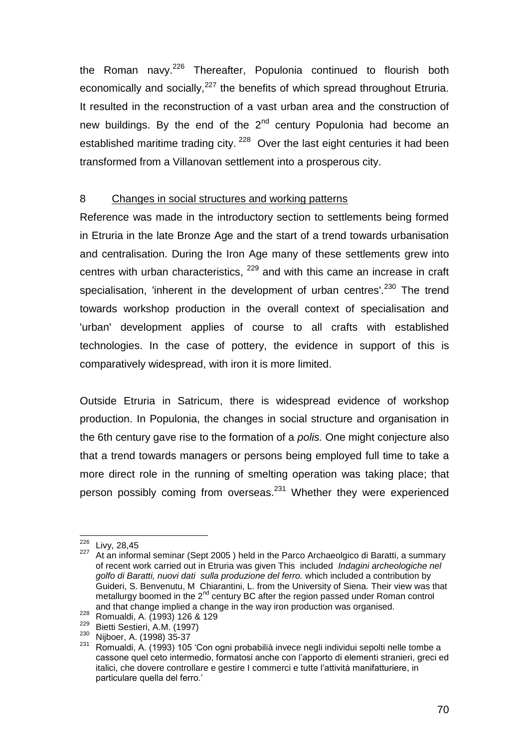the Roman navy.[226] Thereafter, Populonia continued to flourish both economically and socially,[227] the benefits of which spread throughout Etruria. It resulted in the reconstruction of a vast urban area and the construction of new buildings. By the end of the 2nd century Populonia had become an established maritime trading city. [228] Over the last eight centuries it had been transformed from a Villanovan settlement into a prosperous city.

## 8 Changes in social structures and working patterns

Reference was made in the introductory section to settlements being formed in Etruria in the late Bronze Age and the start of a trend towards urbanisation and centralisation. During the Iron Age many of these settlements grew into centres with urban characteristics, [229] and with this came an increase in craft specialisation, 'inherent in the development of urban centres'.[230] The trend towards workshop production in the overall context of specialisation and 'urban' development applies of course to all crafts with established technologies. In the case of pottery, the evidence in support of this is comparatively widespread, with iron it is more limited.

Outside Etruria in Satricum, there is widespread evidence of workshop production. In Populonia, the changes in social structure and organisation in the 6th century gave rise to the formation of a *polis.* One might conjecture also that a trend towards managers or persons being employed full time to take a more direct role in the running of smelting operation was taking place; that person possibly coming from overseas.[231] Whether they were experienced

---

[226] Livy, 28,45

[227] At an informal seminar (Sept 2005 ) held in the Parco Archaeolgico di Baratti, a summary of recent work carried out in Etruria was given This included *Indagini archeologiche nel golfo di Baratti, nuovi dati sulla produzione del ferro.* which included a contribution by Guideri, S. Benvenutu, M Chiarantini, L. from the University of Siena. Their view was that metallurgy boomed in the 2nd century BC after the region passed under Roman control and that change implied a change in the way iron production was organised.

[228] Romualdi, A. (1993) 126 & 129

[229] Bietti Sestieri, A.M. (1997)

[230] Nijboer, A. (1998) 35-37

[231] Romualdi, A. (1993) 105 'Con ogni probabilià invece negli individui sepolti nelle tombe a cassone quel ceto intermedio, formatosi anche con l'apporto di elementi stranieri, greci ed italici, che dovere controllare e gestire I commerci e tutte l'attività manifatturiere, in particulare quella del ferro.'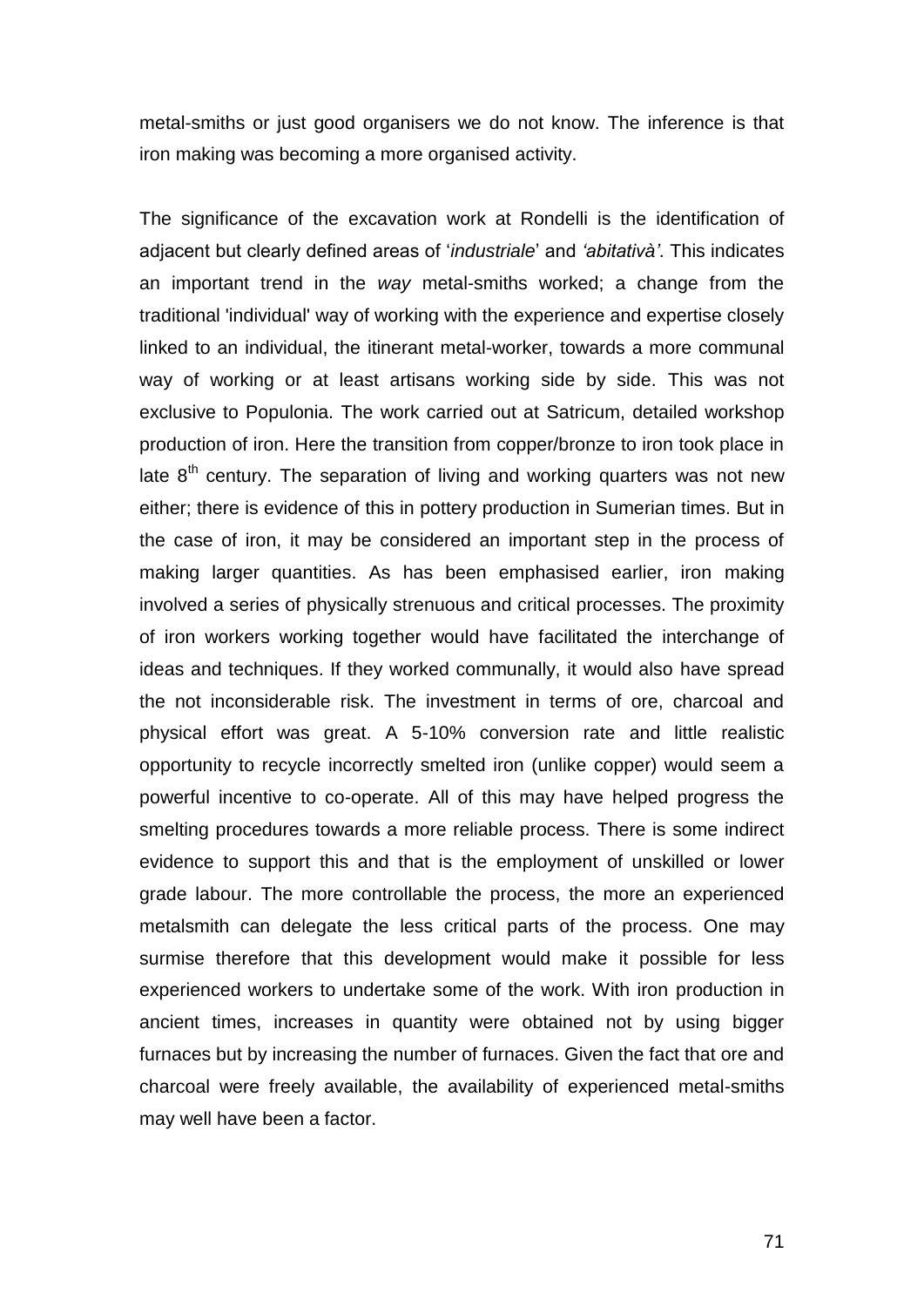metal-smiths or just good organisers we do not know. The inference is that iron making was becoming a more organised activity.

The significance of the excavation work at Rondelli is the identification of adjacent but clearly defined areas of '*industriale*' and *'abitativà'*. This indicates an important trend in the *way* metal-smiths worked; a change from the traditional 'individual' way of working with the experience and expertise closely linked to an individual, the itinerant metal-worker, towards a more communal way of working or at least artisans working side by side. This was not exclusive to Populonia. The work carried out at Satricum, detailed workshop production of iron. Here the transition from copper/bronze to iron took place in late 8th century. The separation of living and working quarters was not new either; there is evidence of this in pottery production in Sumerian times. But in the case of iron, it may be considered an important step in the process of making larger quantities. As has been emphasised earlier, iron making involved a series of physically strenuous and critical processes. The proximity of iron workers working together would have facilitated the interchange of ideas and techniques. If they worked communally, it would also have spread the not inconsiderable risk. The investment in terms of ore, charcoal and physical effort was great. A 5-10% conversion rate and little realistic opportunity to recycle incorrectly smelted iron (unlike copper) would seem a powerful incentive to co-operate. All of this may have helped progress the smelting procedures towards a more reliable process. There is some indirect evidence to support this and that is the employment of unskilled or lower grade labour. The more controllable the process, the more an experienced metalsmith can delegate the less critical parts of the process. One may surmise therefore that this development would make it possible for less experienced workers to undertake some of the work. With iron production in ancient times, increases in quantity were obtained not by using bigger furnaces but by increasing the number of furnaces. Given the fact that ore and charcoal were freely available, the availability of experienced metal-smiths may well have been a factor.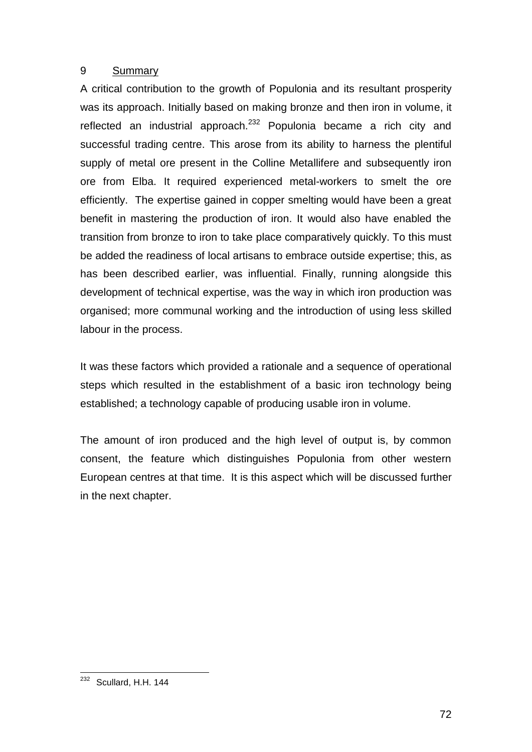## 9 Summary

A critical contribution to the growth of Populonia and its resultant prosperity was its approach. Initially based on making bronze and then iron in volume, it reflected an industrial approach.[232] Populonia became a rich city and successful trading centre. This arose from its ability to harness the plentiful supply of metal ore present in the Colline Metallifere and subsequently iron ore from Elba. It required experienced metal-workers to smelt the ore efficiently. The expertise gained in copper smelting would have been a great benefit in mastering the production of iron. It would also have enabled the transition from bronze to iron to take place comparatively quickly. To this must be added the readiness of local artisans to embrace outside expertise; this, as has been described earlier, was influential. Finally, running alongside this development of technical expertise, was the way in which iron production was organised; more communal working and the introduction of using less skilled labour in the process.

It was these factors which provided a rationale and a sequence of operational steps which resulted in the establishment of a basic iron technology being established; a technology capable of producing usable iron in volume.

The amount of iron produced and the high level of output is, by common consent, the feature which distinguishes Populonia from other western European centres at that time. It is this aspect which will be discussed further in the next chapter.

---

[232] Scullard, H.H. 144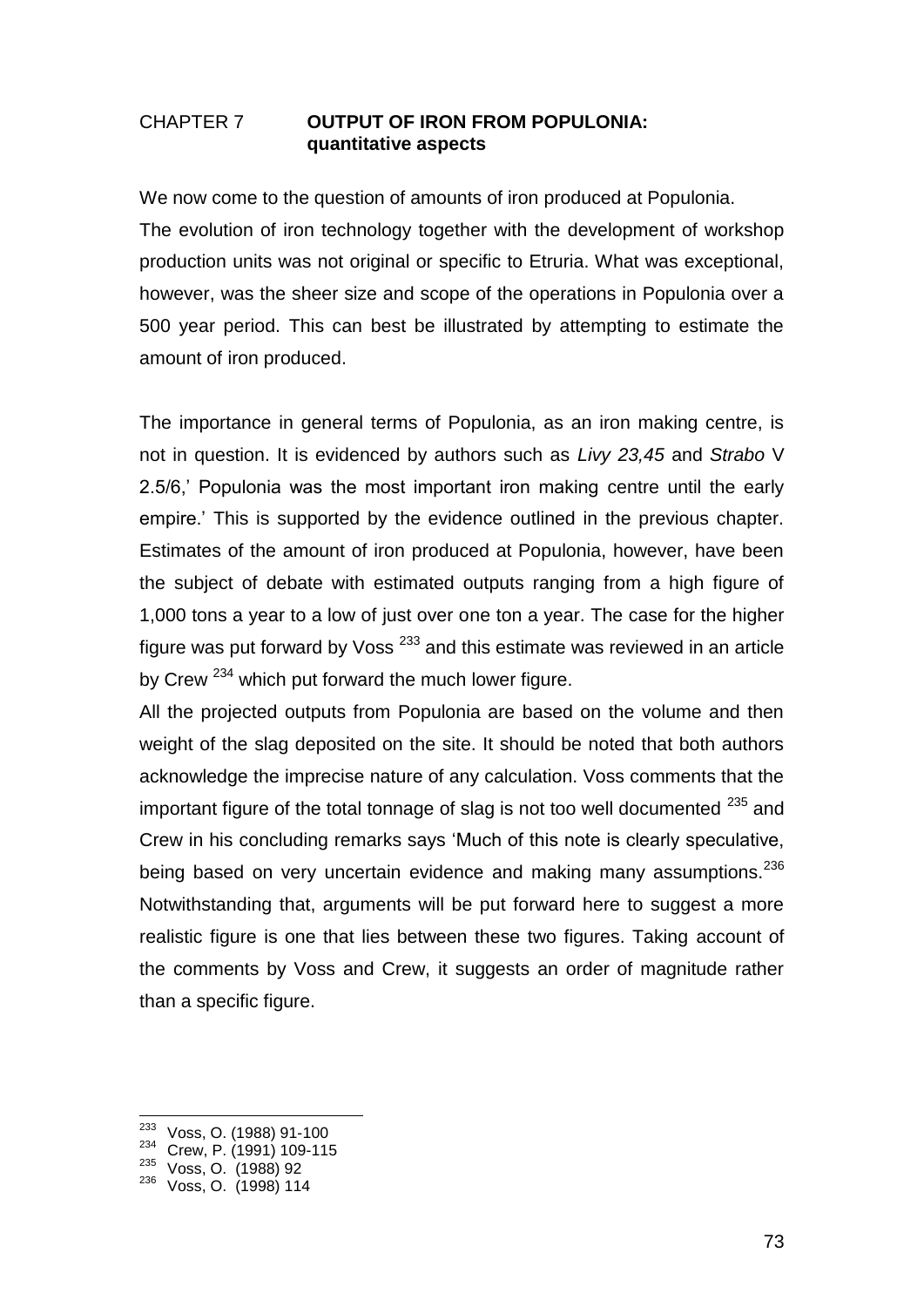# CHAPTER 7 **OUTPUT OF IRON FROM POPULONIA: quantitative aspects**

We now come to the question of amounts of iron produced at Populonia.

The evolution of iron technology together with the development of workshop production units was not original or specific to Etruria. What was exceptional, however, was the sheer size and scope of the operations in Populonia over a 500 year period. This can best be illustrated by attempting to estimate the amount of iron produced.

The importance in general terms of Populonia, as an iron making centre, is not in question. It is evidenced by authors such as *Livy 23,45* and *Strabo* V 2.5/6,' Populonia was the most important iron making centre until the early empire.' This is supported by the evidence outlined in the previous chapter. Estimates of the amount of iron produced at Populonia, however, have been the subject of debate with estimated outputs ranging from a high figure of 1,000 tons a year to a low of just over one ton a year. The case for the higher figure was put forward by Voss [233] and this estimate was reviewed in an article by Crew [234] which put forward the much lower figure.

All the projected outputs from Populonia are based on the volume and then weight of the slag deposited on the site. It should be noted that both authors acknowledge the imprecise nature of any calculation. Voss comments that the important figure of the total tonnage of slag is not too well documented [235] and Crew in his concluding remarks says 'Much of this note is clearly speculative, being based on very uncertain evidence and making many assumptions.[236] Notwithstanding that, arguments will be put forward here to suggest a more realistic figure is one that lies between these two figures. Taking account of the comments by Voss and Crew, it suggests an order of magnitude rather than a specific figure.

---

[233] Voss, O. (1988) 91-100
[234] Crew, P. (1991) 109-115
[235] Voss, O. (1988) 92
[236] Voss, O. (1998) 114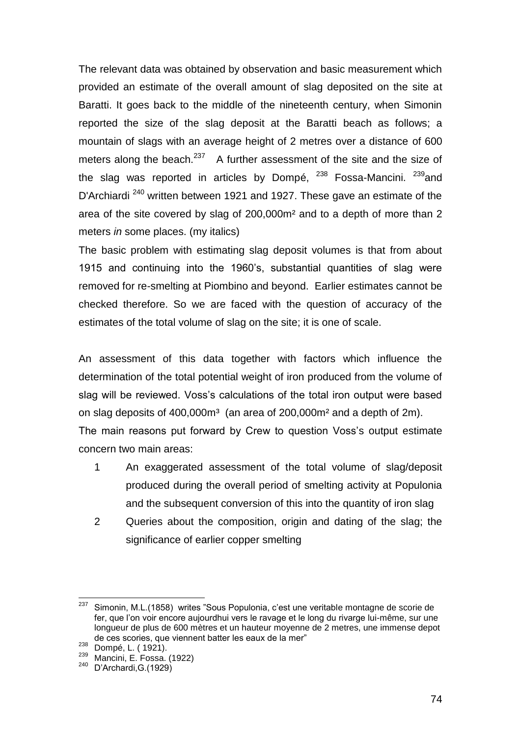The relevant data was obtained by observation and basic measurement which provided an estimate of the overall amount of slag deposited on the site at Baratti. It goes back to the middle of the nineteenth century, when Simonin reported the size of the slag deposit at the Baratti beach as follows; a mountain of slags with an average height of 2 metres over a distance of 600 meters along the beach.[237] A further assessment of the site and the size of the slag was reported in articles by Dompé, [238] Fossa-Mancini. [239]and D'Archiardi [240] written between 1921 and 1927. These gave an estimate of the area of the site covered by slag of 200,000m² and to a depth of more than 2 meters *in* some places. (my italics)

The basic problem with estimating slag deposit volumes is that from about 1915 and continuing into the 1960's, substantial quantities of slag were removed for re-smelting at Piombino and beyond. Earlier estimates cannot be checked therefore. So we are faced with the question of accuracy of the estimates of the total volume of slag on the site; it is one of scale.

An assessment of this data together with factors which influence the determination of the total potential weight of iron produced from the volume of slag will be reviewed. Voss's calculations of the total iron output were based on slag deposits of 400,000m³ (an area of 200,000m² and a depth of 2m).

The main reasons put forward by Crew to question Voss's output estimate concern two main areas:

1. An exaggerated assessment of the total volume of slag/deposit produced during the overall period of smelting activity at Populonia and the subsequent conversion of this into the quantity of iron slag
2. Queries about the composition, origin and dating of the slag; the significance of earlier copper smelting

---

[237] Simonin, M.L.(1858) writes "Sous Populonia, c'est une veritable montagne de scorie de fer, que l'on voir encore aujourdhui vers le ravage et le long du rivarge lui-même, sur une longueur de plus de 600 mètres et un hauteur moyenne de 2 metres, une immense depot de ces scories, que viennent batter les eaux de la mer"

[238] Dompé, L. ( 1921).

[239] Mancini, E. Fossa. (1922)

[240] D'Archardi,G.(1929)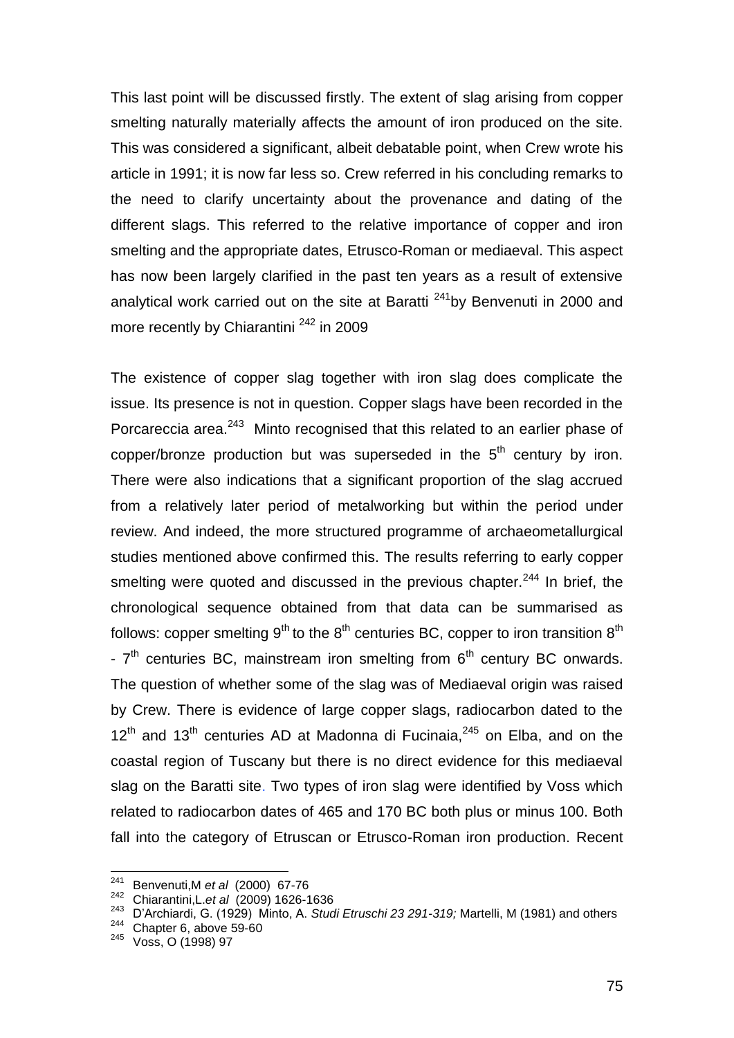This last point will be discussed firstly. The extent of slag arising from copper smelting naturally materially affects the amount of iron produced on the site. This was considered a significant, albeit debatable point, when Crew wrote his article in 1991; it is now far less so. Crew referred in his concluding remarks to the need to clarify uncertainty about the provenance and dating of the different slags. This referred to the relative importance of copper and iron smelting and the appropriate dates, Etrusco-Roman or mediaeval. This aspect has now been largely clarified in the past ten years as a result of extensive analytical work carried out on the site at Baratti [241]by Benvenuti in 2000 and more recently by Chiarantini [242] in 2009

The existence of copper slag together with iron slag does complicate the issue. Its presence is not in question. Copper slags have been recorded in the Porcareccia area.[243] Minto recognised that this related to an earlier phase of copper/bronze production but was superseded in the 5th century by iron. There were also indications that a significant proportion of the slag accrued from a relatively later period of metalworking but within the period under review. And indeed, the more structured programme of archaeometallurgical studies mentioned above confirmed this. The results referring to early copper smelting were quoted and discussed in the previous chapter.[244] In brief, the chronological sequence obtained from that data can be summarised as follows: copper smelting 9th to the 8th centuries BC, copper to iron transition 8th - 7th centuries BC, mainstream iron smelting from 6th century BC onwards. The question of whether some of the slag was of Mediaeval origin was raised by Crew. There is evidence of large copper slags, radiocarbon dated to the 12th and 13th centuries AD at Madonna di Fucinaia,[245] on Elba, and on the coastal region of Tuscany but there is no direct evidence for this mediaeval slag on the Baratti site. Two types of iron slag were identified by Voss which related to radiocarbon dates of 465 and 170 BC both plus or minus 100. Both fall into the category of Etruscan or Etrusco-Roman iron production. Recent

---

[241] Benvenuti,M *et al* (2000) 67-76

[242] Chiarantini,L.*et al* (2009) 1626-1636

[243] D'Archiardi, G. (1929) Minto, A. *Studi Etruschi 23 291-319;* Martelli, M (1981) and others

[244] Chapter 6, above 59-60

[245] Voss, O (1998) 97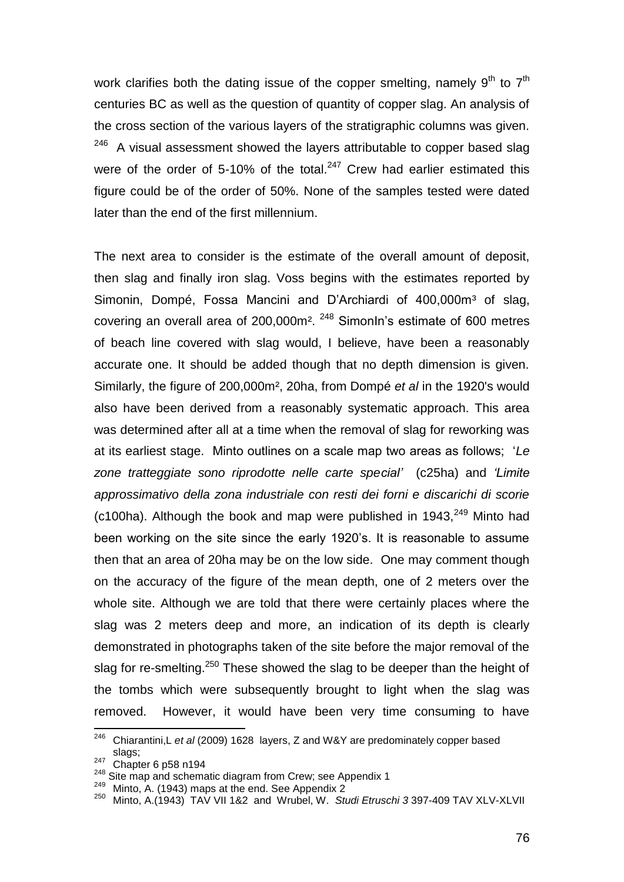work clarifies both the dating issue of the copper smelting, namely 9th to 7th centuries BC as well as the question of quantity of copper slag. An analysis of the cross section of the various layers of the stratigraphic columns was given. [246] A visual assessment showed the layers attributable to copper based slag were of the order of 5-10% of the total.[247] Crew had earlier estimated this figure could be of the order of 50%. None of the samples tested were dated later than the end of the first millennium.

The next area to consider is the estimate of the overall amount of deposit, then slag and finally iron slag. Voss begins with the estimates reported by Simonin, Dompé, Fossa Mancini and D'Archiardi of 400,000m³ of slag, covering an overall area of 200,000m². [248] SimonIn's estimate of 600 metres of beach line covered with slag would, I believe, have been a reasonably accurate one. It should be added though that no depth dimension is given. Similarly, the figure of 200,000m², 20ha, from Dompé *et al* in the 1920's would also have been derived from a reasonably systematic approach. This area was determined after all at a time when the removal of slag for reworking was at its earliest stage. Minto outlines on a scale map two areas as follows; '*Le zone tratteggiate sono riprodotte nelle carte special'* (c25ha) and *'Limite approssimativo della zona industriale con resti dei forni e discarichi di scorie* (c100ha). Although the book and map were published in 1943,[249] Minto had been working on the site since the early 1920's. It is reasonable to assume then that an area of 20ha may be on the low side. One may comment though on the accuracy of the figure of the mean depth, one of 2 meters over the whole site. Although we are told that there were certainly places where the slag was 2 meters deep and more, an indication of its depth is clearly demonstrated in photographs taken of the site before the major removal of the slag for re-smelting.[250] These showed the slag to be deeper than the height of the tombs which were subsequently brought to light when the slag was removed. However, it would have been very time consuming to have

---

[246] Chiarantini,L *et al* (2009) 1628 layers, Z and W&Y are predominately copper based slags;

[247] Chapter 6 p58 n194

[248] Site map and schematic diagram from Crew; see Appendix 1

[249] Minto, A. (1943) maps at the end. See Appendix 2

[250] Minto, A.(1943) TAV VII 1&2 and Wrubel, W. *Studi Etruschi 3* 397-409 TAV XLV-XLVII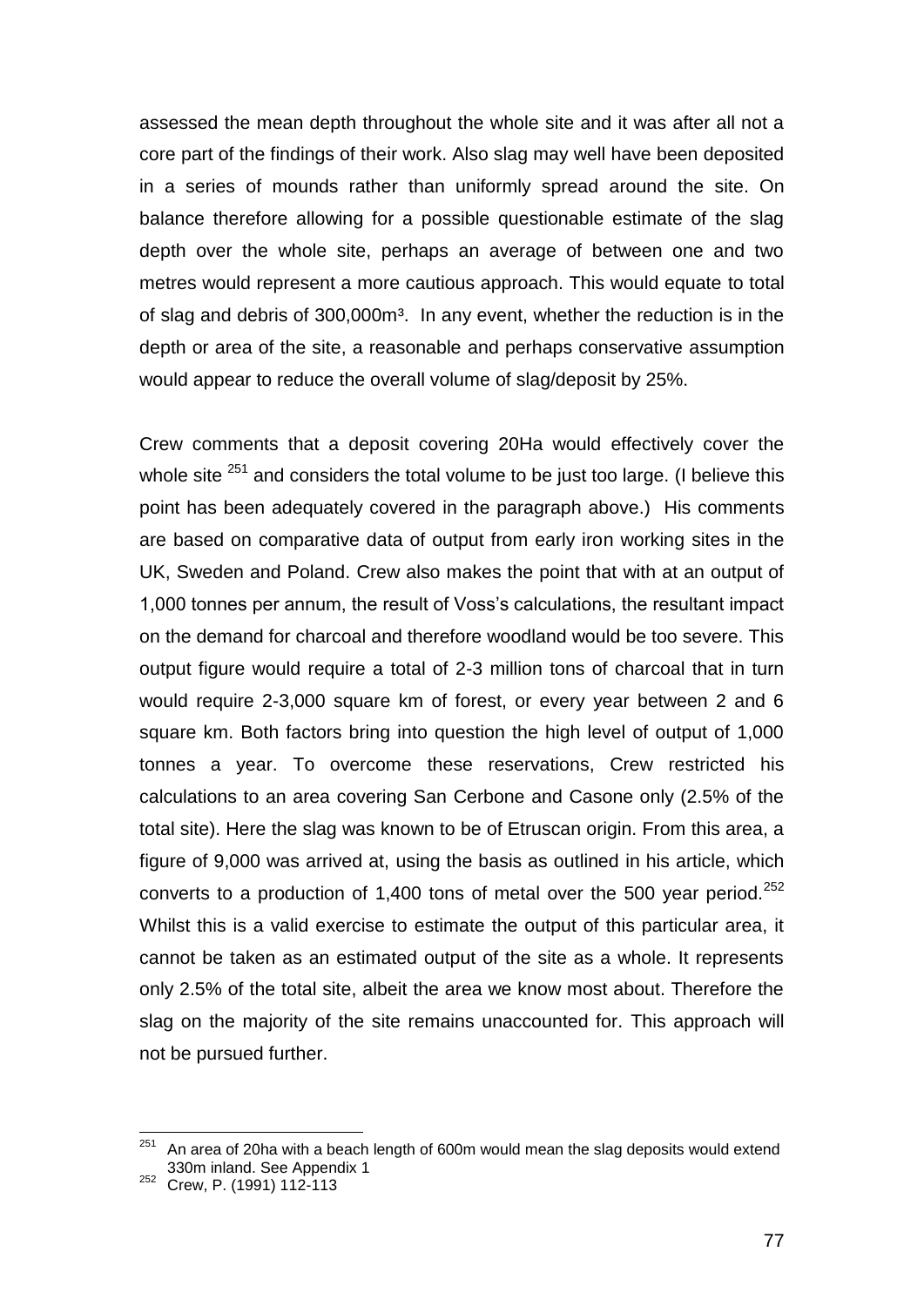assessed the mean depth throughout the whole site and it was after all not a core part of the findings of their work. Also slag may well have been deposited in a series of mounds rather than uniformly spread around the site. On balance therefore allowing for a possible questionable estimate of the slag depth over the whole site, perhaps an average of between one and two metres would represent a more cautious approach. This would equate to total of slag and debris of 300,000m³. In any event, whether the reduction is in the depth or area of the site, a reasonable and perhaps conservative assumption would appear to reduce the overall volume of slag/deposit by 25%.

Crew comments that a deposit covering 20Ha would effectively cover the whole site [251] and considers the total volume to be just too large. (I believe this point has been adequately covered in the paragraph above.) His comments are based on comparative data of output from early iron working sites in the UK, Sweden and Poland. Crew also makes the point that with at an output of 1,000 tonnes per annum, the result of Voss's calculations, the resultant impact on the demand for charcoal and therefore woodland would be too severe. This output figure would require a total of 2-3 million tons of charcoal that in turn would require 2-3,000 square km of forest, or every year between 2 and 6 square km. Both factors bring into question the high level of output of 1,000 tonnes a year. To overcome these reservations, Crew restricted his calculations to an area covering San Cerbone and Casone only (2.5% of the total site). Here the slag was known to be of Etruscan origin. From this area, a figure of 9,000 was arrived at, using the basis as outlined in his article, which converts to a production of 1,400 tons of metal over the 500 year period.[252] Whilst this is a valid exercise to estimate the output of this particular area, it cannot be taken as an estimated output of the site as a whole. It represents only 2.5% of the total site, albeit the area we know most about. Therefore the slag on the majority of the site remains unaccounted for. This approach will not be pursued further.

---

[251] An area of 20ha with a beach length of 600m would mean the slag deposits would extend 330m inland. See Appendix 1

[252] Crew, P. (1991) 112-113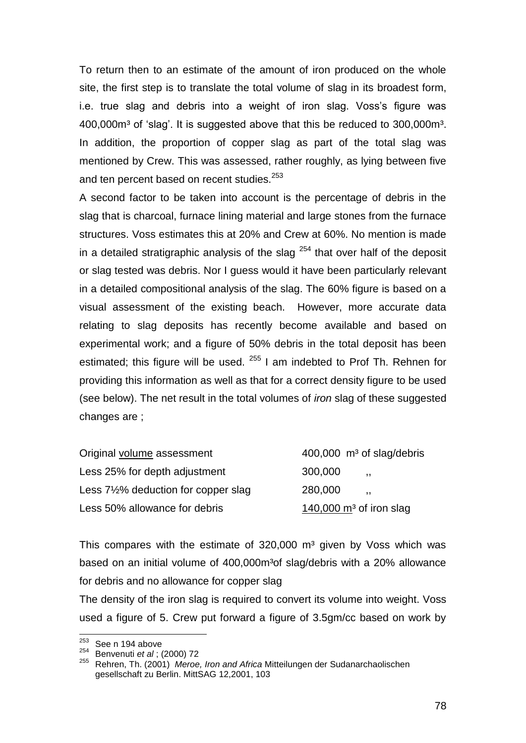To return then to an estimate of the amount of iron produced on the whole site, the first step is to translate the total volume of slag in its broadest form, i.e. true slag and debris into a weight of iron slag. Voss's figure was 400,000m³ of 'slag'. It is suggested above that this be reduced to 300,000m³. In addition, the proportion of copper slag as part of the total slag was mentioned by Crew. This was assessed, rather roughly, as lying between five and ten percent based on recent studies.[253]

A second factor to be taken into account is the percentage of debris in the slag that is charcoal, furnace lining material and large stones from the furnace structures. Voss estimates this at 20% and Crew at 60%. No mention is made in a detailed stratigraphic analysis of the slag [254] that over half of the deposit or slag tested was debris. Nor I guess would it have been particularly relevant in a detailed compositional analysis of the slag. The 60% figure is based on a visual assessment of the existing beach. However, more accurate data relating to slag deposits has recently become available and based on experimental work; and a figure of 50% debris in the total deposit has been estimated; this figure will be used. [255] I am indebted to Prof Th. Rehnen for providing this information as well as that for a correct density figure to be used (see below). The net result in the total volumes of *iron* slag of these suggested changes are ;

| | |
|---|---|
| Original volume assessment | 400,000 m³ of slag/debris |
| Less 25% for depth adjustment | 300,000 ,, |
| Less 7½% deduction for copper slag | 280,000 ,, |
| Less 50% allowance for debris | 140,000 m³ of iron slag |

This compares with the estimate of 320,000 m³ given by Voss which was based on an initial volume of 400,000m³of slag/debris with a 20% allowance for debris and no allowance for copper slag

The density of the iron slag is required to convert its volume into weight. Voss used a figure of 5. Crew put forward a figure of 3.5gm/cc based on work by

---

[253] See n 194 above

[254] Benvenuti *et al* ; (2000) 72

[255] Rehren, Th. (2001) *Meroe, Iron and Africa* Mitteilungen der Sudanarchaolischen gesellschaft zu Berlin. MittSAG 12,2001, 103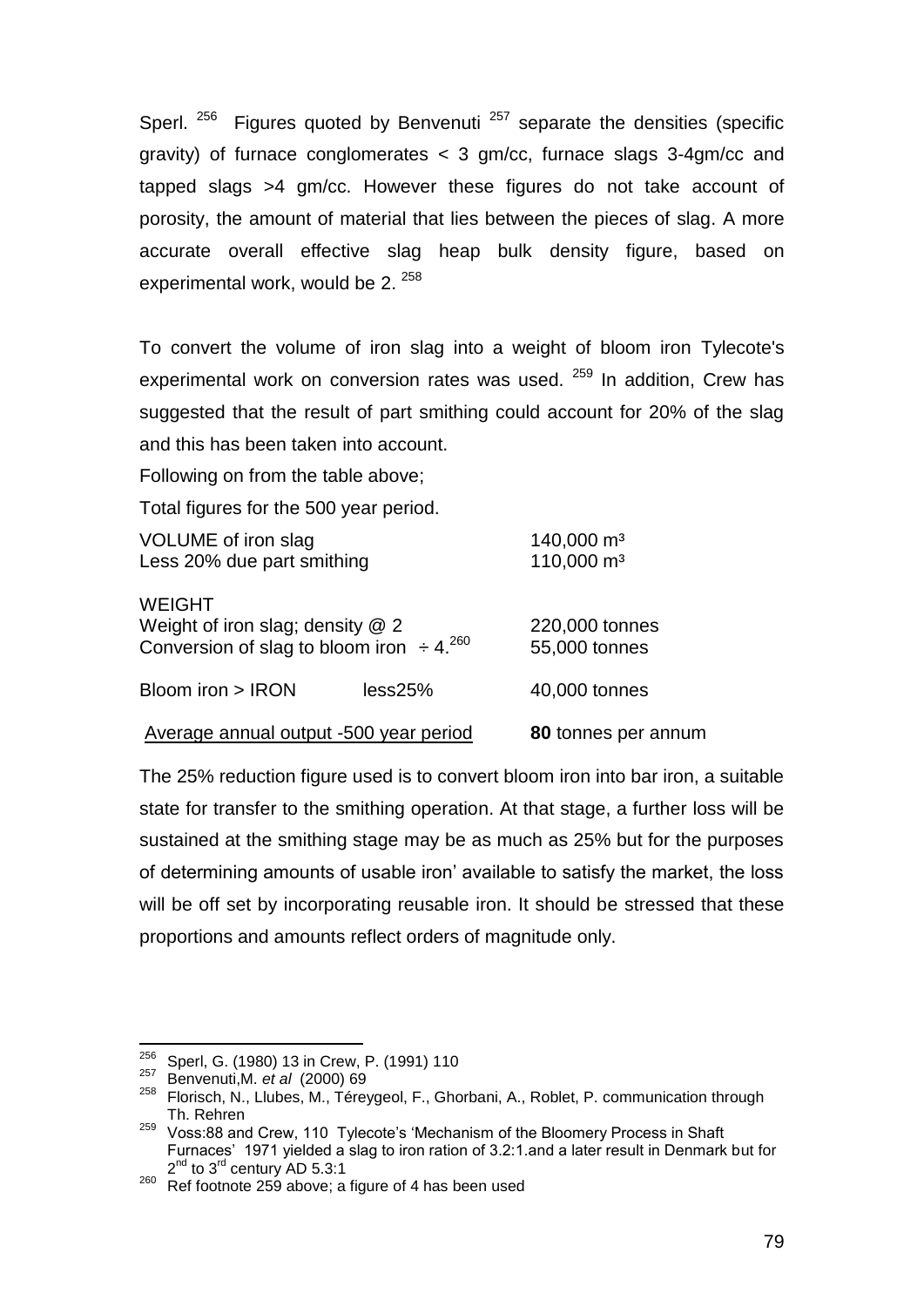Sperl.[256] Figures quoted by Benvenuti [257] separate the densities (specific gravity) of furnace conglomerates < 3 gm/cc, furnace slags 3-4gm/cc and tapped slags >4 gm/cc. However these figures do not take account of porosity, the amount of material that lies between the pieces of slag. A more accurate overall effective slag heap bulk density figure, based on experimental work, would be 2. [258]

To convert the volume of iron slag into a weight of bloom iron Tylecote's experimental work on conversion rates was used. [259] In addition, Crew has suggested that the result of part smithing could account for 20% of the slag and this has been taken into account.

Following on from the table above;

Total figures for the 500 year period.

| | | |
|---|---|---|
| VOLUME of iron slag | | 140,000 $m^3$ |
| Less 20% due part smithing | | 110,000 $m^3$ |
| **WEIGHT** | | |
| Weight of iron slag; density @ 2 | | 220,000 tonnes |
| Conversion of slag to bloom iron $\div$ 4.[260] | | 55,000 tonnes |
| Bloom iron > IRON | less25% | 40,000 tonnes |
| Average annual output -500 year period | | **80** tonnes per annum |

The 25% reduction figure used is to convert bloom iron into bar iron, a suitable state for transfer to the smithing operation. At that stage, a further loss will be sustained at the smithing stage may be as much as 25% but for the purposes of determining amounts of usable iron' available to satisfy the market, the loss will be off set by incorporating reusable iron. It should be stressed that these proportions and amounts reflect orders of magnitude only.

---

[256] Sperl, G. (1980) 13 in Crew, P. (1991) 110

[257] Benvenuti,M. *et al* (2000) 69

[258] Florisch, N., Llubes, M., Téreygeol, F., Ghorbani, A., Roblet, P. communication through Th. Rehren

[259] Voss:88 and Crew, 110 Tylecote's 'Mechanism of the Bloomery Process in Shaft Furnaces' 1971 yielded a slag to iron ration of 3.2:1.and a later result in Denmark but for 2nd to 3rd century AD 5.3:1

[260] Ref footnote 259 above; a figure of 4 has been used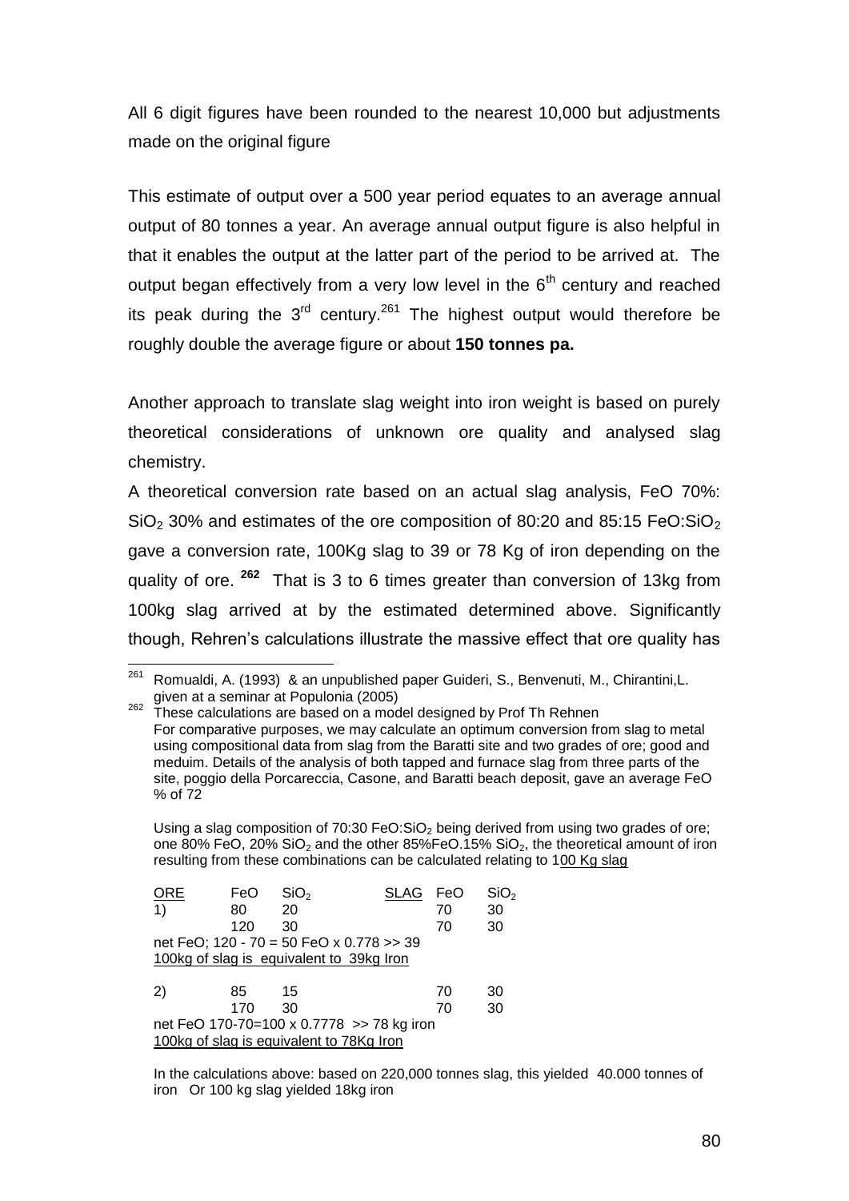All 6 digit figures have been rounded to the nearest 10,000 but adjustments made on the original figure

This estimate of output over a 500 year period equates to an average annual output of 80 tonnes a year. An average annual output figure is also helpful in that it enables the output at the latter part of the period to be arrived at. The output began effectively from a very low level in the 6th century and reached its peak during the 3rd century.[261] The highest output would therefore be roughly double the average figure or about **150 tonnes pa.**

Another approach to translate slag weight into iron weight is based on purely theoretical considerations of unknown ore quality and analysed slag chemistry.

A theoretical conversion rate based on an actual slag analysis, FeO 70%: $SiO_2$ 30% and estimates of the ore composition of 80:20 and 85:15 FeO:$SiO_2$ gave a conversion rate, 100Kg slag to 39 or 78 Kg of iron depending on the quality of ore. **[262]** That is 3 to 6 times greater than conversion of 13kg from 100kg slag arrived at by the estimated determined above. Significantly though, Rehren's calculations illustrate the massive effect that ore quality has

[261] Romualdi, A. (1993) & an unpublished paper Guideri, S., Benvenuti, M., Chirantini,L. given at a seminar at Populonia (2005)

[262] These calculations are based on a model designed by Prof Th Rehnen
For comparative purposes, we may calculate an optimum conversion from slag to metal using compositional data from slag from the Baratti site and two grades of ore; good and meduim. Details of the analysis of both tapped and furnace slag from three parts of the site, poggio della Porcareccia, Casone, and Baratti beach deposit, gave an average FeO % of 72

Using a slag composition of 70:30 FeO:$SiO_2$ being derived from using two grades of ore; one 80% FeO, 20% $SiO_2$ and the other 85%FeO.15% $SiO_2$, the theoretical amount of iron resulting from these combinations can be calculated relating to 100 Kg slag

| ORE | FeO | $SiO_2$ | SLAG | FeO | $SiO_2$ |
|---|---|---|---|---|---|
| 1) | 80 | 20 | | 70 | 30 |
| | 120 | 30 | | 70 | 30 |

net FeO; 120 - 70 = 50 FeO x 0.778 >> 39
100kg of slag is equivalent to 39kg Iron

| | | | | | |
|---|---|---|---|---|---|
| 2) | 85 | 15 | | 70 | 30 |
| | 170 | 30 | | 70 | 30 |

net FeO 170-70=100 x 0.7778 >> 78 kg iron
100kg of slag is equivalent to 78Kg Iron

In the calculations above: based on 220,000 tonnes slag, this yielded 40.000 tonnes of iron Or 100 kg slag yielded 18kg iron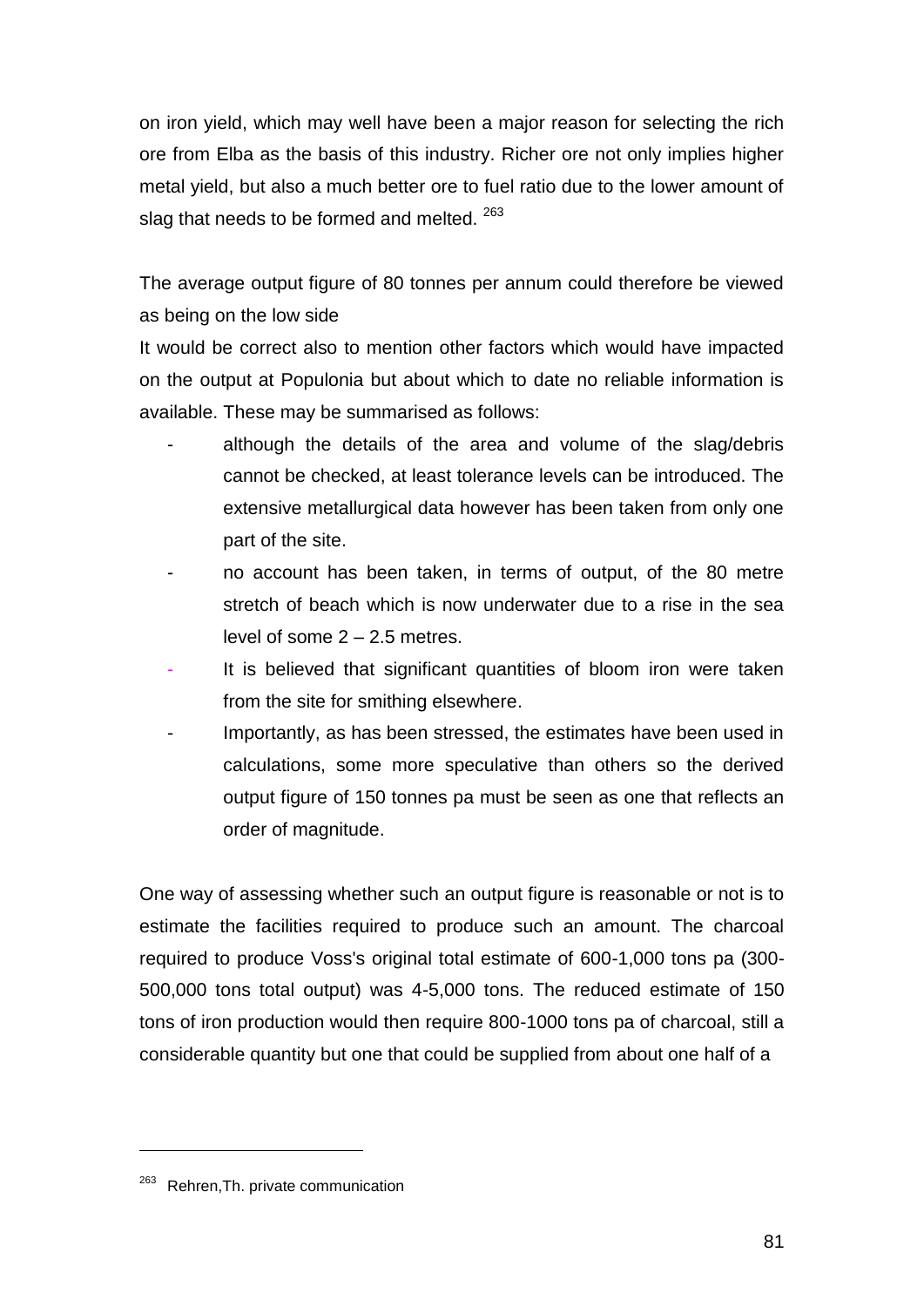on iron yield, which may well have been a major reason for selecting the rich ore from Elba as the basis of this industry. Richer ore not only implies higher metal yield, but also a much better ore to fuel ratio due to the lower amount of slag that needs to be formed and melted. [263]

The average output figure of 80 tonnes per annum could therefore be viewed as being on the low side

It would be correct also to mention other factors which would have impacted on the output at Populonia but about which to date no reliable information is available. These may be summarised as follows:

- although the details of the area and volume of the slag/debris cannot be checked, at least tolerance levels can be introduced. The extensive metallurgical data however has been taken from only one part of the site.
- no account has been taken, in terms of output, of the 80 metre stretch of beach which is now underwater due to a rise in the sea level of some 2 – 2.5 metres.
- It is believed that significant quantities of bloom iron were taken from the site for smithing elsewhere.
- Importantly, as has been stressed, the estimates have been used in calculations, some more speculative than others so the derived output figure of 150 tonnes pa must be seen as one that reflects an order of magnitude.

One way of assessing whether such an output figure is reasonable or not is to estimate the facilities required to produce such an amount. The charcoal required to produce Voss's original total estimate of 600-1,000 tons pa (300-500,000 tons total output) was 4-5,000 tons. The reduced estimate of 150 tons of iron production would then require 800-1000 tons pa of charcoal, still a considerable quantity but one that could be supplied from about one half of a

[263] Rehren,Th. private communication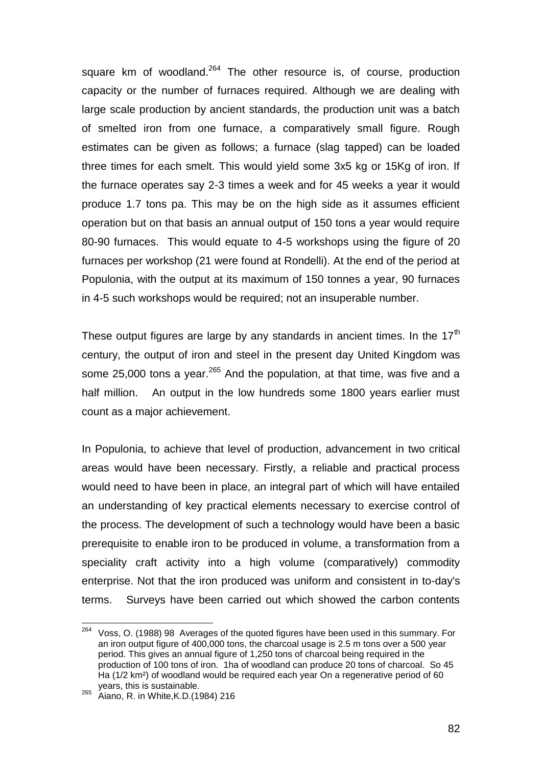square km of woodland.[264] The other resource is, of course, production capacity or the number of furnaces required. Although we are dealing with large scale production by ancient standards, the production unit was a batch of smelted iron from one furnace, a comparatively small figure. Rough estimates can be given as follows; a furnace (slag tapped) can be loaded three times for each smelt. This would yield some 3x5 kg or 15Kg of iron. If the furnace operates say 2-3 times a week and for 45 weeks a year it would produce 1.7 tons pa. This may be on the high side as it assumes efficient operation but on that basis an annual output of 150 tons a year would require 80-90 furnaces. This would equate to 4-5 workshops using the figure of 20 furnaces per workshop (21 were found at Rondelli). At the end of the period at Populonia, with the output at its maximum of 150 tonnes a year, 90 furnaces in 4-5 such workshops would be required; not an insuperable number.

These output figures are large by any standards in ancient times. In the 17[th] century, the output of iron and steel in the present day United Kingdom was some 25,000 tons a year.[265] And the population, at that time, was five and a half million. An output in the low hundreds some 1800 years earlier must count as a major achievement.

In Populonia, to achieve that level of production, advancement in two critical areas would have been necessary. Firstly, a reliable and practical process would need to have been in place, an integral part of which will have entailed an understanding of key practical elements necessary to exercise control of the process. The development of such a technology would have been a basic prerequisite to enable iron to be produced in volume, a transformation from a speciality craft activity into a high volume (comparatively) commodity enterprise. Not that the iron produced was uniform and consistent in to-day's terms. Surveys have been carried out which showed the carbon contents

---

[264] Voss, O. (1988) 98 Averages of the quoted figures have been used in this summary. For an iron output figure of 400,000 tons, the charcoal usage is 2.5 m tons over a 500 year period. This gives an annual figure of 1,250 tons of charcoal being required in the production of 100 tons of iron. 1ha of woodland can produce 20 tons of charcoal. So 45 Ha (1/2 km²) of woodland would be required each year On a regenerative period of 60 years, this is sustainable.

[265] Aiano, R. in White,K.D.(1984) 216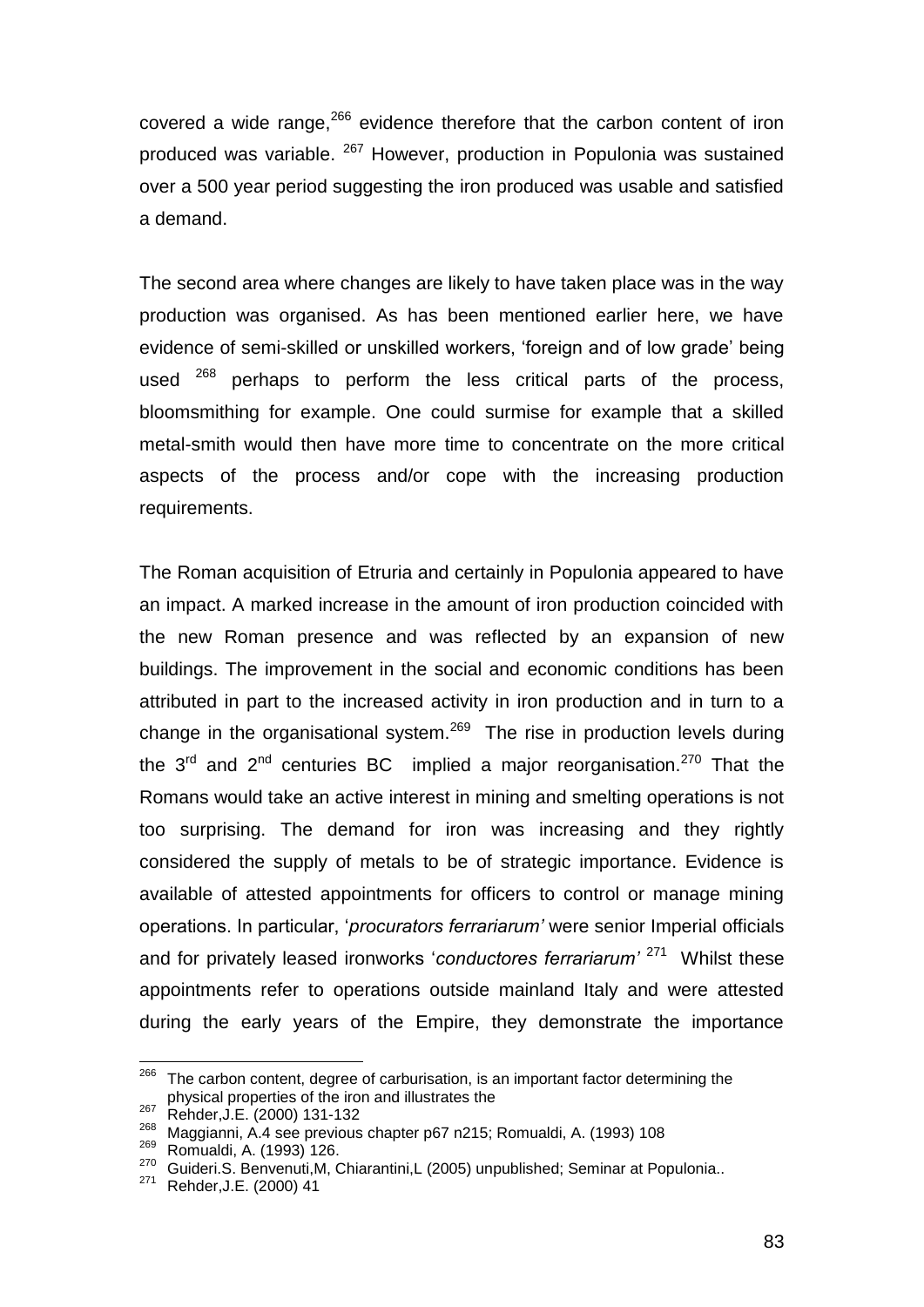covered a wide range,[266] evidence therefore that the carbon content of iron produced was variable. [267] However, production in Populonia was sustained over a 500 year period suggesting the iron produced was usable and satisfied a demand.

The second area where changes are likely to have taken place was in the way production was organised. As has been mentioned earlier here, we have evidence of semi-skilled or unskilled workers, 'foreign and of low grade' being used [268] perhaps to perform the less critical parts of the process, bloomsmithing for example. One could surmise for example that a skilled metal-smith would then have more time to concentrate on the more critical aspects of the process and/or cope with the increasing production requirements.

The Roman acquisition of Etruria and certainly in Populonia appeared to have an impact. A marked increase in the amount of iron production coincided with the new Roman presence and was reflected by an expansion of new buildings. The improvement in the social and economic conditions has been attributed in part to the increased activity in iron production and in turn to a change in the organisational system.[269] The rise in production levels during the 3rd and 2nd centuries BC implied a major reorganisation.[270] That the Romans would take an active interest in mining and smelting operations is not too surprising. The demand for iron was increasing and they rightly considered the supply of metals to be of strategic importance. Evidence is available of attested appointments for officers to control or manage mining operations. In particular, '*procurators ferrariarum'* were senior Imperial officials and for privately leased ironworks '*conductores ferrariarum'* [271] Whilst these appointments refer to operations outside mainland Italy and were attested during the early years of the Empire, they demonstrate the importance

---

[266] The carbon content, degree of carburisation, is an important factor determining the physical properties of the iron and illustrates the

[267] Rehder,J.E. (2000) 131-132

[268] Maggianni, A.4 see previous chapter p67 n215; Romualdi, A. (1993) 108

[269] Romualdi, A. (1993) 126.

[270] Guideri.S. Benvenuti,M, Chiarantini,L (2005) unpublished; Seminar at Populonia..

[271] Rehder,J.E. (2000) 41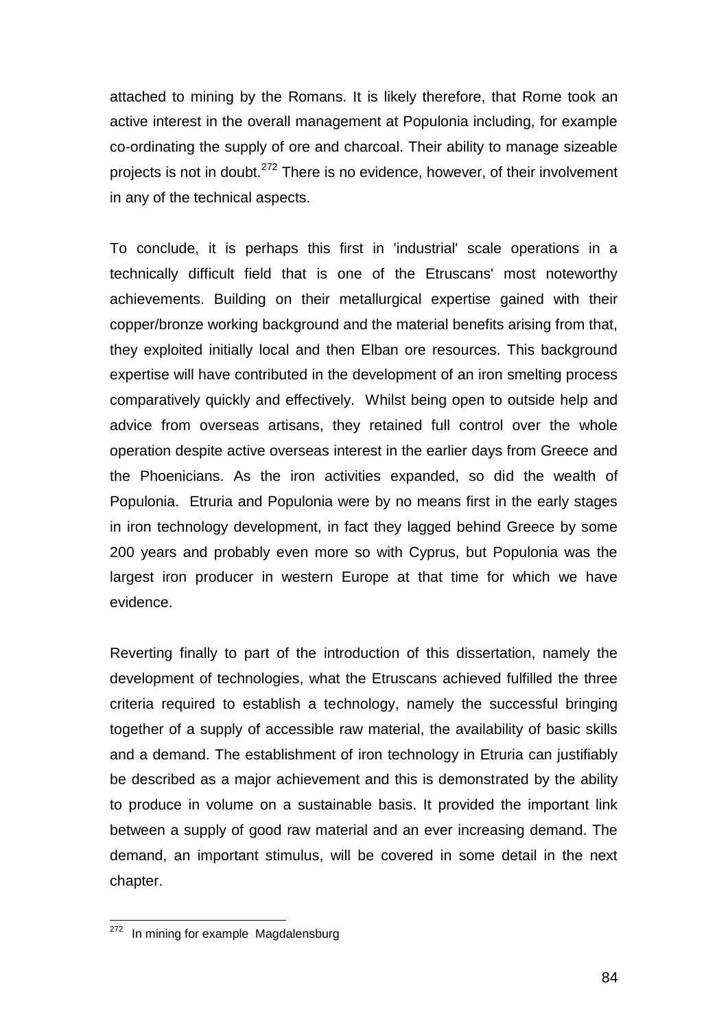attached to mining by the Romans. It is likely therefore, that Rome took an active interest in the overall management at Populonia including, for example co-ordinating the supply of ore and charcoal. Their ability to manage sizeable projects is not in doubt.[272] There is no evidence, however, of their involvement in any of the technical aspects.

To conclude, it is perhaps this first in 'industrial' scale operations in a technically difficult field that is one of the Etruscans' most noteworthy achievements. Building on their metallurgical expertise gained with their copper/bronze working background and the material benefits arising from that, they exploited initially local and then Elban ore resources. This background expertise will have contributed in the development of an iron smelting process comparatively quickly and effectively. Whilst being open to outside help and advice from overseas artisans, they retained full control over the whole operation despite active overseas interest in the earlier days from Greece and the Phoenicians. As the iron activities expanded, so did the wealth of Populonia. Etruria and Populonia were by no means first in the early stages in iron technology development, in fact they lagged behind Greece by some 200 years and probably even more so with Cyprus, but Populonia was the largest iron producer in western Europe at that time for which we have evidence.

Reverting finally to part of the introduction of this dissertation, namely the development of technologies, what the Etruscans achieved fulfilled the three criteria required to establish a technology, namely the successful bringing together of a supply of accessible raw material, the availability of basic skills and a demand. The establishment of iron technology in Etruria can justifiably be described as a major achievement and this is demonstrated by the ability to produce in volume on a sustainable basis. It provided the important link between a supply of good raw material and an ever increasing demand. The demand, an important stimulus, will be covered in some detail in the next chapter.

---

[272] In mining for example Magdalensburg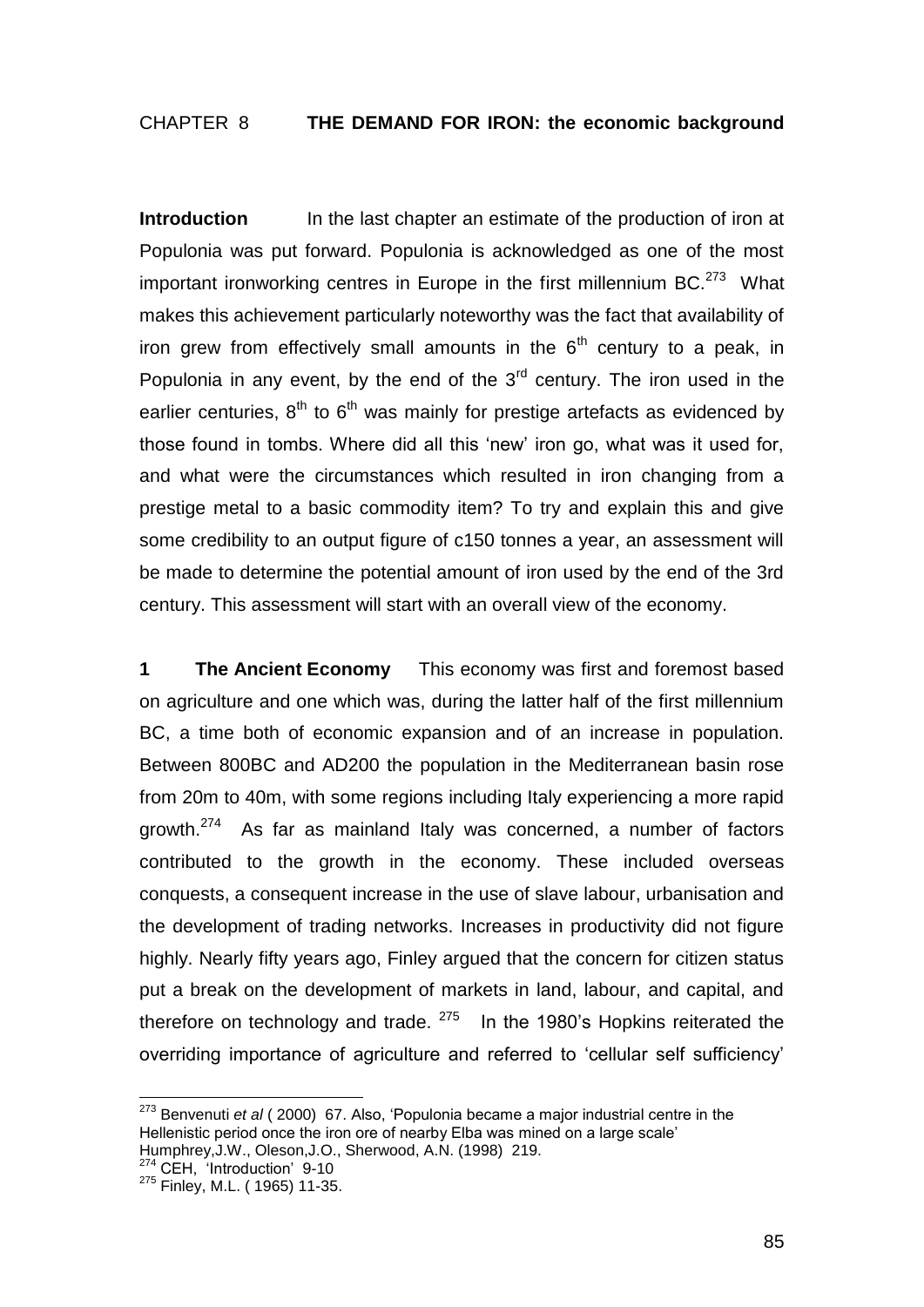## CHAPTER 8 **THE DEMAND FOR IRON: the economic background**

**Introduction** In the last chapter an estimate of the production of iron at Populonia was put forward. Populonia is acknowledged as one of the most important ironworking centres in Europe in the first millennium BC.[273] What makes this achievement particularly noteworthy was the fact that availability of iron grew from effectively small amounts in the 6th century to a peak, in Populonia in any event, by the end of the 3rd century. The iron used in the earlier centuries, 8th to 6th was mainly for prestige artefacts as evidenced by those found in tombs. Where did all this 'new' iron go, what was it used for, and what were the circumstances which resulted in iron changing from a prestige metal to a basic commodity item? To try and explain this and give some credibility to an output figure of c150 tonnes a year, an assessment will be made to determine the potential amount of iron used by the end of the 3rd century. This assessment will start with an overall view of the economy.

**1 The Ancient Economy** This economy was first and foremost based on agriculture and one which was, during the latter half of the first millennium BC, a time both of economic expansion and of an increase in population. Between 800BC and AD200 the population in the Mediterranean basin rose from 20m to 40m, with some regions including Italy experiencing a more rapid growth.[274] As far as mainland Italy was concerned, a number of factors contributed to the growth in the economy. These included overseas conquests, a consequent increase in the use of slave labour, urbanisation and the development of trading networks. Increases in productivity did not figure highly. Nearly fifty years ago, Finley argued that the concern for citizen status put a break on the development of markets in land, labour, and capital, and therefore on technology and trade. [275] In the 1980's Hopkins reiterated the overriding importance of agriculture and referred to 'cellular self sufficiency'

---

[273] Benvenuti *et al* ( 2000) 67. Also, 'Populonia became a major industrial centre in the Hellenistic period once the iron ore of nearby Elba was mined on a large scale' Humphrey,J.W., Oleson,J.O., Sherwood, A.N. (1998) 219.

[274] CEH, 'Introduction' 9-10

[275] Finley, M.L. ( 1965) 11-35.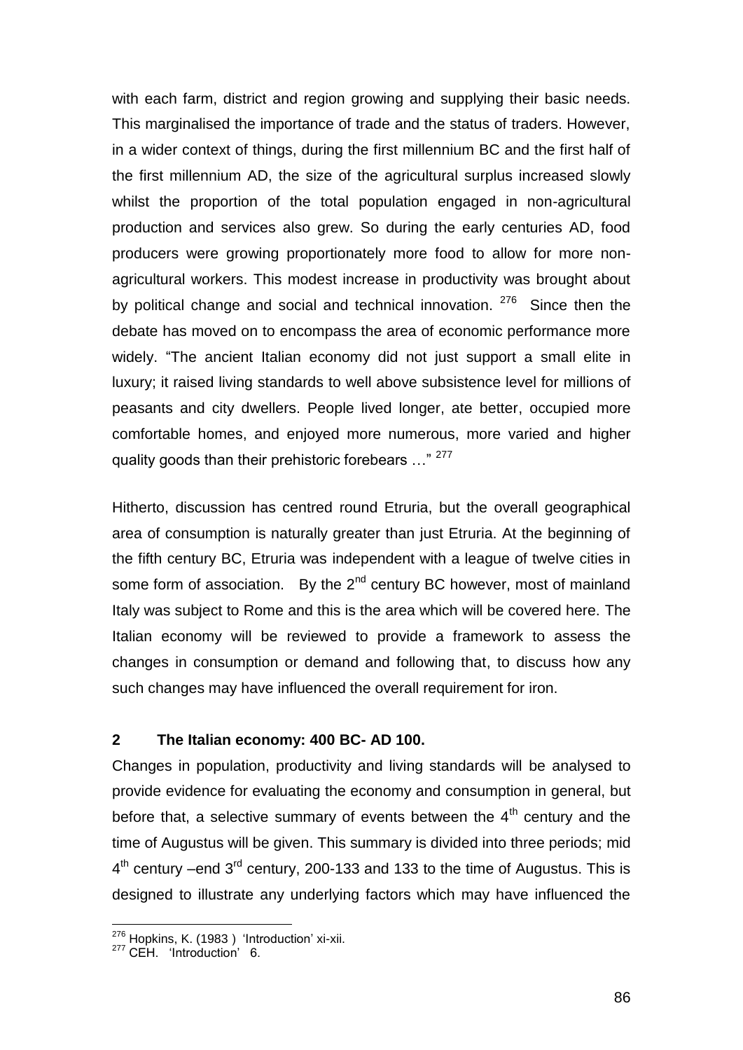with each farm, district and region growing and supplying their basic needs. This marginalised the importance of trade and the status of traders. However, in a wider context of things, during the first millennium BC and the first half of the first millennium AD, the size of the agricultural surplus increased slowly whilst the proportion of the total population engaged in non-agricultural production and services also grew. So during the early centuries AD, food producers were growing proportionately more food to allow for more non-agricultural workers. This modest increase in productivity was brought about by political change and social and technical innovation. [276] Since then the debate has moved on to encompass the area of economic performance more widely. "The ancient Italian economy did not just support a small elite in luxury; it raised living standards to well above subsistence level for millions of peasants and city dwellers. People lived longer, ate better, occupied more comfortable homes, and enjoyed more numerous, more varied and higher quality goods than their prehistoric forebears …" [277]

Hitherto, discussion has centred round Etruria, but the overall geographical area of consumption is naturally greater than just Etruria. At the beginning of the fifth century BC, Etruria was independent with a league of twelve cities in some form of association. By the 2nd century BC however, most of mainland Italy was subject to Rome and this is the area which will be covered here. The Italian economy will be reviewed to provide a framework to assess the changes in consumption or demand and following that, to discuss how any such changes may have influenced the overall requirement for iron.

## 2 The Italian economy: 400 BC- AD 100.

Changes in population, productivity and living standards will be analysed to provide evidence for evaluating the economy and consumption in general, but before that, a selective summary of events between the 4th century and the time of Augustus will be given. This summary is divided into three periods; mid 4th century –end 3rd century, 200-133 and 133 to the time of Augustus. This is designed to illustrate any underlying factors which may have influenced the

---

[276] Hopkins, K. (1983 ) 'Introduction' xi-xii.

[277] CEH. 'Introduction' 6.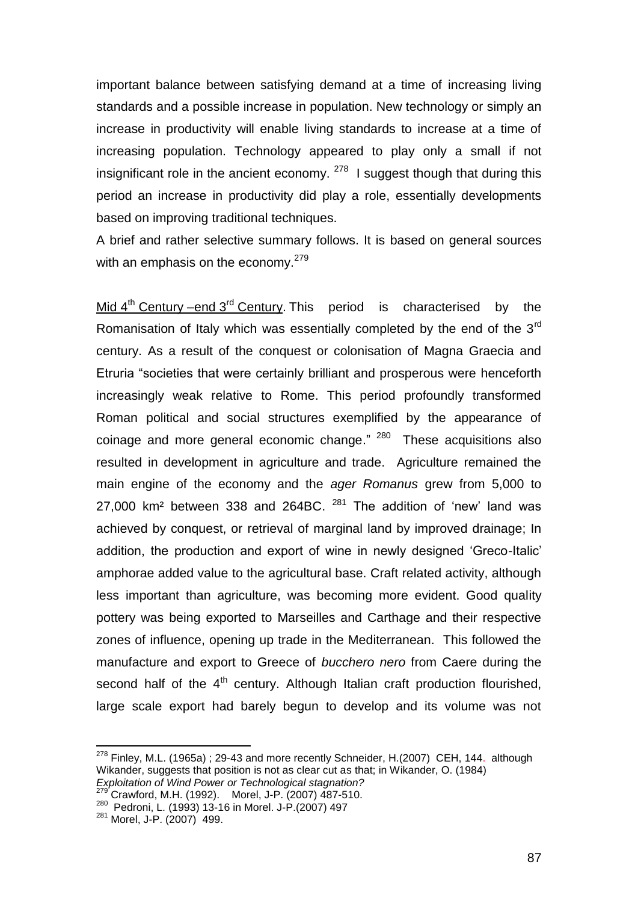important balance between satisfying demand at a time of increasing living standards and a possible increase in population. New technology or simply an increase in productivity will enable living standards to increase at a time of increasing population. Technology appeared to play only a small if not insignificant role in the ancient economy. [278] I suggest though that during this period an increase in productivity did play a role, essentially developments based on improving traditional techniques.

A brief and rather selective summary follows. It is based on general sources with an emphasis on the economy.[279]

Mid 4th Century –end 3rd Century. This period is characterised by the Romanisation of Italy which was essentially completed by the end of the 3rd century. As a result of the conquest or colonisation of Magna Graecia and Etruria "societies that were certainly brilliant and prosperous were henceforth increasingly weak relative to Rome. This period profoundly transformed Roman political and social structures exemplified by the appearance of coinage and more general economic change." [280] These acquisitions also resulted in development in agriculture and trade. Agriculture remained the main engine of the economy and the *ager Romanus* grew from 5,000 to 27,000 km² between 338 and 264BC. [281] The addition of 'new' land was achieved by conquest, or retrieval of marginal land by improved drainage; In addition, the production and export of wine in newly designed 'Greco-Italic' amphorae added value to the agricultural base. Craft related activity, although less important than agriculture, was becoming more evident. Good quality pottery was being exported to Marseilles and Carthage and their respective zones of influence, opening up trade in the Mediterranean. This followed the manufacture and export to Greece of *bucchero nero* from Caere during the second half of the 4th century. Although Italian craft production flourished, large scale export had barely begun to develop and its volume was not

---

[278] Finley, M.L. (1965a) ; 29-43 and more recently Schneider, H.(2007) CEH, 144. although Wikander, suggests that position is not as clear cut as that; in Wikander, O. (1984) *Exploitation of Wind Power or Technological stagnation?*

[279] Crawford, M.H. (1992). Morel, J-P. (2007) 487-510.

[280] Pedroni, L. (1993) 13-16 in Morel. J-P.(2007) 497

[281] Morel, J-P. (2007) 499.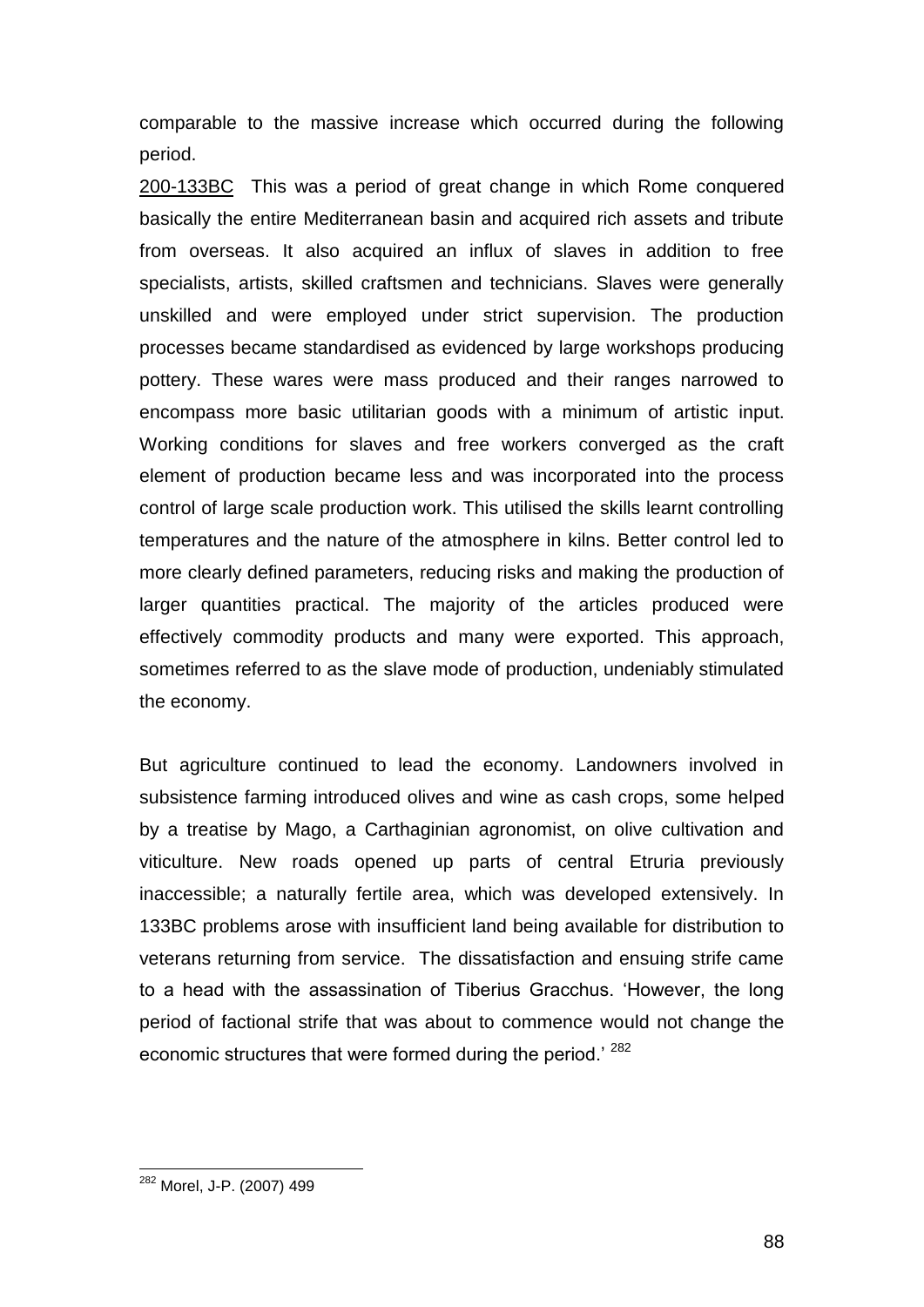comparable to the massive increase which occurred during the following period.

200-133BC This was a period of great change in which Rome conquered basically the entire Mediterranean basin and acquired rich assets and tribute from overseas. It also acquired an influx of slaves in addition to free specialists, artists, skilled craftsmen and technicians. Slaves were generally unskilled and were employed under strict supervision. The production processes became standardised as evidenced by large workshops producing pottery. These wares were mass produced and their ranges narrowed to encompass more basic utilitarian goods with a minimum of artistic input. Working conditions for slaves and free workers converged as the craft element of production became less and was incorporated into the process control of large scale production work. This utilised the skills learnt controlling temperatures and the nature of the atmosphere in kilns. Better control led to more clearly defined parameters, reducing risks and making the production of larger quantities practical. The majority of the articles produced were effectively commodity products and many were exported. This approach, sometimes referred to as the slave mode of production, undeniably stimulated the economy.

But agriculture continued to lead the economy. Landowners involved in subsistence farming introduced olives and wine as cash crops, some helped by a treatise by Mago, a Carthaginian agronomist, on olive cultivation and viticulture. New roads opened up parts of central Etruria previously inaccessible; a naturally fertile area, which was developed extensively. In 133BC problems arose with insufficient land being available for distribution to veterans returning from service. The dissatisfaction and ensuing strife came to a head with the assassination of Tiberius Gracchus. 'However, the long period of factional strife that was about to commence would not change the economic structures that were formed during the period.' [282]

---

[282] Morel, J-P. (2007) 499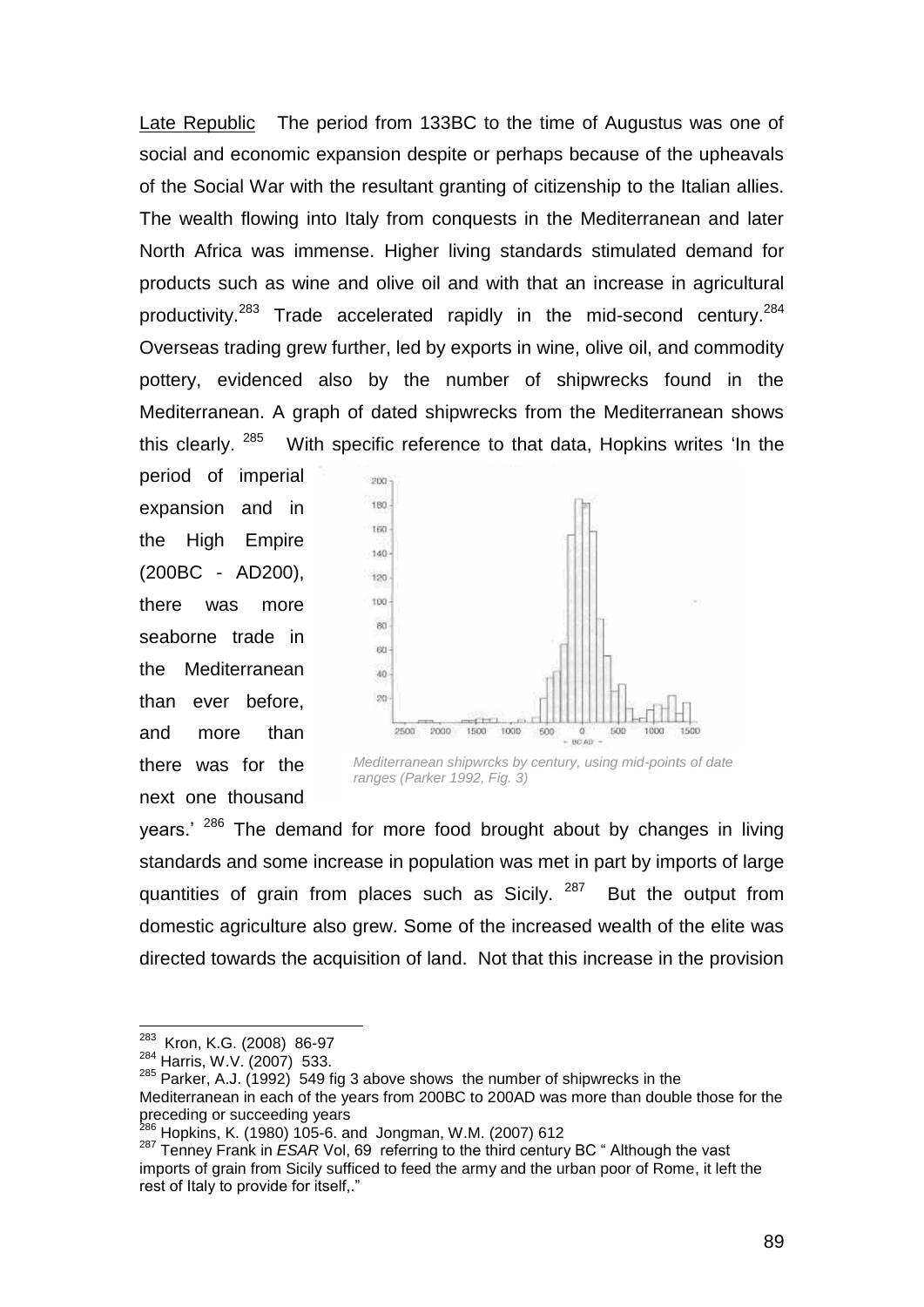Late Republic The period from 133BC to the time of Augustus was one of social and economic expansion despite or perhaps because of the upheavals of the Social War with the resultant granting of citizenship to the Italian allies. The wealth flowing into Italy from conquests in the Mediterranean and later North Africa was immense. Higher living standards stimulated demand for products such as wine and olive oil and with that an increase in agricultural productivity.[283] Trade accelerated rapidly in the mid-second century.[284] Overseas trading grew further, led by exports in wine, olive oil, and commodity pottery, evidenced also by the number of shipwrecks found in the Mediterranean. A graph of dated shipwrecks from the Mediterranean shows this clearly. [285] With specific reference to that data, Hopkins writes 'In the period of imperial expansion and in the High Empire (200BC - AD200), there was more seaborne trade in the Mediterranean than ever before, and more than there was for the next one thousand years.' [286] The demand for more food brought about by changes in living standards and some increase in population was met in part by imports of large quantities of grain from places such as Sicily. [287] But the output from domestic agriculture also grew. Some of the increased wealth of the elite was directed towards the acquisition of land. Not that this increase in the provision

*Mediterranean shipwrcks by century, using mid-points of date ranges (Parker 1992, Fig. 3)*

[283] Kron, K.G. (2008) 86-97

[284] Harris, W.V. (2007) 533.

[285] Parker, A.J. (1992) 549 fig 3 above shows the number of shipwrecks in the Mediterranean in each of the years from 200BC to 200AD was more than double those for the preceding or succeeding years

[286] Hopkins, K. (1980) 105-6. and Jongman, W.M. (2007) 612

[287] Tenney Frank in *ESAR* Vol, 69 referring to the third century BC " Although the vast imports of grain from Sicily sufficed to feed the army and the urban poor of Rome, it left the rest of Italy to provide for itself,."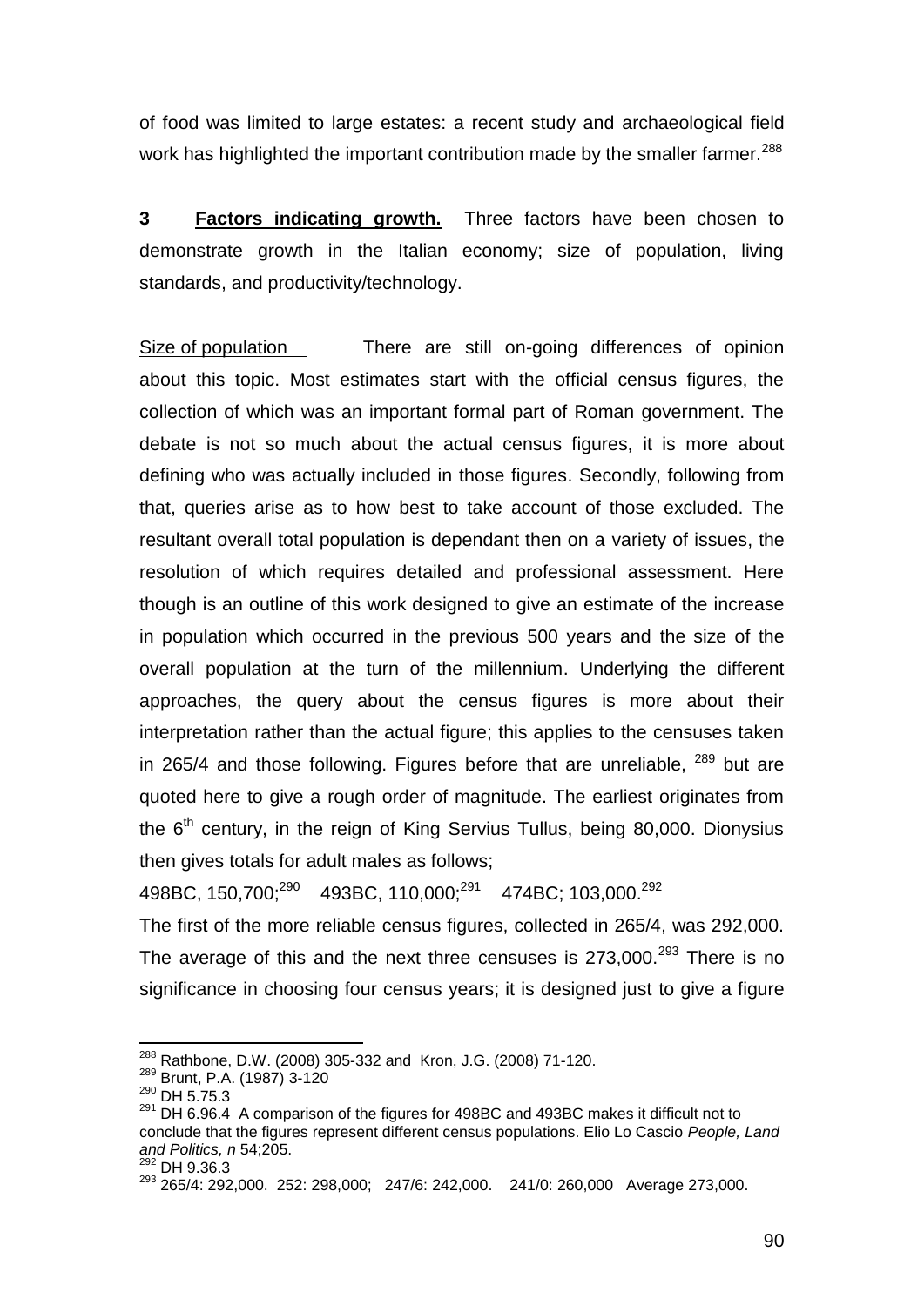of food was limited to large estates: a recent study and archaeological field work has highlighted the important contribution made by the smaller farmer.[288]

**3 Factors indicating growth.** Three factors have been chosen to demonstrate growth in the Italian economy; size of population, living standards, and productivity/technology.

Size of population There are still on-going differences of opinion about this topic. Most estimates start with the official census figures, the collection of which was an important formal part of Roman government. The debate is not so much about the actual census figures, it is more about defining who was actually included in those figures. Secondly, following from that, queries arise as to how best to take account of those excluded. The resultant overall total population is dependant then on a variety of issues, the resolution of which requires detailed and professional assessment. Here though is an outline of this work designed to give an estimate of the increase in population which occurred in the previous 500 years and the size of the overall population at the turn of the millennium. Underlying the different approaches, the query about the census figures is more about their interpretation rather than the actual figure; this applies to the censuses taken in 265/4 and those following. Figures before that are unreliable, [289] but are quoted here to give a rough order of magnitude. The earliest originates from the 6th century, in the reign of King Servius Tullus, being 80,000. Dionysius then gives totals for adult males as follows;

498BC, 150,700;[290] 493BC, 110,000;[291] 474BC; 103,000.[292]

The first of the more reliable census figures, collected in 265/4, was 292,000. The average of this and the next three censuses is 273,000.[293] There is no significance in choosing four census years; it is designed just to give a figure

---

[288] Rathbone, D.W. (2008) 305-332 and Kron, J.G. (2008) 71-120.

[289] Brunt, P.A. (1987) 3-120

[290] DH 5.75.3

[291] DH 6.96.4 A comparison of the figures for 498BC and 493BC makes it difficult not to conclude that the figures represent different census populations. Elio Lo Cascio *People, Land and Politics, n* 54;205.

[292] DH 9.36.3

[293] 265/4: 292,000. 252: 298,000; 247/6: 242,000. 241/0: 260,000 Average 273,000.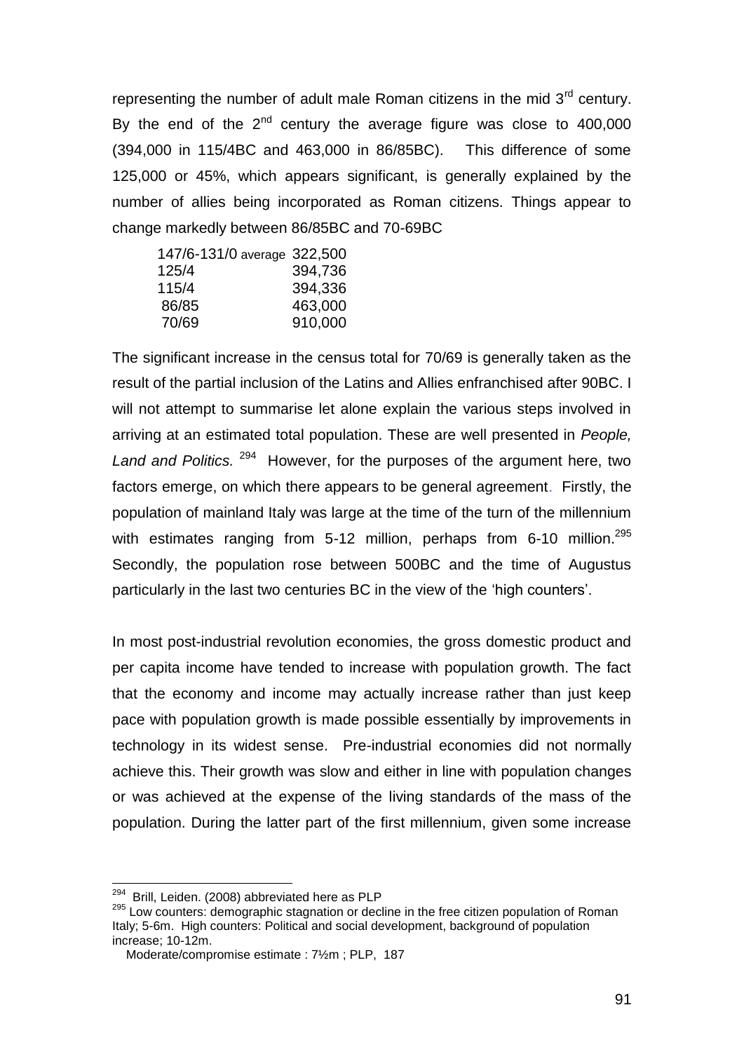representing the number of adult male Roman citizens in the mid 3rd century. By the end of the 2nd century the average figure was close to 400,000 (394,000 in 115/4BC and 463,000 in 86/85BC). This difference of some 125,000 or 45%, which appears significant, is generally explained by the number of allies being incorporated as Roman citizens. Things appear to change markedly between 86/85BC and 70-69BC

| | |
|---|---|
| 147/6-131/0 average | 322,500 |
| 125/4 | 394,736 |
| 115/4 | 394,336 |
| 86/85 | 463,000 |
| 70/69 | 910,000 |

The significant increase in the census total for 70/69 is generally taken as the result of the partial inclusion of the Latins and Allies enfranchised after 90BC. I will not attempt to summarise let alone explain the various steps involved in arriving at an estimated total population. These are well presented in *People, Land and Politics.*[294] However, for the purposes of the argument here, two factors emerge, on which there appears to be general agreement. Firstly, the population of mainland Italy was large at the time of the turn of the millennium with estimates ranging from 5-12 million, perhaps from 6-10 million.[295] Secondly, the population rose between 500BC and the time of Augustus particularly in the last two centuries BC in the view of the 'high counters'.

In most post-industrial revolution economies, the gross domestic product and per capita income have tended to increase with population growth. The fact that the economy and income may actually increase rather than just keep pace with population growth is made possible essentially by improvements in technology in its widest sense. Pre-industrial economies did not normally achieve this. Their growth was slow and either in line with population changes or was achieved at the expense of the living standards of the mass of the population. During the latter part of the first millennium, given some increase

[294] Brill, Leiden. (2008) abbreviated here as PLP

[295] Low counters: demographic stagnation or decline in the free citizen population of Roman Italy; 5-6m. High counters: Political and social development, background of population increase; 10-12m.

Moderate/compromise estimate : 7½m ; PLP, 187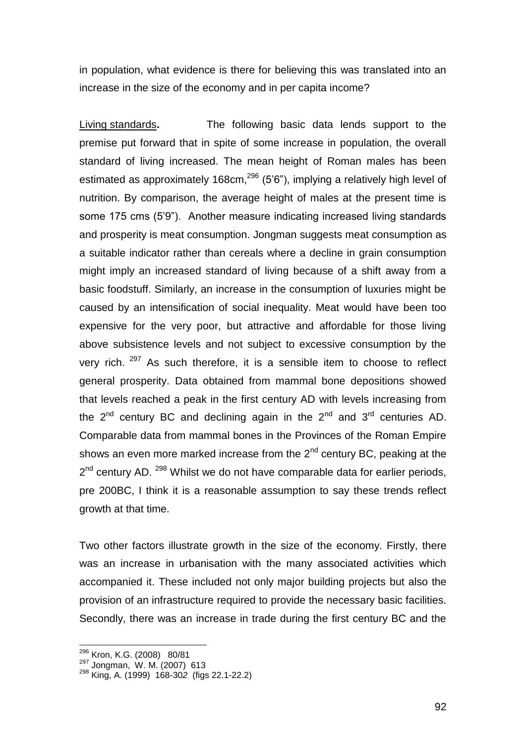in population, what evidence is there for believing this was translated into an increase in the size of the economy and in per capita income?

Living standards. The following basic data lends support to the premise put forward that in spite of some increase in population, the overall standard of living increased. The mean height of Roman males has been estimated as approximately 168cm,[296] (5'6"), implying a relatively high level of nutrition. By comparison, the average height of males at the present time is some 175 cms (5'9"). Another measure indicating increased living standards and prosperity is meat consumption. Jongman suggests meat consumption as a suitable indicator rather than cereals where a decline in grain consumption might imply an increased standard of living because of a shift away from a basic foodstuff. Similarly, an increase in the consumption of luxuries might be caused by an intensification of social inequality. Meat would have been too expensive for the very poor, but attractive and affordable for those living above subsistence levels and not subject to excessive consumption by the very rich. [297] As such therefore, it is a sensible item to choose to reflect general prosperity. Data obtained from mammal bone depositions showed that levels reached a peak in the first century AD with levels increasing from the 2nd century BC and declining again in the 2nd and 3rd centuries AD. Comparable data from mammal bones in the Provinces of the Roman Empire shows an even more marked increase from the 2nd century BC, peaking at the 2nd century AD. [298] Whilst we do not have comparable data for earlier periods, pre 200BC, I think it is a reasonable assumption to say these trends reflect growth at that time.

Two other factors illustrate growth in the size of the economy. Firstly, there was an increase in urbanisation with the many associated activities which accompanied it. These included not only major building projects but also the provision of an infrastructure required to provide the necessary basic facilities. Secondly, there was an increase in trade during the first century BC and the

---

[296] Kron, K.G. (2008) 80/81

[297] Jongman, W. M. (2007) 613

[298] King, A. (1999) 168-302 (figs 22.1-22.2)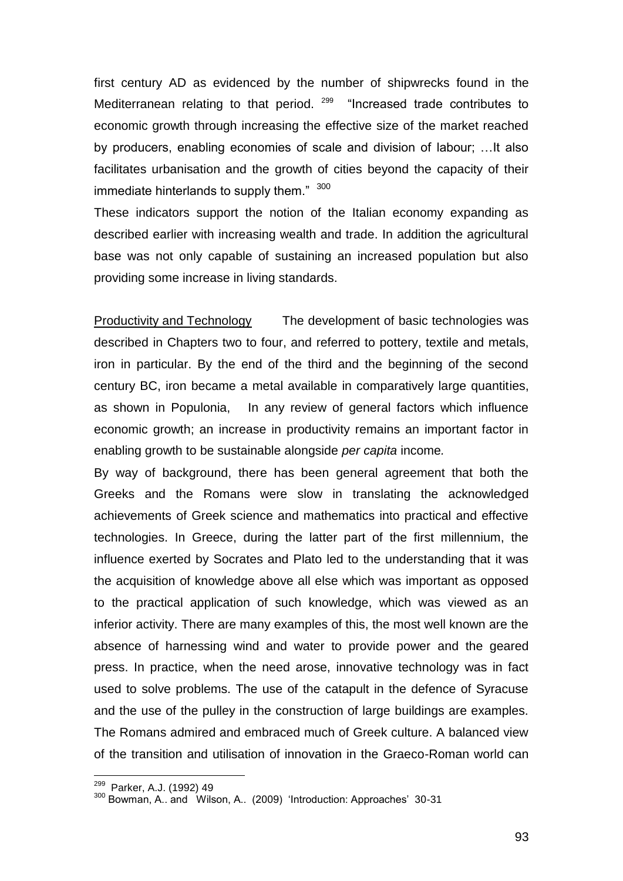first century AD as evidenced by the number of shipwrecks found in the Mediterranean relating to that period. [299] "Increased trade contributes to economic growth through increasing the effective size of the market reached by producers, enabling economies of scale and division of labour; …It also facilitates urbanisation and the growth of cities beyond the capacity of their immediate hinterlands to supply them." [300]

These indicators support the notion of the Italian economy expanding as described earlier with increasing wealth and trade. In addition the agricultural base was not only capable of sustaining an increased population but also providing some increase in living standards.

Productivity and Technology The development of basic technologies was described in Chapters two to four, and referred to pottery, textile and metals, iron in particular. By the end of the third and the beginning of the second century BC, iron became a metal available in comparatively large quantities, as shown in Populonia, In any review of general factors which influence economic growth; an increase in productivity remains an important factor in enabling growth to be sustainable alongside *per capita* income.

By way of background, there has been general agreement that both the Greeks and the Romans were slow in translating the acknowledged achievements of Greek science and mathematics into practical and effective technologies. In Greece, during the latter part of the first millennium, the influence exerted by Socrates and Plato led to the understanding that it was the acquisition of knowledge above all else which was important as opposed to the practical application of such knowledge, which was viewed as an inferior activity. There are many examples of this, the most well known are the absence of harnessing wind and water to provide power and the geared press. In practice, when the need arose, innovative technology was in fact used to solve problems. The use of the catapult in the defence of Syracuse and the use of the pulley in the construction of large buildings are examples. The Romans admired and embraced much of Greek culture. A balanced view of the transition and utilisation of innovation in the Graeco-Roman world can

---

[299] Parker, A.J. (1992) 49

[300] Bowman, A.. and Wilson, A.. (2009) 'Introduction: Approaches' 30-31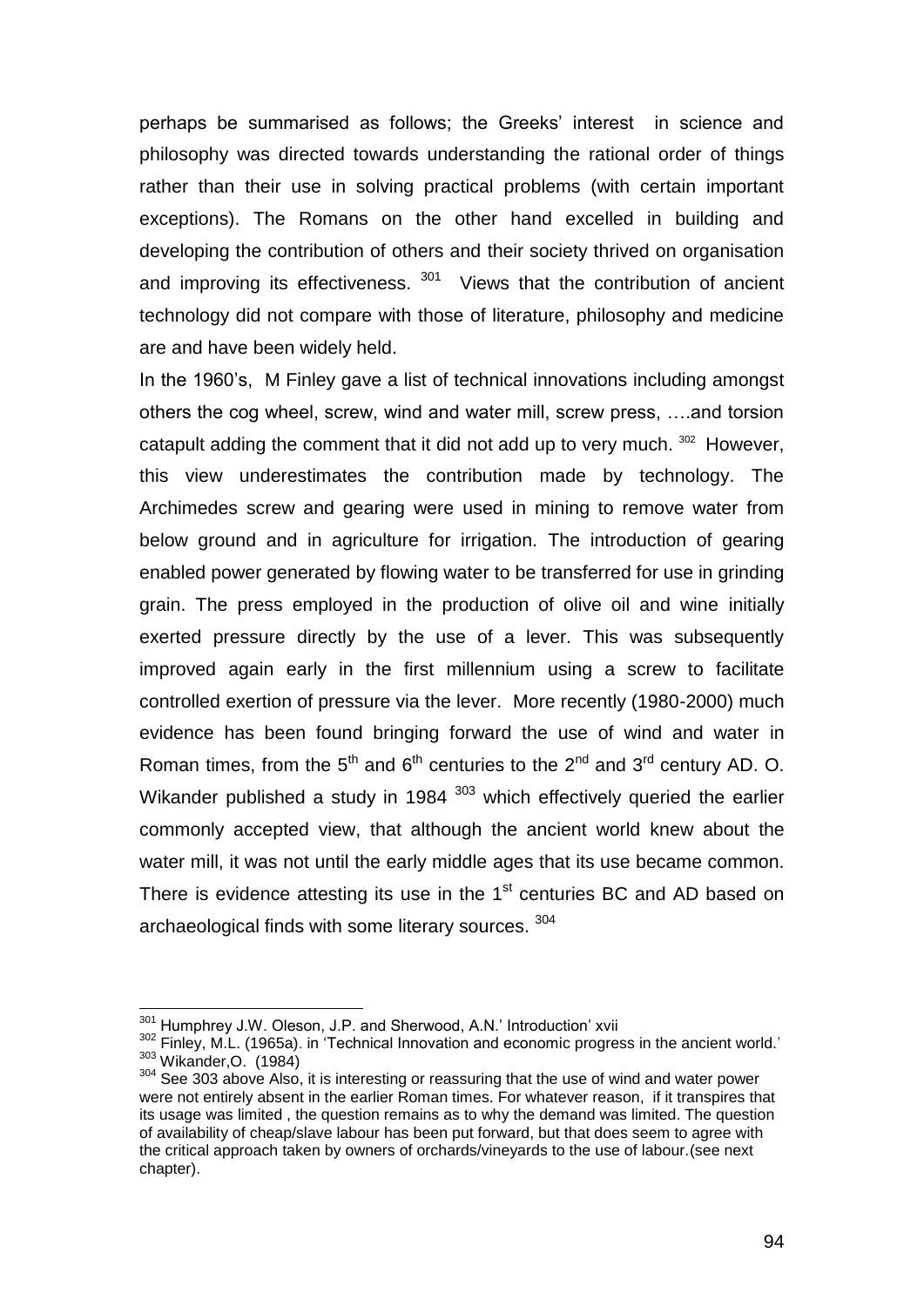perhaps be summarised as follows; the Greeks' interest in science and philosophy was directed towards understanding the rational order of things rather than their use in solving practical problems (with certain important exceptions). The Romans on the other hand excelled in building and developing the contribution of others and their society thrived on organisation and improving its effectiveness. [301] Views that the contribution of ancient technology did not compare with those of literature, philosophy and medicine are and have been widely held.

In the 1960's, M Finley gave a list of technical innovations including amongst others the cog wheel, screw, wind and water mill, screw press, ….and torsion catapult adding the comment that it did not add up to very much. [302] However, this view underestimates the contribution made by technology. The Archimedes screw and gearing were used in mining to remove water from below ground and in agriculture for irrigation. The introduction of gearing enabled power generated by flowing water to be transferred for use in grinding grain. The press employed in the production of olive oil and wine initially exerted pressure directly by the use of a lever. This was subsequently improved again early in the first millennium using a screw to facilitate controlled exertion of pressure via the lever. More recently (1980-2000) much evidence has been found bringing forward the use of wind and water in Roman times, from the 5th and 6th centuries to the 2nd and 3rd century AD. O. Wikander published a study in 1984 [303] which effectively queried the earlier commonly accepted view, that although the ancient world knew about the water mill, it was not until the early middle ages that its use became common. There is evidence attesting its use in the 1st centuries BC and AD based on archaeological finds with some literary sources. [304]

---

[301] Humphrey J.W. Oleson, J.P. and Sherwood, A.N.' Introduction' xvii

[302] Finley, M.L. (1965a). in 'Technical Innovation and economic progress in the ancient world.'

[303] Wikander,O. (1984)

[304] See 303 above Also, it is interesting or reassuring that the use of wind and water power were not entirely absent in the earlier Roman times. For whatever reason, if it transpires that its usage was limited , the question remains as to why the demand was limited. The question of availability of cheap/slave labour has been put forward, but that does seem to agree with the critical approach taken by owners of orchards/vineyards to the use of labour.(see next chapter).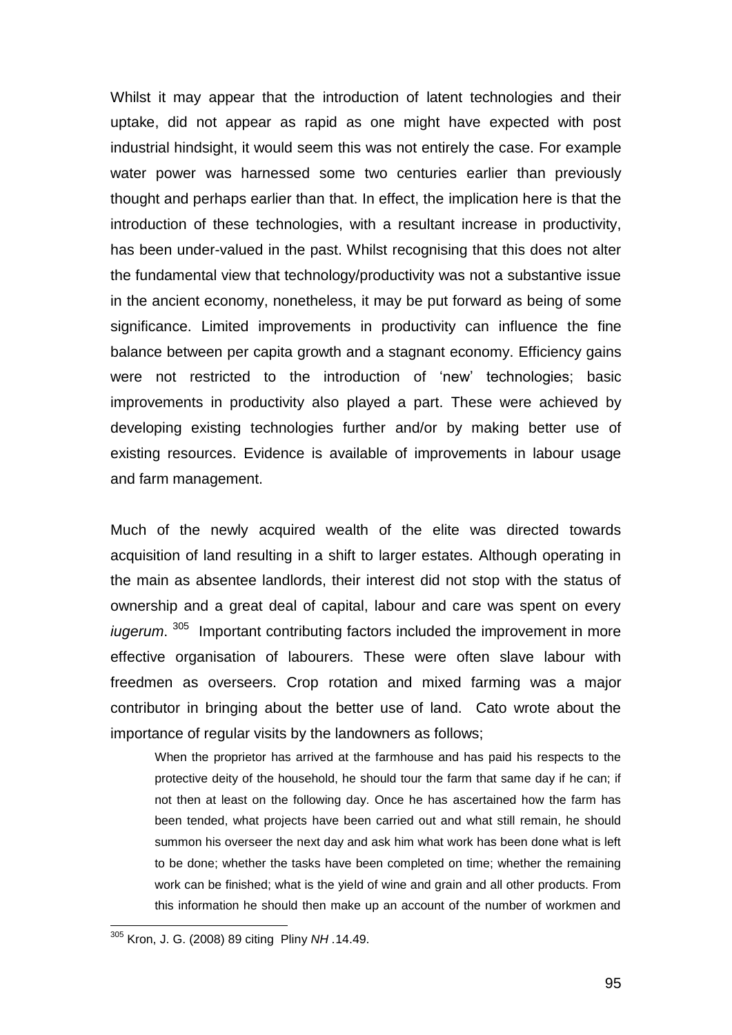Whilst it may appear that the introduction of latent technologies and their uptake, did not appear as rapid as one might have expected with post industrial hindsight, it would seem this was not entirely the case. For example water power was harnessed some two centuries earlier than previously thought and perhaps earlier than that. In effect, the implication here is that the introduction of these technologies, with a resultant increase in productivity, has been under-valued in the past. Whilst recognising that this does not alter the fundamental view that technology/productivity was not a substantive issue in the ancient economy, nonetheless, it may be put forward as being of some significance. Limited improvements in productivity can influence the fine balance between per capita growth and a stagnant economy. Efficiency gains were not restricted to the introduction of 'new' technologies; basic improvements in productivity also played a part. These were achieved by developing existing technologies further and/or by making better use of existing resources. Evidence is available of improvements in labour usage and farm management.

Much of the newly acquired wealth of the elite was directed towards acquisition of land resulting in a shift to larger estates. Although operating in the main as absentee landlords, their interest did not stop with the status of ownership and a great deal of capital, labour and care was spent on every *iugerum*. [305] Important contributing factors included the improvement in more effective organisation of labourers. These were often slave labour with freedmen as overseers. Crop rotation and mixed farming was a major contributor in bringing about the better use of land. Cato wrote about the importance of regular visits by the landowners as follows;

> When the proprietor has arrived at the farmhouse and has paid his respects to the protective deity of the household, he should tour the farm that same day if he can; if not then at least on the following day. Once he has ascertained how the farm has been tended, what projects have been carried out and what still remain, he should summon his overseer the next day and ask him what work has been done what is left to be done; whether the tasks have been completed on time; whether the remaining work can be finished; what is the yield of wine and grain and all other products. From this information he should then make up an account of the number of workmen and

[305] Kron, J. G. (2008) 89 citing Pliny *NH* .14.49.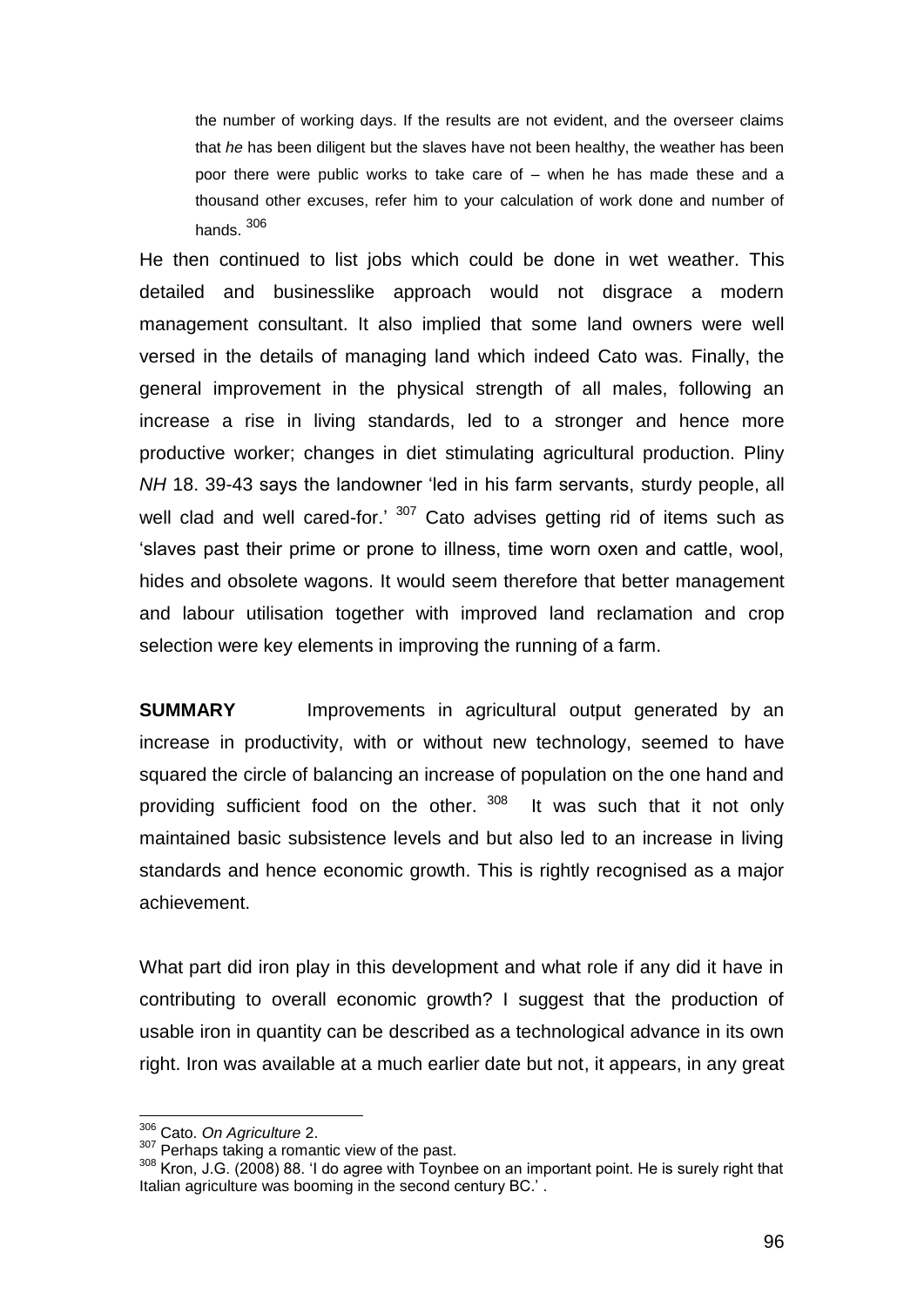> the number of working days. If the results are not evident, and the overseer claims that *he* has been diligent but the slaves have not been healthy, the weather has been poor there were public works to take care of – when he has made these and a thousand other excuses, refer him to your calculation of work done and number of hands. [306]

He then continued to list jobs which could be done in wet weather. This detailed and businesslike approach would not disgrace a modern management consultant. It also implied that some land owners were well versed in the details of managing land which indeed Cato was. Finally, the general improvement in the physical strength of all males, following an increase a rise in living standards, led to a stronger and hence more productive worker; changes in diet stimulating agricultural production. Pliny *NH* 18. 39-43 says the landowner 'led in his farm servants, sturdy people, all well clad and well cared-for.' [307] Cato advises getting rid of items such as 'slaves past their prime or prone to illness, time worn oxen and cattle, wool, hides and obsolete wagons. It would seem therefore that better management and labour utilisation together with improved land reclamation and crop selection were key elements in improving the running of a farm.

**SUMMARY** Improvements in agricultural output generated by an increase in productivity, with or without new technology, seemed to have squared the circle of balancing an increase of population on the one hand and providing sufficient food on the other. [308] It was such that it not only maintained basic subsistence levels and but also led to an increase in living standards and hence economic growth. This is rightly recognised as a major achievement.

What part did iron play in this development and what role if any did it have in contributing to overall economic growth? I suggest that the production of usable iron in quantity can be described as a technological advance in its own right. Iron was available at a much earlier date but not, it appears, in any great

---

[306] Cato. *On Agriculture* 2.

[307] Perhaps taking a romantic view of the past.

[308] Kron, J.G. (2008) 88. 'I do agree with Toynbee on an important point. He is surely right that Italian agriculture was booming in the second century BC.' .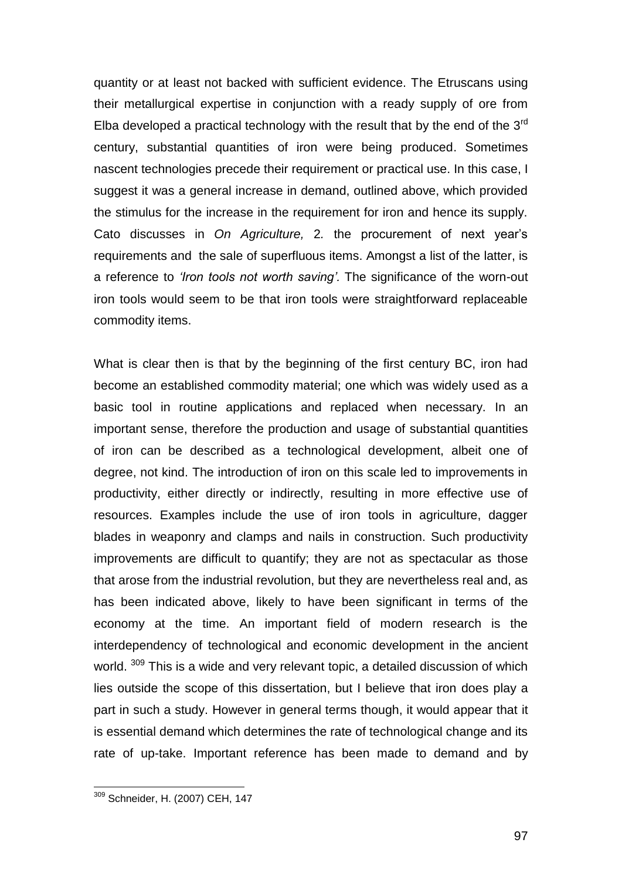quantity or at least not backed with sufficient evidence. The Etruscans using their metallurgical expertise in conjunction with a ready supply of ore from Elba developed a practical technology with the result that by the end of the 3rd century, substantial quantities of iron were being produced. Sometimes nascent technologies precede their requirement or practical use. In this case, I suggest it was a general increase in demand, outlined above, which provided the stimulus for the increase in the requirement for iron and hence its supply. Cato discusses in *On Agriculture,* 2*.* the procurement of next year's requirements and the sale of superfluous items. Amongst a list of the latter, is a reference to *'Iron tools not worth saving'*. The significance of the worn-out iron tools would seem to be that iron tools were straightforward replaceable commodity items.

What is clear then is that by the beginning of the first century BC, iron had become an established commodity material; one which was widely used as a basic tool in routine applications and replaced when necessary. In an important sense, therefore the production and usage of substantial quantities of iron can be described as a technological development, albeit one of degree, not kind. The introduction of iron on this scale led to improvements in productivity, either directly or indirectly, resulting in more effective use of resources. Examples include the use of iron tools in agriculture, dagger blades in weaponry and clamps and nails in construction. Such productivity improvements are difficult to quantify; they are not as spectacular as those that arose from the industrial revolution, but they are nevertheless real and, as has been indicated above, likely to have been significant in terms of the economy at the time. An important field of modern research is the interdependency of technological and economic development in the ancient world. [309] This is a wide and very relevant topic, a detailed discussion of which lies outside the scope of this dissertation, but I believe that iron does play a part in such a study. However in general terms though, it would appear that it is essential demand which determines the rate of technological change and its rate of up-take. Important reference has been made to demand and by

[309] Schneider, H. (2007) CEH, 147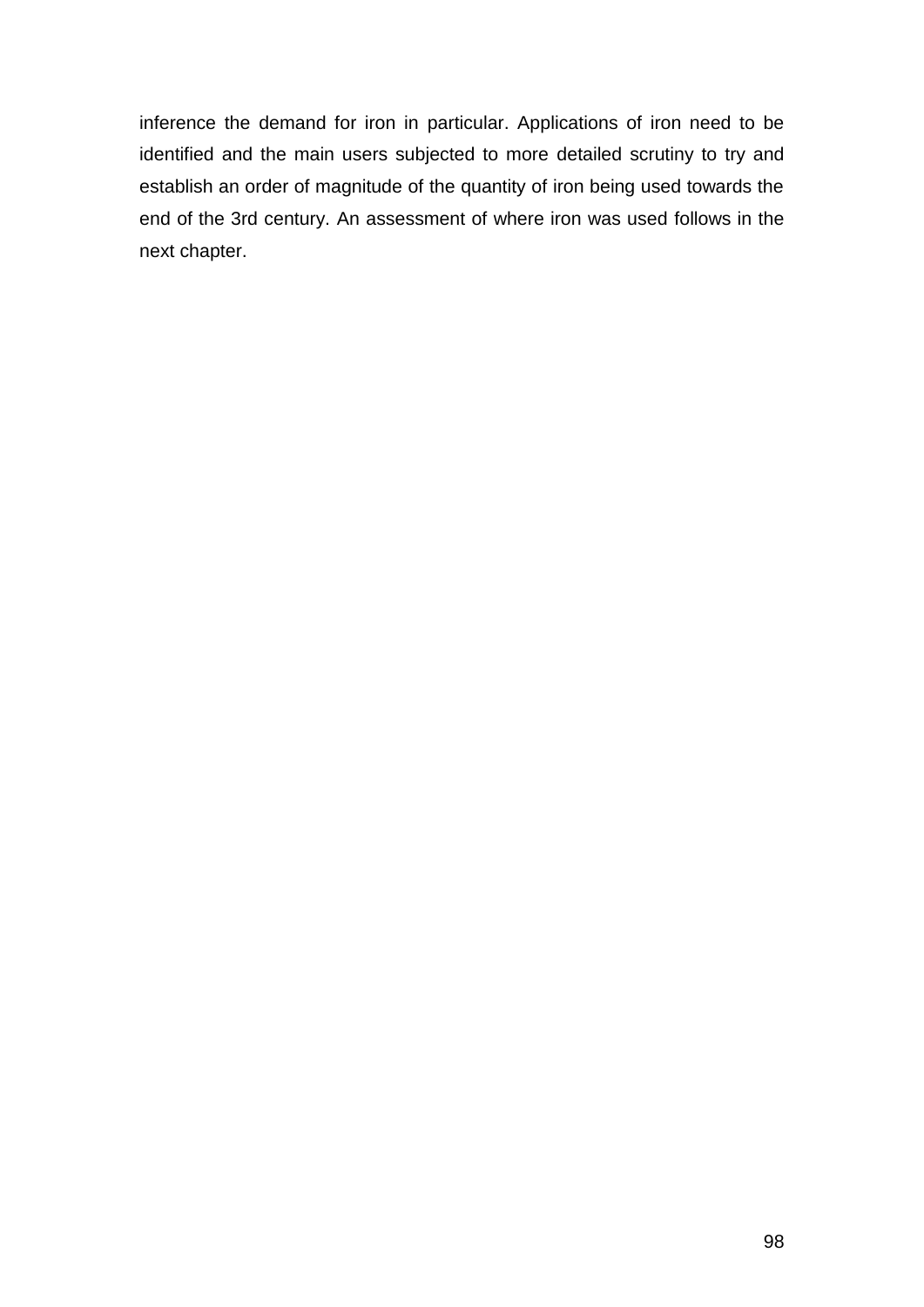inference the demand for iron in particular. Applications of iron need to be identified and the main users subjected to more detailed scrutiny to try and establish an order of magnitude of the quantity of iron being used towards the end of the 3rd century. An assessment of where iron was used follows in the next chapter.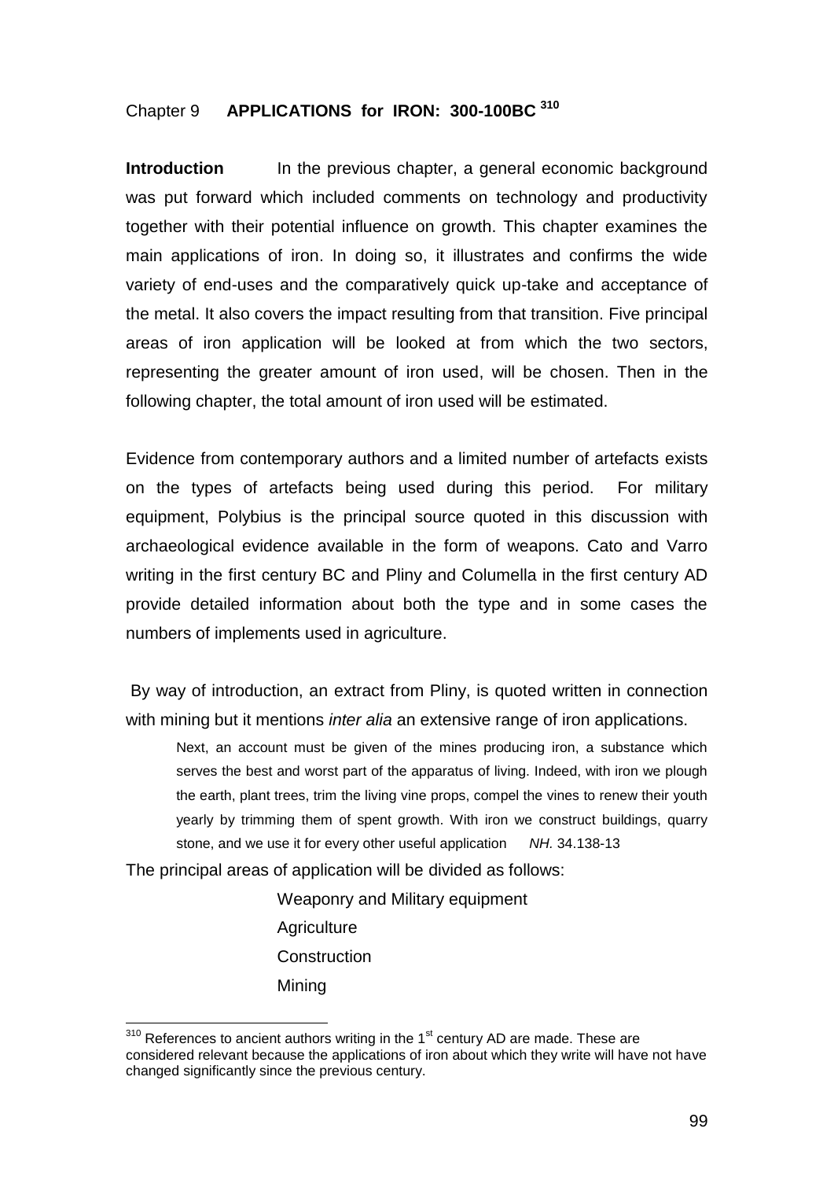## Chapter 9 APPLICATIONS for IRON: 300-100BC [310]

**Introduction** In the previous chapter, a general economic background was put forward which included comments on technology and productivity together with their potential influence on growth. This chapter examines the main applications of iron. In doing so, it illustrates and confirms the wide variety of end-uses and the comparatively quick up-take and acceptance of the metal. It also covers the impact resulting from that transition. Five principal areas of iron application will be looked at from which the two sectors, representing the greater amount of iron used, will be chosen. Then in the following chapter, the total amount of iron used will be estimated.

Evidence from contemporary authors and a limited number of artefacts exists on the types of artefacts being used during this period. For military equipment, Polybius is the principal source quoted in this discussion with archaeological evidence available in the form of weapons. Cato and Varro writing in the first century BC and Pliny and Columella in the first century AD provide detailed information about both the type and in some cases the numbers of implements used in agriculture.

By way of introduction, an extract from Pliny, is quoted written in connection with mining but it mentions *inter alia* an extensive range of iron applications.

> Next, an account must be given of the mines producing iron, a substance which serves the best and worst part of the apparatus of living. Indeed, with iron we plough the earth, plant trees, trim the living vine props, compel the vines to renew their youth yearly by trimming them of spent growth. With iron we construct buildings, quarry stone, and we use it for every other useful application *NH.* 34.138-13

The principal areas of application will be divided as follows:

- Weaponry and Military equipment
- Agriculture
- Construction
- Mining

---

[310] References to ancient authors writing in the 1st century AD are made. These are considered relevant because the applications of iron about which they write will have not have changed significantly since the previous century.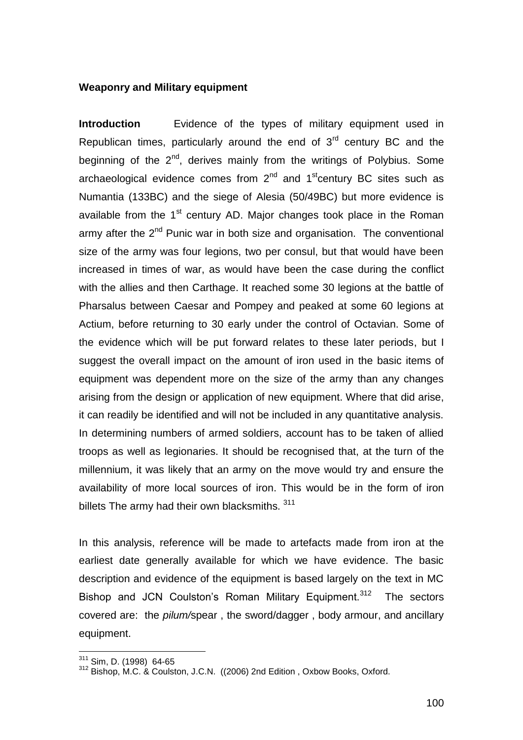**Weaponry and Military equipment**

**Introduction** Evidence of the types of military equipment used in Republican times, particularly around the end of 3rd century BC and the beginning of the 2nd, derives mainly from the writings of Polybius. Some archaeological evidence comes from 2nd and 1stcentury BC sites such as Numantia (133BC) and the siege of Alesia (50/49BC) but more evidence is available from the 1st century AD. Major changes took place in the Roman army after the 2nd Punic war in both size and organisation. The conventional size of the army was four legions, two per consul, but that would have been increased in times of war, as would have been the case during the conflict with the allies and then Carthage. It reached some 30 legions at the battle of Pharsalus between Caesar and Pompey and peaked at some 60 legions at Actium, before returning to 30 early under the control of Octavian. Some of the evidence which will be put forward relates to these later periods, but I suggest the overall impact on the amount of iron used in the basic items of equipment was dependent more on the size of the army than any changes arising from the design or application of new equipment. Where that did arise, it can readily be identified and will not be included in any quantitative analysis. In determining numbers of armed soldiers, account has to be taken of allied troops as well as legionaries. It should be recognised that, at the turn of the millennium, it was likely that an army on the move would try and ensure the availability of more local sources of iron. This would be in the form of iron billets The army had their own blacksmiths. [311]

In this analysis, reference will be made to artefacts made from iron at the earliest date generally available for which we have evidence. The basic description and evidence of the equipment is based largely on the text in MC Bishop and JCN Coulston's Roman Military Equipment.[312] The sectors covered are: the *pilum/*spear , the sword/dagger , body armour, and ancillary equipment.

[311] Sim, D. (1998) 64-65

[312] Bishop, M.C. & Coulston, J.C.N. ((2006) 2nd Edition , Oxbow Books, Oxford.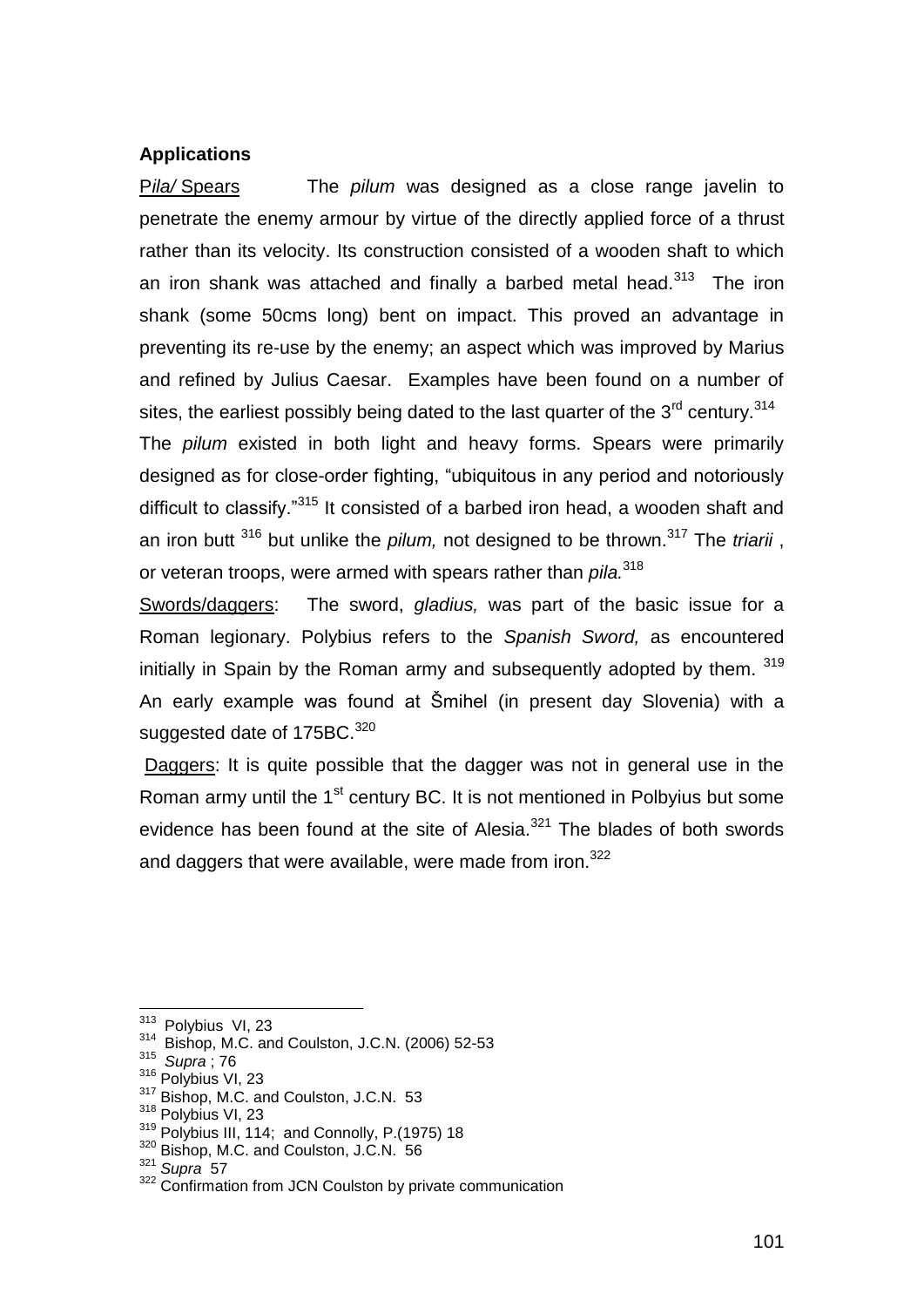**Applications**

P*ila/* Spears The *pilum* was designed as a close range javelin to penetrate the enemy armour by virtue of the directly applied force of a thrust rather than its velocity. Its construction consisted of a wooden shaft to which an iron shank was attached and finally a barbed metal head.[313] The iron shank (some 50cms long) bent on impact. This proved an advantage in preventing its re-use by the enemy; an aspect which was improved by Marius and refined by Julius Caesar. Examples have been found on a number of sites, the earliest possibly being dated to the last quarter of the 3rd century.[314]

The *pilum* existed in both light and heavy forms. Spears were primarily designed as for close-order fighting, "ubiquitous in any period and notoriously difficult to classify."[315] It consisted of a barbed iron head, a wooden shaft and an iron butt [316] but unlike the *pilum,* not designed to be thrown.[317] The *triarii* , or veteran troops, were armed with spears rather than *pila.*[318]

Swords/daggers: The sword, *gladius,* was part of the basic issue for a Roman legionary. Polybius refers to the *Spanish Sword,* as encountered initially in Spain by the Roman army and subsequently adopted by them. [319] An early example was found at Šmihel (in present day Slovenia) with a suggested date of 175BC.[320]

Daggers: It is quite possible that the dagger was not in general use in the Roman army until the 1st century BC. It is not mentioned in Polbyius but some evidence has been found at the site of Alesia.[321] The blades of both swords and daggers that were available, were made from iron.[322]

---

[313] Polybius VI, 23
[314] Bishop, M.C. and Coulston, J.C.N. (2006) 52-53
[315] *Supra* ; 76
[316] Polybius VI, 23
[317] Bishop, M.C. and Coulston, J.C.N. 53
[318] Polybius VI, 23
[319] Polybius III, 114; and Connolly, P.(1975) 18
[320] Bishop, M.C. and Coulston, J.C.N. 56
[321] *Supra* 57
[322] Confirmation from JCN Coulston by private communication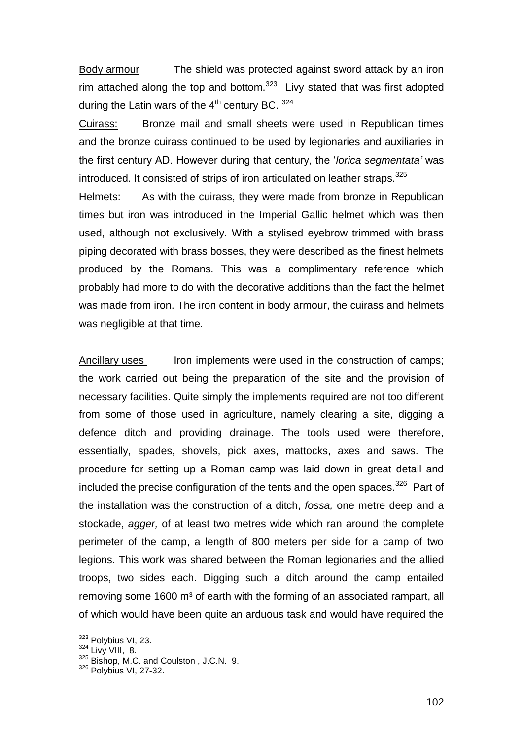Body armour The shield was protected against sword attack by an iron rim attached along the top and bottom.[323] Livy stated that was first adopted during the Latin wars of the 4th century BC. [324]

Cuirass: Bronze mail and small sheets were used in Republican times and the bronze cuirass continued to be used by legionaries and auxiliaries in the first century AD. However during that century, the '*lorica segmentata'* was introduced. It consisted of strips of iron articulated on leather straps.[325]

Helmets: As with the cuirass, they were made from bronze in Republican times but iron was introduced in the Imperial Gallic helmet which was then used, although not exclusively. With a stylised eyebrow trimmed with brass piping decorated with brass bosses, they were described as the finest helmets produced by the Romans. This was a complimentary reference which probably had more to do with the decorative additions than the fact the helmet was made from iron. The iron content in body armour, the cuirass and helmets was negligible at that time.

Ancillary uses Iron implements were used in the construction of camps; the work carried out being the preparation of the site and the provision of necessary facilities. Quite simply the implements required are not too different from some of those used in agriculture, namely clearing a site, digging a defence ditch and providing drainage. The tools used were therefore, essentially, spades, shovels, pick axes, mattocks, axes and saws. The procedure for setting up a Roman camp was laid down in great detail and included the precise configuration of the tents and the open spaces.[326] Part of the installation was the construction of a ditch, *fossa,* one metre deep and a stockade, *agger,* of at least two metres wide which ran around the complete perimeter of the camp, a length of 800 meters per side for a camp of two legions. This work was shared between the Roman legionaries and the allied troops, two sides each. Digging such a ditch around the camp entailed removing some 1600 m³ of earth with the forming of an associated rampart, all of which would have been quite an arduous task and would have required the

---

[323] Polybius VI, 23.
[324] Livy VIII, 8.
[325] Bishop, M.C. and Coulston , J.C.N. 9.
[326] Polybius VI, 27-32.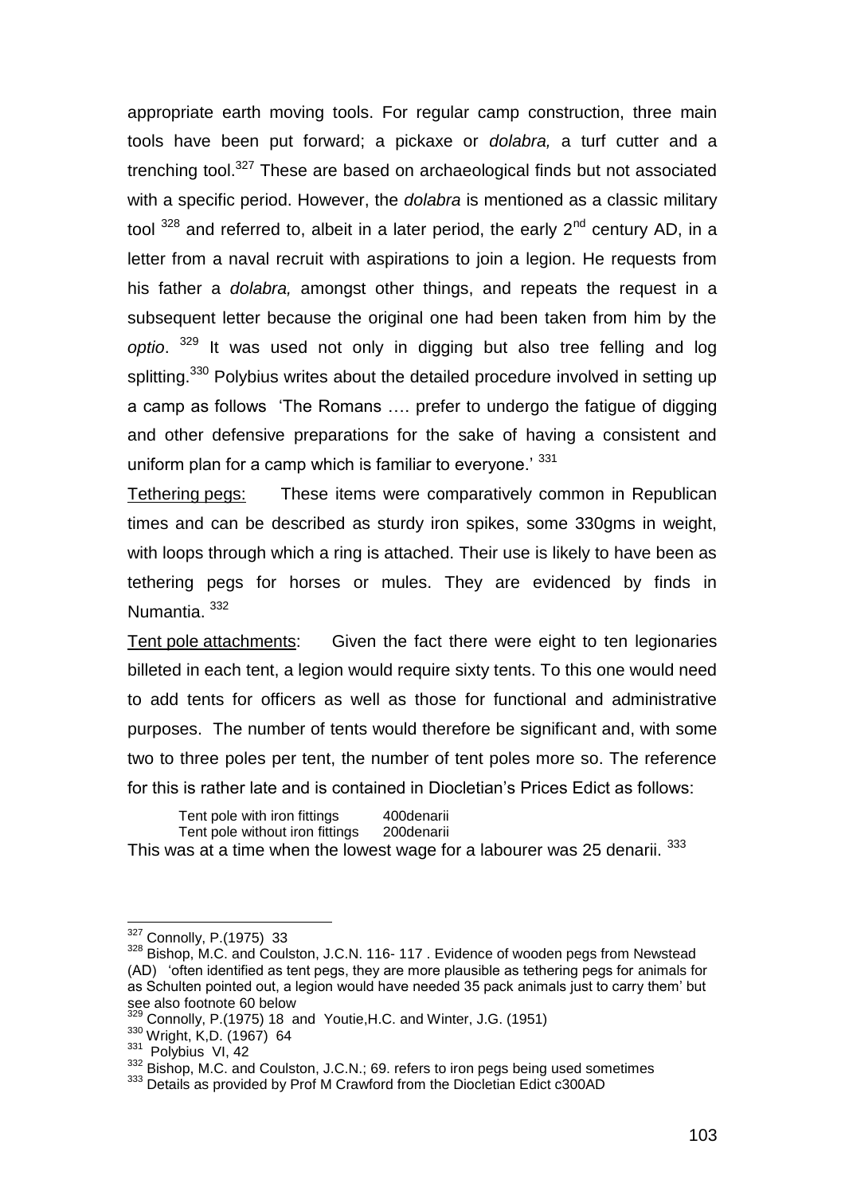appropriate earth moving tools. For regular camp construction, three main tools have been put forward; a pickaxe or *dolabra,* a turf cutter and a trenching tool.[327] These are based on archaeological finds but not associated with a specific period. However, the *dolabra* is mentioned as a classic military tool [328] and referred to, albeit in a later period, the early 2nd century AD, in a letter from a naval recruit with aspirations to join a legion. He requests from his father a *dolabra,* amongst other things, and repeats the request in a subsequent letter because the original one had been taken from him by the *optio*. [329] It was used not only in digging but also tree felling and log splitting.[330] Polybius writes about the detailed procedure involved in setting up a camp as follows 'The Romans …. prefer to undergo the fatigue of digging and other defensive preparations for the sake of having a consistent and uniform plan for a camp which is familiar to everyone.' [331]

Tethering pegs: These items were comparatively common in Republican times and can be described as sturdy iron spikes, some 330gms in weight, with loops through which a ring is attached. Their use is likely to have been as tethering pegs for horses or mules. They are evidenced by finds in Numantia. [332]

Tent pole attachments: Given the fact there were eight to ten legionaries billeted in each tent, a legion would require sixty tents. To this one would need to add tents for officers as well as those for functional and administrative purposes. The number of tents would therefore be significant and, with some two to three poles per tent, the number of tent poles more so. The reference for this is rather late and is contained in Diocletian's Prices Edict as follows:

| | |
|---|---|
| Tent pole with iron fittings | 400denarii |
| Tent pole without iron fittings | 200denarii |

This was at a time when the lowest wage for a labourer was 25 denarii. [333]

---

[327] Connolly, P.(1975) 33

[328] Bishop, M.C. and Coulston, J.C.N. 116- 117 . Evidence of wooden pegs from Newstead (AD) 'often identified as tent pegs, they are more plausible as tethering pegs for animals for as Schulten pointed out, a legion would have needed 35 pack animals just to carry them' but see also footnote 60 below

[329] Connolly, P.(1975) 18 and Youtie,H.C. and Winter, J.G. (1951)

[330] Wright, K,D. (1967) 64

[331] Polybius VI, 42

[332] Bishop, M.C. and Coulston, J.C.N.; 69. refers to iron pegs being used sometimes

[333] Details as provided by Prof M Crawford from the Diocletian Edict c300AD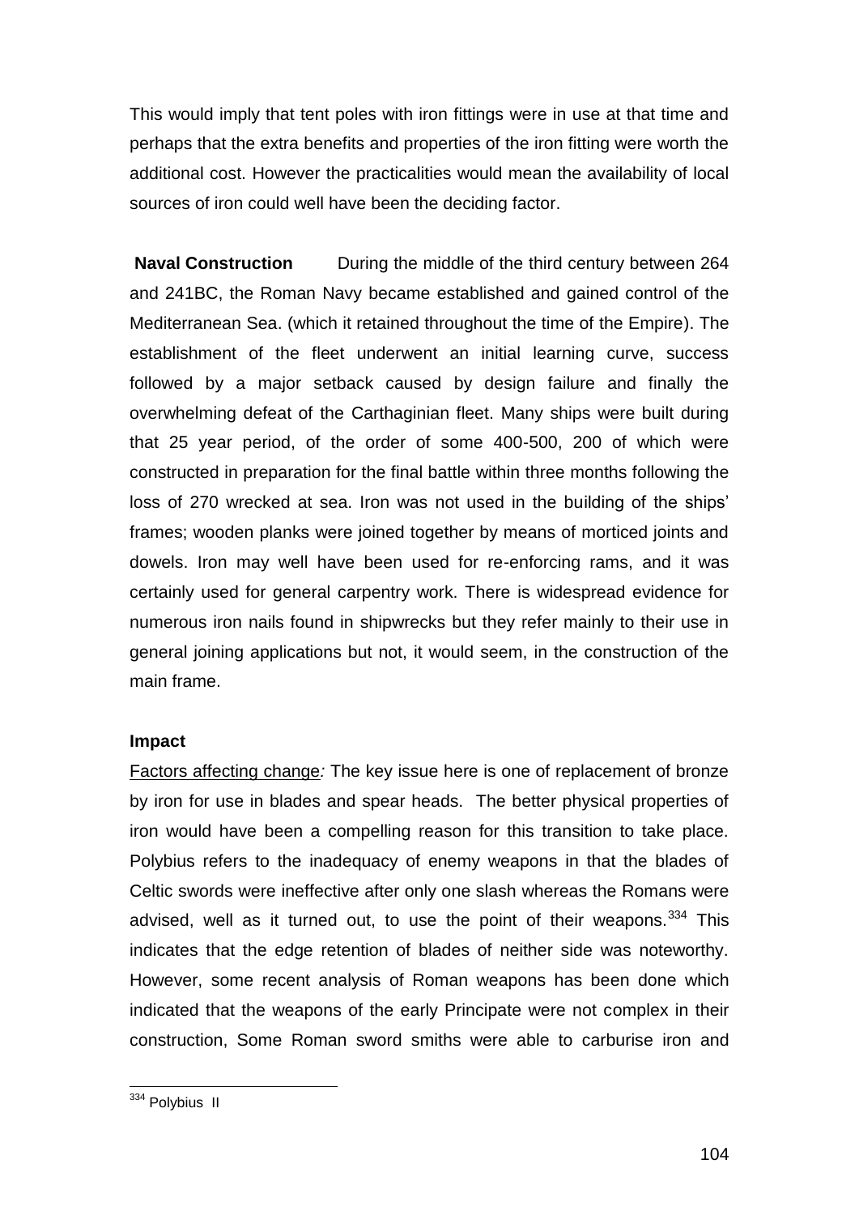This would imply that tent poles with iron fittings were in use at that time and perhaps that the extra benefits and properties of the iron fitting were worth the additional cost. However the practicalities would mean the availability of local sources of iron could well have been the deciding factor.

**Naval Construction** During the middle of the third century between 264 and 241BC, the Roman Navy became established and gained control of the Mediterranean Sea. (which it retained throughout the time of the Empire). The establishment of the fleet underwent an initial learning curve, success followed by a major setback caused by design failure and finally the overwhelming defeat of the Carthaginian fleet. Many ships were built during that 25 year period, of the order of some 400-500, 200 of which were constructed in preparation for the final battle within three months following the loss of 270 wrecked at sea. Iron was not used in the building of the ships' frames; wooden planks were joined together by means of morticed joints and dowels. Iron may well have been used for re-enforcing rams, and it was certainly used for general carpentry work. There is widespread evidence for numerous iron nails found in shipwrecks but they refer mainly to their use in general joining applications but not, it would seem, in the construction of the main frame.

**Impact**

Factors affecting change*:* The key issue here is one of replacement of bronze by iron for use in blades and spear heads. The better physical properties of iron would have been a compelling reason for this transition to take place. Polybius refers to the inadequacy of enemy weapons in that the blades of Celtic swords were ineffective after only one slash whereas the Romans were advised, well as it turned out, to use the point of their weapons.[334] This indicates that the edge retention of blades of neither side was noteworthy. However, some recent analysis of Roman weapons has been done which indicated that the weapons of the early Principate were not complex in their construction, Some Roman sword smiths were able to carburise iron and

---

[334] Polybius II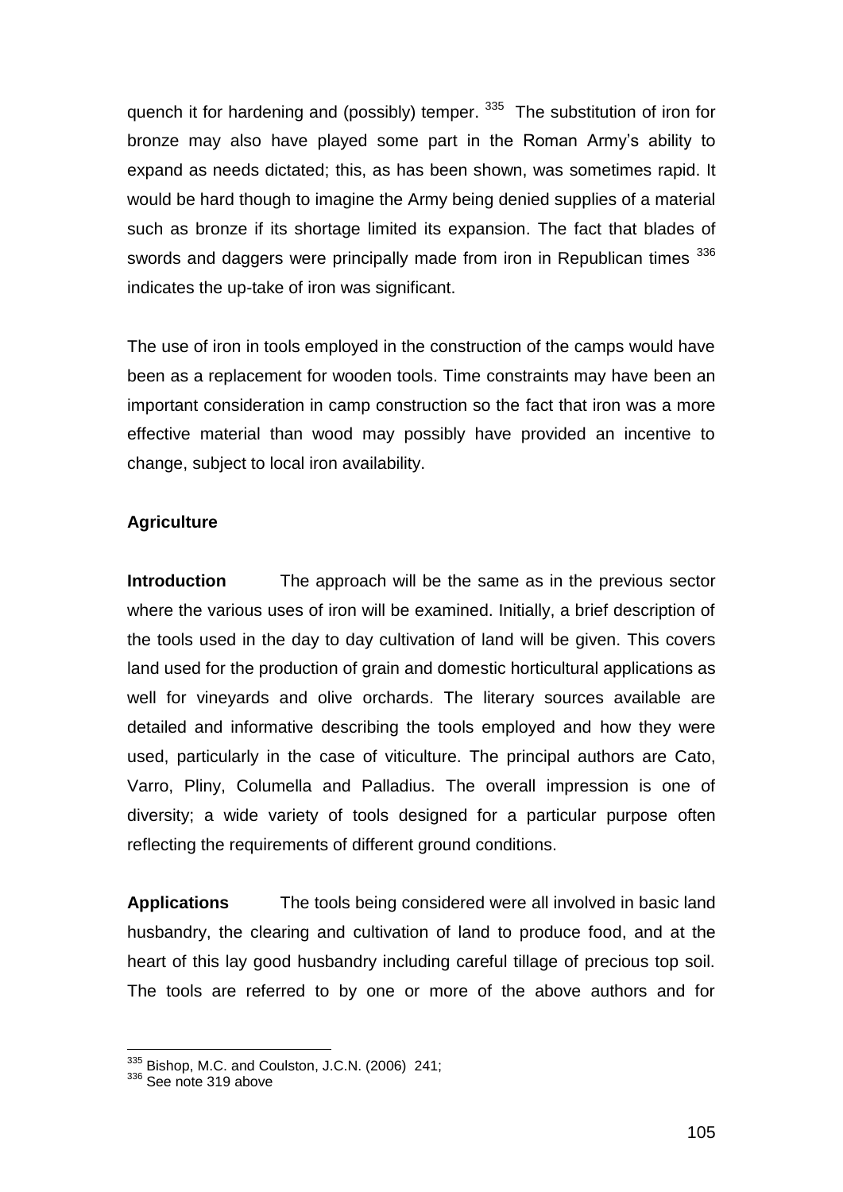quench it for hardening and (possibly) temper. [335] The substitution of iron for bronze may also have played some part in the Roman Army's ability to expand as needs dictated; this, as has been shown, was sometimes rapid. It would be hard though to imagine the Army being denied supplies of a material such as bronze if its shortage limited its expansion. The fact that blades of swords and daggers were principally made from iron in Republican times [336] indicates the up-take of iron was significant.

The use of iron in tools employed in the construction of the camps would have been as a replacement for wooden tools. Time constraints may have been an important consideration in camp construction so the fact that iron was a more effective material than wood may possibly have provided an incentive to change, subject to local iron availability.

**Agriculture**

**Introduction** The approach will be the same as in the previous sector where the various uses of iron will be examined. Initially, a brief description of the tools used in the day to day cultivation of land will be given. This covers land used for the production of grain and domestic horticultural applications as well for vineyards and olive orchards. The literary sources available are detailed and informative describing the tools employed and how they were used, particularly in the case of viticulture. The principal authors are Cato, Varro, Pliny, Columella and Palladius. The overall impression is one of diversity; a wide variety of tools designed for a particular purpose often reflecting the requirements of different ground conditions.

**Applications** The tools being considered were all involved in basic land husbandry, the clearing and cultivation of land to produce food, and at the heart of this lay good husbandry including careful tillage of precious top soil. The tools are referred to by one or more of the above authors and for

---

[335] Bishop, M.C. and Coulston, J.C.N. (2006) 241;

[336] See note 319 above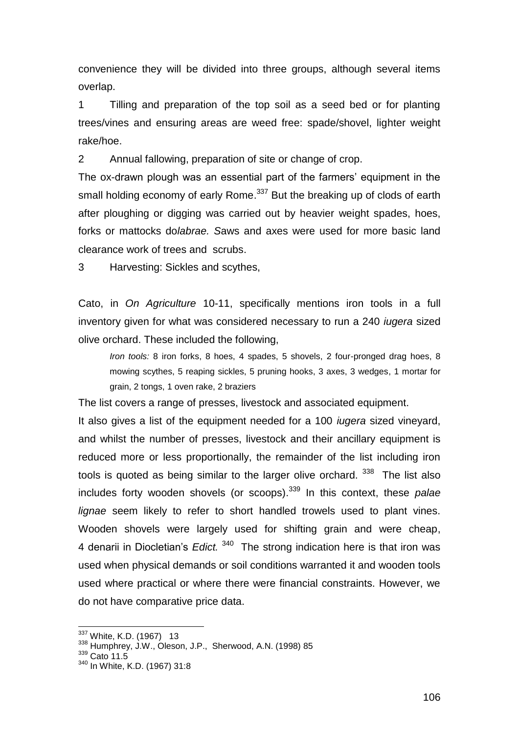convenience they will be divided into three groups, although several items overlap.

1 Tilling and preparation of the top soil as a seed bed or for planting trees/vines and ensuring areas are weed free: spade/shovel, lighter weight rake/hoe.

2 Annual fallowing, preparation of site or change of crop.

The ox-drawn plough was an essential part of the farmers' equipment in the small holding economy of early Rome.[337] But the breaking up of clods of earth after ploughing or digging was carried out by heavier weight spades, hoes, forks or mattocks do*labrae. S*aws and axes were used for more basic land clearance work of trees and scrubs.

3 Harvesting: Sickles and scythes,

Cato, in *On Agriculture* 10-11, specifically mentions iron tools in a full inventory given for what was considered necessary to run a 240 *iugera* sized olive orchard. These included the following,

> *Iron tools:* 8 iron forks, 8 hoes, 4 spades, 5 shovels, 2 four-pronged drag hoes, 8 mowing scythes, 5 reaping sickles, 5 pruning hooks, 3 axes, 3 wedges, 1 mortar for grain, 2 tongs, 1 oven rake, 2 braziers

The list covers a range of presses, livestock and associated equipment.

It also gives a list of the equipment needed for a 100 *iugera* sized vineyard, and whilst the number of presses, livestock and their ancillary equipment is reduced more or less proportionally, the remainder of the list including iron tools is quoted as being similar to the larger olive orchard. [338] The list also includes forty wooden shovels (or scoops).[339] In this context, these *palae lignae* seem likely to refer to short handled trowels used to plant vines. Wooden shovels were largely used for shifting grain and were cheap, 4 denarii in Diocletian's *Edict.* [340] The strong indication here is that iron was used when physical demands or soil conditions warranted it and wooden tools used where practical or where there were financial constraints. However, we do not have comparative price data.

---

[337] White, K.D. (1967) 13

[338] Humphrey, J.W., Oleson, J.P., Sherwood, A.N. (1998) 85

[339] Cato 11.5

[340] In White, K.D. (1967) 31:8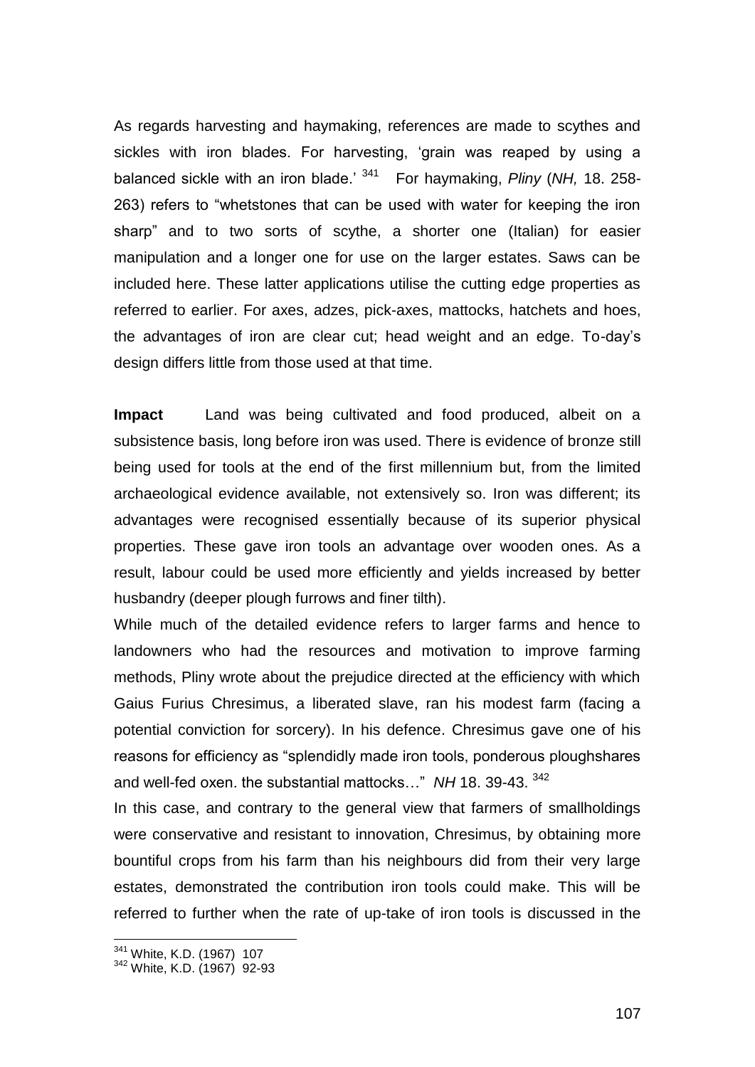As regards harvesting and haymaking, references are made to scythes and sickles with iron blades. For harvesting, 'grain was reaped by using a balanced sickle with an iron blade.' [341] For haymaking, *Pliny* (*NH,* 18. 258-263) refers to "whetstones that can be used with water for keeping the iron sharp" and to two sorts of scythe, a shorter one (Italian) for easier manipulation and a longer one for use on the larger estates. Saws can be included here. These latter applications utilise the cutting edge properties as referred to earlier. For axes, adzes, pick-axes, mattocks, hatchets and hoes, the advantages of iron are clear cut; head weight and an edge. To-day's design differs little from those used at that time.

**Impact** Land was being cultivated and food produced, albeit on a subsistence basis, long before iron was used. There is evidence of bronze still being used for tools at the end of the first millennium but, from the limited archaeological evidence available, not extensively so. Iron was different; its advantages were recognised essentially because of its superior physical properties. These gave iron tools an advantage over wooden ones. As a result, labour could be used more efficiently and yields increased by better husbandry (deeper plough furrows and finer tilth).

While much of the detailed evidence refers to larger farms and hence to landowners who had the resources and motivation to improve farming methods, Pliny wrote about the prejudice directed at the efficiency with which Gaius Furius Chresimus, a liberated slave, ran his modest farm (facing a potential conviction for sorcery). In his defence. Chresimus gave one of his reasons for efficiency as "splendidly made iron tools, ponderous ploughshares and well-fed oxen. the substantial mattocks…" *NH* 18. 39-43. [342]

In this case, and contrary to the general view that farmers of smallholdings were conservative and resistant to innovation, Chresimus, by obtaining more bountiful crops from his farm than his neighbours did from their very large estates, demonstrated the contribution iron tools could make. This will be referred to further when the rate of up-take of iron tools is discussed in the

[341] White, K.D. (1967) 107

[342] White, K.D. (1967) 92-93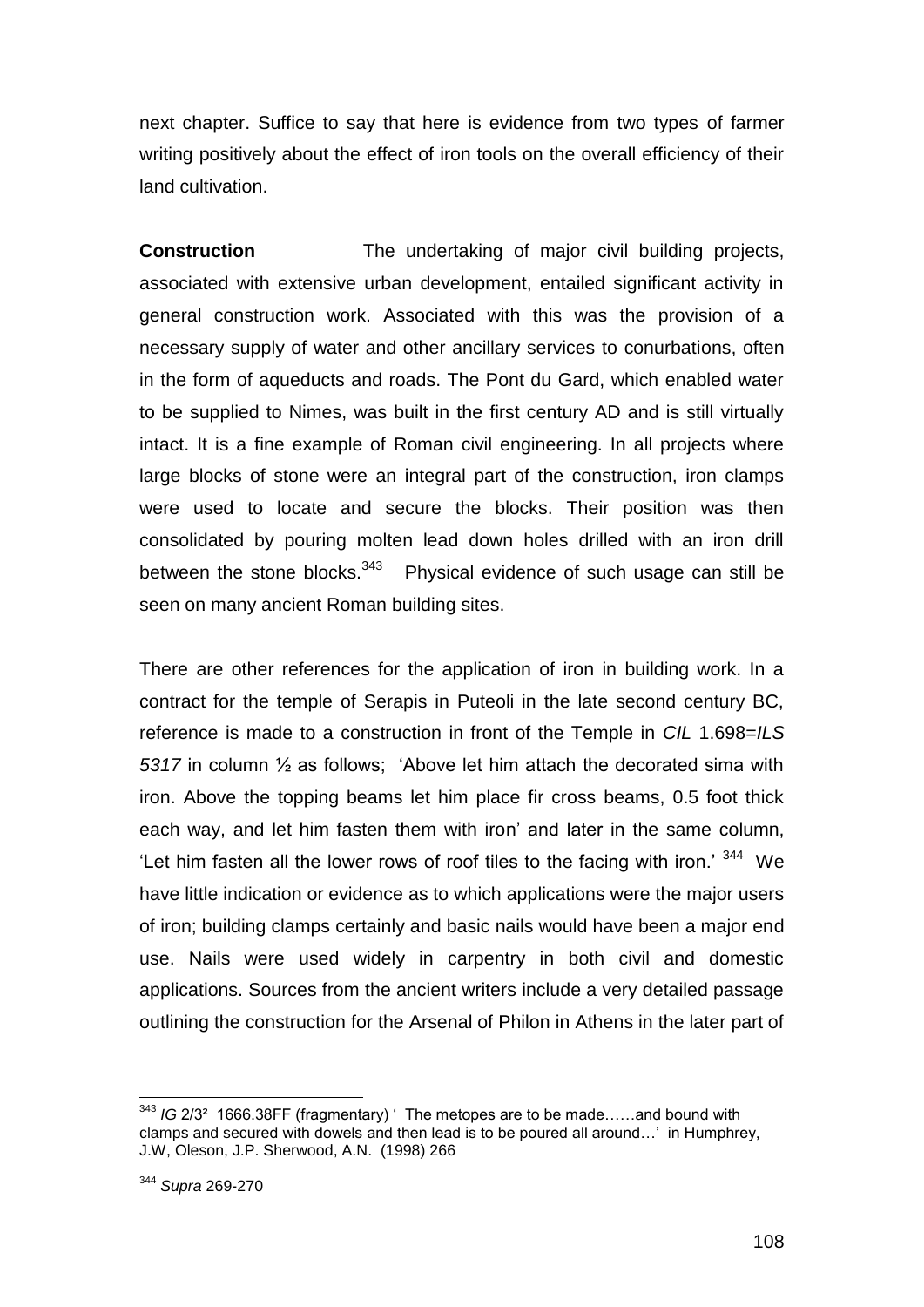next chapter. Suffice to say that here is evidence from two types of farmer writing positively about the effect of iron tools on the overall efficiency of their land cultivation.

**Construction** The undertaking of major civil building projects, associated with extensive urban development, entailed significant activity in general construction work. Associated with this was the provision of a necessary supply of water and other ancillary services to conurbations, often in the form of aqueducts and roads. The Pont du Gard, which enabled water to be supplied to Nimes, was built in the first century AD and is still virtually intact. It is a fine example of Roman civil engineering. In all projects where large blocks of stone were an integral part of the construction, iron clamps were used to locate and secure the blocks. Their position was then consolidated by pouring molten lead down holes drilled with an iron drill between the stone blocks.[343] Physical evidence of such usage can still be seen on many ancient Roman building sites.

There are other references for the application of iron in building work. In a contract for the temple of Serapis in Puteoli in the late second century BC, reference is made to a construction in front of the Temple in *CIL* 1.698=*ILS 5317* in column ½ as follows; 'Above let him attach the decorated sima with iron. Above the topping beams let him place fir cross beams, 0.5 foot thick each way, and let him fasten them with iron' and later in the same column, 'Let him fasten all the lower rows of roof tiles to the facing with iron.' [344] We have little indication or evidence as to which applications were the major users of iron; building clamps certainly and basic nails would have been a major end use. Nails were used widely in carpentry in both civil and domestic applications. Sources from the ancient writers include a very detailed passage outlining the construction for the Arsenal of Philon in Athens in the later part of

---

[343] *IG* 2/3² 1666.38FF (fragmentary) ' The metopes are to be made……and bound with clamps and secured with dowels and then lead is to be poured all around…' in Humphrey, J.W, Oleson, J.P. Sherwood, A.N. (1998) 266

[344] *Supra* 269-270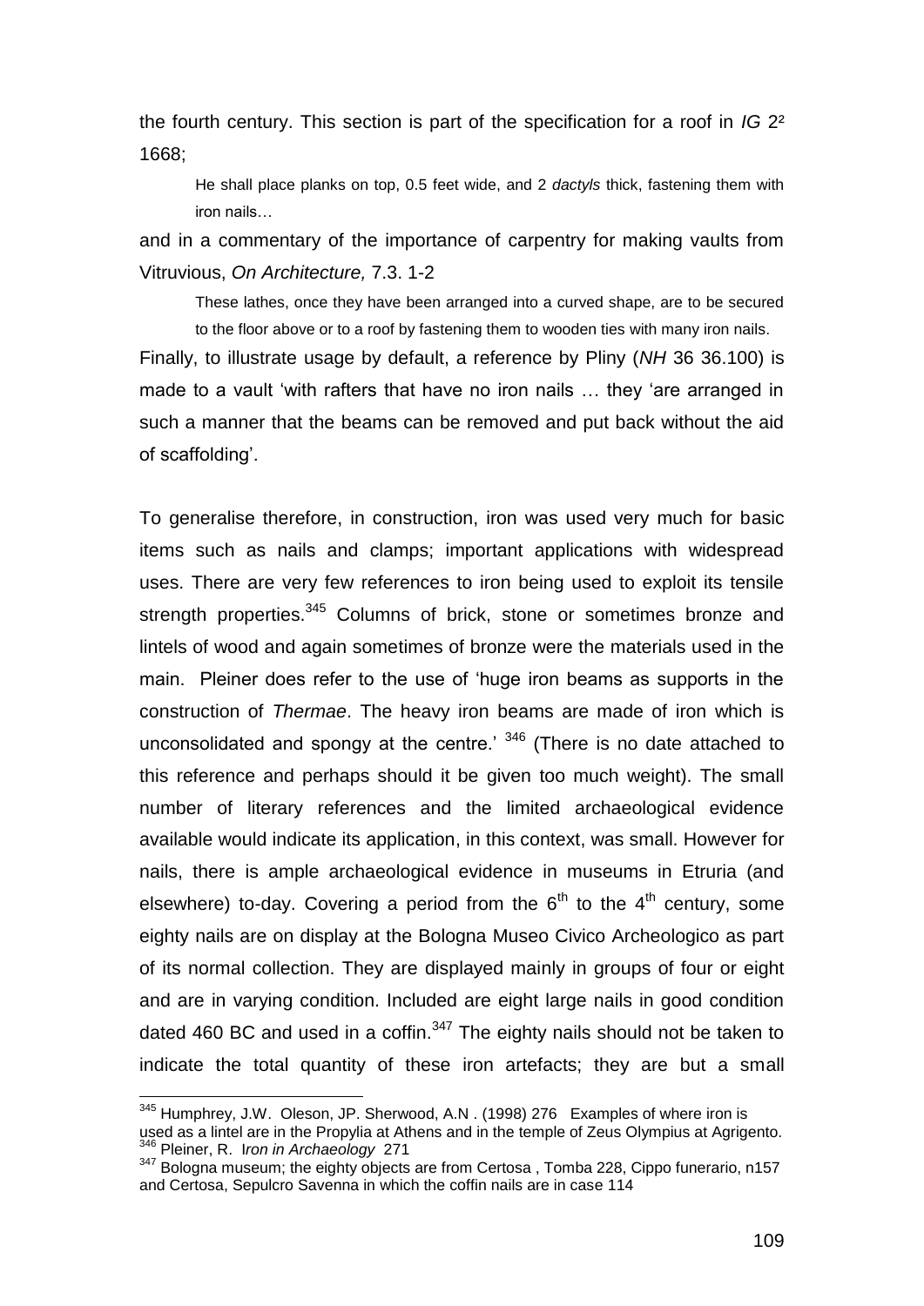the fourth century. This section is part of the specification for a roof in *IG* 2² 1668;

> He shall place planks on top, 0.5 feet wide, and 2 *dactyls* thick, fastening them with iron nails…

and in a commentary of the importance of carpentry for making vaults from Vitruvious, *On Architecture,* 7.3. 1-2

> These lathes, once they have been arranged into a curved shape, are to be secured to the floor above or to a roof by fastening them to wooden ties with many iron nails.

Finally, to illustrate usage by default, a reference by Pliny (*NH* 36 36.100) is made to a vault 'with rafters that have no iron nails … they 'are arranged in such a manner that the beams can be removed and put back without the aid of scaffolding'.

To generalise therefore, in construction, iron was used very much for basic items such as nails and clamps; important applications with widespread uses. There are very few references to iron being used to exploit its tensile strength properties.[345] Columns of brick, stone or sometimes bronze and lintels of wood and again sometimes of bronze were the materials used in the main. Pleiner does refer to the use of 'huge iron beams as supports in the construction of *Thermae*. The heavy iron beams are made of iron which is unconsolidated and spongy at the centre.' [346] (There is no date attached to this reference and perhaps should it be given too much weight). The small number of literary references and the limited archaeological evidence available would indicate its application, in this context, was small. However for nails, there is ample archaeological evidence in museums in Etruria (and elsewhere) to-day. Covering a period from the 6th to the 4th century, some eighty nails are on display at the Bologna Museo Civico Archeologico as part of its normal collection. They are displayed mainly in groups of four or eight and are in varying condition. Included are eight large nails in good condition dated 460 BC and used in a coffin.[347] The eighty nails should not be taken to indicate the total quantity of these iron artefacts; they are but a small

---

[345] Humphrey, J.W. Oleson, JP. Sherwood, A.N . (1998) 276 Examples of where iron is used as a lintel are in the Propylia at Athens and in the temple of Zeus Olympius at Agrigento.

[346] Pleiner, R. *Iron in Archaeology* 271

[347] Bologna museum; the eighty objects are from Certosa , Tomba 228, Cippo funerario, n157 and Certosa, Sepulcro Savenna in which the coffin nails are in case 114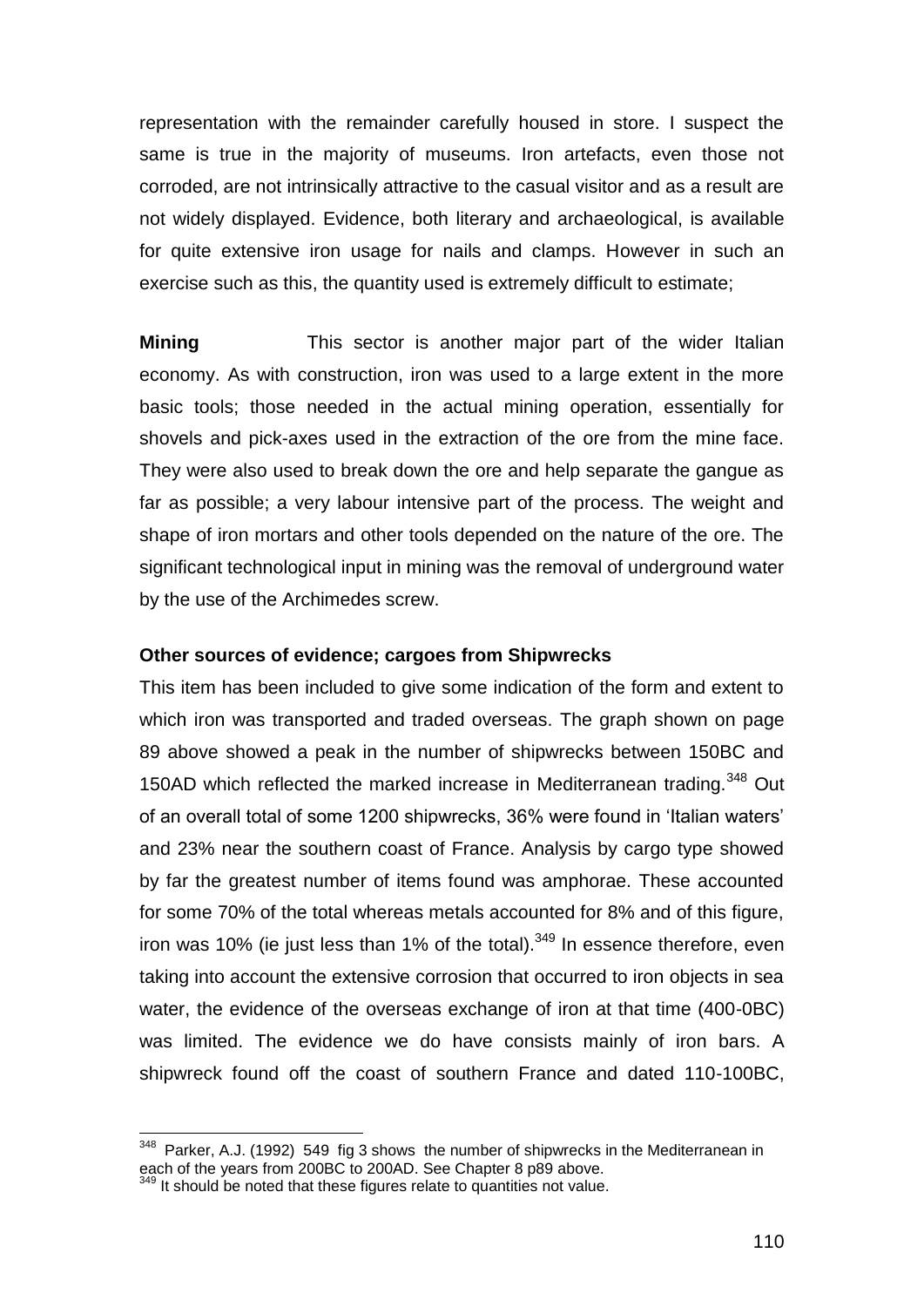representation with the remainder carefully housed in store. I suspect the same is true in the majority of museums. Iron artefacts, even those not corroded, are not intrinsically attractive to the casual visitor and as a result are not widely displayed. Evidence, both literary and archaeological, is available for quite extensive iron usage for nails and clamps. However in such an exercise such as this, the quantity used is extremely difficult to estimate;

**Mining** This sector is another major part of the wider Italian economy. As with construction, iron was used to a large extent in the more basic tools; those needed in the actual mining operation, essentially for shovels and pick-axes used in the extraction of the ore from the mine face. They were also used to break down the ore and help separate the gangue as far as possible; a very labour intensive part of the process. The weight and shape of iron mortars and other tools depended on the nature of the ore. The significant technological input in mining was the removal of underground water by the use of the Archimedes screw.

**Other sources of evidence; cargoes from Shipwrecks**

This item has been included to give some indication of the form and extent to which iron was transported and traded overseas. The graph shown on page 89 above showed a peak in the number of shipwrecks between 150BC and 150AD which reflected the marked increase in Mediterranean trading.[348] Out of an overall total of some 1200 shipwrecks, 36% were found in 'Italian waters' and 23% near the southern coast of France. Analysis by cargo type showed by far the greatest number of items found was amphorae. These accounted for some 70% of the total whereas metals accounted for 8% and of this figure, iron was 10% (ie just less than 1% of the total).[349] In essence therefore, even taking into account the extensive corrosion that occurred to iron objects in sea water, the evidence of the overseas exchange of iron at that time (400-0BC) was limited. The evidence we do have consists mainly of iron bars. A shipwreck found off the coast of southern France and dated 110-100BC,

---

[348] Parker, A.J. (1992) 549 fig 3 shows the number of shipwrecks in the Mediterranean in each of the years from 200BC to 200AD. See Chapter 8 p89 above.

[349] It should be noted that these figures relate to quantities not value.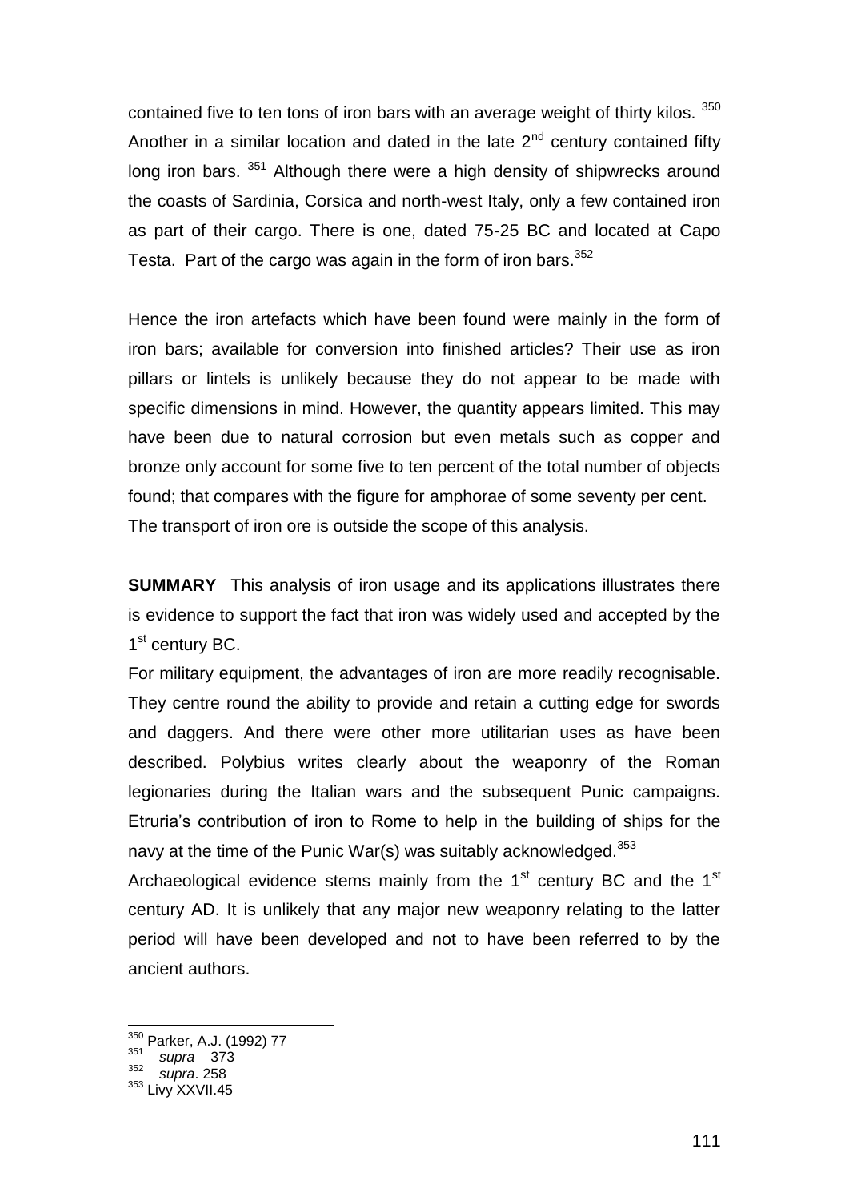contained five to ten tons of iron bars with an average weight of thirty kilos. [350] Another in a similar location and dated in the late 2nd century contained fifty long iron bars. [351] Although there were a high density of shipwrecks around the coasts of Sardinia, Corsica and north-west Italy, only a few contained iron as part of their cargo. There is one, dated 75-25 BC and located at Capo Testa. Part of the cargo was again in the form of iron bars.[352]

Hence the iron artefacts which have been found were mainly in the form of iron bars; available for conversion into finished articles? Their use as iron pillars or lintels is unlikely because they do not appear to be made with specific dimensions in mind. However, the quantity appears limited. This may have been due to natural corrosion but even metals such as copper and bronze only account for some five to ten percent of the total number of objects found; that compares with the figure for amphorae of some seventy per cent. The transport of iron ore is outside the scope of this analysis.

**SUMMARY** This analysis of iron usage and its applications illustrates there is evidence to support the fact that iron was widely used and accepted by the 1st century BC.

For military equipment, the advantages of iron are more readily recognisable. They centre round the ability to provide and retain a cutting edge for swords and daggers. And there were other more utilitarian uses as have been described. Polybius writes clearly about the weaponry of the Roman legionaries during the Italian wars and the subsequent Punic campaigns. Etruria's contribution of iron to Rome to help in the building of ships for the navy at the time of the Punic War(s) was suitably acknowledged.[353]

Archaeological evidence stems mainly from the 1st century BC and the 1st century AD. It is unlikely that any major new weaponry relating to the latter period will have been developed and not to have been referred to by the ancient authors.

---

[350] Parker, A.J. (1992) 77

[351] *supra* 373

[352] *supra*. 258

[353] Livy XXVII.45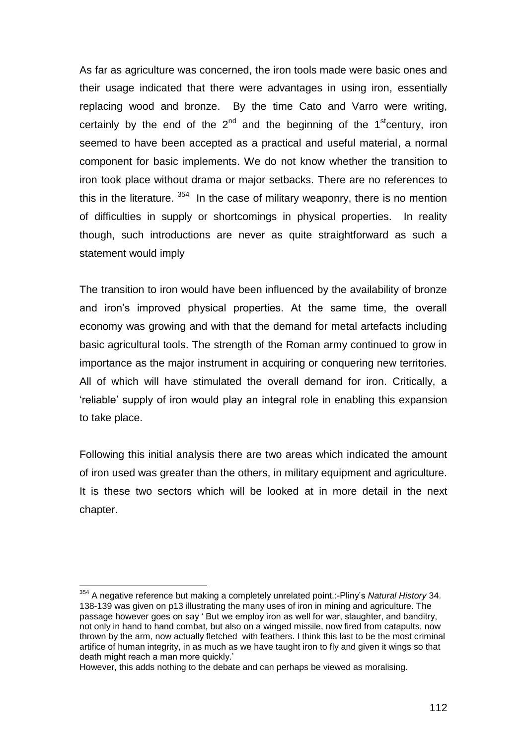As far as agriculture was concerned, the iron tools made were basic ones and their usage indicated that there were advantages in using iron, essentially replacing wood and bronze. By the time Cato and Varro were writing, certainly by the end of the 2nd and the beginning of the 1st century, iron seemed to have been accepted as a practical and useful material, a normal component for basic implements. We do not know whether the transition to iron took place without drama or major setbacks. There are no references to this in the literature. [354] In the case of military weaponry, there is no mention of difficulties in supply or shortcomings in physical properties. In reality though, such introductions are never as quite straightforward as such a statement would imply

The transition to iron would have been influenced by the availability of bronze and iron's improved physical properties. At the same time, the overall economy was growing and with that the demand for metal artefacts including basic agricultural tools. The strength of the Roman army continued to grow in importance as the major instrument in acquiring or conquering new territories. All of which will have stimulated the overall demand for iron. Critically, a 'reliable' supply of iron would play an integral role in enabling this expansion to take place.

Following this initial analysis there are two areas which indicated the amount of iron used was greater than the others, in military equipment and agriculture. It is these two sectors which will be looked at in more detail in the next chapter.

---

[354] A negative reference but making a completely unrelated point.:-Pliny's *Natural History* 34. 138-139 was given on p13 illustrating the many uses of iron in mining and agriculture. The passage however goes on say ' But we employ iron as well for war, slaughter, and banditry, not only in hand to hand combat, but also on a winged missile, now fired from catapults, now thrown by the arm, now actually fletched with feathers. I think this last to be the most criminal artifice of human integrity, in as much as we have taught iron to fly and given it wings so that death might reach a man more quickly.'

However, this adds nothing to the debate and can perhaps be viewed as moralising.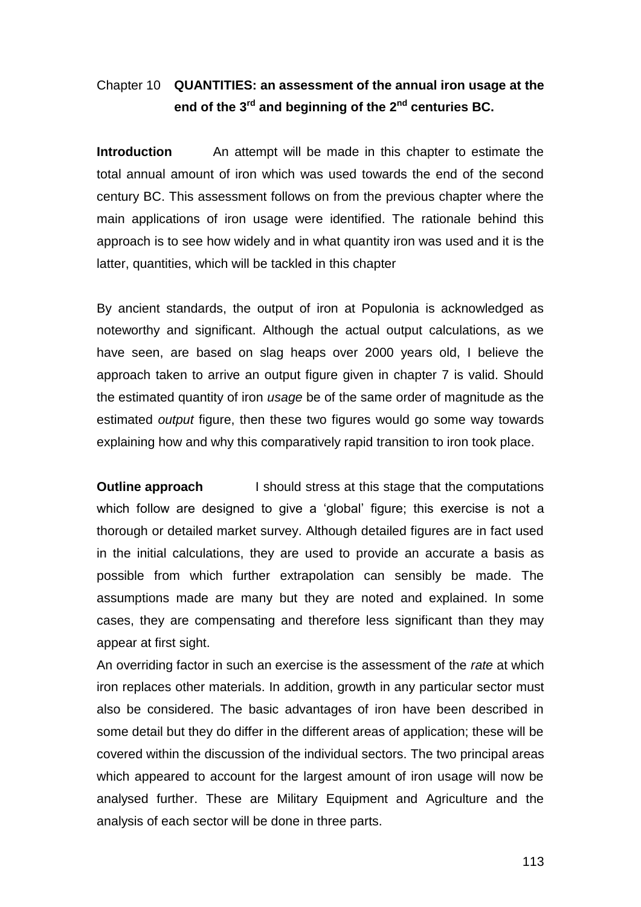# Chapter 10 **QUANTITIES: an assessment of the annual iron usage at the end of the 3rd and beginning of the 2nd centuries BC.**

**Introduction** An attempt will be made in this chapter to estimate the total annual amount of iron which was used towards the end of the second century BC. This assessment follows on from the previous chapter where the main applications of iron usage were identified. The rationale behind this approach is to see how widely and in what quantity iron was used and it is the latter, quantities, which will be tackled in this chapter

By ancient standards, the output of iron at Populonia is acknowledged as noteworthy and significant. Although the actual output calculations, as we have seen, are based on slag heaps over 2000 years old, I believe the approach taken to arrive an output figure given in chapter 7 is valid. Should the estimated quantity of iron *usage* be of the same order of magnitude as the estimated *output* figure, then these two figures would go some way towards explaining how and why this comparatively rapid transition to iron took place.

**Outline approach** I should stress at this stage that the computations which follow are designed to give a 'global' figure; this exercise is not a thorough or detailed market survey. Although detailed figures are in fact used in the initial calculations, they are used to provide an accurate a basis as possible from which further extrapolation can sensibly be made. The assumptions made are many but they are noted and explained. In some cases, they are compensating and therefore less significant than they may appear at first sight.

An overriding factor in such an exercise is the assessment of the *rate* at which iron replaces other materials. In addition, growth in any particular sector must also be considered. The basic advantages of iron have been described in some detail but they do differ in the different areas of application; these will be covered within the discussion of the individual sectors. The two principal areas which appeared to account for the largest amount of iron usage will now be analysed further. These are Military Equipment and Agriculture and the analysis of each sector will be done in three parts.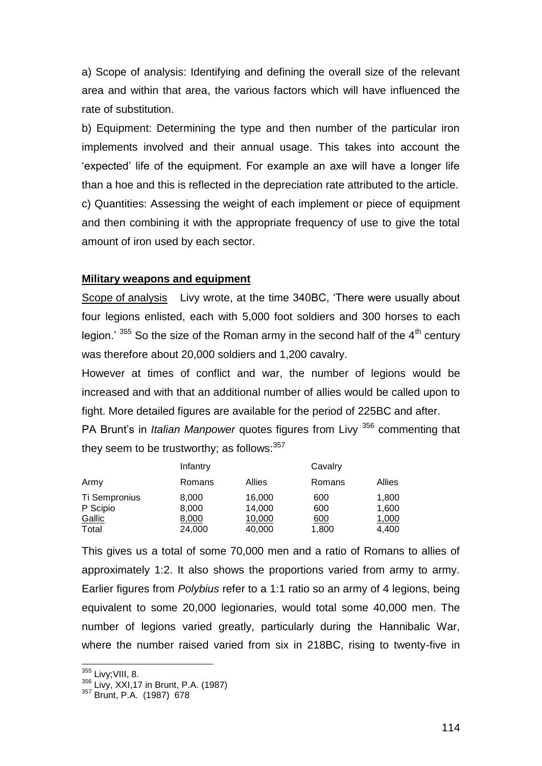a) Scope of analysis: Identifying and defining the overall size of the relevant area and within that area, the various factors which will have influenced the rate of substitution.

b) Equipment: Determining the type and then number of the particular iron implements involved and their annual usage. This takes into account the 'expected' life of the equipment. For example an axe will have a longer life than a hoe and this is reflected in the depreciation rate attributed to the article.

c) Quantities: Assessing the weight of each implement or piece of equipment and then combining it with the appropriate frequency of use to give the total amount of iron used by each sector.

**Military weapons and equipment**

Scope of analysis    Livy wrote, at the time 340BC, 'There were usually about four legions enlisted, each with 5,000 foot soldiers and 300 horses to each legion.' [355] So the size of the Roman army in the second half of the 4th century was therefore about 20,000 soldiers and 1,200 cavalry.

However at times of conflict and war, the number of legions would be increased and with that an additional number of allies would be called upon to fight. More detailed figures are available for the period of 225BC and after.

PA Brunt's in *Italian Manpower* quotes figures from Livy [356] commenting that they seem to be trustworthy; as follows:[357]

| | Infantry | | Cavalry | |
|---|---|---|---|---|
| Army | Romans | Allies | Romans | Allies |
| Ti Sempronius | 8,000 | 16,000 | 600 | 1,800 |
| P Scipio | 8,000 | 14,000 | 600 | 1,600 |
| Gallic | 8,000 | 10,000 | 600 | 1,000 |
| Total | 24,000 | 40,000 | 1,800 | 4,400 |

This gives us a total of some 70,000 men and a ratio of Romans to allies of approximately 1:2. It also shows the proportions varied from army to army. Earlier figures from *Polybius* refer to a 1:1 ratio so an army of 4 legions, being equivalent to some 20,000 legionaries, would total some 40,000 men. The number of legions varied greatly, particularly during the Hannibalic War, where the number raised varied from six in 218BC, rising to twenty-five in

[355] Livy;VIII, 8.

[356] Livy, XXI,17 in Brunt, P.A. (1987)

[357] Brunt, P.A. (1987) 678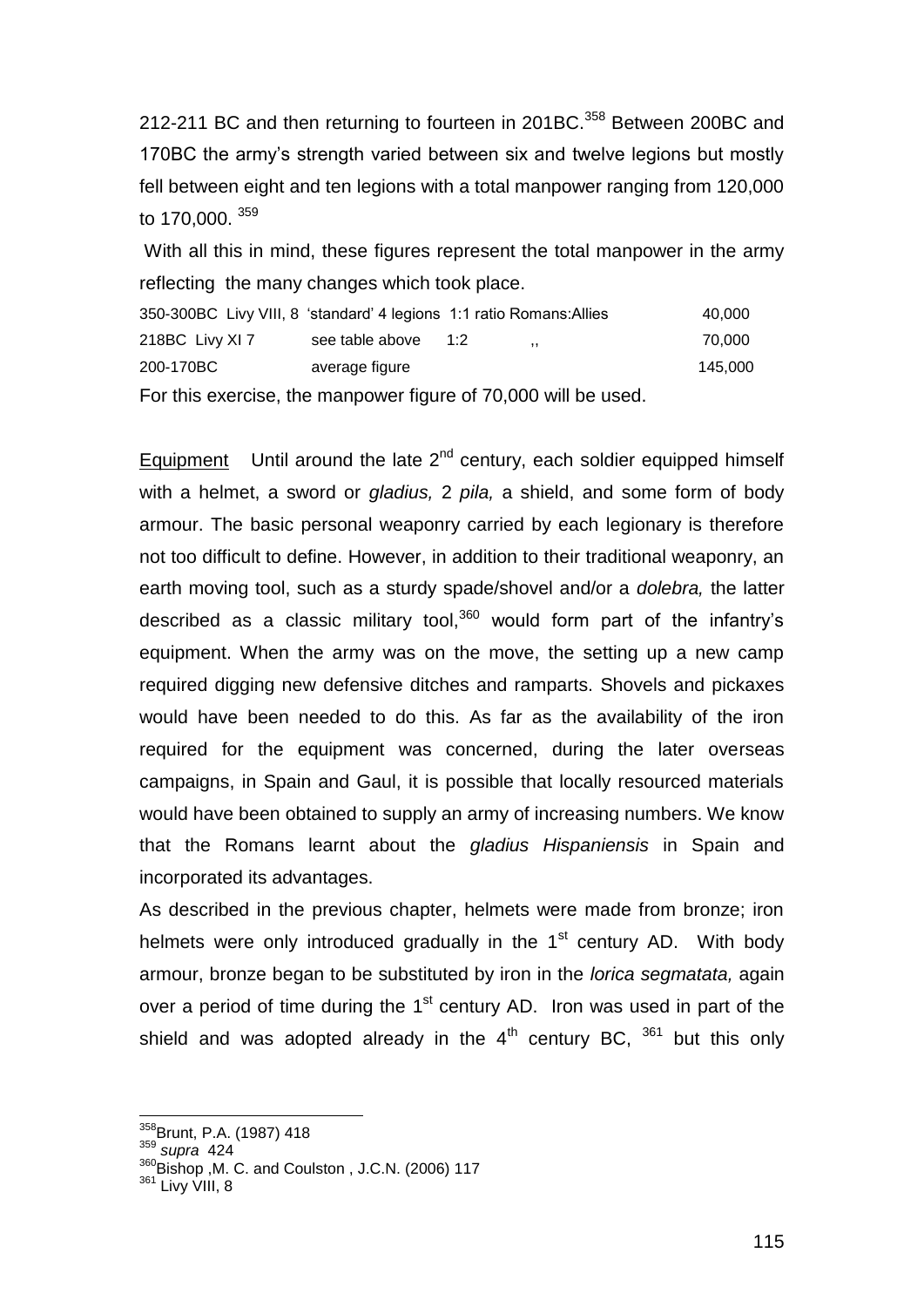212-211 BC and then returning to fourteen in 201BC.[358] Between 200BC and 170BC the army's strength varied between six and twelve legions but mostly fell between eight and ten legions with a total manpower ranging from 120,000 to 170,000. [359]

With all this in mind, these figures represent the total manpower in the army reflecting the many changes which took place.

| | | | | |
|---|---|---|---|---|
| 350-300BC Livy VIII, 8 | 'standard' 4 legions | 1:1 ratio Romans:Allies | | 40,000 |
| 218BC Livy XI 7 | see table above | 1:2 | ,, | 70,000 |
| 200-170BC | average figure | | | 145,000 |

For this exercise, the manpower figure of 70,000 will be used.

Equipment Until around the late 2nd century, each soldier equipped himself with a helmet, a sword or *gladius,* 2 *pila,* a shield, and some form of body armour. The basic personal weaponry carried by each legionary is therefore not too difficult to define. However, in addition to their traditional weaponry, an earth moving tool, such as a sturdy spade/shovel and/or a *dolebra,* the latter described as a classic military tool,[360] would form part of the infantry's equipment. When the army was on the move, the setting up a new camp required digging new defensive ditches and ramparts. Shovels and pickaxes would have been needed to do this. As far as the availability of the iron required for the equipment was concerned, during the later overseas campaigns, in Spain and Gaul, it is possible that locally resourced materials would have been obtained to supply an army of increasing numbers. We know that the Romans learnt about the *gladius Hispaniensis* in Spain and incorporated its advantages.

As described in the previous chapter, helmets were made from bronze; iron helmets were only introduced gradually in the 1st century AD. With body armour, bronze began to be substituted by iron in the *lorica segmatata,* again over a period of time during the 1st century AD. Iron was used in part of the shield and was adopted already in the 4th century BC, [361] but this only

[358] Brunt, P.A. (1987) 418
[359] *supra* 424
[360] Bishop ,M. C. and Coulston , J.C.N. (2006) 117
[361] Livy VIII, 8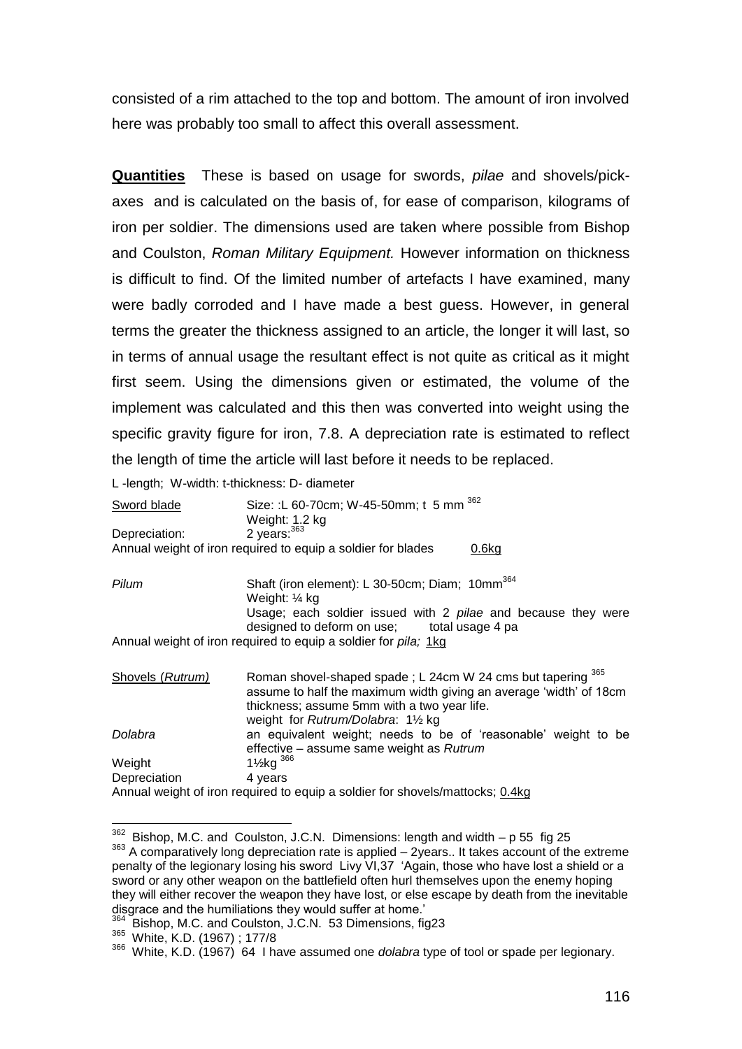consisted of a rim attached to the top and bottom. The amount of iron involved here was probably too small to affect this overall assessment.

**Quantities** These is based on usage for swords, *pilae* and shovels/pick-axes and is calculated on the basis of, for ease of comparison, kilograms of iron per soldier. The dimensions used are taken where possible from Bishop and Coulston, *Roman Military Equipment.* However information on thickness is difficult to find. Of the limited number of artefacts I have examined, many were badly corroded and I have made a best guess. However, in general terms the greater the thickness assigned to an article, the longer it will last, so in terms of annual usage the resultant effect is not quite as critical as it might first seem. Using the dimensions given or estimated, the volume of the implement was calculated and this then was converted into weight using the specific gravity figure for iron, 7.8. A depreciation rate is estimated to reflect the length of time the article will last before it needs to be replaced.

L -length; W-width: t-thickness: D- diameter

| | |
|---|---|
| Sword blade | Size: :L 60-70cm; W-45-50mm; t 5 mm [362] |
| | Weight: 1.2 kg |
| Depreciation: | 2 years:[363] |

Annual weight of iron required to equip a soldier for blades 0.6kg

| | |
|---|---|
| *Pilum* | Shaft (iron element): L 30-50cm; Diam; 10mm[364] |
| | Weight: ¼ kg |
| | Usage; each soldier issued with 2 *pilae* and because they were designed to deform on use; total usage 4 pa |

Annual weight of iron required to equip a soldier for *pila;* 1kg

| | |
|---|---|
| Shovels (*Rutrum*) | Roman shovel-shaped spade ; L 24cm W 24 cms but tapering [365] assume to half the maximum width giving an average 'width' of 18cm thickness; assume 5mm with a two year life. |
| | weight for *Rutrum/Dolabra*: 1½ kg |
| *Dolabra* | an equivalent weight; needs to be of 'reasonable' weight to be effective – assume same weight as *Rutrum* |
| Weight | 1½kg [366] |
| Depreciation | 4 years |

Annual weight of iron required to equip a soldier for shovels/mattocks; 0.4kg

---

[362] Bishop, M.C. and Coulston, J.C.N. Dimensions: length and width – p 55 fig 25

[363] A comparatively long depreciation rate is applied – 2years.. It takes account of the extreme penalty of the legionary losing his sword Livy VI,37 'Again, those who have lost a shield or a sword or any other weapon on the battlefield often hurl themselves upon the enemy hoping they will either recover the weapon they have lost, or else escape by death from the inevitable disgrace and the humiliations they would suffer at home.'

[364] Bishop, M.C. and Coulston, J.C.N. 53 Dimensions, fig23

[365] White, K.D. (1967) ; 177/8

[366] White, K.D. (1967) 64 I have assumed one *dolabra* type of tool or spade per legionary.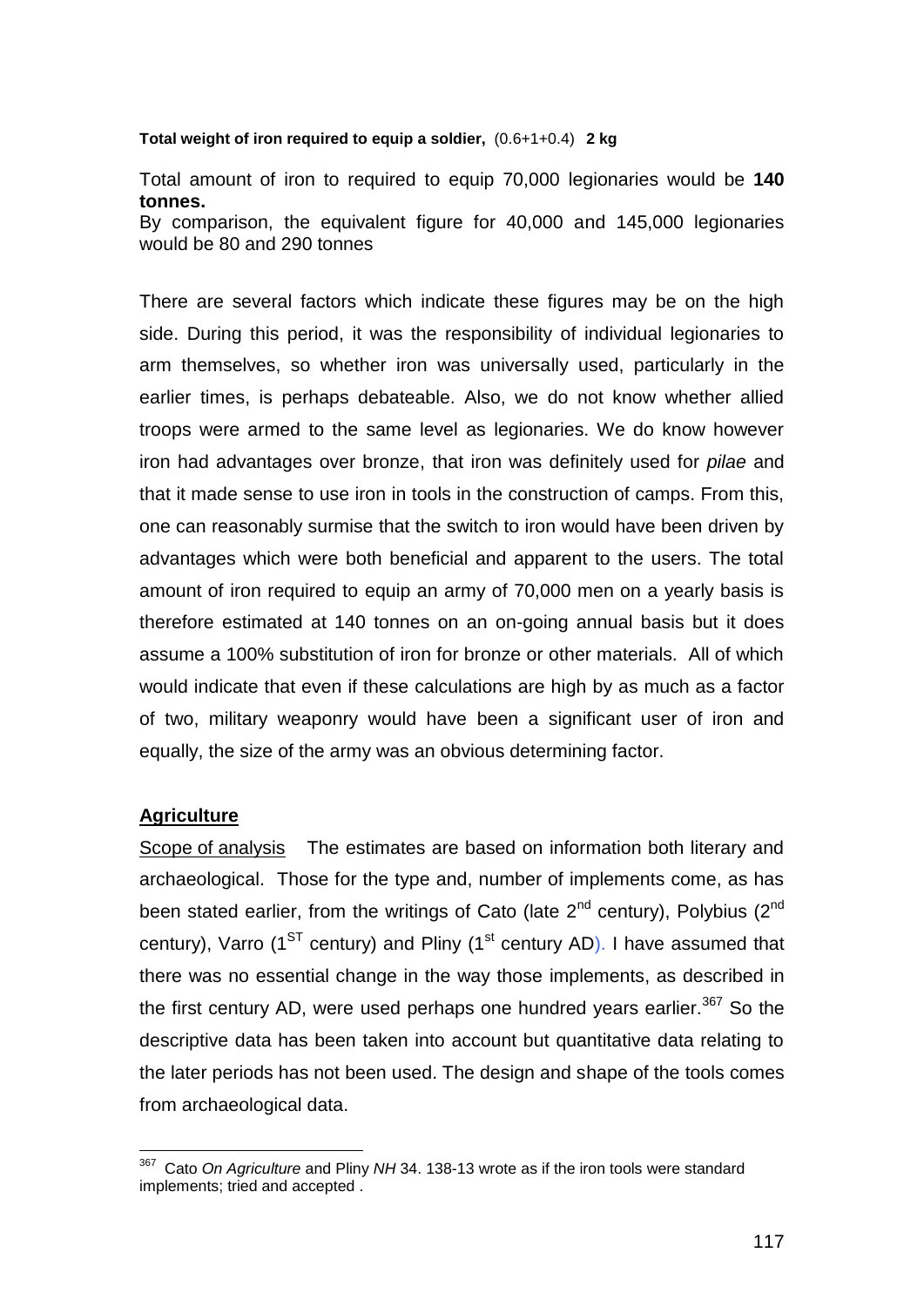**Total weight of iron required to equip a soldier,** (0.6+1+0.4) **2 kg**

Total amount of iron to required to equip 70,000 legionaries would be **140 tonnes.**
By comparison, the equivalent figure for 40,000 and 145,000 legionaries would be 80 and 290 tonnes

There are several factors which indicate these figures may be on the high side. During this period, it was the responsibility of individual legionaries to arm themselves, so whether iron was universally used, particularly in the earlier times, is perhaps debateable. Also, we do not know whether allied troops were armed to the same level as legionaries. We do know however iron had advantages over bronze, that iron was definitely used for *pilae* and that it made sense to use iron in tools in the construction of camps. From this, one can reasonably surmise that the switch to iron would have been driven by advantages which were both beneficial and apparent to the users. The total amount of iron required to equip an army of 70,000 men on a yearly basis is therefore estimated at 140 tonnes on an on-going annual basis but it does assume a 100% substitution of iron for bronze or other materials. All of which would indicate that even if these calculations are high by as much as a factor of two, military weaponry would have been a significant user of iron and equally, the size of the army was an obvious determining factor.

## Agriculture

Scope of analysis The estimates are based on information both literary and archaeological. Those for the type and, number of implements come, as has been stated earlier, from the writings of Cato (late 2nd century), Polybius (2nd century), Varro (1ST century) and Pliny (1st century AD). I have assumed that there was no essential change in the way those implements, as described in the first century AD, were used perhaps one hundred years earlier.[367] So the descriptive data has been taken into account but quantitative data relating to the later periods has not been used. The design and shape of the tools comes from archaeological data.

[367] Cato *On Agriculture* and Pliny *NH* 34. 138-13 wrote as if the iron tools were standard implements; tried and accepted .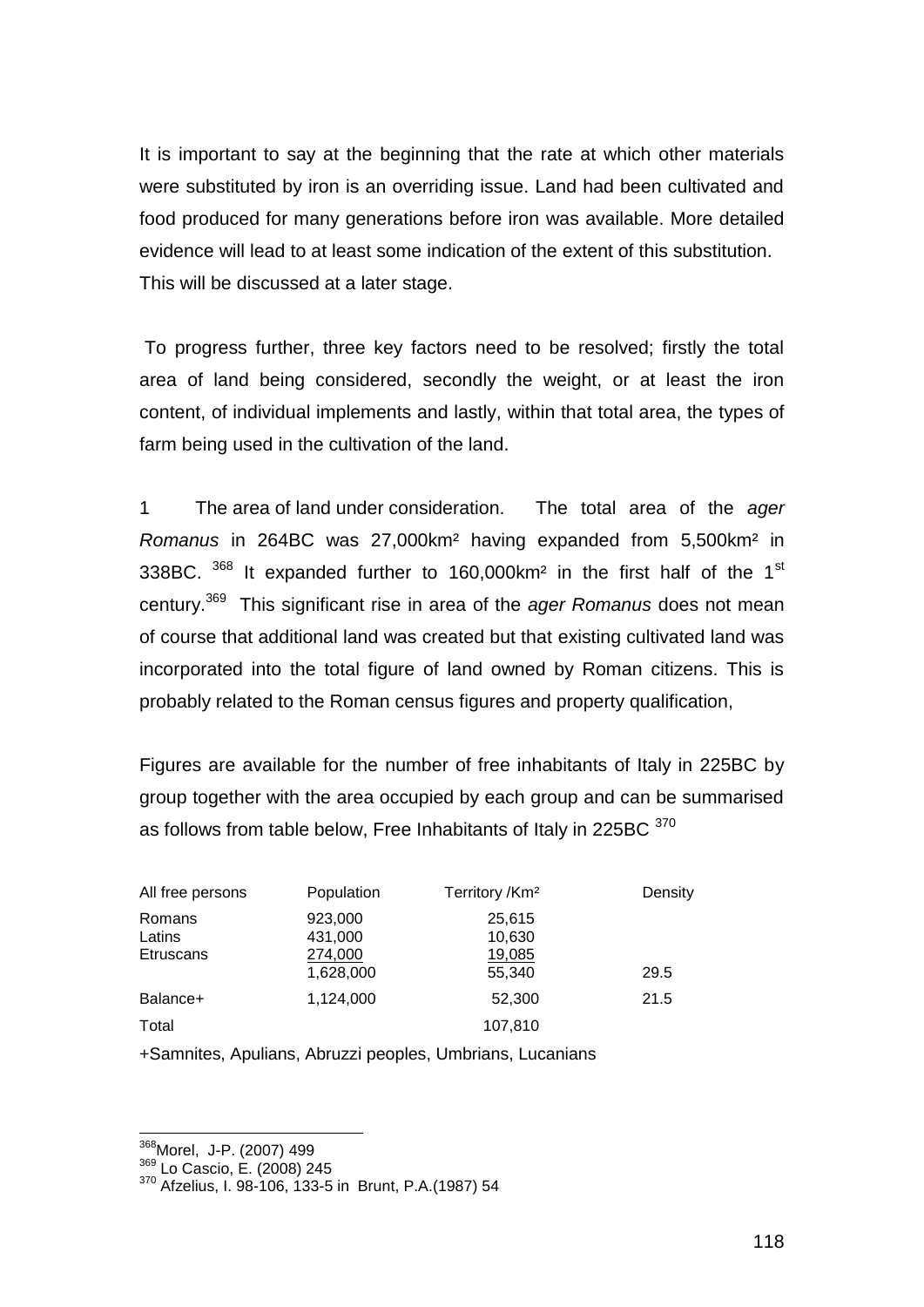It is important to say at the beginning that the rate at which other materials were substituted by iron is an overriding issue. Land had been cultivated and food produced for many generations before iron was available. More detailed evidence will lead to at least some indication of the extent of this substitution. This will be discussed at a later stage.

To progress further, three key factors need to be resolved; firstly the total area of land being considered, secondly the weight, or at least the iron content, of individual implements and lastly, within that total area, the types of farm being used in the cultivation of the land.

1 The area of land under consideration. The total area of the *ager Romanus* in 264BC was 27,000km² having expanded from 5,500km² in 338BC. [368] It expanded further to 160,000km² in the first half of the 1st century.[369] This significant rise in area of the *ager Romanus* does not mean of course that additional land was created but that existing cultivated land was incorporated into the total figure of land owned by Roman citizens. This is probably related to the Roman census figures and property qualification,

Figures are available for the number of free inhabitants of Italy in 225BC by group together with the area occupied by each group and can be summarised as follows from table below, Free Inhabitants of Italy in 225BC [370]

| All free persons | Population | Territory /Km² | Density |
|---|---|---|---|
| Romans | 923,000 | 25,615 | |
| Latins | 431,000 | 10,630 | |
| Etruscans | 274,000 | 19,085 | |
| | 1,628,000 | 55,340 | 29.5 |
| Balance+ | 1,124,000 | 52,300 | 21.5 |
| Total | | 107,810 | |

+Samnites, Apulians, Abruzzi peoples, Umbrians, Lucanians

---

[368] Morel, J-P. (2007) 499
[369] Lo Cascio, E. (2008) 245
[370] Afzelius, I. 98-106, 133-5 in Brunt, P.A.(1987) 54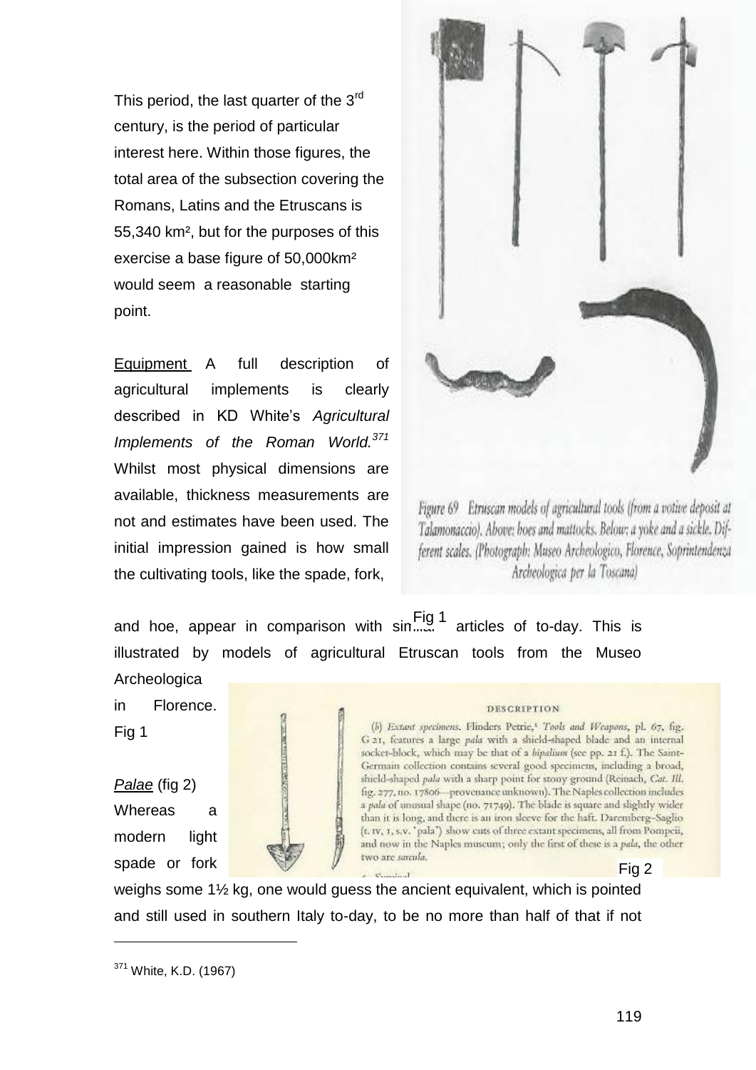This period, the last quarter of the 3rd century, is the period of particular interest here. Within those figures, the total area of the subsection covering the Romans, Latins and the Etruscans is 55,340 km², but for the purposes of this exercise a base figure of 50,000km² would seem a reasonable starting point.

Equipment A full description of agricultural implements is clearly described in KD White's *Agricultural Implements of the Roman World.*[371] Whilst most physical dimensions are available, thickness measurements are not and estimates have been used. The initial impression gained is how small the cultivating tools, like the spade, fork, and hoe, appear in comparison with similar articles of to-day. This is illustrated by models of agricultural Etruscan tools from the Museo Archeologica in Florence. Fig 1

Figure 69 Etruscan models of agricultural tools (from a votive deposit at Talamonaccio). Above: hoes and mattocks. Below: a yoke and a sickle. Different scales. (Photograph: Museo Archeologico, Florence, Soprintendenza Archeologica per la Toscana)

Fig 1

*Palae* (fig 2)

Whereas a modern light spade or fork weighs some 1½ kg, one would guess the ancient equivalent, which is pointed and still used in southern Italy to-day, to be no more than half of that if not

DESCRIPTION

(*b*) *Extant specimens.* Flinders Petrie,[1] *Tools and Weapons*, pl. 67, fig. G 21, features a large *pala* with a shield-shaped blade and an internal socket-block, which may be that of a *bipalium* (see pp. 21 f.). The Saint-Germain collection contains several good specimens, including a broad, shield-shaped *pala* with a sharp point for stony ground (Reinach, *Cat. Ill.* fig. 277, no. 17806—provenance unknown). The Naples collection includes a *pala* of unusual shape (no. 71749). The blade is square and slightly wider than it is long, and there is an iron sleeve for the haft. Daremberg–Saglio (t. IV, 1, s.v. 'pala') show cuts of three extant specimens, all from Pompeii, and now in the Naples museum; only the first of these is a *pala*, the other two are *sarcula*.

Fig 2

---

[371] White, K.D. (1967)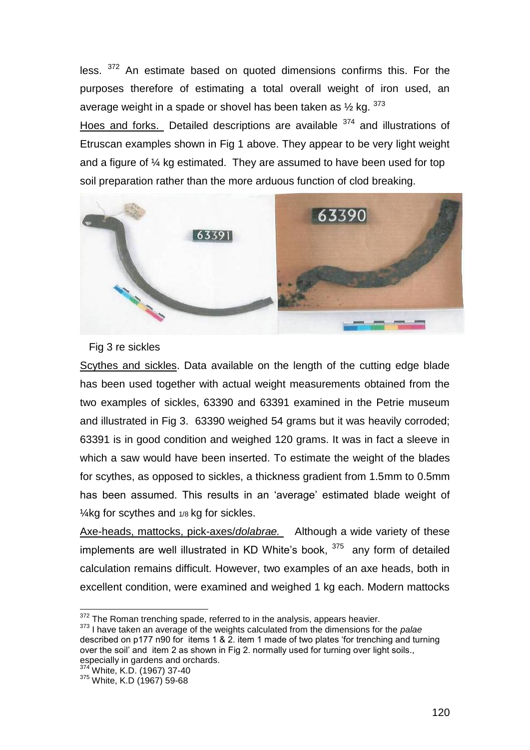less. [372] An estimate based on quoted dimensions confirms this. For the purposes therefore of estimating a total overall weight of iron used, an average weight in a spade or shovel has been taken as ½ kg. [373]

Hoes and forks. Detailed descriptions are available [374] and illustrations of Etruscan examples shown in Fig 1 above. They appear to be very light weight and a figure of ¼ kg estimated. They are assumed to have been used for top soil preparation rather than the more arduous function of clod breaking.

Fig 3 re sickles

Scythes and sickles. Data available on the length of the cutting edge blade has been used together with actual weight measurements obtained from the two examples of sickles, 63390 and 63391 examined in the Petrie museum and illustrated in Fig 3. 63390 weighed 54 grams but it was heavily corroded; 63391 is in good condition and weighed 120 grams. It was in fact a sleeve in which a saw would have been inserted. To estimate the weight of the blades for scythes, as opposed to sickles, a thickness gradient from 1.5mm to 0.5mm has been assumed. This results in an 'average' estimated blade weight of ¼kg for scythes and 1/8 kg for sickles.

Axe-heads, mattocks, pick-axes/*dolabrae.* Although a wide variety of these implements are well illustrated in KD White's book, [375] any form of detailed calculation remains difficult. However, two examples of an axe heads, both in excellent condition, were examined and weighed 1 kg each. Modern mattocks

---

[372] The Roman trenching spade, referred to in the analysis, appears heavier.

[373] I have taken an average of the weights calculated from the dimensions for the *palae* described on p177 n90 for items 1 & 2. item 1 made of two plates 'for trenching and turning over the soil' and item 2 as shown in Fig 2. normally used for turning over light soils., especially in gardens and orchards.

[374] White, K.D. (1967) 37-40

[375] White, K.D (1967) 59-68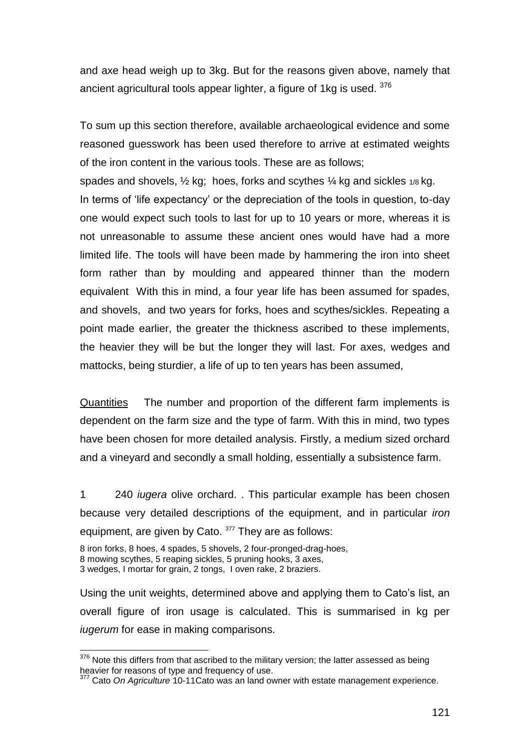and axe head weigh up to 3kg. But for the reasons given above, namely that ancient agricultural tools appear lighter, a figure of 1kg is used. [376]

To sum up this section therefore, available archaeological evidence and some reasoned guesswork has been used therefore to arrive at estimated weights of the iron content in the various tools. These are as follows;

spades and shovels, ½ kg; hoes, forks and scythes ¼ kg and sickles 1/8 kg.

In terms of 'life expectancy' or the depreciation of the tools in question, to-day one would expect such tools to last for up to 10 years or more, whereas it is not unreasonable to assume these ancient ones would have had a more limited life. The tools will have been made by hammering the iron into sheet form rather than by moulding and appeared thinner than the modern equivalent With this in mind, a four year life has been assumed for spades, and shovels, and two years for forks, hoes and scythes/sickles. Repeating a point made earlier, the greater the thickness ascribed to these implements, the heavier they will be but the longer they will last. For axes, wedges and mattocks, being sturdier, a life of up to ten years has been assumed,

Quantities The number and proportion of the different farm implements is dependent on the farm size and the type of farm. With this in mind, two types have been chosen for more detailed analysis. Firstly, a medium sized orchard and a vineyard and secondly a small holding, essentially a subsistence farm.

1 240 *iugera* olive orchard. . This particular example has been chosen because very detailed descriptions of the equipment, and in particular *iron* equipment, are given by Cato. [377] They are as follows:

8 iron forks, 8 hoes, 4 spades, 5 shovels, 2 four-pronged-drag-hoes,
8 mowing scythes, 5 reaping sickles, 5 pruning hooks, 3 axes,
3 wedges, I mortar for grain, 2 tongs, I oven rake, 2 braziers.

Using the unit weights, determined above and applying them to Cato's list, an overall figure of iron usage is calculated. This is summarised in kg per *iugerum* for ease in making comparisons.

[376] Note this differs from that ascribed to the military version; the latter assessed as being heavier for reasons of type and frequency of use.

[377] Cato *On Agriculture* 10-11Cato was an land owner with estate management experience.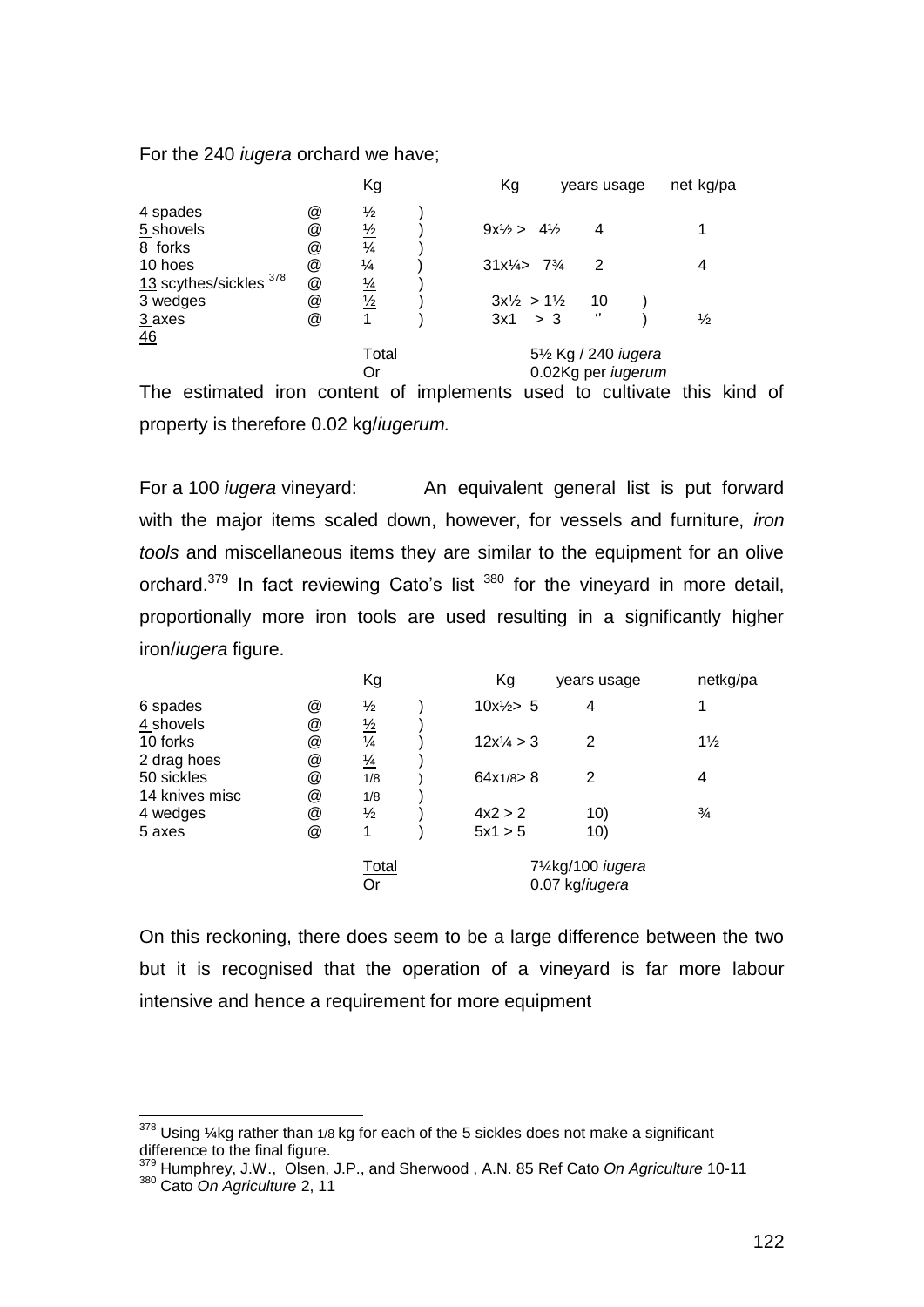For the 240 *iugera* orchard we have;

| | | Kg | | Kg | years usage | net kg/pa |
|---|---|---|---|---|---|---|
| 4 spades | @ | ½ | ) | | | |
| 5 shovels | @ | ½ | ) | 9x½ > 4½ | 4 | 1 |
| 8 forks | @ | ¼ | ) | | | |
| 10 hoes | @ | ¼ | ) | 31x¼> 7¾ | 2 | 4 |
| 13 scythes/sickles [378] | @ | ¼ | ) | | | |
| 3 wedges | @ | ½ | ) | 3x½ > 1½ | 10 ) | |
| 3 axes | @ | 1 | ) | 3x1 > 3 | ‘’ ) | ½ |
| 46 | | | | | | |
| | | Total | | 5½ Kg / 240 *iugera* | | |
| | | Or | | 0.02Kg per *iugerum* | | |

The estimated iron content of implements used to cultivate this kind of property is therefore 0.02 kg/*iugerum.*

For a 100 *iugera* vineyard: An equivalent general list is put forward with the major items scaled down, however, for vessels and furniture, *iron tools* and miscellaneous items they are similar to the equipment for an olive orchard.[379] In fact reviewing Cato's list [380] for the vineyard in more detail, proportionally more iron tools are used resulting in a significantly higher iron/*iugera* figure.

| | | Kg | | Kg | years usage | netkg/pa |
|---|---|---|---|---|---|---|
| 6 spades | @ | ½ | ) | 10x½> 5 | 4 | 1 |
| 4 shovels | @ | ½ | ) | | | |
| 10 forks | @ | ¼ | ) | 12x¼ > 3 | 2 | 1½ |
| 2 drag hoes | @ | ¼ | ) | | | |
| 50 sickles | @ | 1/8 | ) | 64x1/8> 8 | 2 | 4 |
| 14 knives misc | @ | 1/8 | ) | | | |
| 4 wedges | @ | ½ | ) | 4x2 > 2 | 10) | ¾ |
| 5 axes | @ | 1 | ) | 5x1 > 5 | 10) | |
| | | Total | | 7¼kg/100 *iugera* | | |
| | | Or | | 0.07 kg/*iugera* | | |

On this reckoning, there does seem to be a large difference between the two but it is recognised that the operation of a vineyard is far more labour intensive and hence a requirement for more equipment

[378] Using ¼kg rather than 1/8 kg for each of the 5 sickles does not make a significant difference to the final figure.

[379] Humphrey, J.W., Olsen, J.P., and Sherwood , A.N. 85 Ref Cato *On Agriculture* 10-11

[380] Cato *On Agriculture* 2, 11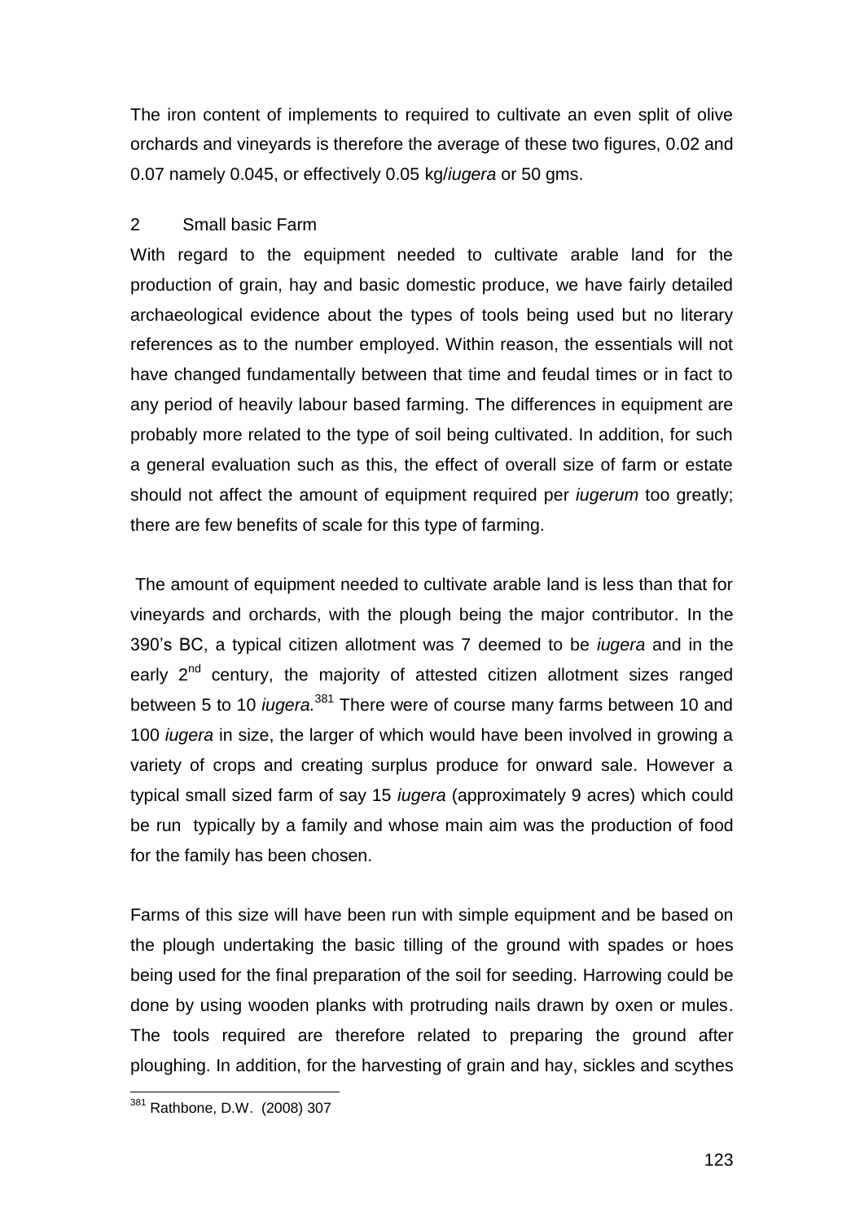The iron content of implements to required to cultivate an even split of olive orchards and vineyards is therefore the average of these two figures, 0.02 and 0.07 namely 0.045, or effectively 0.05 kg/*iugera* or 50 gms.

## 2 Small basic Farm

With regard to the equipment needed to cultivate arable land for the production of grain, hay and basic domestic produce, we have fairly detailed archaeological evidence about the types of tools being used but no literary references as to the number employed. Within reason, the essentials will not have changed fundamentally between that time and feudal times or in fact to any period of heavily labour based farming. The differences in equipment are probably more related to the type of soil being cultivated. In addition, for such a general evaluation such as this, the effect of overall size of farm or estate should not affect the amount of equipment required per *iugerum* too greatly; there are few benefits of scale for this type of farming.

The amount of equipment needed to cultivate arable land is less than that for vineyards and orchards, with the plough being the major contributor. In the 390's BC, a typical citizen allotment was 7 deemed to be *iugera* and in the early 2nd century, the majority of attested citizen allotment sizes ranged between 5 to 10 *iugera.*[381] There were of course many farms between 10 and 100 *iugera* in size, the larger of which would have been involved in growing a variety of crops and creating surplus produce for onward sale. However a typical small sized farm of say 15 *iugera* (approximately 9 acres) which could be run typically by a family and whose main aim was the production of food for the family has been chosen.

Farms of this size will have been run with simple equipment and be based on the plough undertaking the basic tilling of the ground with spades or hoes being used for the final preparation of the soil for seeding. Harrowing could be done by using wooden planks with protruding nails drawn by oxen or mules. The tools required are therefore related to preparing the ground after ploughing. In addition, for the harvesting of grain and hay, sickles and scythes

[381] Rathbone, D.W. (2008) 307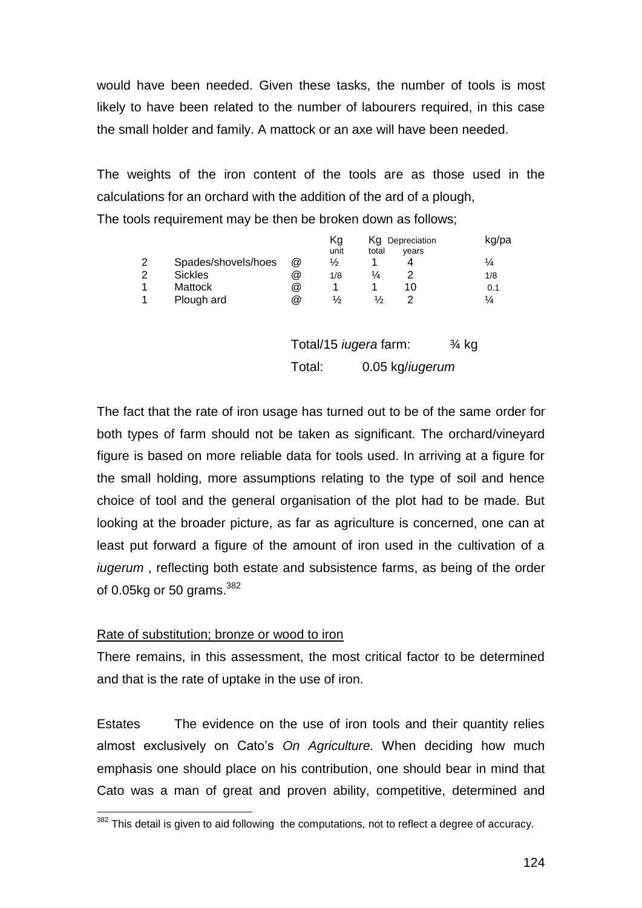would have been needed. Given these tasks, the number of tools is most likely to have been related to the number of labourers required, in this case the small holder and family. A mattock or an axe will have been needed.

The weights of the iron content of the tools are as those used in the calculations for an orchard with the addition of the ard of a plough,
The tools requirement may be then be broken down as follows;

| | | | Kg unit | Kg total | Depreciation years | kg/pa |
|---|---|---|---|---|---|---|
| 2 | Spades/shovels/hoes | @ | ½ | 1 | 4 | ¼ |
| 2 | Sickles | @ | 1/8 | ¼ | 2 | 1/8 |
| 1 | Mattock | @ | 1 | 1 | 10 | 0.1 |
| 1 | Plough ard | @ | ½ | ½ | 2 | ¼ |

Total/15 *iugera* farm: ¾ kg
Total: 0.05 kg/*iugerum*

The fact that the rate of iron usage has turned out to be of the same order for both types of farm should not be taken as significant. The orchard/vineyard figure is based on more reliable data for tools used. In arriving at a figure for the small holding, more assumptions relating to the type of soil and hence choice of tool and the general organisation of the plot had to be made. But looking at the broader picture, as far as agriculture is concerned, one can at least put forward a figure of the amount of iron used in the cultivation of a *iugerum* , reflecting both estate and subsistence farms, as being of the order of 0.05kg or 50 grams.[382]

<u>Rate of substitution; bronze or wood to iron</u>

There remains, in this assessment, the most critical factor to be determined and that is the rate of uptake in the use of iron.

Estates The evidence on the use of iron tools and their quantity relies almost exclusively on Cato's *On Agriculture.* When deciding how much emphasis one should place on his contribution, one should bear in mind that Cato was a man of great and proven ability, competitive, determined and

[382] This detail is given to aid following the computations, not to reflect a degree of accuracy.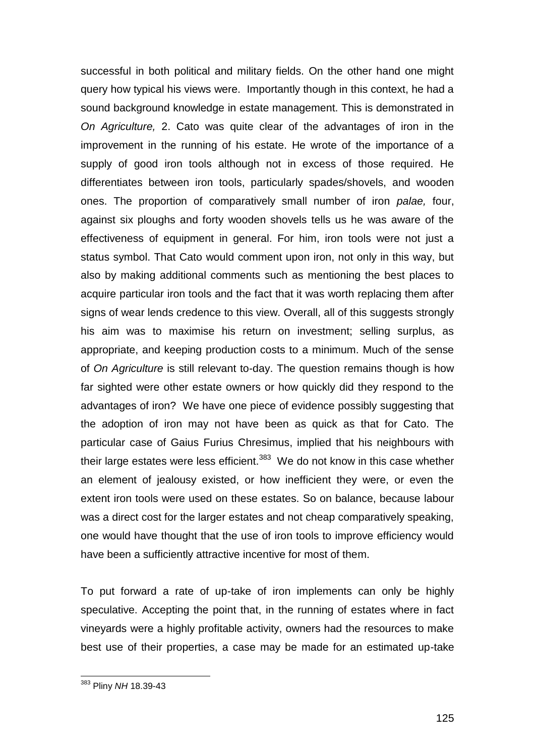successful in both political and military fields. On the other hand one might query how typical his views were. Importantly though in this context, he had a sound background knowledge in estate management. This is demonstrated in *On Agriculture,* 2. Cato was quite clear of the advantages of iron in the improvement in the running of his estate. He wrote of the importance of a supply of good iron tools although not in excess of those required. He differentiates between iron tools, particularly spades/shovels, and wooden ones. The proportion of comparatively small number of iron *palae,* four, against six ploughs and forty wooden shovels tells us he was aware of the effectiveness of equipment in general. For him, iron tools were not just a status symbol. That Cato would comment upon iron, not only in this way, but also by making additional comments such as mentioning the best places to acquire particular iron tools and the fact that it was worth replacing them after signs of wear lends credence to this view. Overall, all of this suggests strongly his aim was to maximise his return on investment; selling surplus, as appropriate, and keeping production costs to a minimum. Much of the sense of *On Agriculture* is still relevant to-day. The question remains though is how far sighted were other estate owners or how quickly did they respond to the advantages of iron? We have one piece of evidence possibly suggesting that the adoption of iron may not have been as quick as that for Cato. The particular case of Gaius Furius Chresimus, implied that his neighbours with their large estates were less efficient.[383] We do not know in this case whether an element of jealousy existed, or how inefficient they were, or even the extent iron tools were used on these estates. So on balance, because labour was a direct cost for the larger estates and not cheap comparatively speaking, one would have thought that the use of iron tools to improve efficiency would have been a sufficiently attractive incentive for most of them.

To put forward a rate of up-take of iron implements can only be highly speculative. Accepting the point that, in the running of estates where in fact vineyards were a highly profitable activity, owners had the resources to make best use of their properties, a case may be made for an estimated up-take

[383] Pliny *NH* 18.39-43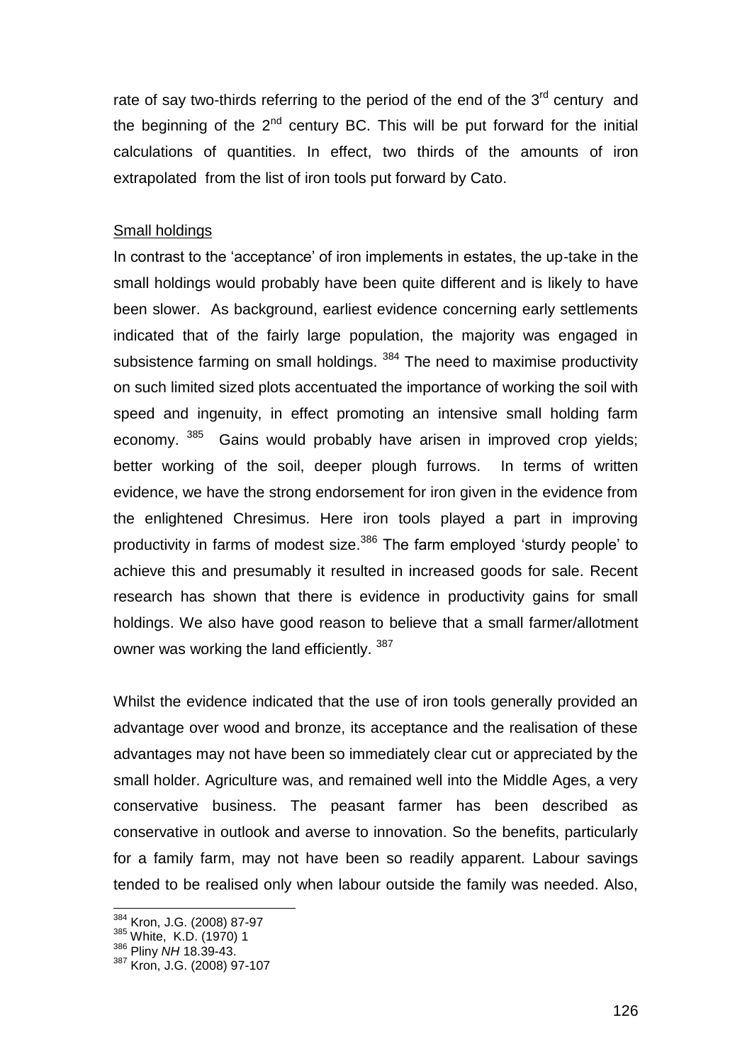rate of say two-thirds referring to the period of the end of the 3rd century and the beginning of the 2nd century BC. This will be put forward for the initial calculations of quantities. In effect, two thirds of the amounts of iron extrapolated from the list of iron tools put forward by Cato.

Small holdings

In contrast to the 'acceptance' of iron implements in estates, the up-take in the small holdings would probably have been quite different and is likely to have been slower. As background, earliest evidence concerning early settlements indicated that of the fairly large population, the majority was engaged in subsistence farming on small holdings. [384] The need to maximise productivity on such limited sized plots accentuated the importance of working the soil with speed and ingenuity, in effect promoting an intensive small holding farm economy. [385] Gains would probably have arisen in improved crop yields; better working of the soil, deeper plough furrows. In terms of written evidence, we have the strong endorsement for iron given in the evidence from the enlightened Chresimus. Here iron tools played a part in improving productivity in farms of modest size.[386] The farm employed 'sturdy people' to achieve this and presumably it resulted in increased goods for sale. Recent research has shown that there is evidence in productivity gains for small holdings. We also have good reason to believe that a small farmer/allotment owner was working the land efficiently. [387]

Whilst the evidence indicated that the use of iron tools generally provided an advantage over wood and bronze, its acceptance and the realisation of these advantages may not have been so immediately clear cut or appreciated by the small holder. Agriculture was, and remained well into the Middle Ages, a very conservative business. The peasant farmer has been described as conservative in outlook and averse to innovation. So the benefits, particularly for a family farm, may not have been so readily apparent. Labour savings tended to be realised only when labour outside the family was needed. Also,

[384] Kron, J.G. (2008) 87-97
[385] White, K.D. (1970) 1
[386] Pliny *NH* 18.39-43.
[387] Kron, J.G. (2008) 97-107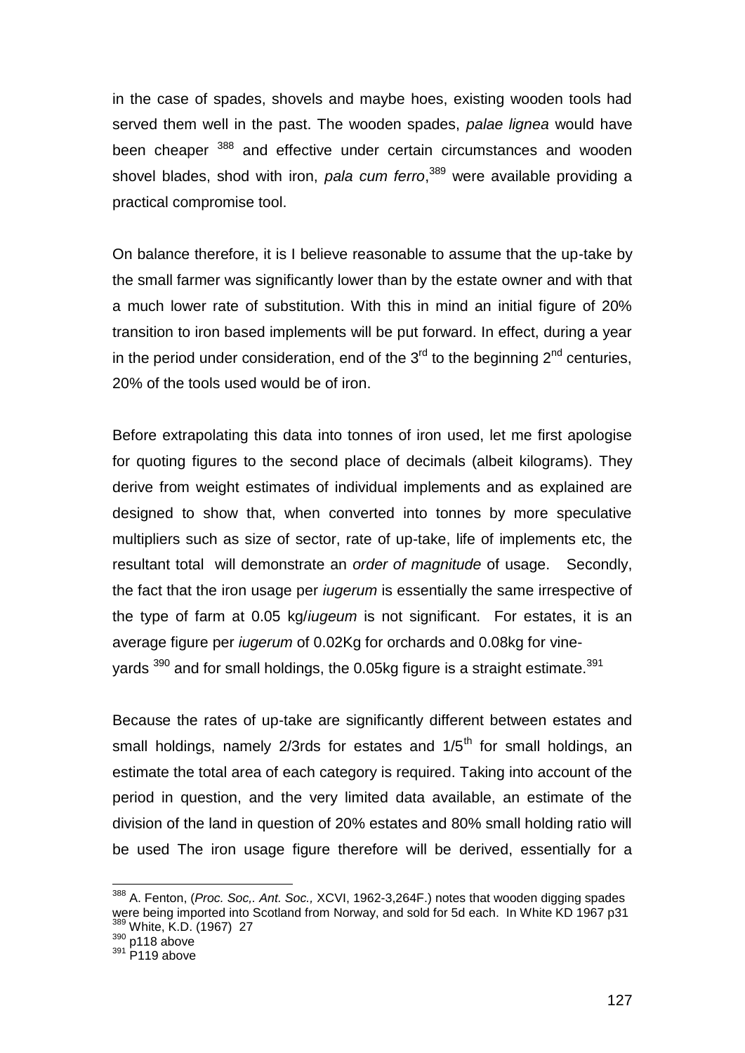in the case of spades, shovels and maybe hoes, existing wooden tools had served them well in the past. The wooden spades, *palae lignea* would have been cheaper [388] and effective under certain circumstances and wooden shovel blades, shod with iron, *pala cum ferro*,[389] were available providing a practical compromise tool.

On balance therefore, it is I believe reasonable to assume that the up-take by the small farmer was significantly lower than by the estate owner and with that a much lower rate of substitution. With this in mind an initial figure of 20% transition to iron based implements will be put forward. In effect, during a year in the period under consideration, end of the 3rd to the beginning 2nd centuries, 20% of the tools used would be of iron.

Before extrapolating this data into tonnes of iron used, let me first apologise for quoting figures to the second place of decimals (albeit kilograms). They derive from weight estimates of individual implements and as explained are designed to show that, when converted into tonnes by more speculative multipliers such as size of sector, rate of up-take, life of implements etc, the resultant total will demonstrate an *order of magnitude* of usage. Secondly, the fact that the iron usage per *iugerum* is essentially the same irrespective of the type of farm at 0.05 kg/*iugeum* is not significant. For estates, it is an average figure per *iugerum* of 0.02Kg for orchards and 0.08kg for vine-yards [390] and for small holdings, the 0.05kg figure is a straight estimate.[391]

Because the rates of up-take are significantly different between estates and small holdings, namely 2/3rds for estates and 1/5th for small holdings, an estimate the total area of each category is required. Taking into account of the period in question, and the very limited data available, an estimate of the division of the land in question of 20% estates and 80% small holding ratio will be used The iron usage figure therefore will be derived, essentially for a

---

[388] A. Fenton, (*Proc. Soc,. Ant. Soc.,* XCVI, 1962-3,264F.) notes that wooden digging spades were being imported into Scotland from Norway, and sold for 5d each. In White KD 1967 p31

[389] White, K.D. (1967) 27

[390] p118 above

[391] P119 above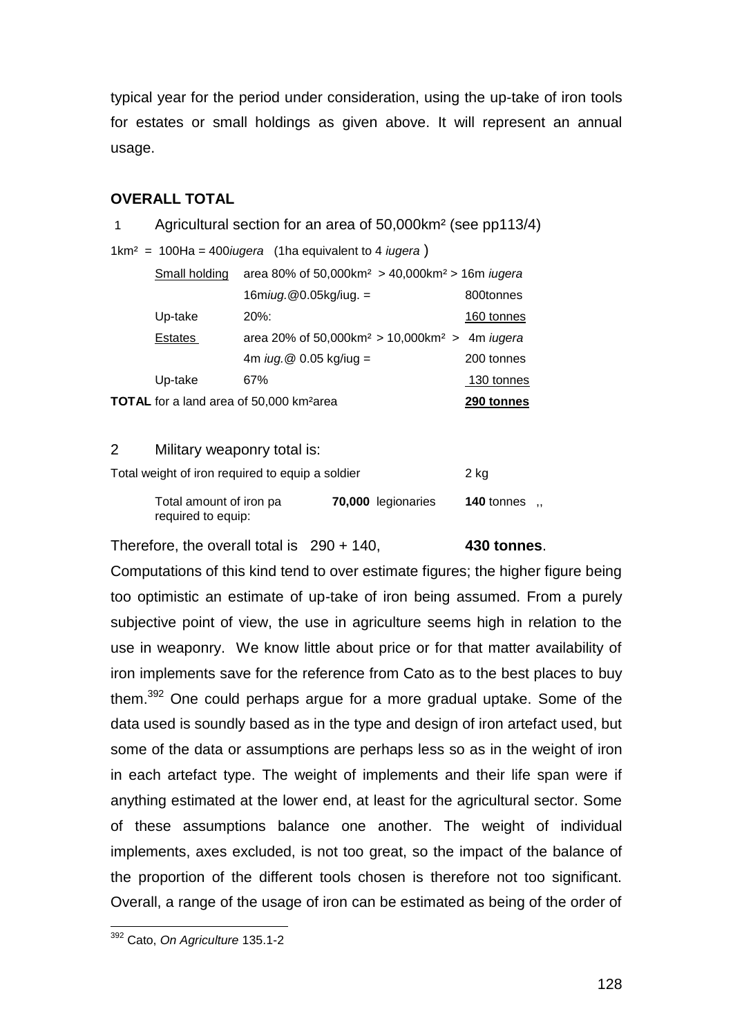typical year for the period under consideration, using the up-take of iron tools for estates or small holdings as given above. It will represent an annual usage.

**OVERALL TOTAL**

1 Agricultural section for an area of 50,000km² (see pp113/4)

1km² = 100Ha = 400*iugera* (1ha equivalent to 4 *iugera* )

| | | |
|---|---|---|
| Small holding | area 80% of 50,000km² > 40,000km² > 16m *iugera* | |
| | 16m*iug.*@0.05kg/iug. = | 800tonnes |
| Up-take | 20%: | 160 tonnes |
| Estates | area 20% of 50,000km² > 10,000km² > 4m *iugera* | |
| | 4m *iug.*@ 0.05 kg/iug = | 200 tonnes |
| Up-take | 67% | 130 tonnes |
| **TOTAL** for a land area of 50,000 km²area | | **290 tonnes** |

2 Military weaponry total is:

| | | |
|---|---|---|
| Total weight of iron required to equip a soldier | | 2 kg |
| Total amount of iron pa required to equip: | **70,000** legionaries | **140** tonnes ,, |

Therefore, the overall total is 290 + 140, **430 tonnes**.

Computations of this kind tend to over estimate figures; the higher figure being too optimistic an estimate of up-take of iron being assumed. From a purely subjective point of view, the use in agriculture seems high in relation to the use in weaponry. We know little about price or for that matter availability of iron implements save for the reference from Cato as to the best places to buy them.[392] One could perhaps argue for a more gradual uptake. Some of the data used is soundly based as in the type and design of iron artefact used, but some of the data or assumptions are perhaps less so as in the weight of iron in each artefact type. The weight of implements and their life span were if anything estimated at the lower end, at least for the agricultural sector. Some of these assumptions balance one another. The weight of individual implements, axes excluded, is not too great, so the impact of the balance of the proportion of the different tools chosen is therefore not too significant. Overall, a range of the usage of iron can be estimated as being of the order of

[392] Cato, *On Agriculture* 135.1-2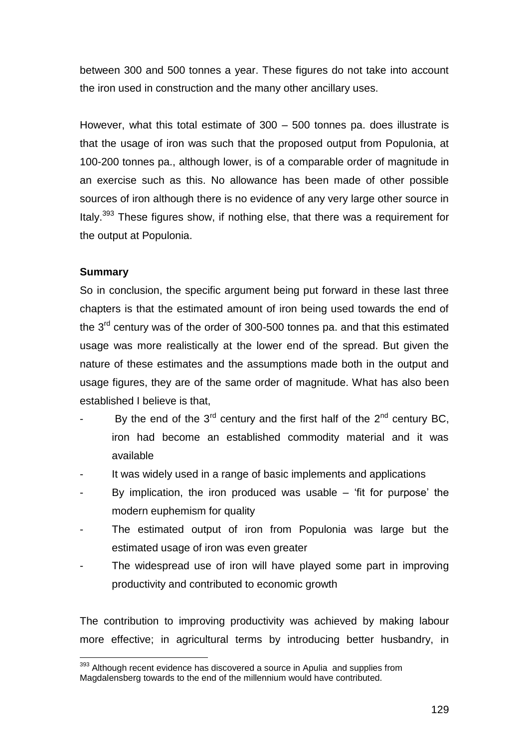between 300 and 500 tonnes a year. These figures do not take into account the iron used in construction and the many other ancillary uses.

However, what this total estimate of 300 – 500 tonnes pa. does illustrate is that the usage of iron was such that the proposed output from Populonia, at 100-200 tonnes pa., although lower, is of a comparable order of magnitude in an exercise such as this. No allowance has been made of other possible sources of iron although there is no evidence of any very large other source in Italy.[393] These figures show, if nothing else, that there was a requirement for the output at Populonia.

**Summary**

So in conclusion, the specific argument being put forward in these last three chapters is that the estimated amount of iron being used towards the end of the 3rd century was of the order of 300-500 tonnes pa. and that this estimated usage was more realistically at the lower end of the spread. But given the nature of these estimates and the assumptions made both in the output and usage figures, they are of the same order of magnitude. What has also been established I believe is that,

- By the end of the 3rd century and the first half of the 2nd century BC, iron had become an established commodity material and it was available
- It was widely used in a range of basic implements and applications
- By implication, the iron produced was usable – 'fit for purpose' the modern euphemism for quality
- The estimated output of iron from Populonia was large but the estimated usage of iron was even greater
- The widespread use of iron will have played some part in improving productivity and contributed to economic growth

The contribution to improving productivity was achieved by making labour more effective; in agricultural terms by introducing better husbandry, in

[393] Although recent evidence has discovered a source in Apulia and supplies from Magdalensberg towards to the end of the millennium would have contributed.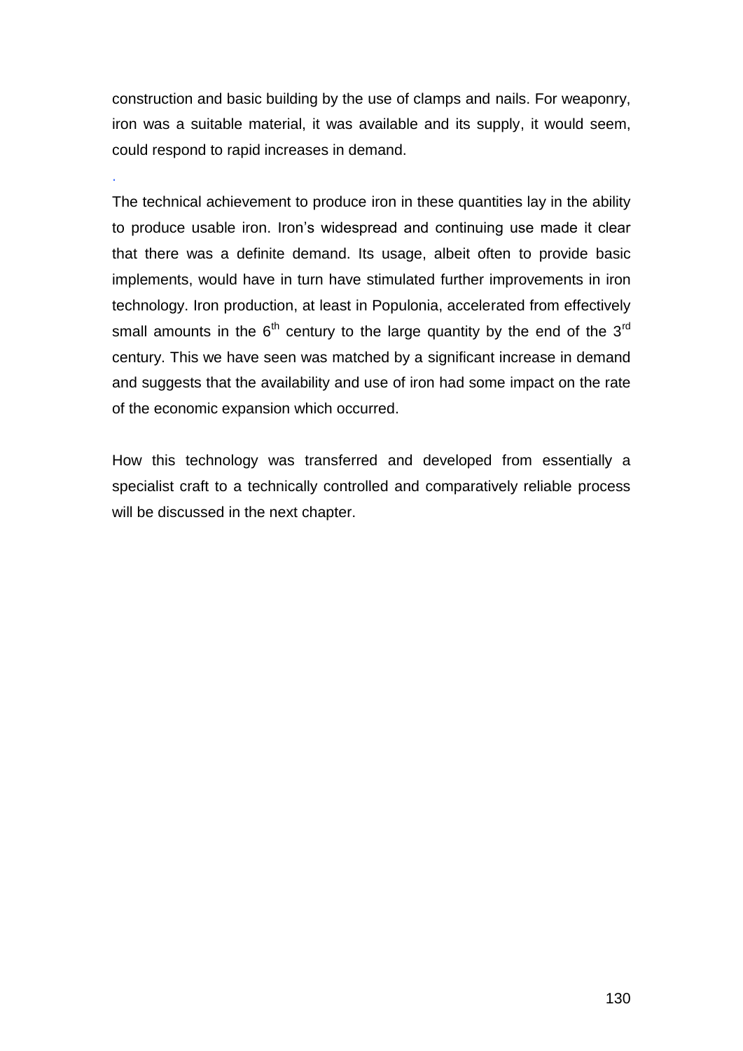construction and basic building by the use of clamps and nails. For weaponry, iron was a suitable material, it was available and its supply, it would seem, could respond to rapid increases in demand.

.

The technical achievement to produce iron in these quantities lay in the ability to produce usable iron. Iron's widespread and continuing use made it clear that there was a definite demand. Its usage, albeit often to provide basic implements, would have in turn have stimulated further improvements in iron technology. Iron production, at least in Populonia, accelerated from effectively small amounts in the 6$^{th}$ century to the large quantity by the end of the 3$^{rd}$ century. This we have seen was matched by a significant increase in demand and suggests that the availability and use of iron had some impact on the rate of the economic expansion which occurred.

How this technology was transferred and developed from essentially a specialist craft to a technically controlled and comparatively reliable process will be discussed in the next chapter.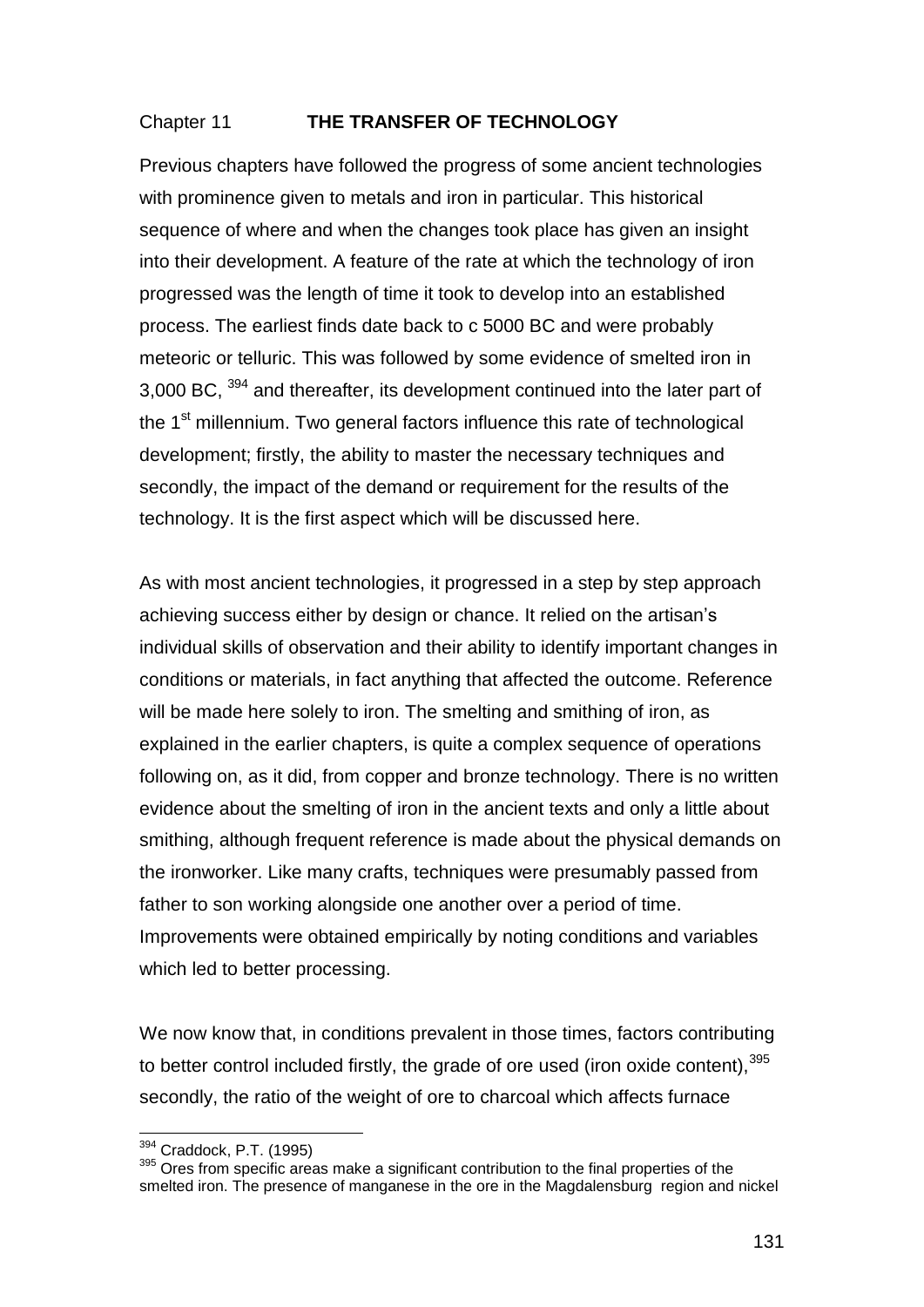## Chapter 11 **THE TRANSFER OF TECHNOLOGY**

Previous chapters have followed the progress of some ancient technologies with prominence given to metals and iron in particular. This historical sequence of where and when the changes took place has given an insight into their development. A feature of the rate at which the technology of iron progressed was the length of time it took to develop into an established process. The earliest finds date back to c 5000 BC and were probably meteoric or telluric. This was followed by some evidence of smelted iron in 3,000 BC, [394] and thereafter, its development continued into the later part of the 1st millennium. Two general factors influence this rate of technological development; firstly, the ability to master the necessary techniques and secondly, the impact of the demand or requirement for the results of the technology. It is the first aspect which will be discussed here.

As with most ancient technologies, it progressed in a step by step approach achieving success either by design or chance. It relied on the artisan's individual skills of observation and their ability to identify important changes in conditions or materials, in fact anything that affected the outcome. Reference will be made here solely to iron. The smelting and smithing of iron, as explained in the earlier chapters, is quite a complex sequence of operations following on, as it did, from copper and bronze technology. There is no written evidence about the smelting of iron in the ancient texts and only a little about smithing, although frequent reference is made about the physical demands on the ironworker. Like many crafts, techniques were presumably passed from father to son working alongside one another over a period of time. Improvements were obtained empirically by noting conditions and variables which led to better processing.

We now know that, in conditions prevalent in those times, factors contributing to better control included firstly, the grade of ore used (iron oxide content),[395] secondly, the ratio of the weight of ore to charcoal which affects furnace

---

[394] Craddock, P.T. (1995)

[395] Ores from specific areas make a significant contribution to the final properties of the smelted iron. The presence of manganese in the ore in the Magdalensburg region and nickel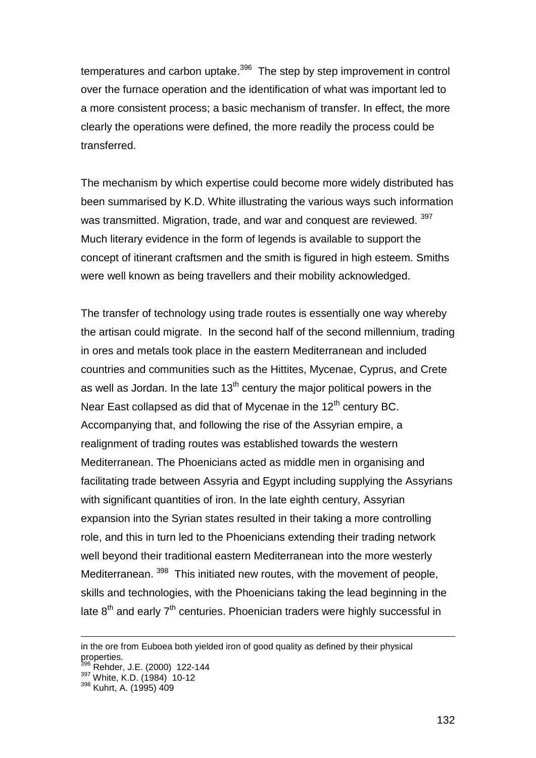temperatures and carbon uptake.[396] The step by step improvement in control over the furnace operation and the identification of what was important led to a more consistent process; a basic mechanism of transfer. In effect, the more clearly the operations were defined, the more readily the process could be transferred.

The mechanism by which expertise could become more widely distributed has been summarised by K.D. White illustrating the various ways such information was transmitted. Migration, trade, and war and conquest are reviewed. [397] Much literary evidence in the form of legends is available to support the concept of itinerant craftsmen and the smith is figured in high esteem. Smiths were well known as being travellers and their mobility acknowledged.

The transfer of technology using trade routes is essentially one way whereby the artisan could migrate. In the second half of the second millennium, trading in ores and metals took place in the eastern Mediterranean and included countries and communities such as the Hittites, Mycenae, Cyprus, and Crete as well as Jordan. In the late 13th century the major political powers in the Near East collapsed as did that of Mycenae in the 12th century BC. Accompanying that, and following the rise of the Assyrian empire, a realignment of trading routes was established towards the western Mediterranean. The Phoenicians acted as middle men in organising and facilitating trade between Assyria and Egypt including supplying the Assyrians with significant quantities of iron. In the late eighth century, Assyrian expansion into the Syrian states resulted in their taking a more controlling role, and this in turn led to the Phoenicians extending their trading network well beyond their traditional eastern Mediterranean into the more westerly Mediterranean. [398] This initiated new routes, with the movement of people, skills and technologies, with the Phoenicians taking the lead beginning in the late 8th and early 7th centuries. Phoenician traders were highly successful in

---

in the ore from Euboea both yielded iron of good quality as defined by their physical properties.

[396] Rehder, J.E. (2000) 122-144

[397] White, K.D. (1984) 10-12

[398] Kuhrt, A. (1995) 409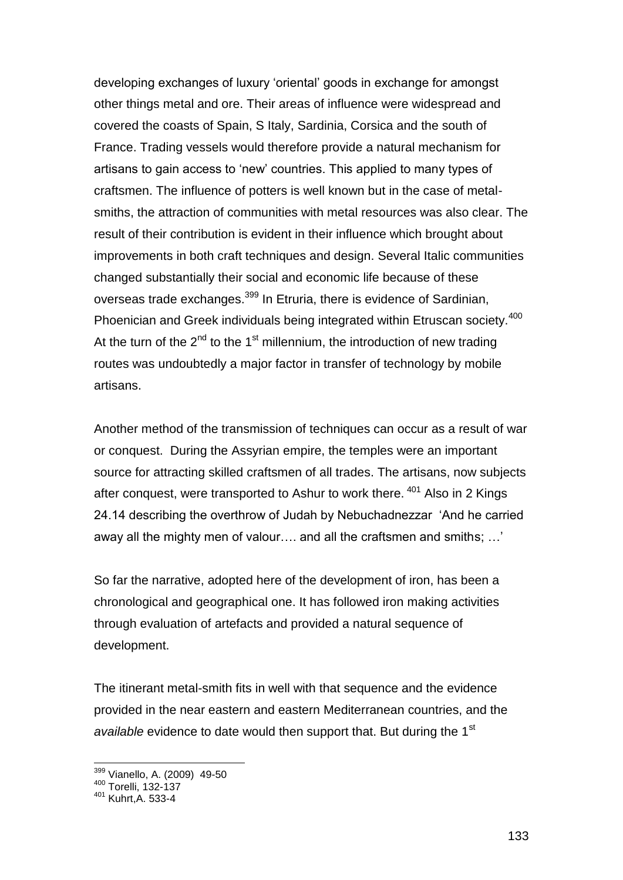developing exchanges of luxury 'oriental' goods in exchange for amongst other things metal and ore. Their areas of influence were widespread and covered the coasts of Spain, S Italy, Sardinia, Corsica and the south of France. Trading vessels would therefore provide a natural mechanism for artisans to gain access to 'new' countries. This applied to many types of craftsmen. The influence of potters is well known but in the case of metal-smiths, the attraction of communities with metal resources was also clear. The result of their contribution is evident in their influence which brought about improvements in both craft techniques and design. Several Italic communities changed substantially their social and economic life because of these overseas trade exchanges.[399] In Etruria, there is evidence of Sardinian, Phoenician and Greek individuals being integrated within Etruscan society.[400] At the turn of the 2nd to the 1st millennium, the introduction of new trading routes was undoubtedly a major factor in transfer of technology by mobile artisans.

Another method of the transmission of techniques can occur as a result of war or conquest. During the Assyrian empire, the temples were an important source for attracting skilled craftsmen of all trades. The artisans, now subjects after conquest, were transported to Ashur to work there. [401] Also in 2 Kings 24.14 describing the overthrow of Judah by Nebuchadnezzar 'And he carried away all the mighty men of valour…. and all the craftsmen and smiths; …'

So far the narrative, adopted here of the development of iron, has been a chronological and geographical one. It has followed iron making activities through evaluation of artefacts and provided a natural sequence of development.

The itinerant metal-smith fits in well with that sequence and the evidence provided in the near eastern and eastern Mediterranean countries, and the *available* evidence to date would then support that. But during the 1st

---

[399] Vianello, A. (2009) 49-50

[400] Torelli, 132-137

[401] Kuhrt,A. 533-4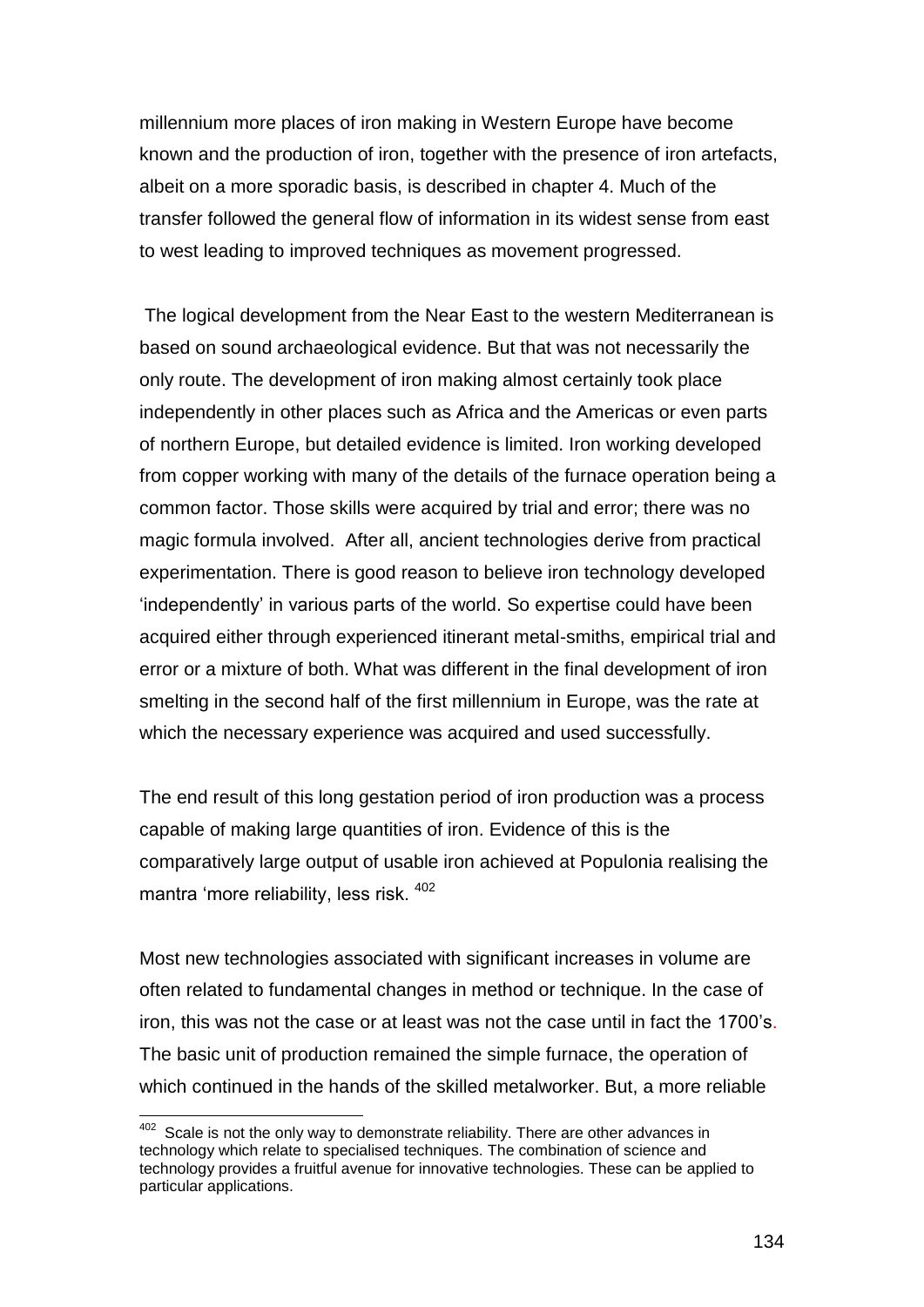millennium more places of iron making in Western Europe have become known and the production of iron, together with the presence of iron artefacts, albeit on a more sporadic basis, is described in chapter 4. Much of the transfer followed the general flow of information in its widest sense from east to west leading to improved techniques as movement progressed.

The logical development from the Near East to the western Mediterranean is based on sound archaeological evidence. But that was not necessarily the only route. The development of iron making almost certainly took place independently in other places such as Africa and the Americas or even parts of northern Europe, but detailed evidence is limited. Iron working developed from copper working with many of the details of the furnace operation being a common factor. Those skills were acquired by trial and error; there was no magic formula involved. After all, ancient technologies derive from practical experimentation. There is good reason to believe iron technology developed 'independently' in various parts of the world. So expertise could have been acquired either through experienced itinerant metal-smiths, empirical trial and error or a mixture of both. What was different in the final development of iron smelting in the second half of the first millennium in Europe, was the rate at which the necessary experience was acquired and used successfully.

The end result of this long gestation period of iron production was a process capable of making large quantities of iron. Evidence of this is the comparatively large output of usable iron achieved at Populonia realising the mantra 'more reliability, less risk. [402]

Most new technologies associated with significant increases in volume are often related to fundamental changes in method or technique. In the case of iron, this was not the case or at least was not the case until in fact the 1700's. The basic unit of production remained the simple furnace, the operation of which continued in the hands of the skilled metalworker. But, a more reliable

[402] Scale is not the only way to demonstrate reliability. There are other advances in technology which relate to specialised techniques. The combination of science and technology provides a fruitful avenue for innovative technologies. These can be applied to particular applications.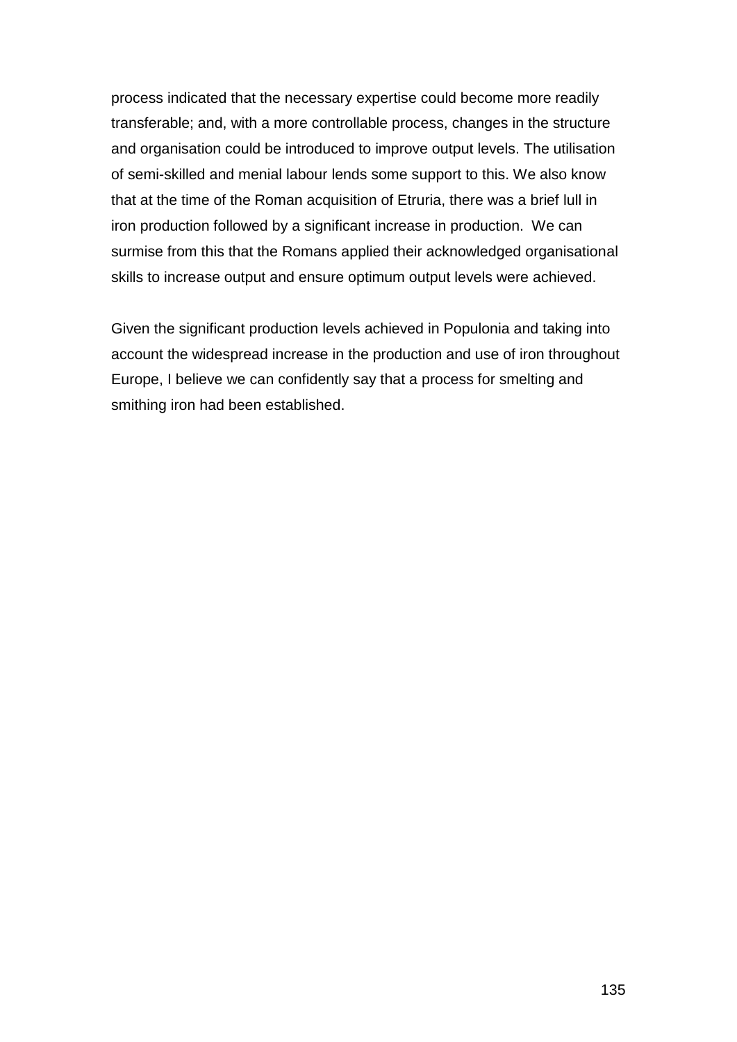process indicated that the necessary expertise could become more readily transferable; and, with a more controllable process, changes in the structure and organisation could be introduced to improve output levels. The utilisation of semi-skilled and menial labour lends some support to this. We also know that at the time of the Roman acquisition of Etruria, there was a brief lull in iron production followed by a significant increase in production.  We can surmise from this that the Romans applied their acknowledged organisational skills to increase output and ensure optimum output levels were achieved.

Given the significant production levels achieved in Populonia and taking into account the widespread increase in the production and use of iron throughout Europe, I believe we can confidently say that a process for smelting and smithing iron had been established.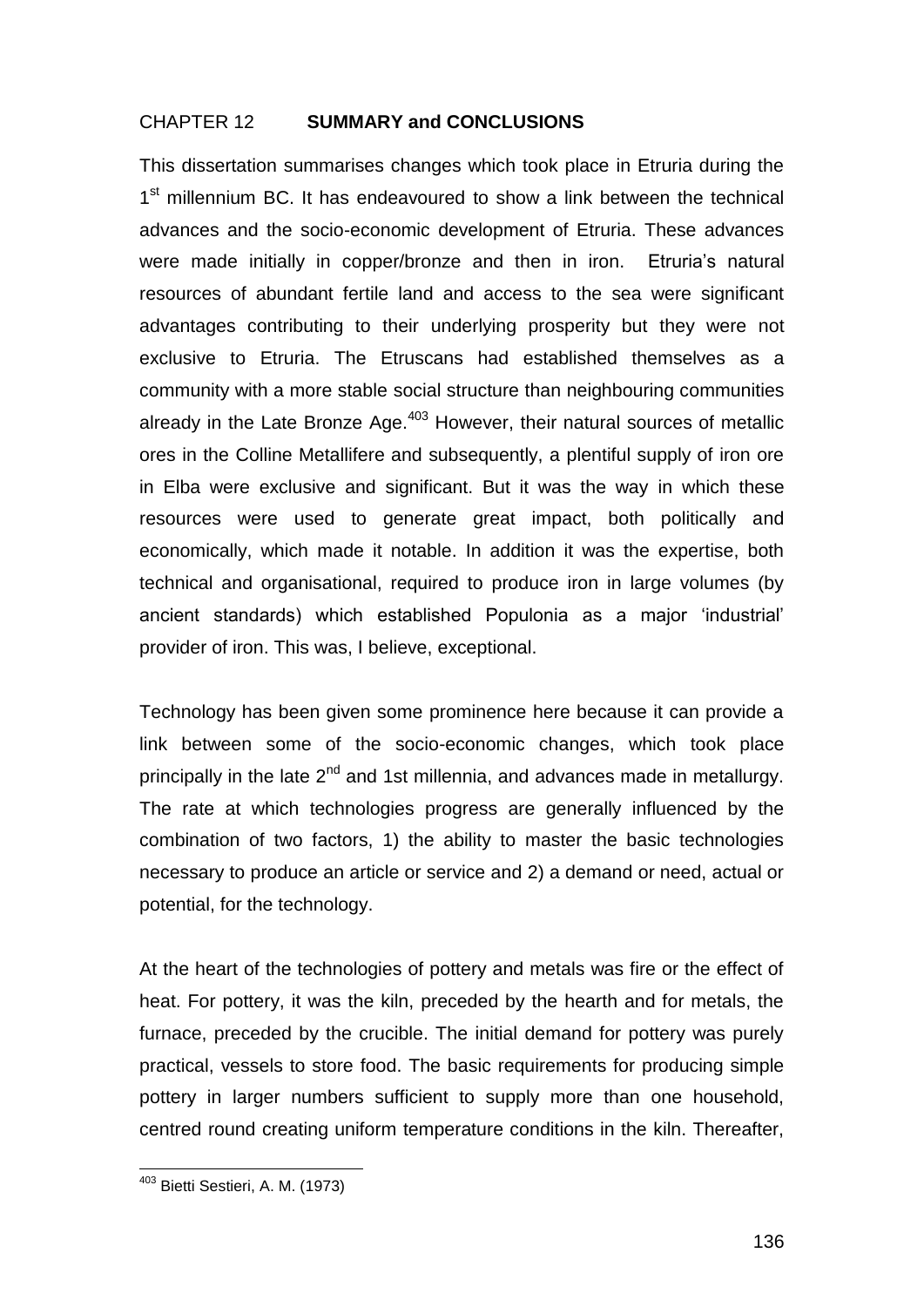## CHAPTER 12 SUMMARY and CONCLUSIONS

This dissertation summarises changes which took place in Etruria during the 1st millennium BC. It has endeavoured to show a link between the technical advances and the socio-economic development of Etruria. These advances were made initially in copper/bronze and then in iron. Etruria's natural resources of abundant fertile land and access to the sea were significant advantages contributing to their underlying prosperity but they were not exclusive to Etruria. The Etruscans had established themselves as a community with a more stable social structure than neighbouring communities already in the Late Bronze Age.[403] However, their natural sources of metallic ores in the Colline Metallifere and subsequently, a plentiful supply of iron ore in Elba were exclusive and significant. But it was the way in which these resources were used to generate great impact, both politically and economically, which made it notable. In addition it was the expertise, both technical and organisational, required to produce iron in large volumes (by ancient standards) which established Populonia as a major 'industrial' provider of iron. This was, I believe, exceptional.

Technology has been given some prominence here because it can provide a link between some of the socio-economic changes, which took place principally in the late 2nd and 1st millennia, and advances made in metallurgy. The rate at which technologies progress are generally influenced by the combination of two factors, 1) the ability to master the basic technologies necessary to produce an article or service and 2) a demand or need, actual or potential, for the technology.

At the heart of the technologies of pottery and metals was fire or the effect of heat. For pottery, it was the kiln, preceded by the hearth and for metals, the furnace, preceded by the crucible. The initial demand for pottery was purely practical, vessels to store food. The basic requirements for producing simple pottery in larger numbers sufficient to supply more than one household, centred round creating uniform temperature conditions in the kiln. Thereafter,

[403] Bietti Sestieri, A. M. (1973)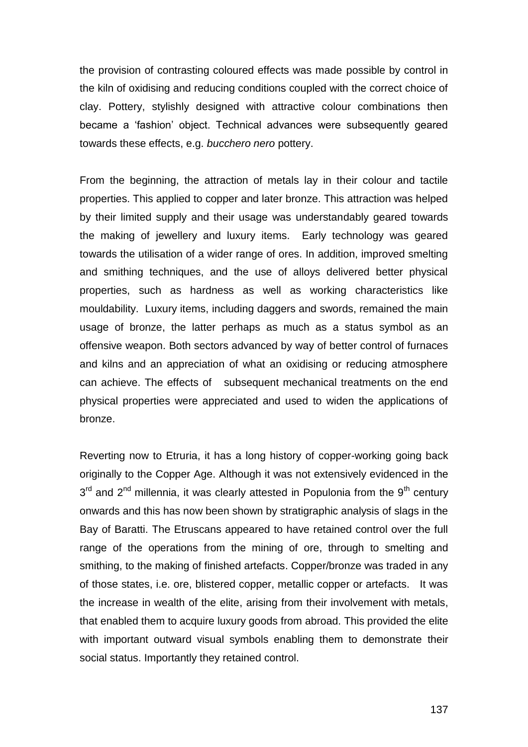the provision of contrasting coloured effects was made possible by control in the kiln of oxidising and reducing conditions coupled with the correct choice of clay. Pottery, stylishly designed with attractive colour combinations then became a 'fashion' object. Technical advances were subsequently geared towards these effects, e.g. *bucchero nero* pottery.

From the beginning, the attraction of metals lay in their colour and tactile properties. This applied to copper and later bronze. This attraction was helped by their limited supply and their usage was understandably geared towards the making of jewellery and luxury items. Early technology was geared towards the utilisation of a wider range of ores. In addition, improved smelting and smithing techniques, and the use of alloys delivered better physical properties, such as hardness as well as working characteristics like mouldability. Luxury items, including daggers and swords, remained the main usage of bronze, the latter perhaps as much as a status symbol as an offensive weapon. Both sectors advanced by way of better control of furnaces and kilns and an appreciation of what an oxidising or reducing atmosphere can achieve. The effects of subsequent mechanical treatments on the end physical properties were appreciated and used to widen the applications of bronze.

Reverting now to Etruria, it has a long history of copper-working going back originally to the Copper Age. Although it was not extensively evidenced in the 3rd and 2nd millennia, it was clearly attested in Populonia from the 9th century onwards and this has now been shown by stratigraphic analysis of slags in the Bay of Baratti. The Etruscans appeared to have retained control over the full range of the operations from the mining of ore, through to smelting and smithing, to the making of finished artefacts. Copper/bronze was traded in any of those states, i.e. ore, blistered copper, metallic copper or artefacts. It was the increase in wealth of the elite, arising from their involvement with metals, that enabled them to acquire luxury goods from abroad. This provided the elite with important outward visual symbols enabling them to demonstrate their social status. Importantly they retained control.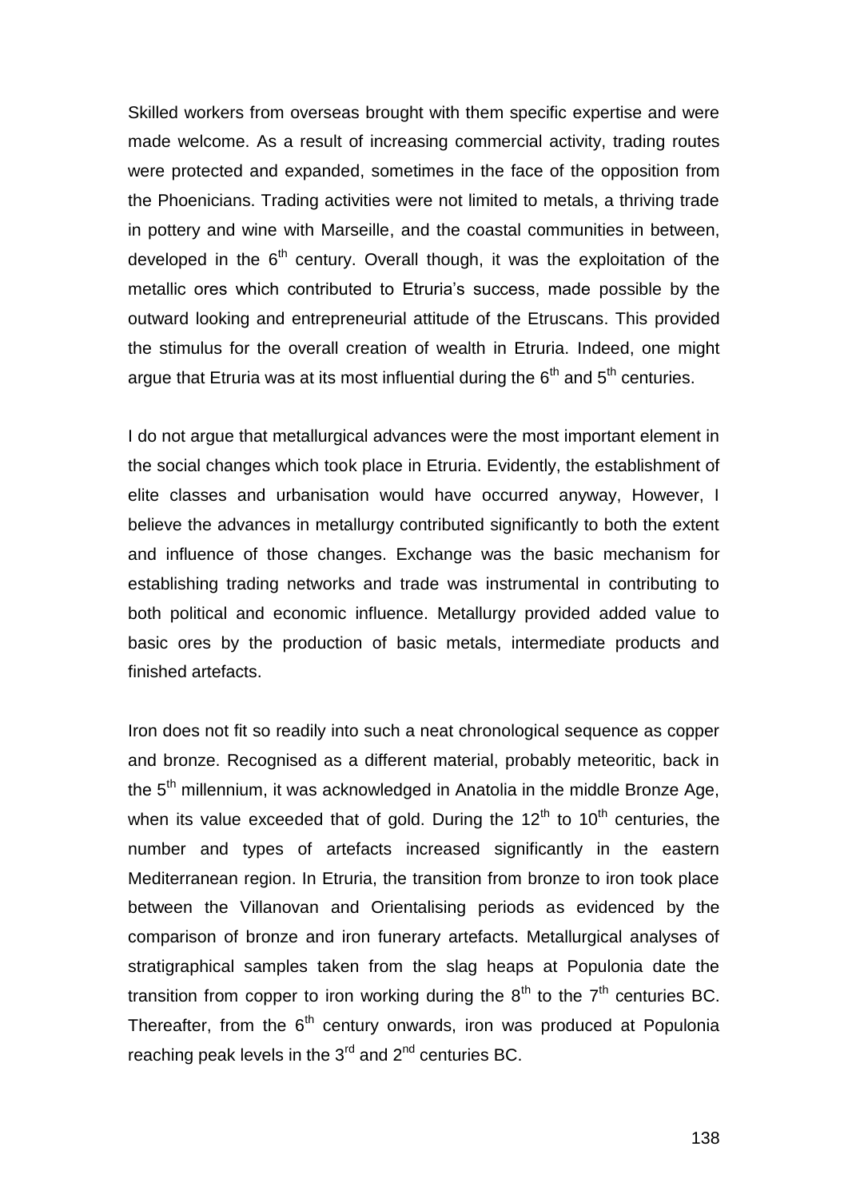Skilled workers from overseas brought with them specific expertise and were made welcome. As a result of increasing commercial activity, trading routes were protected and expanded, sometimes in the face of the opposition from the Phoenicians. Trading activities were not limited to metals, a thriving trade in pottery and wine with Marseille, and the coastal communities in between, developed in the 6$^{th}$ century. Overall though, it was the exploitation of the metallic ores which contributed to Etruria's success, made possible by the outward looking and entrepreneurial attitude of the Etruscans. This provided the stimulus for the overall creation of wealth in Etruria. Indeed, one might argue that Etruria was at its most influential during the 6$^{th}$ and 5$^{th}$ centuries.

I do not argue that metallurgical advances were the most important element in the social changes which took place in Etruria. Evidently, the establishment of elite classes and urbanisation would have occurred anyway, However, I believe the advances in metallurgy contributed significantly to both the extent and influence of those changes. Exchange was the basic mechanism for establishing trading networks and trade was instrumental in contributing to both political and economic influence. Metallurgy provided added value to basic ores by the production of basic metals, intermediate products and finished artefacts.

Iron does not fit so readily into such a neat chronological sequence as copper and bronze. Recognised as a different material, probably meteoritic, back in the 5$^{th}$ millennium, it was acknowledged in Anatolia in the middle Bronze Age, when its value exceeded that of gold. During the 12$^{th}$ to 10$^{th}$ centuries, the number and types of artefacts increased significantly in the eastern Mediterranean region. In Etruria, the transition from bronze to iron took place between the Villanovan and Orientalising periods as evidenced by the comparison of bronze and iron funerary artefacts. Metallurgical analyses of stratigraphical samples taken from the slag heaps at Populonia date the transition from copper to iron working during the 8$^{th}$ to the 7$^{th}$ centuries BC. Thereafter, from the 6$^{th}$ century onwards, iron was produced at Populonia reaching peak levels in the 3$^{rd}$ and 2$^{nd}$ centuries BC.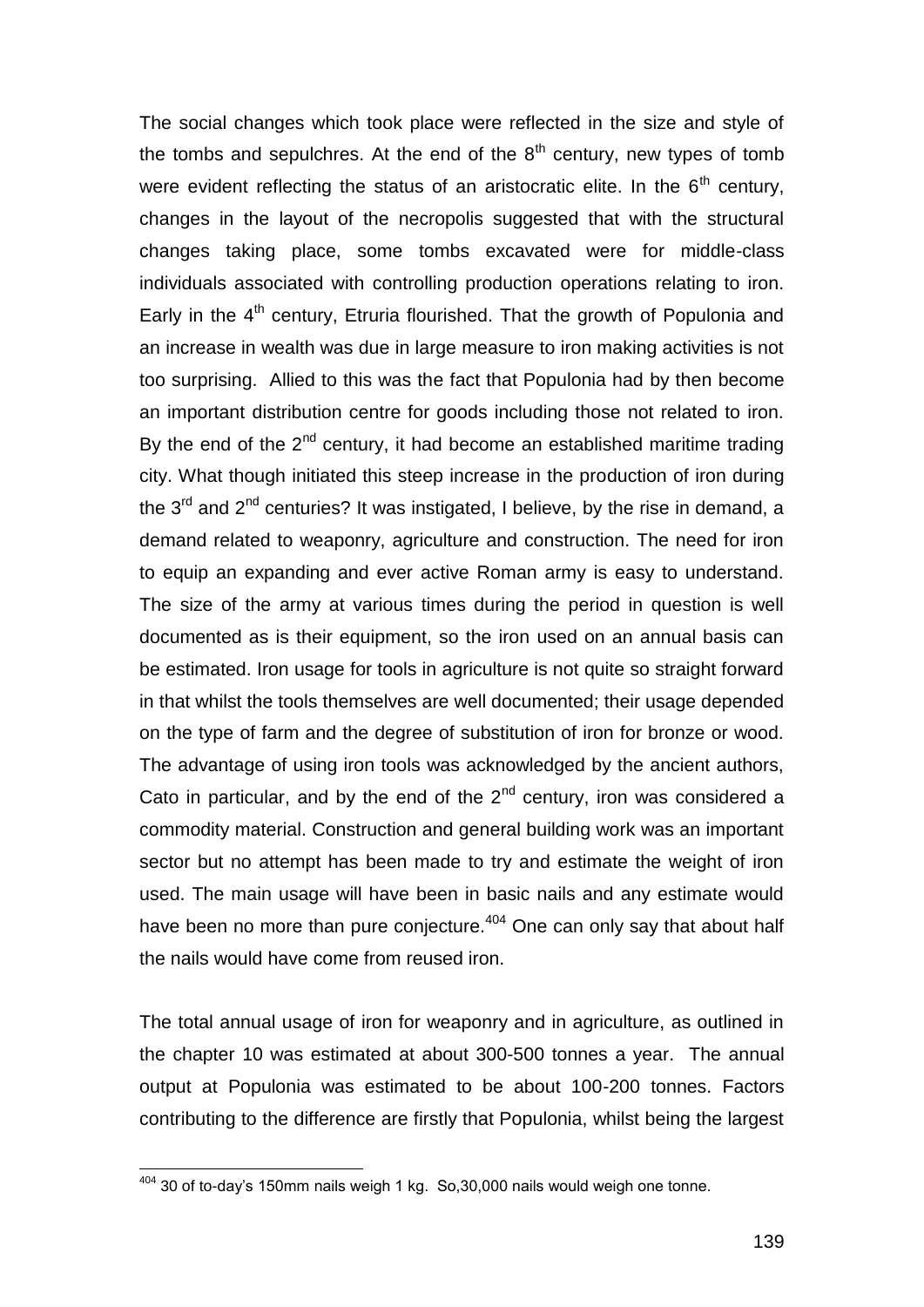The social changes which took place were reflected in the size and style of the tombs and sepulchres. At the end of the $8^{th}$ century, new types of tomb were evident reflecting the status of an aristocratic elite. In the $6^{th}$ century, changes in the layout of the necropolis suggested that with the structural changes taking place, some tombs excavated were for middle-class individuals associated with controlling production operations relating to iron. Early in the $4^{th}$ century, Etruria flourished. That the growth of Populonia and an increase in wealth was due in large measure to iron making activities is not too surprising. Allied to this was the fact that Populonia had by then become an important distribution centre for goods including those not related to iron. By the end of the $2^{nd}$ century, it had become an established maritime trading city. What though initiated this steep increase in the production of iron during the $3^{rd}$ and $2^{nd}$ centuries? It was instigated, I believe, by the rise in demand, a demand related to weaponry, agriculture and construction. The need for iron to equip an expanding and ever active Roman army is easy to understand. The size of the army at various times during the period in question is well documented as is their equipment, so the iron used on an annual basis can be estimated. Iron usage for tools in agriculture is not quite so straight forward in that whilst the tools themselves are well documented; their usage depended on the type of farm and the degree of substitution of iron for bronze or wood. The advantage of using iron tools was acknowledged by the ancient authors, Cato in particular, and by the end of the $2^{nd}$ century, iron was considered a commodity material. Construction and general building work was an important sector but no attempt has been made to try and estimate the weight of iron used. The main usage will have been in basic nails and any estimate would have been no more than pure conjecture.[404] One can only say that about half the nails would have come from reused iron.

The total annual usage of iron for weaponry and in agriculture, as outlined in the chapter 10 was estimated at about 300-500 tonnes a year. The annual output at Populonia was estimated to be about 100-200 tonnes. Factors contributing to the difference are firstly that Populonia, whilst being the largest

---

[404] 30 of to-day's 150mm nails weigh 1 kg. So,30,000 nails would weigh one tonne.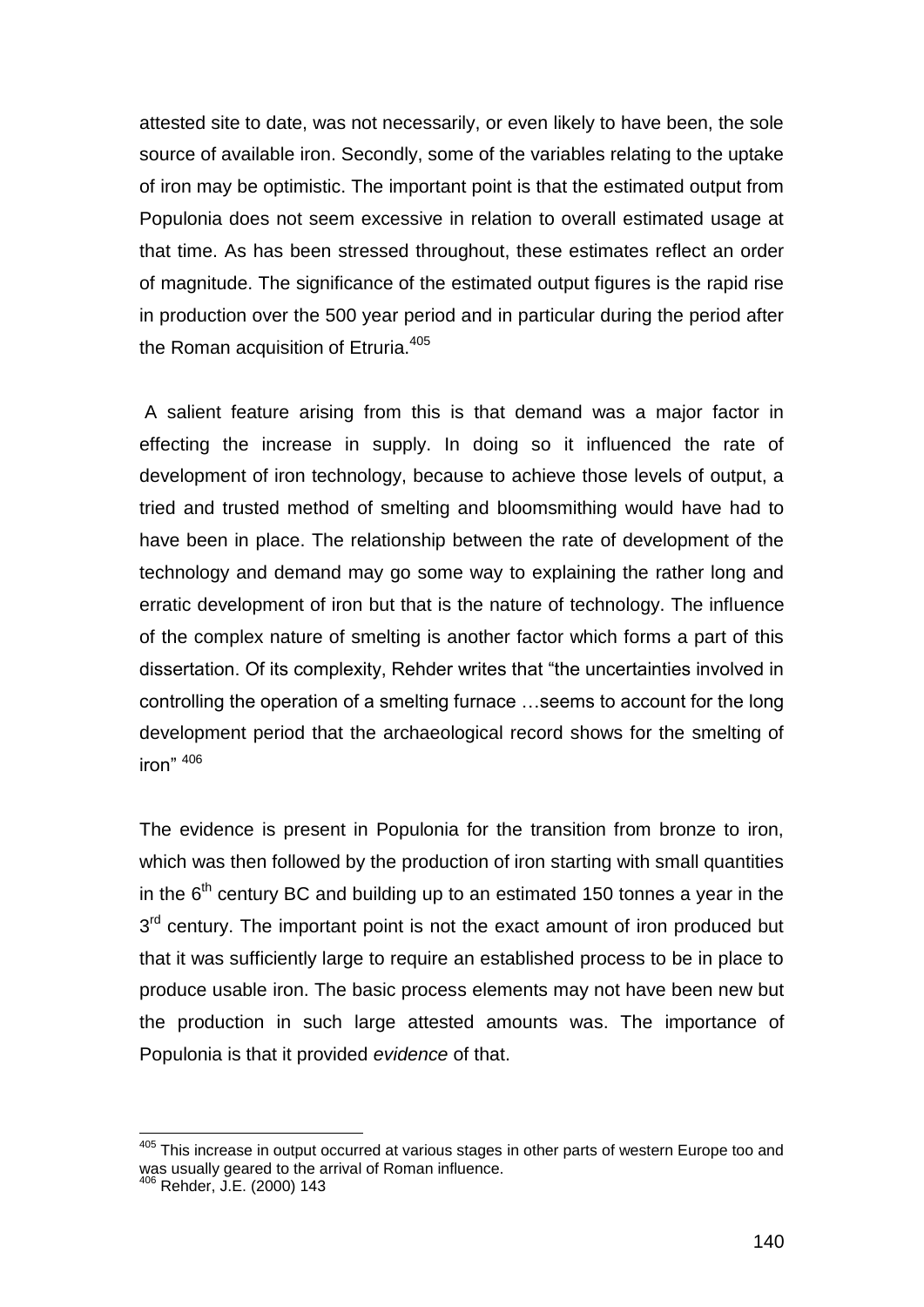attested site to date, was not necessarily, or even likely to have been, the sole source of available iron. Secondly, some of the variables relating to the uptake of iron may be optimistic. The important point is that the estimated output from Populonia does not seem excessive in relation to overall estimated usage at that time. As has been stressed throughout, these estimates reflect an order of magnitude. The significance of the estimated output figures is the rapid rise in production over the 500 year period and in particular during the period after the Roman acquisition of Etruria.[405]

A salient feature arising from this is that demand was a major factor in effecting the increase in supply. In doing so it influenced the rate of development of iron technology, because to achieve those levels of output, a tried and trusted method of smelting and bloomsmithing would have had to have been in place. The relationship between the rate of development of the technology and demand may go some way to explaining the rather long and erratic development of iron but that is the nature of technology. The influence of the complex nature of smelting is another factor which forms a part of this dissertation. Of its complexity, Rehder writes that "the uncertainties involved in controlling the operation of a smelting furnace …seems to account for the long development period that the archaeological record shows for the smelting of iron" [406]

The evidence is present in Populonia for the transition from bronze to iron, which was then followed by the production of iron starting with small quantities in the 6th century BC and building up to an estimated 150 tonnes a year in the 3rd century. The important point is not the exact amount of iron produced but that it was sufficiently large to require an established process to be in place to produce usable iron. The basic process elements may not have been new but the production in such large attested amounts was. The importance of Populonia is that it provided *evidence* of that.

---

[405] This increase in output occurred at various stages in other parts of western Europe too and was usually geared to the arrival of Roman influence.

[406] Rehder, J.E. (2000) 143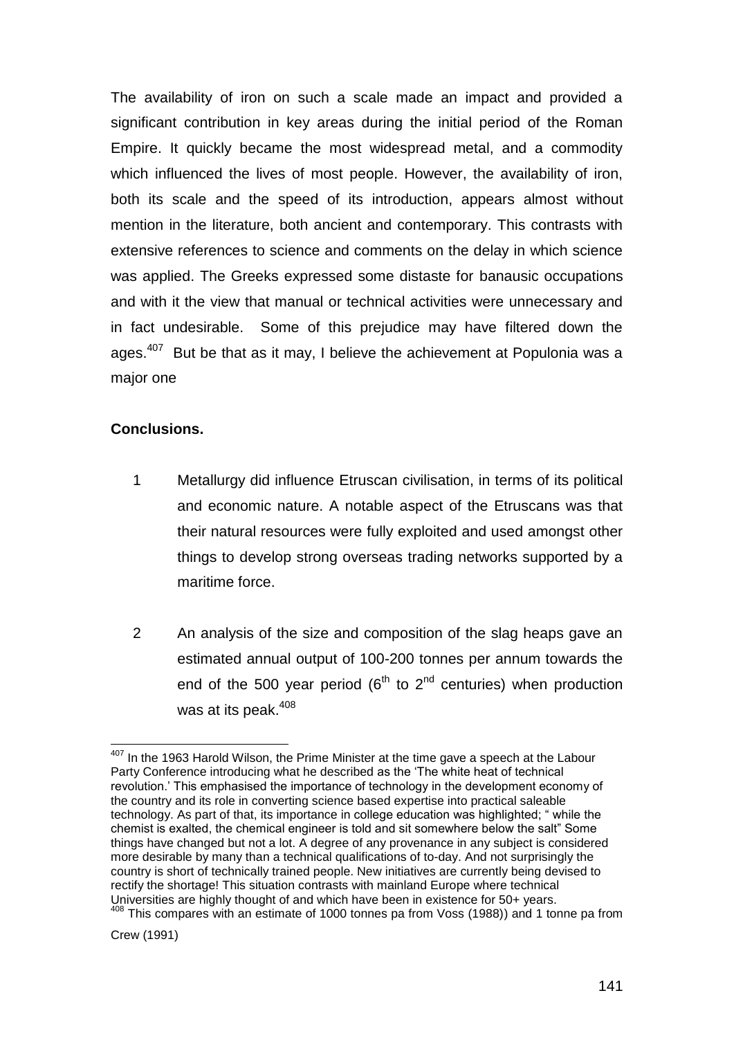The availability of iron on such a scale made an impact and provided a significant contribution in key areas during the initial period of the Roman Empire. It quickly became the most widespread metal, and a commodity which influenced the lives of most people. However, the availability of iron, both its scale and the speed of its introduction, appears almost without mention in the literature, both ancient and contemporary. This contrasts with extensive references to science and comments on the delay in which science was applied. The Greeks expressed some distaste for banausic occupations and with it the view that manual or technical activities were unnecessary and in fact undesirable. Some of this prejudice may have filtered down the ages.[407] But be that as it may, I believe the achievement at Populonia was a major one

**Conclusions.**

1 Metallurgy did influence Etruscan civilisation, in terms of its political and economic nature. A notable aspect of the Etruscans was that their natural resources were fully exploited and used amongst other things to develop strong overseas trading networks supported by a maritime force.

2 An analysis of the size and composition of the slag heaps gave an estimated annual output of 100-200 tonnes per annum towards the end of the 500 year period ($6^{th}$ to $2^{nd}$ centuries) when production was at its peak.[408]

---

[407] In the 1963 Harold Wilson, the Prime Minister at the time gave a speech at the Labour Party Conference introducing what he described as the 'The white heat of technical revolution.' This emphasised the importance of technology in the development economy of the country and its role in converting science based expertise into practical saleable technology. As part of that, its importance in college education was highlighted; " while the chemist is exalted, the chemical engineer is told and sit somewhere below the salt" Some things have changed but not a lot. A degree of any provenance in any subject is considered more desirable by many than a technical qualifications of to-day. And not surprisingly the country is short of technically trained people. New initiatives are currently being devised to rectify the shortage! This situation contrasts with mainland Europe where technical Universities are highly thought of and which have been in existence for 50+ years.

[408] This compares with an estimate of 1000 tonnes pa from Voss (1988)) and 1 tonne pa from Crew (1991)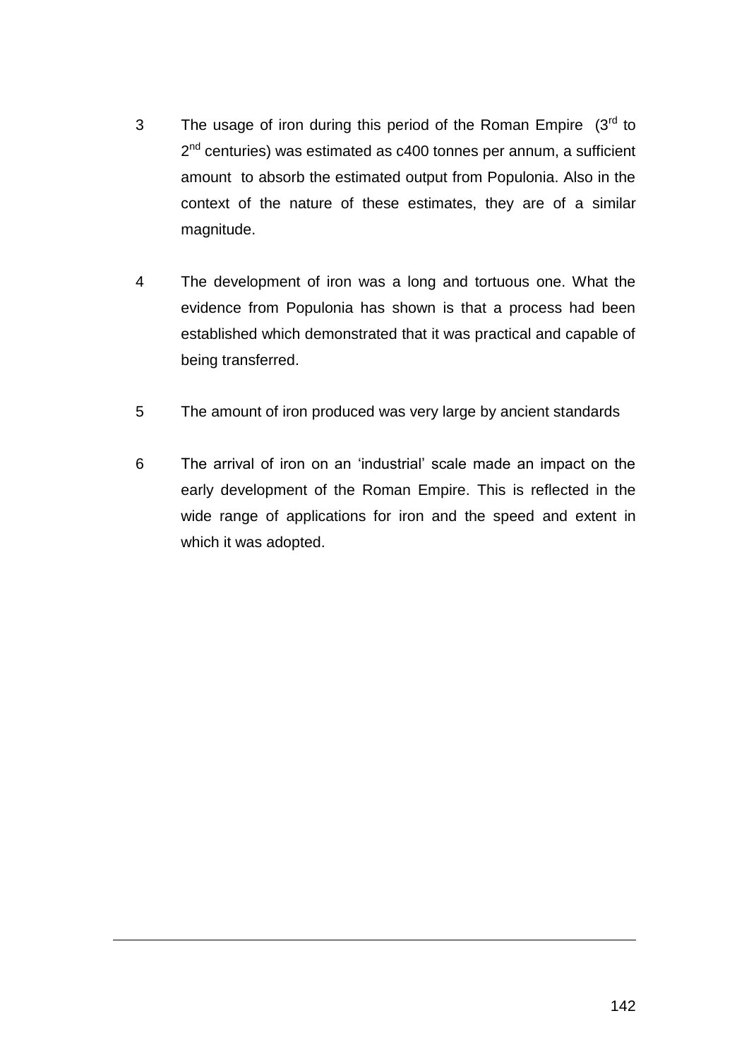3 The usage of iron during this period of the Roman Empire (3rd to 2nd centuries) was estimated as c400 tonnes per annum, a sufficient amount to absorb the estimated output from Populonia. Also in the context of the nature of these estimates, they are of a similar magnitude.

4 The development of iron was a long and tortuous one. What the evidence from Populonia has shown is that a process had been established which demonstrated that it was practical and capable of being transferred.

5 The amount of iron produced was very large by ancient standards

6 The arrival of iron on an 'industrial' scale made an impact on the early development of the Roman Empire. This is reflected in the wide range of applications for iron and the speed and extent in which it was adopted.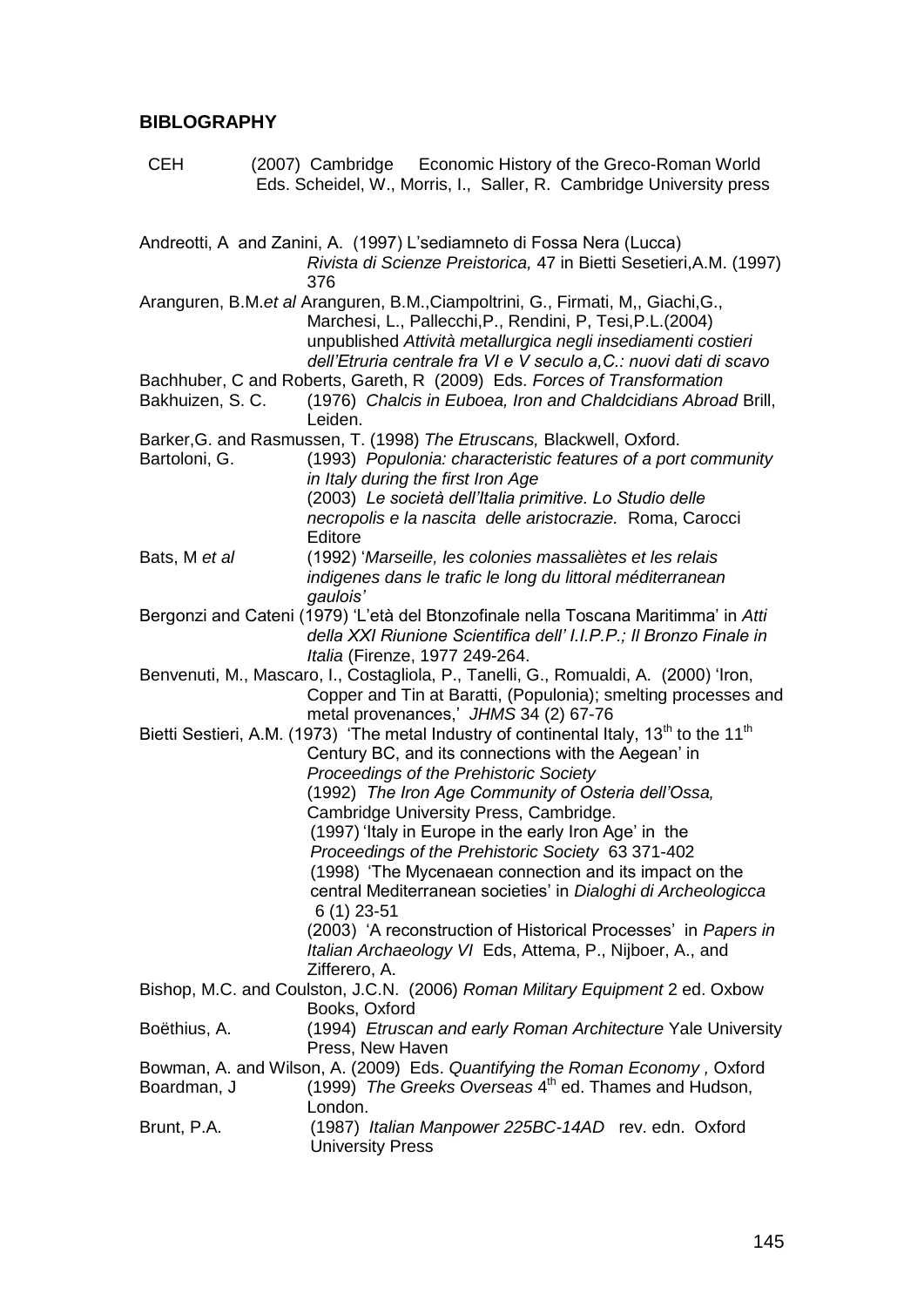## BIBLOGRAPHY

CEH (2007) Cambridge Economic History of the Greco-Roman World Eds. Scheidel, W., Morris, I., Saller, R. Cambridge University press

Andreotti, A and Zanini, A. (1997) L'sediamneto di Fossa Nera (Lucca) *Rivista di Scienze Preistorica,* 47 in Bietti Sesetieri,A.M. (1997) 376

Aranguren, B.M.*et al* Aranguren, B.M.,Ciampoltrini, G., Firmati, M,, Giachi,G., Marchesi, L., Pallecchi,P., Rendini, P, Tesi,P.L.(2004) unpublished *Attività metallurgica negli insediamenti costieri dell'Etruria centrale fra VI e V seculo a,C.: nuovi dati di scavo*

Bachhuber, C and Roberts, Gareth, R (2009) Eds. *Forces of Transformation*

Bakhuizen, S. C. (1976) *Chalcis in Euboea, Iron and Chaldcidians Abroad* Brill, Leiden.

Barker,G. and Rasmussen, T. (1998) *The Etruscans,* Blackwell, Oxford.

Bartoloni, G. (1993) *Populonia: characteristic features of a port community in Italy during the first Iron Age*

(2003) *Le società dell'Italia primitive. Lo Studio delle necropolis e la nascita delle aristocrazie.* Roma, Carocci Editore

Bats, M *et al* (1992) '*Marseille, les colonies massaliètes et les relais indigenes dans le trafic le long du littoral méditerranean gaulois'*

Bergonzi and Cateni (1979) 'L'età del Btonzofinale nella Toscana Maritimma' in *Atti della XXI Riunione Scientifica dell' I.I.P.P.; Il Bronzo Finale in Italia* (Firenze, 1977 249-264.

Benvenuti, M., Mascaro, I., Costagliola, P., Tanelli, G., Romualdi, A. (2000) 'Iron, Copper and Tin at Baratti, (Populonia); smelting processes and metal provenances,' *JHMS* 34 (2) 67-76

Bietti Sestieri, A.M. (1973) 'The metal Industry of continental Italy, 13th to the 11th Century BC, and its connections with the Aegean' in *Proceedings of the Prehistoric Society*

(1992) *The Iron Age Community of Osteria dell'Ossa,* Cambridge University Press, Cambridge.

(1997) 'Italy in Europe in the early Iron Age' in the *Proceedings of the Prehistoric Society* 63 371-402

(1998) 'The Mycenaean connection and its impact on the central Mediterranean societies' in *Dialoghi di Archeologicca* 6 (1) 23-51

(2003) 'A reconstruction of Historical Processes' in *Papers in Italian Archaeology VI* Eds, Attema, P., Nijboer, A., and Zifferero, A.

Bishop, M.C. and Coulston, J.C.N. (2006) *Roman Military Equipment* 2 ed. Oxbow Books, Oxford

Boëthius, A. (1994) *Etruscan and early Roman Architecture* Yale University Press, New Haven

Bowman, A. and Wilson, A. (2009) Eds. *Quantifying the Roman Economy ,* Oxford

Boardman, J (1999) *The Greeks Overseas* 4th ed. Thames and Hudson, London.

Brunt, P.A. (1987) *Italian Manpower 225BC-14AD* rev. edn. Oxford University Press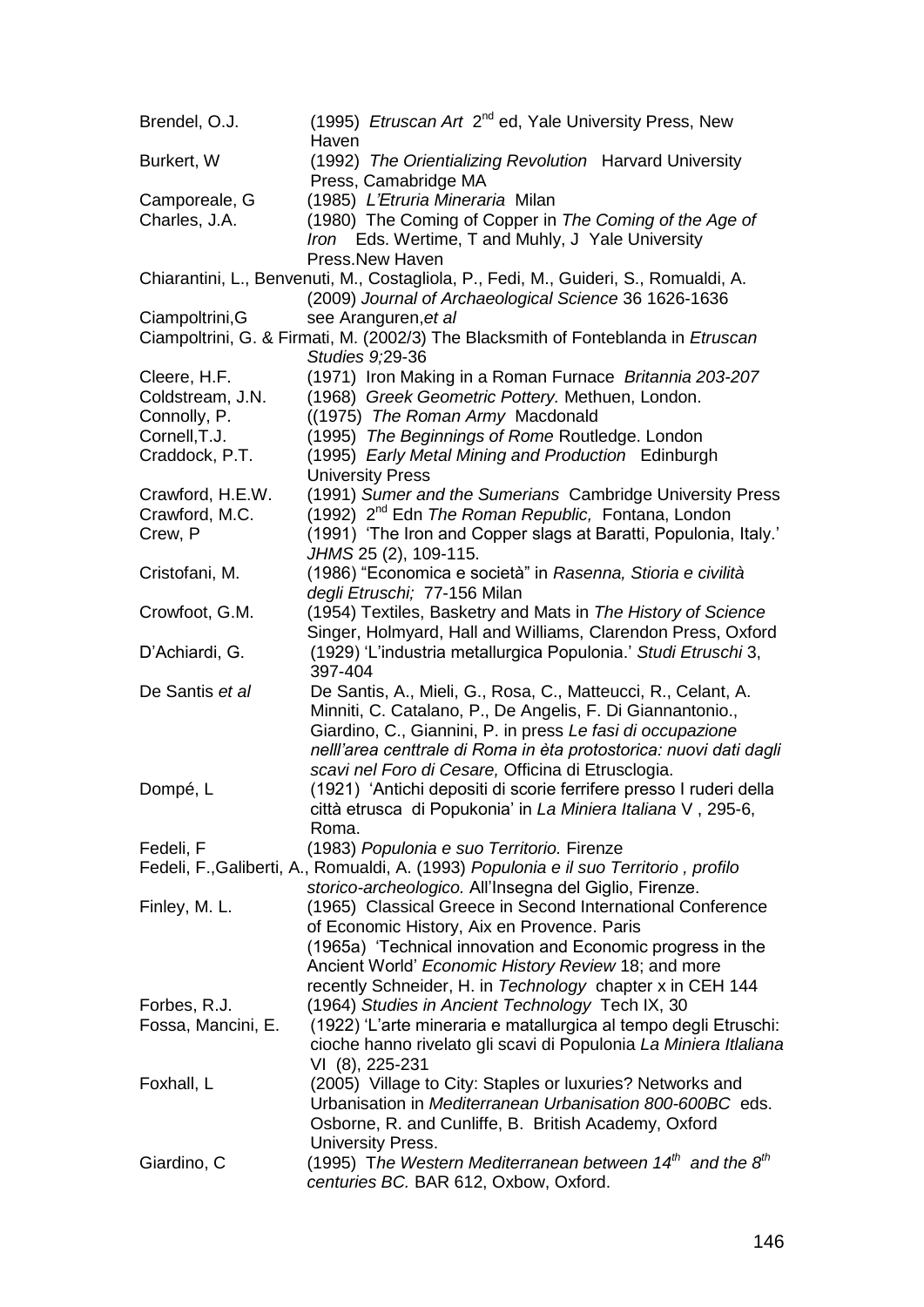Brendel, O.J. (1995) *Etruscan Art* 2nd ed, Yale University Press, New Haven

Burkert, W (1992) *The Orientializing Revolution* Harvard University Press, Camabridge MA

Camporeale, G (1985) *L'Etruria Mineraria* Milan

Charles, J.A. (1980) The Coming of Copper in *The Coming of the Age of Iron* Eds. Wertime, T and Muhly, J Yale University Press.New Haven

Chiarantini, L., Benvenuti, M., Costagliola, P., Fedi, M., Guideri, S., Romualdi, A. (2009) *Journal of Archaeological Science* 36 1626-1636

Ciampoltrini,G see Aranguren,*et al*

Ciampoltrini, G. & Firmati, M. (2002/3) The Blacksmith of Fonteblanda in *Etruscan Studies 9;*29-36

Cleere, H.F. (1971) Iron Making in a Roman Furnace *Britannia 203-207*

Coldstream, J.N. (1968) *Greek Geometric Pottery.* Methuen, London.

Connolly, P. ((1975) *The Roman Army* Macdonald

Cornell,T.J. (1995) *The Beginnings of Rome* Routledge. London

Craddock, P.T. (1995) *Early Metal Mining and Production* Edinburgh University Press

Crawford, H.E.W. (1991) *Sumer and the Sumerians* Cambridge University Press

Crawford, M.C. (1992) 2nd Edn *The Roman Republic,* Fontana, London

Crew, P (1991) 'The Iron and Copper slags at Baratti, Populonia, Italy.' *JHMS* 25 (2), 109-115.

Cristofani, M. (1986) "Economica e società" in *Rasenna, Stioria e civilità degli Etruschi;* 77-156 Milan

Crowfoot, G.M. (1954) Textiles, Basketry and Mats in *The History of Science* Singer, Holmyard, Hall and Williams, Clarendon Press, Oxford

D'Achiardi, G. (1929) 'L'industria metallurgica Populonia.' *Studi Etruschi* 3, 397-404

De Santis *et al* De Santis, A., Mieli, G., Rosa, C., Matteucci, R., Celant, A. Minniti, C. Catalano, P., De Angelis, F. Di Giannantonio., Giardino, C., Giannini, P. in press *Le fasi di occupazione nelll'area centtrale di Roma in èta protostorica: nuovi dati dagli scavi nel Foro di Cesare,* Officina di Etrusclogia.

Dompé, L (1921) 'Antichi depositi di scorie ferrifere presso I ruderi della città etrusca di Popukonia' in *La Miniera Italiana* V , 295-6, Roma.

Fedeli, F (1983) *Populonia e suo Territorio.* Firenze

Fedeli, F.,Galiberti, A., Romualdi, A. (1993) *Populonia e il suo Territorio , profilo storico-archeologico.* All'Insegna del Giglio, Firenze.

Finley, M. L. (1965) Classical Greece in Second International Conference of Economic History, Aix en Provence. Paris
(1965a) 'Technical innovation and Economic progress in the Ancient World' *Economic History Review* 18; and more recently Schneider, H. in *Technology* chapter x in CEH 144

Forbes, R.J. (1964) *Studies in Ancient Technology* Tech IX, 30

Fossa, Mancini, E. (1922) 'L'arte mineraria e matallurgica al tempo degli Etruschi: cioche hanno rivelato gli scavi di Populonia *La Miniera Itlaliana* VI (8), 225-231

Foxhall, L (2005) Village to City: Staples or luxuries? Networks and Urbanisation in *Mediterranean Urbanisation 800-600BC* eds. Osborne, R. and Cunliffe, B. British Academy, Oxford University Press.

Giardino, C (1995) T*he Western Mediterranean between 14th and the 8th centuries BC.* BAR 612, Oxbow, Oxford.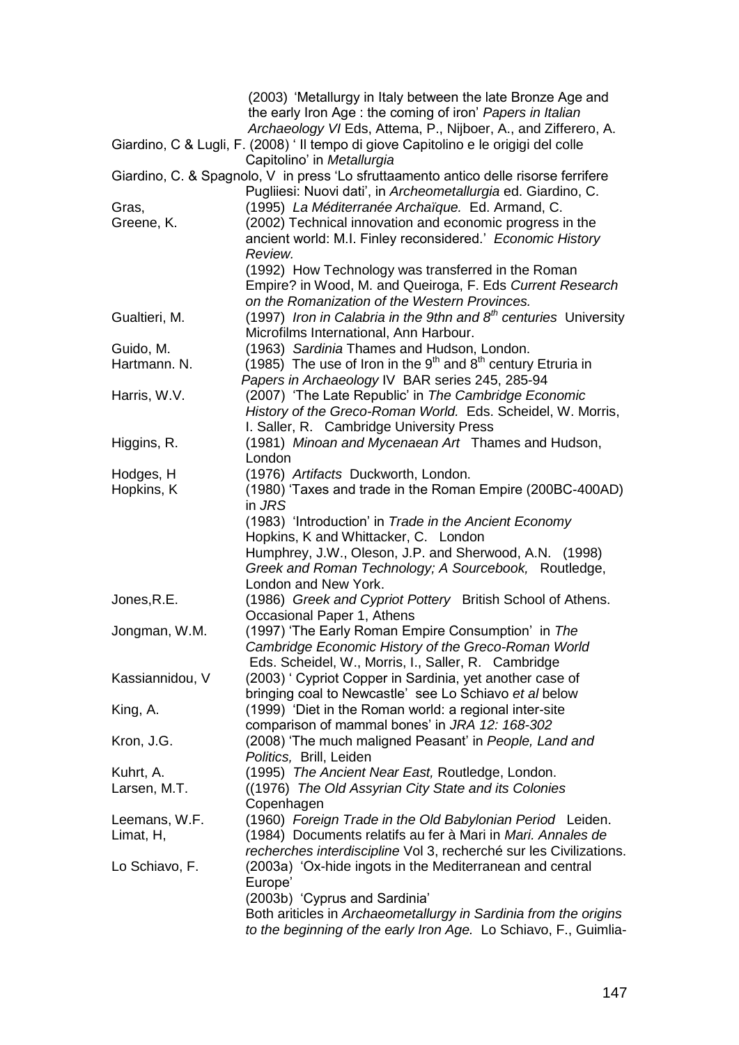(2003) 'Metallurgy in Italy between the late Bronze Age and the early Iron Age : the coming of iron' *Papers in Italian Archaeology VI* Eds, Attema, P., Nijboer, A., and Zifferero, A.

Giardino, C & Lugli, F. (2008) ' Il tempo di giove Capitolino e le origigi del colle Capitolino' in *Metallurgia*

Giardino, C. & Spagnolo, V in press 'Lo sfruttaamento antico delle risorse ferrifere Pugliiesi: Nuovi dati', in *Archeometallurgia* ed. Giardino, C.

Gras, (1995) *La Méditerranée Archaïque.* Ed. Armand, C.

Greene, K. (2002) Technical innovation and economic progress in the ancient world: M.I. Finley reconsidered.' *Economic History Review.*

(1992) How Technology was transferred in the Roman Empire? in Wood, M. and Queiroga, F. Eds *Current Research on the Romanization of the Western Provinces.*

Gualtieri, M. (1997) *Iron in Calabria in the 9thn and 8th centuries* University Microfilms International, Ann Harbour.

Guido, M. (1963) *Sardinia* Thames and Hudson, London.

Hartmann. N. (1985) The use of Iron in the 9th and 8th century Etruria in *Papers in Archaeology* IV BAR series 245, 285-94

Harris, W.V. (2007) 'The Late Republic' in *The Cambridge Economic History of the Greco-Roman World.* Eds. Scheidel, W. Morris, I. Saller, R. Cambridge University Press

Higgins, R. (1981) *Minoan and Mycenaean Art* Thames and Hudson, London

Hodges, H (1976) *Artifacts* Duckworth, London.

Hopkins, K (1980) 'Taxes and trade in the Roman Empire (200BC-400AD) in *JRS*

(1983) 'Introduction' in *Trade in the Ancient Economy* Hopkins, K and Whittacker, C. London

Humphrey, J.W., Oleson, J.P. and Sherwood, A.N. (1998) *Greek and Roman Technology; A Sourcebook,* Routledge, London and New York.

Jones,R.E. (1986) *Greek and Cypriot Pottery* British School of Athens. Occasional Paper 1, Athens

Jongman, W.M. (1997) 'The Early Roman Empire Consumption' in *The Cambridge Economic History of the Greco-Roman World* Eds. Scheidel, W., Morris, I., Saller, R. Cambridge

Kassiannidou, V (2003) ' Cypriot Copper in Sardinia, yet another case of bringing coal to Newcastle' see Lo Schiavo *et al* below

King, A. (1999) 'Diet in the Roman world: a regional inter-site comparison of mammal bones' in *JRA 12: 168-302*

Kron, J.G. (2008) 'The much maligned Peasant' in *People, Land and Politics,* Brill, Leiden

Kuhrt, A. (1995) *The Ancient Near East,* Routledge, London.

Larsen, M.T. ((1976) *The Old Assyrian City State and its Colonies* Copenhagen

Leemans, W.F. (1960) *Foreign Trade in the Old Babylonian Period* Leiden.

Limat, H, (1984) Documents relatifs au fer à Mari in *Mari. Annales de recherches interdiscipline* Vol 3, recherché sur les Civilizations.

Lo Schiavo, F. (2003a) 'Ox-hide ingots in the Mediterranean and central Europe'

(2003b) 'Cyprus and Sardinia'

Both ariticles in *Archaeometallurgy in Sardinia from the origins to the beginning of the early Iron Age.* Lo Schiavo, F., Guimlia-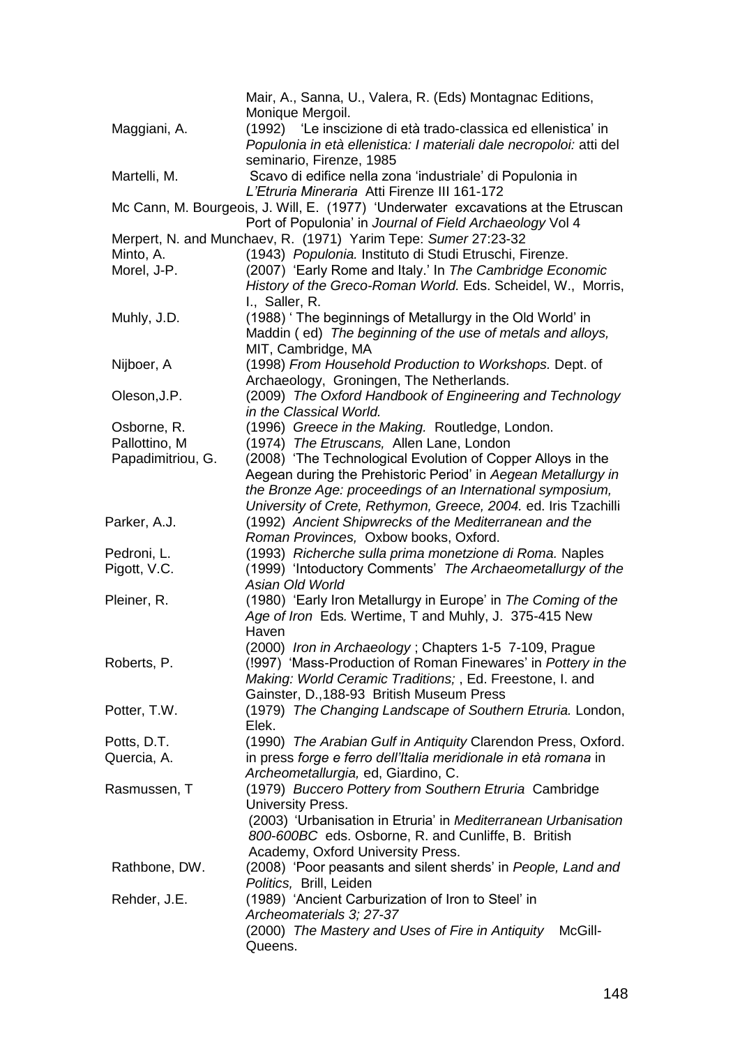Mair, A., Sanna, U., Valera, R. (Eds) Montagnac Editions, Monique Mergoil.

Maggiani, A. (1992) 'Le inscizione di età trado-classica ed ellenistica' in *Populonia in età ellenistica: I materiali dale necropoloi:* atti del seminario, Firenze, 1985

Martelli, M. Scavo di edifice nella zona 'industriale' di Populonia in *L'Etruria Mineraria* Atti Firenze III 161-172

Mc Cann, M. Bourgeois, J. Will, E. (1977) 'Underwater excavations at the Etruscan Port of Populonia' in *Journal of Field Archaeology* Vol 4

Merpert, N. and Munchaev, R. (1971) Yarim Tepe: *Sumer* 27:23-32

Minto, A. (1943) *Populonia.* Instituto di Studi Etruschi, Firenze.

Morel, J-P. (2007) 'Early Rome and Italy.' In *The Cambridge Economic History of the Greco-Roman World.* Eds. Scheidel, W., Morris, I., Saller, R.

Muhly, J.D. (1988) ' The beginnings of Metallurgy in the Old World' in Maddin ( ed) *The beginning of the use of metals and alloys,* MIT, Cambridge, MA

Nijboer, A (1998) *From Household Production to Workshops.* Dept. of Archaeology, Groningen, The Netherlands.

Oleson,J.P. (2009) *The Oxford Handbook of Engineering and Technology in the Classical World.*

Osborne, R. (1996) *Greece in the Making.* Routledge, London.

Pallottino, M (1974) *The Etruscans,* Allen Lane, London

Papadimitriou, G. (2008) 'The Technological Evolution of Copper Alloys in the Aegean during the Prehistoric Period' in *Aegean Metallurgy in the Bronze Age: proceedings of an International symposium, University of Crete, Rethymon, Greece, 2004.* ed. Iris Tzachilli

Parker, A.J. (1992) *Ancient Shipwrecks of the Mediterranean and the Roman Provinces,* Oxbow books, Oxford.

Pedroni, L. (1993) *Richerche sulla prima monetzione di Roma.* Naples

Pigott, V.C. (1999) 'Intoductory Comments' *The Archaeometallurgy of the Asian Old World*

Pleiner, R. (1980) 'Early Iron Metallurgy in Europe' in *The Coming of the Age of Iron* Eds*.* Wertime, T and Muhly, J. 375-415 New Haven

(2000) *Iron in Archaeology* ; Chapters 1-5 7-109, Prague

Roberts, P. (!997) 'Mass-Production of Roman Finewares' in *Pottery in the Making: World Ceramic Traditions;* , Ed. Freestone, I. and Gainster, D.,188-93 British Museum Press

Potter, T.W. (1979) *The Changing Landscape of Southern Etruria.* London, Elek.

Potts, D.T. (1990) *The Arabian Gulf in Antiquity* Clarendon Press, Oxford.

Quercia, A. in press *forge e ferro dell'Italia meridionale in età romana* in *Archeometallurgia,* ed, Giardino, C.

Rasmussen, T (1979) *Buccero Pottery from Southern Etruria* Cambridge University Press.

(2003) 'Urbanisation in Etruria' in *Mediterranean Urbanisation 800-600BC* eds. Osborne, R. and Cunliffe, B. British Academy, Oxford University Press.

Rathbone, DW. (2008) 'Poor peasants and silent sherds' in *People, Land and Politics,* Brill, Leiden

Rehder, J.E. (1989) 'Ancient Carburization of Iron to Steel' in *Archeomaterials 3; 27-37*

(2000) *The Mastery and Uses of Fire in Antiquity* McGill-Queens.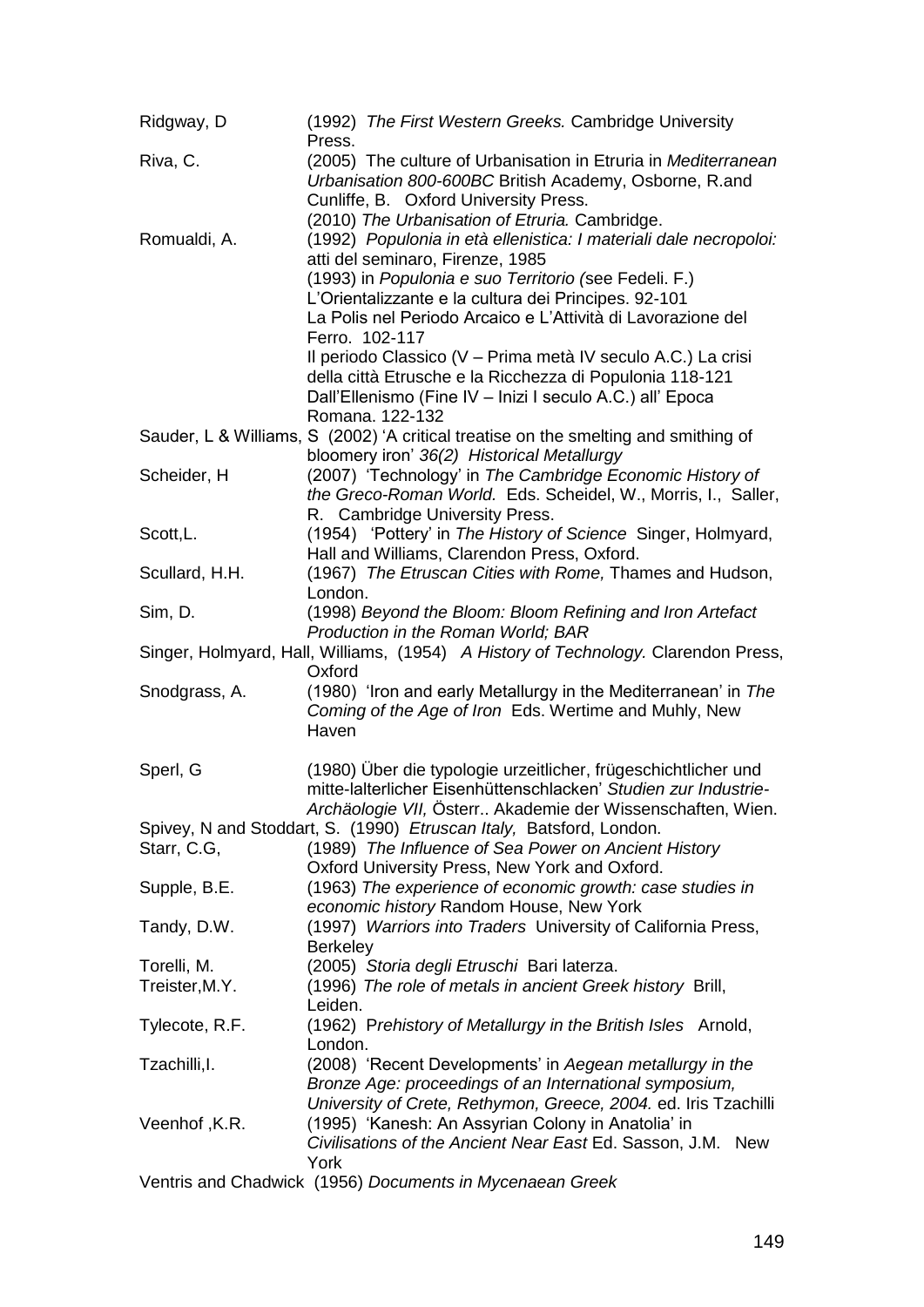Ridgway, D (1992) *The First Western Greeks.* Cambridge University Press.

Riva, C. (2005) The culture of Urbanisation in Etruria in *Mediterranean Urbanisation 800-600BC* British Academy, Osborne, R.and Cunliffe, B. Oxford University Press.
(2010) *The Urbanisation of Etruria.* Cambridge.

Romualdi, A. (1992) *Populonia in età ellenistica: I materiali dale necropoloi:* atti del seminaro, Firenze, 1985
(1993) in *Populonia e suo Territorio (*see Fedeli. F.)
L'Orientalizzante e la cultura dei Principes. 92-101
La Polis nel Periodo Arcaico e L'Attività di Lavorazione del Ferro. 102-117
Il periodo Classico (V – Prima metà IV seculo A.C.) La crisi della città Etrusche e la Ricchezza di Populonia 118-121
Dall'Ellenismo (Fine IV – Inizi I seculo A.C.) all' Epoca Romana. 122-132

Sauder, L & Williams, S (2002) 'A critical treatise on the smelting and smithing of bloomery iron' *36(2) Historical Metallurgy*

Scheider, H (2007) 'Technology' in *The Cambridge Economic History of the Greco-Roman World.* Eds. Scheidel, W., Morris, I., Saller, R. Cambridge University Press.

Scott,L. (1954) 'Pottery' in *The History of Science* Singer, Holmyard, Hall and Williams, Clarendon Press, Oxford.

Scullard, H.H. (1967) *The Etruscan Cities with Rome,* Thames and Hudson, London.

Sim, D. (1998) *Beyond the Bloom: Bloom Refining and Iron Artefact Production in the Roman World; BAR*

Singer, Holmyard, Hall, Williams, (1954) *A History of Technology.* Clarendon Press, Oxford

Snodgrass, A. (1980) 'Iron and early Metallurgy in the Mediterranean' in *The Coming of the Age of Iron* Eds. Wertime and Muhly, New Haven

Sperl, G (1980) Über die typologie urzeitlicher, frügeschichtlicher und mitte-lalterlicher Eisenhüttenschlacken' *Studien zur Industrie-Archäologie VII,* Österr.. Akademie der Wissenschaften, Wien.

Spivey, N and Stoddart, S. (1990) *Etruscan Italy,* Batsford, London.

Starr, C.G, (1989) *The Influence of Sea Power on Ancient History* Oxford University Press, New York and Oxford.

Supple, B.E. (1963) *The experience of economic growth: case studies in economic history* Random House, New York

Tandy, D.W. (1997) *Warriors into Traders* University of California Press, Berkeley

Torelli, M. (2005) *Storia degli Etruschi* Bari laterza.

Treister,M.Y. (1996) *The role of metals in ancient Greek history* Brill, Leiden.

Tylecote, R.F. (1962) P*rehistory of Metallurgy in the British Isles* Arnold, London.

Tzachilli,I. (2008) 'Recent Developments' in *Aegean metallurgy in the Bronze Age: proceedings of an International symposium, University of Crete, Rethymon, Greece, 2004.* ed. Iris Tzachilli

Veenhof ,K.R. (1995) 'Kanesh: An Assyrian Colony in Anatolia' in *Civilisations of the Ancient Near East* Ed. Sasson, J.M. New York

Ventris and Chadwick (1956) *Documents in Mycenaean Greek*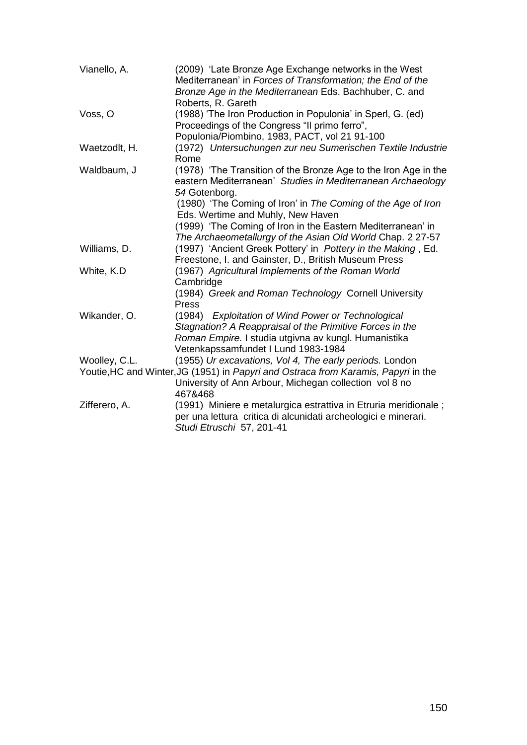Vianello, A. (2009) 'Late Bronze Age Exchange networks in the West Mediterranean' in *Forces of Transformation; the End of the Bronze Age in the Mediterranean* Eds. Bachhuber, C. and Roberts, R. Gareth

Voss, O (1988) 'The Iron Production in Populonia' in Sperl, G. (ed) Proceedings of the Congress "Il primo ferro", Populonia/Piombino, 1983, PACT, vol 21 91-100

Waetzodlt, H. (1972) *Untersuchungen zur neu Sumerischen Textile Industrie* Rome

Waldbaum, J (1978) 'The Transition of the Bronze Age to the Iron Age in the eastern Mediterranean' *Studies in Mediterranean Archaeology 54* Gotenborg.

(1980) 'The Coming of Iron' in *The Coming of the Age of Iron* Eds. Wertime and Muhly, New Haven

(1999) 'The Coming of Iron in the Eastern Mediterranean' in *The Archaeometallurgy of the Asian Old World* Chap. 2 27-57

Williams, D. (1997) 'Ancient Greek Pottery' in *Pottery in the Making* , Ed. Freestone, I. and Gainster, D., British Museum Press

White, K.D (1967) *Agricultural Implements of the Roman World* Cambridge

(1984) *Greek and Roman Technology* Cornell University Press

Wikander, O. (1984) *Exploitation of Wind Power or Technological Stagnation? A Reappraisal of the Primitive Forces in the Roman Empire.* I studia utgivna av kungl. Humanistika Vetenkapssamfundet I Lund 1983-1984

Woolley, C.L. (1955) *Ur excavations, Vol 4, The early periods.* London

Youtie,HC and Winter,JG (1951) in *Papyri and Ostraca from Karamis, Papyri* in the University of Ann Arbour, Michegan collection vol 8 no 467&468

Zifferero, A. (1991) Miniere e metalurgica estrattiva in Etruria meridionale ; per una lettura critica di alcunidati archeologici e minerari. *Studi Etruschi* 57, 201-41